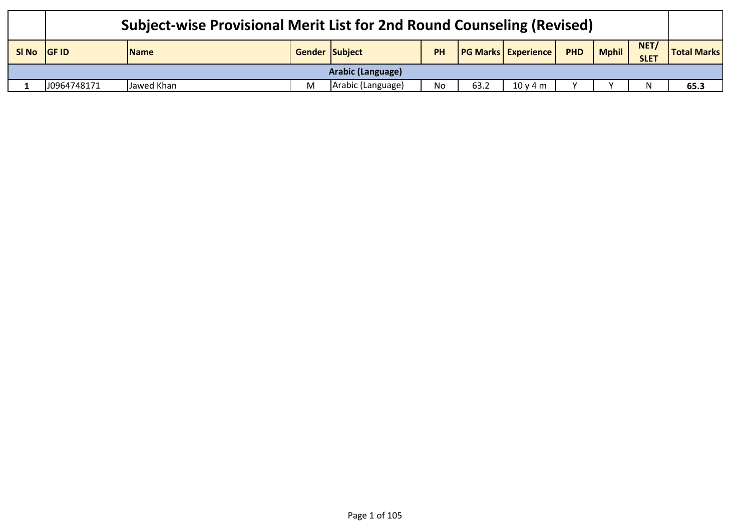# Subject-wise Provisional Merit List for 2nd Round Counseling (Revised)

| Sl No | GF ID | Name | Gender | Subject | PH | PG Marks | Experience | PHD | Mphil | NET/ SLET | Total Marks |
|---|---|---|---|---|---|---|---|---|---|---|---|
| **Arabic (Language)** | | | | | | | | | | | |
| **1** | J0964748171 | Jawed Khan | M | Arabic (Language) | No | 63.2 | 10 y 4 m | Y | Y | N | **65.3** |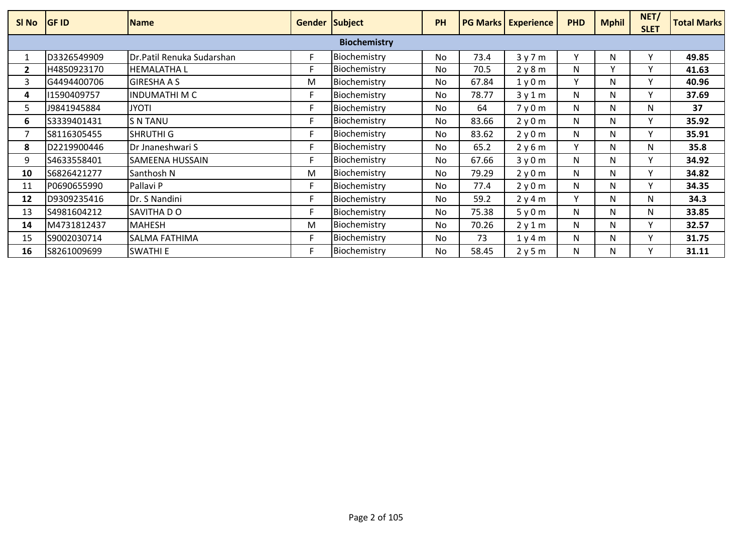| Sl No | GF ID | Name | Gender | Subject | PH | PG Marks | Experience | PHD | Mphil | NET/ SLET | Total Marks |
|---|---|---|---|---|---|---|---|---|---|---|---|
| | | | | **Biochemistry** | | | | | | | |
| 1 | D3326549909 | Dr.Patil Renuka Sudarshan | F | Biochemistry | No | 73.4 | 3 y 7 m | Y | N | Y | **49.85** |
| **2** | H4850923170 | HEMALATHA L | F | Biochemistry | No | 70.5 | 2 y 8 m | N | Y | Y | **41.63** |
| 3 | G4494400706 | GIRESHA A S | M | Biochemistry | No | 67.84 | 1 y 0 m | Y | N | Y | **40.96** |
| **4** | I1590409757 | INDUMATHI M C | F | Biochemistry | No | 78.77 | 3 y 1 m | N | N | Y | **37.69** |
| 5 | J9841945884 | JYOTI | F | Biochemistry | No | 64 | 7 y 0 m | N | N | N | **37** |
| **6** | S3339401431 | S N TANU | F | Biochemistry | No | 83.66 | 2 y 0 m | N | N | Y | **35.92** |
| 7 | S8116305455 | SHRUTHI G | F | Biochemistry | No | 83.62 | 2 y 0 m | N | N | Y | **35.91** |
| **8** | D2219900446 | Dr Jnaneshwari S | F | Biochemistry | No | 65.2 | 2 y 6 m | Y | N | N | **35.8** |
| 9 | S4633558401 | SAMEENA HUSSAIN | F | Biochemistry | No | 67.66 | 3 y 0 m | N | N | Y | **34.92** |
| **10** | S6826421277 | Santhosh N | M | Biochemistry | No | 79.29 | 2 y 0 m | N | N | Y | **34.82** |
| 11 | P0690655990 | Pallavi P | F | Biochemistry | No | 77.4 | 2 y 0 m | N | N | Y | **34.35** |
| **12** | D9309235416 | Dr. S Nandini | F | Biochemistry | No | 59.2 | 2 y 4 m | Y | N | N | **34.3** |
| 13 | S4981604212 | SAVITHA D O | F | Biochemistry | No | 75.38 | 5 y 0 m | N | N | N | **33.85** |
| **14** | M4731812437 | MAHESH | M | Biochemistry | No | 70.26 | 2 y 1 m | N | N | Y | **32.57** |
| 15 | S9002030714 | SALMA FATHIMA | F | Biochemistry | No | 73 | 1 y 4 m | N | N | Y | **31.75** |
| **16** | S8261009699 | SWATHI E | F | Biochemistry | No | 58.45 | 2 y 5 m | N | N | Y | **31.11** |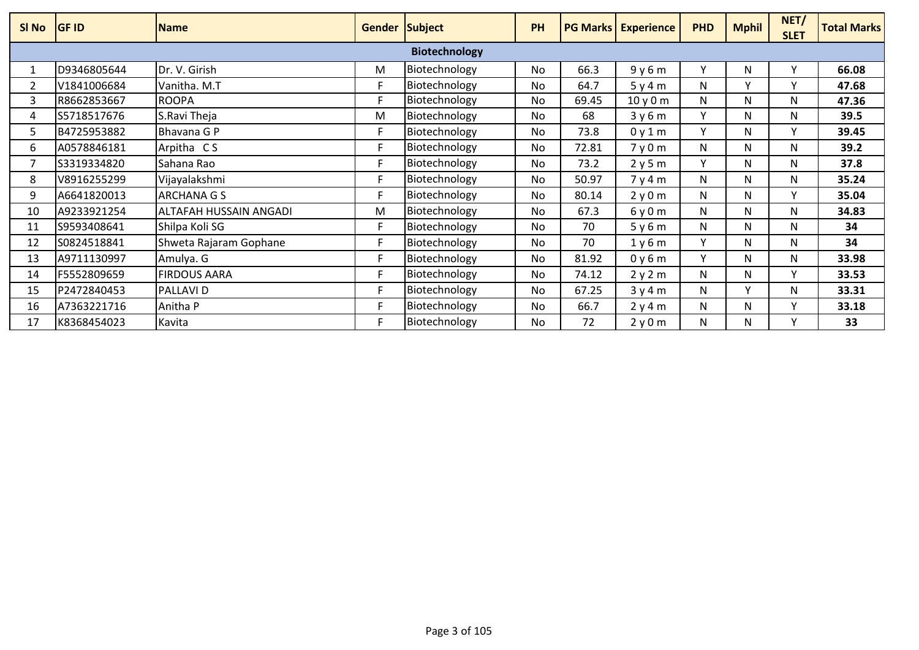| Sl No | GF ID | Name | Gender | Subject | PH | PG Marks | Experience | PHD | Mphil | NET/ SLET | Total Marks |
|---|---|---|---|---|---|---|---|---|---|---|---|
| | | | | Biotechnology | | | | | | | |
| 1 | D9346805644 | Dr. V. Girish | M | Biotechnology | No | 66.3 | 9 y 6 m | Y | N | Y | **66.08** |
| 2 | V1841006684 | Vanitha. M.T | F | Biotechnology | No | 64.7 | 5 y 4 m | N | Y | Y | **47.68** |
| 3 | R8662853667 | ROOPA | F | Biotechnology | No | 69.45 | 10 y 0 m | N | N | N | **47.36** |
| 4 | S5718517676 | S.Ravi Theja | M | Biotechnology | No | 68 | 3 y 6 m | Y | N | N | **39.5** |
| 5 | B4725953882 | Bhavana G P | F | Biotechnology | No | 73.8 | 0 y 1 m | Y | N | Y | **39.45** |
| 6 | A0578846181 | Arpitha C S | F | Biotechnology | No | 72.81 | 7 y 0 m | N | N | N | **39.2** |
| 7 | S3319334820 | Sahana Rao | F | Biotechnology | No | 73.2 | 2 y 5 m | Y | N | N | **37.8** |
| 8 | V8916255299 | Vijayalakshmi | F | Biotechnology | No | 50.97 | 7 y 4 m | N | N | N | **35.24** |
| 9 | A6641820013 | ARCHANA G S | F | Biotechnology | No | 80.14 | 2 y 0 m | N | N | Y | **35.04** |
| 10 | A9233921254 | ALTAFAH HUSSAIN ANGADI | M | Biotechnology | No | 67.3 | 6 y 0 m | N | N | N | **34.83** |
| 11 | S9593408641 | Shilpa Koli SG | F | Biotechnology | No | 70 | 5 y 6 m | N | N | N | **34** |
| 12 | S0824518841 | Shweta Rajaram Gophane | F | Biotechnology | No | 70 | 1 y 6 m | Y | N | N | **34** |
| 13 | A9711130997 | Amulya. G | F | Biotechnology | No | 81.92 | 0 y 6 m | Y | N | N | **33.98** |
| 14 | F5552809659 | FIRDOUS AARA | F | Biotechnology | No | 74.12 | 2 y 2 m | N | N | Y | **33.53** |
| 15 | P2472840453 | PALLAVI D | F | Biotechnology | No | 67.25 | 3 y 4 m | N | Y | N | **33.31** |
| 16 | A7363221716 | Anitha P | F | Biotechnology | No | 66.7 | 2 y 4 m | N | N | Y | **33.18** |
| 17 | K8368454023 | Kavita | F | Biotechnology | No | 72 | 2 y 0 m | N | N | Y | **33** |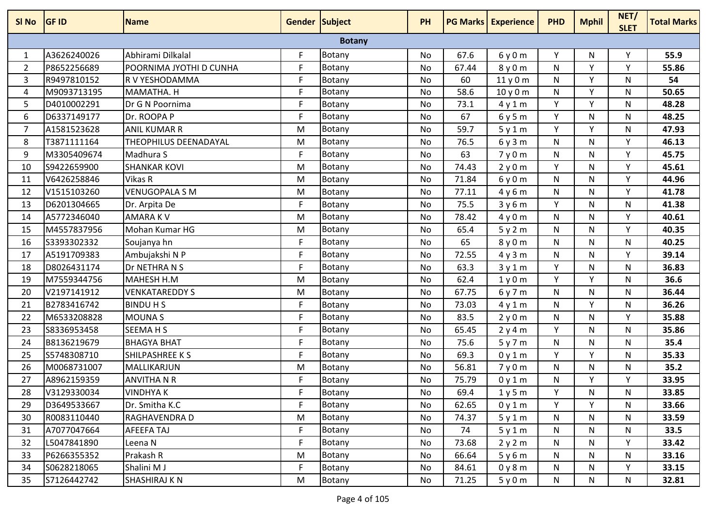| Sl No | GF ID | Name | Gender | Subject | PH | PG Marks | Experience | PHD | Mphil | NET/ SLET | Total Marks |
|---|---|---|---|---|---|---|---|---|---|---|---|
| **Botany** | | | | | | | | | | | |
| 1 | A3626240026 | Abhirami Dilkalal | F | Botany | No | 67.6 | 6 y 0 m | Y | N | Y | **55.9** |
| 2 | P8652256689 | POORNIMA JYOTHI D CUNHA | F | Botany | No | 67.44 | 8 y 0 m | N | Y | Y | **55.86** |
| 3 | R9497810152 | R V YESHODAMMA | F | Botany | No | 60 | 11 y 0 m | N | Y | N | **54** |
| 4 | M9093713195 | MAMATHA. H | F | Botany | No | 58.6 | 10 y 0 m | N | Y | N | **50.65** |
| 5 | D4010002291 | Dr G N Poornima | F | Botany | No | 73.1 | 4 y 1 m | Y | Y | N | **48.28** |
| 6 | D6337149177 | Dr. ROOPA P | F | Botany | No | 67 | 6 y 5 m | Y | N | N | **48.25** |
| 7 | A1581523628 | ANIL KUMAR R | M | Botany | No | 59.7 | 5 y 1 m | Y | Y | N | **47.93** |
| 8 | T3871111164 | THEOPHILUS DEENADAYAL | M | Botany | No | 76.5 | 6 y 3 m | N | N | Y | **46.13** |
| 9 | M3305409674 | Madhura S | F | Botany | No | 63 | 7 y 0 m | N | N | Y | **45.75** |
| 10 | S9422659900 | SHANKAR KOVI | M | Botany | No | 74.43 | 2 y 0 m | Y | N | Y | **45.61** |
| 11 | V6426258846 | Vikas R | M | Botany | No | 71.84 | 6 y 0 m | N | N | Y | **44.96** |
| 12 | V1515103260 | VENUGOPALA S M | M | Botany | No | 77.11 | 4 y 6 m | N | N | Y | **41.78** |
| 13 | D6201304665 | Dr. Arpita De | F | Botany | No | 75.5 | 3 y 6 m | Y | N | N | **41.38** |
| 14 | A5772346040 | AMARA K V | M | Botany | No | 78.42 | 4 y 0 m | N | N | Y | **40.61** |
| 15 | M4557837956 | Mohan Kumar HG | M | Botany | No | 65.4 | 5 y 2 m | N | N | Y | **40.35** |
| 16 | S3393302332 | Soujanya hn | F | Botany | No | 65 | 8 y 0 m | N | N | N | **40.25** |
| 17 | A5191709383 | Ambujakshi N P | F | Botany | No | 72.55 | 4 y 3 m | N | N | Y | **39.14** |
| 18 | D8026431174 | Dr NETHRA N S | F | Botany | No | 63.3 | 3 y 1 m | Y | N | N | **36.83** |
| 19 | M7559344756 | MAHESH H.M | M | Botany | No | 62.4 | 1 y 0 m | Y | Y | N | **36.6** |
| 20 | V2197141912 | VENKATAREDDY S | M | Botany | No | 67.75 | 6 y 7 m | N | N | N | **36.44** |
| 21 | B2783416742 | BINDU H S | F | Botany | No | 73.03 | 4 y 1 m | N | Y | N | **36.26** |
| 22 | M6533208828 | MOUNA S | F | Botany | No | 83.5 | 2 y 0 m | N | N | Y | **35.88** |
| 23 | S8336953458 | SEEMA H S | F | Botany | No | 65.45 | 2 y 4 m | Y | N | N | **35.86** |
| 24 | B8136219679 | BHAGYA BHAT | F | Botany | No | 75.6 | 5 y 7 m | N | N | N | **35.4** |
| 25 | S5748308710 | SHILPASHREE K S | F | Botany | No | 69.3 | 0 y 1 m | Y | Y | N | **35.33** |
| 26 | M0068731007 | MALLIKARJUN | M | Botany | No | 56.81 | 7 y 0 m | N | N | N | **35.2** |
| 27 | A8962159359 | ANVITHA N R | F | Botany | No | 75.79 | 0 y 1 m | N | Y | Y | **33.95** |
| 28 | V3129330034 | VINDHYA K | F | Botany | No | 69.4 | 1 y 5 m | Y | N | N | **33.85** |
| 29 | D3649533667 | Dr. Smitha K.C | F | Botany | No | 62.65 | 0 y 1 m | Y | Y | N | **33.66** |
| 30 | R0083110440 | RAGHAVENDRA D | M | Botany | No | 74.37 | 5 y 1 m | N | N | N | **33.59** |
| 31 | A7077047664 | AFEEFA TAJ | F | Botany | No | 74 | 5 y 1 m | N | N | N | **33.5** |
| 32 | L5047841890 | Leena N | F | Botany | No | 73.68 | 2 y 2 m | N | N | Y | **33.42** |
| 33 | P6266355352 | Prakash R | M | Botany | No | 66.64 | 5 y 6 m | N | N | N | **33.16** |
| 34 | S0628218065 | Shalini M J | F | Botany | No | 84.61 | 0 y 8 m | N | N | Y | **33.15** |
| 35 | S7126442742 | SHASHIRAJ K N | M | Botany | No | 71.25 | 5 y 0 m | N | N | N | **32.81** |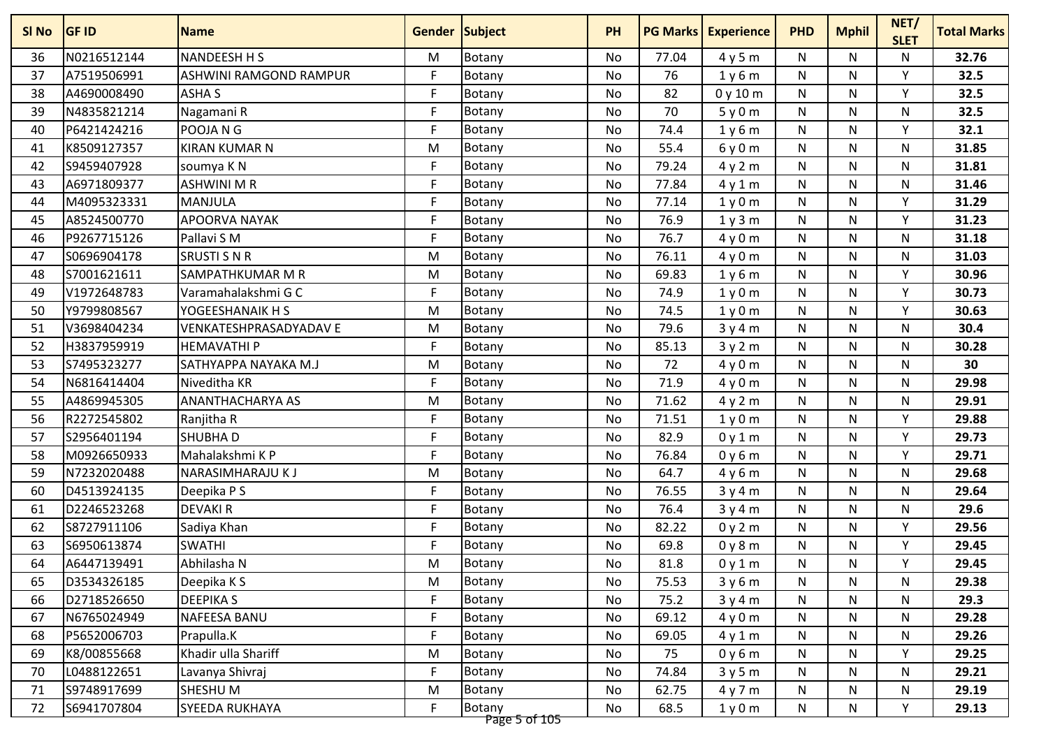| Sl No | GF ID | Name | Gender | Subject | PH | PG Marks | Experience | PHD | Mphil | NET/ SLET | Total Marks |
|---|---|---|---|---|---|---|---|---|---|---|---|
| 36 | N0216512144 | NANDEESH H S | M | Botany | No | 77.04 | 4 y 5 m | N | N | N | **32.76** |
| 37 | A7519506991 | ASHWINI RAMGOND RAMPUR | F | Botany | No | 76 | 1 y 6 m | N | N | Y | **32.5** |
| 38 | A4690008490 | ASHA S | F | Botany | No | 82 | 0 y 10 m | N | N | Y | **32.5** |
| 39 | N4835821214 | Nagamani R | F | Botany | No | 70 | 5 y 0 m | N | N | N | **32.5** |
| 40 | P6421424216 | POOJA N G | F | Botany | No | 74.4 | 1 y 6 m | N | N | Y | **32.1** |
| 41 | K8509127357 | KIRAN KUMAR N | M | Botany | No | 55.4 | 6 y 0 m | N | N | N | **31.85** |
| 42 | S9459407928 | soumya K N | F | Botany | No | 79.24 | 4 y 2 m | N | N | N | **31.81** |
| 43 | A6971809377 | ASHWINI M R | F | Botany | No | 77.84 | 4 y 1 m | N | N | N | **31.46** |
| 44 | M4095323331 | MANJULA | F | Botany | No | 77.14 | 1 y 0 m | N | N | Y | **31.29** |
| 45 | A8524500770 | APOORVA NAYAK | F | Botany | No | 76.9 | 1 y 3 m | N | N | Y | **31.23** |
| 46 | P9267715126 | Pallavi S M | F | Botany | No | 76.7 | 4 y 0 m | N | N | N | **31.18** |
| 47 | S0696904178 | SRUSTI S N R | M | Botany | No | 76.11 | 4 y 0 m | N | N | N | **31.03** |
| 48 | S7001621611 | SAMPATHKUMAR M R | M | Botany | No | 69.83 | 1 y 6 m | N | N | Y | **30.96** |
| 49 | V1972648783 | Varamahalakshmi G C | F | Botany | No | 74.9 | 1 y 0 m | N | N | Y | **30.73** |
| 50 | Y9799808567 | YOGEESHANAIK H S | M | Botany | No | 74.5 | 1 y 0 m | N | N | Y | **30.63** |
| 51 | V3698404234 | VENKATESHPRASADYADAV E | M | Botany | No | 79.6 | 3 y 4 m | N | N | N | **30.4** |
| 52 | H3837959919 | HEMAVATHI P | F | Botany | No | 85.13 | 3 y 2 m | N | N | N | **30.28** |
| 53 | S7495323277 | SATHYAPPA NAYAKA M.J | M | Botany | No | 72 | 4 y 0 m | N | N | N | **30** |
| 54 | N6816414404 | Niveditha KR | F | Botany | No | 71.9 | 4 y 0 m | N | N | N | **29.98** |
| 55 | A4869945305 | ANANTHACHARYA AS | M | Botany | No | 71.62 | 4 y 2 m | N | N | N | **29.91** |
| 56 | R2272545802 | Ranjitha R | F | Botany | No | 71.51 | 1 y 0 m | N | N | Y | **29.88** |
| 57 | S2956401194 | SHUBHA D | F | Botany | No | 82.9 | 0 y 1 m | N | N | Y | **29.73** |
| 58 | M0926650933 | Mahalakshmi K P | F | Botany | No | 76.84 | 0 y 6 m | N | N | Y | **29.71** |
| 59 | N7232020488 | NARASIMHARAJU K J | M | Botany | No | 64.7 | 4 y 6 m | N | N | N | **29.68** |
| 60 | D4513924135 | Deepika P S | F | Botany | No | 76.55 | 3 y 4 m | N | N | N | **29.64** |
| 61 | D2246523268 | DEVAKI R | F | Botany | No | 76.4 | 3 y 4 m | N | N | N | **29.6** |
| 62 | S8727911106 | Sadiya Khan | F | Botany | No | 82.22 | 0 y 2 m | N | N | Y | **29.56** |
| 63 | S6950613874 | SWATHI | F | Botany | No | 69.8 | 0 y 8 m | N | N | Y | **29.45** |
| 64 | A6447139491 | Abhilasha N | M | Botany | No | 81.8 | 0 y 1 m | N | N | Y | **29.45** |
| 65 | D3534326185 | Deepika K S | M | Botany | No | 75.53 | 3 y 6 m | N | N | N | **29.38** |
| 66 | D2718526650 | DEEPIKA S | F | Botany | No | 75.2 | 3 y 4 m | N | N | N | **29.3** |
| 67 | N6765024949 | NAFEESA BANU | F | Botany | No | 69.12 | 4 y 0 m | N | N | N | **29.28** |
| 68 | P5652006703 | Prapulla.K | F | Botany | No | 69.05 | 4 y 1 m | N | N | N | **29.26** |
| 69 | K8/00855668 | Khadir ulla Shariff | M | Botany | No | 75 | 0 y 6 m | N | N | Y | **29.25** |
| 70 | L0488122651 | Lavanya Shivraj | F | Botany | No | 74.84 | 3 y 5 m | N | N | N | **29.21** |
| 71 | S9748917699 | SHESHU M | M | Botany | No | 62.75 | 4 y 7 m | N | N | N | **29.19** |
| 72 | S6941707804 | SYEEDA RUKHAYA | F | Botany | No | 68.5 | 1 y 0 m | N | N | Y | **29.13** |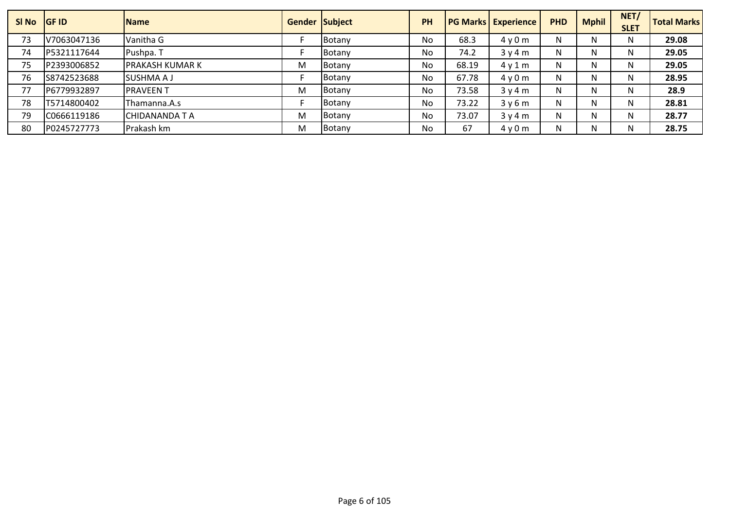| Sl No | GF ID | Name | Gender | Subject | PH | PG Marks | Experience | PHD | Mphil | NET/ SLET | Total Marks |
|---|---|---|---|---|---|---|---|---|---|---|---|
| 73 | V7063047136 | Vanitha G | F | Botany | No | 68.3 | 4 y 0 m | N | N | N | **29.08** |
| 74 | P5321117644 | Pushpa. T | F | Botany | No | 74.2 | 3 y 4 m | N | N | N | **29.05** |
| 75 | P2393006852 | PRAKASH KUMAR K | M | Botany | No | 68.19 | 4 y 1 m | N | N | N | **29.05** |
| 76 | S8742523688 | SUSHMA A J | F | Botany | No | 67.78 | 4 y 0 m | N | N | N | **28.95** |
| 77 | P6779932897 | PRAVEEN T | M | Botany | No | 73.58 | 3 y 4 m | N | N | N | **28.9** |
| 78 | T5714800402 | Thamanna.A.s | F | Botany | No | 73.22 | 3 y 6 m | N | N | N | **28.81** |
| 79 | C0666119186 | CHIDANANDA T A | M | Botany | No | 73.07 | 3 y 4 m | N | N | N | **28.77** |
| 80 | P0245727773 | Prakash km | M | Botany | No | 67 | 4 y 0 m | N | N | N | **28.75** |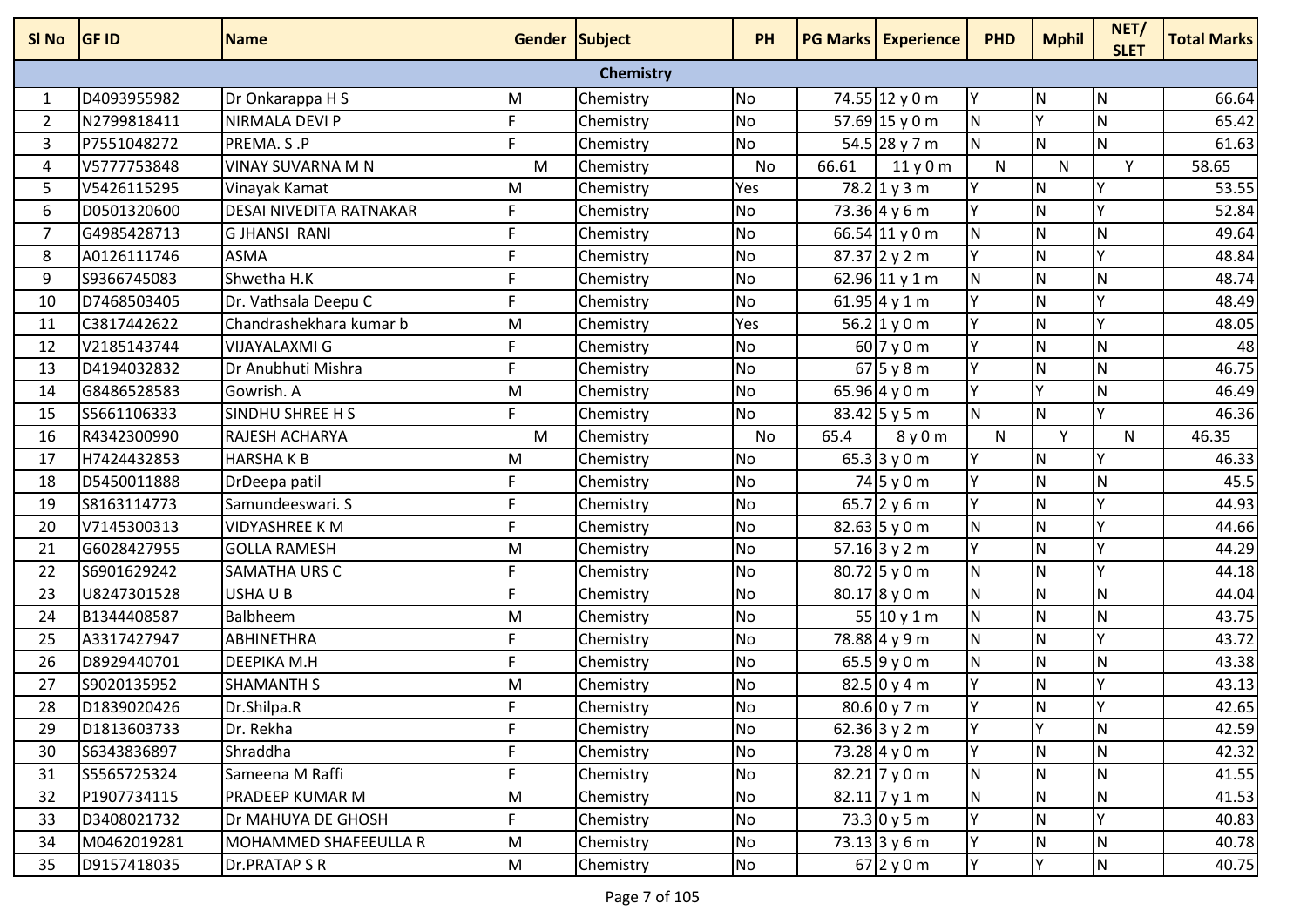| Sl No | GF ID | Name | Gender | Subject | PH | PG Marks | Experience | PHD | Mphil | NET/ SLET | Total Marks |
|---|---|---|---|---|---|---|---|---|---|---|---|
| **Chemistry** | | | | | | | | | | | |
| 1 | D4093955982 | Dr Onkarappa H S | M | Chemistry | No | 74.55 | 12 y 0 m | Y | N | N | 66.64 |
| 2 | N2799818411 | NIRMALA DEVI P | F | Chemistry | No | 57.69 | 15 y 0 m | N | Y | N | 65.42 |
| 3 | P7551048272 | PREMA. S .P | F | Chemistry | No | 54.5 | 28 y 7 m | N | N | N | 61.63 |
| 4 | V5777753848 | VINAY SUVARNA M N | M | Chemistry | No | 66.61 | 11 y 0 m | N | N | Y | 58.65 |
| 5 | V5426115295 | Vinayak Kamat | M | Chemistry | Yes | 78.2 | 1 y 3 m | Y | N | Y | 53.55 |
| 6 | D0501320600 | DESAI NIVEDITA RATNAKAR | F | Chemistry | No | 73.36 | 4 y 6 m | Y | N | Y | 52.84 |
| 7 | G4985428713 | G JHANSI RANI | F | Chemistry | No | 66.54 | 11 y 0 m | N | N | N | 49.64 |
| 8 | A0126111746 | ASMA | F | Chemistry | No | 87.37 | 2 y 2 m | Y | N | Y | 48.84 |
| 9 | S9366745083 | Shwetha H.K | F | Chemistry | No | 62.96 | 11 y 1 m | N | N | N | 48.74 |
| 10 | D7468503405 | Dr. Vathsala Deepu C | F | Chemistry | No | 61.95 | 4 y 1 m | Y | N | Y | 48.49 |
| 11 | C3817442622 | Chandrashekhara kumar b | M | Chemistry | Yes | 56.2 | 1 y 0 m | Y | N | Y | 48.05 |
| 12 | V2185143744 | VIJAYALAXMI G | F | Chemistry | No | 60 | 7 y 0 m | Y | N | N | 48 |
| 13 | D4194032832 | Dr Anubhuti Mishra | F | Chemistry | No | 67 | 5 y 8 m | Y | N | N | 46.75 |
| 14 | G8486528583 | Gowrish. A | M | Chemistry | No | 65.96 | 4 y 0 m | Y | Y | N | 46.49 |
| 15 | S5661106333 | SINDHU SHREE H S | F | Chemistry | No | 83.42 | 5 y 5 m | N | N | Y | 46.36 |
| 16 | R4342300990 | RAJESH ACHARYA | M | Chemistry | No | 65.4 | 8 y 0 m | N | Y | N | 46.35 |
| 17 | H7424432853 | HARSHA K B | M | Chemistry | No | 65.3 | 3 y 0 m | Y | N | Y | 46.33 |
| 18 | D5450011888 | DrDeepa patil | F | Chemistry | No | 74 | 5 y 0 m | Y | N | N | 45.5 |
| 19 | S8163114773 | Samundeeswari. S | F | Chemistry | No | 65.7 | 2 y 6 m | Y | N | Y | 44.93 |
| 20 | V7145300313 | VIDYASHREE K M | F | Chemistry | No | 82.63 | 5 y 0 m | N | N | Y | 44.66 |
| 21 | G6028427955 | GOLLA RAMESH | M | Chemistry | No | 57.16 | 3 y 2 m | Y | N | Y | 44.29 |
| 22 | S6901629242 | SAMATHA URS C | F | Chemistry | No | 80.72 | 5 y 0 m | N | N | Y | 44.18 |
| 23 | U8247301528 | USHA U B | F | Chemistry | No | 80.17 | 8 y 0 m | N | N | N | 44.04 |
| 24 | B1344408587 | Balbheem | M | Chemistry | No | 55 | 10 y 1 m | N | N | N | 43.75 |
| 25 | A3317427947 | ABHINETHRA | F | Chemistry | No | 78.88 | 4 y 9 m | N | N | Y | 43.72 |
| 26 | D8929440701 | DEEPIKA M.H | F | Chemistry | No | 65.5 | 9 y 0 m | N | N | N | 43.38 |
| 27 | S9020135952 | SHAMANTH S | M | Chemistry | No | 82.5 | 0 y 4 m | Y | N | Y | 43.13 |
| 28 | D1839020426 | Dr.Shilpa.R | F | Chemistry | No | 80.6 | 0 y 7 m | Y | N | Y | 42.65 |
| 29 | D1813603733 | Dr. Rekha | F | Chemistry | No | 62.36 | 3 y 2 m | Y | Y | N | 42.59 |
| 30 | S6343836897 | Shraddha | F | Chemistry | No | 73.28 | 4 y 0 m | Y | N | N | 42.32 |
| 31 | S5565725324 | Sameena M Raffi | F | Chemistry | No | 82.21 | 7 y 0 m | N | N | N | 41.55 |
| 32 | P1907734115 | PRADEEP KUMAR M | M | Chemistry | No | 82.11 | 7 y 1 m | N | N | N | 41.53 |
| 33 | D3408021732 | Dr MAHUYA DE GHOSH | F | Chemistry | No | 73.3 | 0 y 5 m | Y | N | Y | 40.83 |
| 34 | M0462019281 | MOHAMMED SHAFEEULLA R | M | Chemistry | No | 73.13 | 3 y 6 m | Y | N | N | 40.78 |
| 35 | D9157418035 | Dr.PRATAP S R | M | Chemistry | No | 67 | 2 y 0 m | Y | Y | N | 40.75 |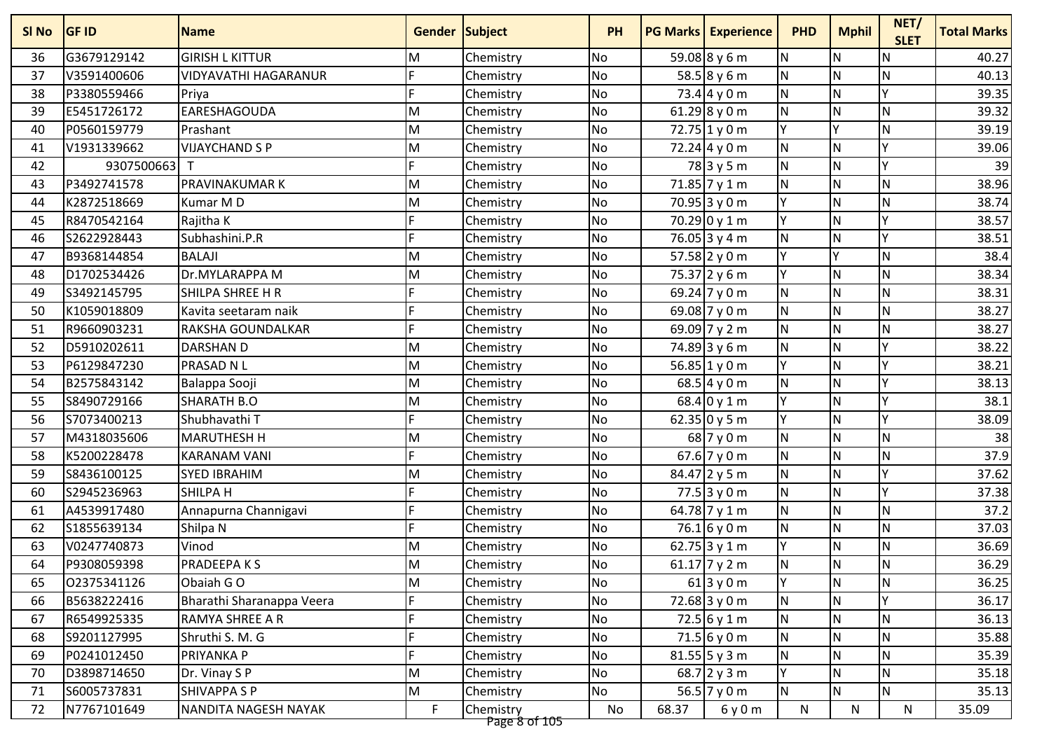| Sl No | GF ID | Name | Gender | Subject | PH | PG Marks | Experience | PHD | Mphil | NET/ SLET | Total Marks |
|---|---|---|---|---|---|---|---|---|---|---|---|
| 36 | G3679129142 | GIRISH L KITTUR | M | Chemistry | No | 59.08 | 8 y 6 m | N | N | N | 40.27 |
| 37 | V3591400606 | VIDYAVATHI HAGARANUR | F | Chemistry | No | 58.5 | 8 y 6 m | N | N | N | 40.13 |
| 38 | P3380559466 | Priya | F | Chemistry | No | 73.4 | 4 y 0 m | N | N | Y | 39.35 |
| 39 | E5451726172 | EARESHAGOUDA | M | Chemistry | No | 61.29 | 8 y 0 m | N | N | N | 39.32 |
| 40 | P0560159779 | Prashant | M | Chemistry | No | 72.75 | 1 y 0 m | Y | Y | N | 39.19 |
| 41 | V1931339662 | VIJAYCHAND S P | M | Chemistry | No | 72.24 | 4 y 0 m | N | N | Y | 39.06 |
| 42 | 9307500663 | T | F | Chemistry | No | 78 | 3 y 5 m | N | N | Y | 39 |
| 43 | P3492741578 | PRAVINAKUMAR K | M | Chemistry | No | 71.85 | 7 y 1 m | N | N | N | 38.96 |
| 44 | K2872518669 | Kumar M D | M | Chemistry | No | 70.95 | 3 y 0 m | Y | N | N | 38.74 |
| 45 | R8470542164 | Rajitha K | F | Chemistry | No | 70.29 | 0 y 1 m | Y | N | Y | 38.57 |
| 46 | S2622928443 | Subhashini.P.R | F | Chemistry | No | 76.05 | 3 y 4 m | N | N | Y | 38.51 |
| 47 | B9368144854 | BALAJI | M | Chemistry | No | 57.58 | 2 y 0 m | Y | Y | N | 38.4 |
| 48 | D1702534426 | Dr.MYLARAPPA M | M | Chemistry | No | 75.37 | 2 y 6 m | Y | N | N | 38.34 |
| 49 | S3492145795 | SHILPA SHREE H R | F | Chemistry | No | 69.24 | 7 y 0 m | N | N | N | 38.31 |
| 50 | K1059018809 | Kavita seetaram naik | F | Chemistry | No | 69.08 | 7 y 0 m | N | N | N | 38.27 |
| 51 | R9660903231 | RAKSHA GOUNDALKAR | F | Chemistry | No | 69.09 | 7 y 2 m | N | N | N | 38.27 |
| 52 | D5910202611 | DARSHAN D | M | Chemistry | No | 74.89 | 3 y 6 m | N | N | Y | 38.22 |
| 53 | P6129847230 | PRASAD N L | M | Chemistry | No | 56.85 | 1 y 0 m | Y | N | Y | 38.21 |
| 54 | B2575843142 | Balappa Sooji | M | Chemistry | No | 68.5 | 4 y 0 m | N | N | Y | 38.13 |
| 55 | S8490729166 | SHARATH B.O | M | Chemistry | No | 68.4 | 0 y 1 m | Y | N | Y | 38.1 |
| 56 | S7073400213 | Shubhavathi T | F | Chemistry | No | 62.35 | 0 y 5 m | Y | N | Y | 38.09 |
| 57 | M4318035606 | MARUTHESH H | M | Chemistry | No | 68 | 7 y 0 m | N | N | N | 38 |
| 58 | K5200228478 | KARANAM VANI | F | Chemistry | No | 67.6 | 7 y 0 m | N | N | N | 37.9 |
| 59 | S8436100125 | SYED IBRAHIM | M | Chemistry | No | 84.47 | 2 y 5 m | N | N | Y | 37.62 |
| 60 | S2945236963 | SHILPA H | F | Chemistry | No | 77.5 | 3 y 0 m | N | N | Y | 37.38 |
| 61 | A4539917480 | Annapurna Channigavi | F | Chemistry | No | 64.78 | 7 y 1 m | N | N | N | 37.2 |
| 62 | S1855639134 | Shilpa N | F | Chemistry | No | 76.1 | 6 y 0 m | N | N | N | 37.03 |
| 63 | V0247740873 | Vinod | M | Chemistry | No | 62.75 | 3 y 1 m | Y | N | N | 36.69 |
| 64 | P9308059398 | PRADEEPA K S | M | Chemistry | No | 61.17 | 7 y 2 m | N | N | N | 36.29 |
| 65 | O2375341126 | Obaiah G O | M | Chemistry | No | 61 | 3 y 0 m | Y | N | N | 36.25 |
| 66 | B5638222416 | Bharathi Sharanappa Veera | F | Chemistry | No | 72.68 | 3 y 0 m | N | N | Y | 36.17 |
| 67 | R6549925335 | RAMYA SHREE A R | F | Chemistry | No | 72.5 | 6 y 1 m | N | N | N | 36.13 |
| 68 | S9201127995 | Shruthi S. M. G | F | Chemistry | No | 71.5 | 6 y 0 m | N | N | N | 35.88 |
| 69 | P0241012450 | PRIYANKA P | F | Chemistry | No | 81.55 | 5 y 3 m | N | N | N | 35.39 |
| 70 | D3898714650 | Dr. Vinay S P | M | Chemistry | No | 68.7 | 2 y 3 m | Y | N | N | 35.18 |
| 71 | S6005737831 | SHIVAPPA S P | M | Chemistry | No | 56.5 | 7 y 0 m | N | N | N | 35.13 |
| 72 | N7767101649 | NANDITA NAGESH NAYAK | F | Chemistry | No | 68.37 | 6 y 0 m | N | N | N | 35.09 |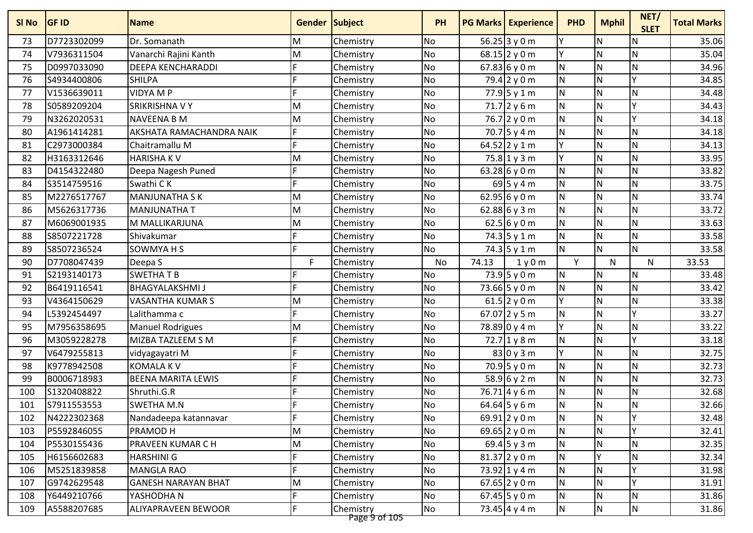| Sl No | GF ID | Name | Gender | Subject | PH | PG Marks | Experience | PHD | Mphil | NET/ SLET | Total Marks |
|---|---|---|---|---|---|---|---|---|---|---|---|
| 73 | D7723302099 | Dr. Somanath | M | Chemistry | No | 56.25 | 3 y 0 m | Y | N | N | 35.06 |
| 74 | V7936311504 | Vanarchi Rajini Kanth | M | Chemistry | No | 68.15 | 2 y 0 m | Y | N | N | 35.04 |
| 75 | D0997033090 | DEEPA KENCHARADDI | F | Chemistry | No | 67.83 | 6 y 0 m | N | N | N | 34.96 |
| 76 | S4934400806 | SHILPA | F | Chemistry | No | 79.4 | 2 y 0 m | N | N | Y | 34.85 |
| 77 | V1536639011 | VIDYA M P | F | Chemistry | No | 77.9 | 5 y 1 m | N | N | N | 34.48 |
| 78 | S0589209204 | SRIKRISHNA V Y | M | Chemistry | No | 71.7 | 2 y 6 m | N | N | Y | 34.43 |
| 79 | N3262020531 | NAVEENA B M | M | Chemistry | No | 76.7 | 2 y 0 m | N | N | Y | 34.18 |
| 80 | A1961414281 | AKSHATA RAMACHANDRA NAIK | F | Chemistry | No | 70.7 | 5 y 4 m | N | N | N | 34.18 |
| 81 | C2973000384 | Chaitramallu M | F | Chemistry | No | 64.52 | 2 y 1 m | Y | N | N | 34.13 |
| 82 | H3163312646 | HARISHA K V | M | Chemistry | No | 75.8 | 1 y 3 m | Y | N | N | 33.95 |
| 83 | D4154322480 | Deepa Nagesh Puned | F | Chemistry | No | 63.28 | 6 y 0 m | N | N | N | 33.82 |
| 84 | S3514759516 | Swathi C K | F | Chemistry | No | 69 | 5 y 4 m | N | N | N | 33.75 |
| 85 | M2276517767 | MANJUNATHA S K | M | Chemistry | No | 62.95 | 6 y 0 m | N | N | N | 33.74 |
| 86 | M5626317736 | MANJUNATHA T | M | Chemistry | No | 62.88 | 6 y 3 m | N | N | N | 33.72 |
| 87 | M6069001935 | M MALLIKARJUNA | M | Chemistry | No | 62.5 | 6 y 0 m | N | N | N | 33.63 |
| 88 | S8507221728 | Shivakumar | F | Chemistry | No | 74.3 | 5 y 1 m | N | N | N | 33.58 |
| 89 | S8507236524 | SOWMYA H S | F | Chemistry | No | 74.3 | 5 y 1 m | N | N | N | 33.58 |
| 90 | D7708047439 | Deepa S | F | Chemistry | No | 74.13 | 1 y 0 m | Y | N | N | 33.53 |
| 91 | S2193140173 | SWETHA T B | F | Chemistry | No | 73.9 | 5 y 0 m | N | N | N | 33.48 |
| 92 | B6419116541 | BHAGYALAKSHMI J | F | Chemistry | No | 73.66 | 5 y 0 m | N | N | N | 33.42 |
| 93 | V4364150629 | VASANTHA KUMAR S | M | Chemistry | No | 61.5 | 2 y 0 m | Y | N | N | 33.38 |
| 94 | L5392454497 | Lalithamma c | F | Chemistry | No | 67.07 | 2 y 5 m | N | N | Y | 33.27 |
| 95 | M7956358695 | Manuel Rodrigues | M | Chemistry | No | 78.89 | 0 y 4 m | Y | N | N | 33.22 |
| 96 | M3059228278 | MIZBA TAZLEEM S M | F | Chemistry | No | 72.7 | 1 y 8 m | N | N | Y | 33.18 |
| 97 | V6479255813 | vidyagayatri M | F | Chemistry | No | 83 | 0 y 3 m | Y | N | N | 32.75 |
| 98 | K9778942508 | KOMALA K V | F | Chemistry | No | 70.9 | 5 y 0 m | N | N | N | 32.73 |
| 99 | B0006718983 | BEENA MARITA LEWIS | F | Chemistry | No | 58.9 | 6 y 2 m | N | N | N | 32.73 |
| 100 | S1320408822 | Shruthi.G.R | F | Chemistry | No | 76.71 | 4 y 6 m | N | N | N | 32.68 |
| 101 | S7911553553 | SWETHA M.N | F | Chemistry | No | 64.64 | 5 y 6 m | N | N | N | 32.66 |
| 102 | N4222302368 | Nandadeepa katannavar | F | Chemistry | No | 69.91 | 2 y 0 m | N | N | Y | 32.48 |
| 103 | P5592846055 | PRAMOD H | M | Chemistry | No | 69.65 | 2 y 0 m | N | N | Y | 32.41 |
| 104 | P5530155436 | PRAVEEN KUMAR C H | M | Chemistry | No | 69.4 | 5 y 3 m | N | N | N | 32.35 |
| 105 | H6156602683 | HARSHINI G | F | Chemistry | No | 81.37 | 2 y 0 m | N | Y | N | 32.34 |
| 106 | M5251839858 | MANGLA RAO | F | Chemistry | No | 73.92 | 1 y 4 m | N | N | Y | 31.98 |
| 107 | G9742629548 | GANESH NARAYAN BHAT | M | Chemistry | No | 67.65 | 2 y 0 m | N | N | Y | 31.91 |
| 108 | Y6449210766 | YASHODHA N | F | Chemistry | No | 67.45 | 5 y 0 m | N | N | N | 31.86 |
| 109 | A5588207685 | ALIYAPRAVEEN BEWOOR | F | Chemistry | No | 73.45 | 4 y 4 m | N | N | N | 31.86 |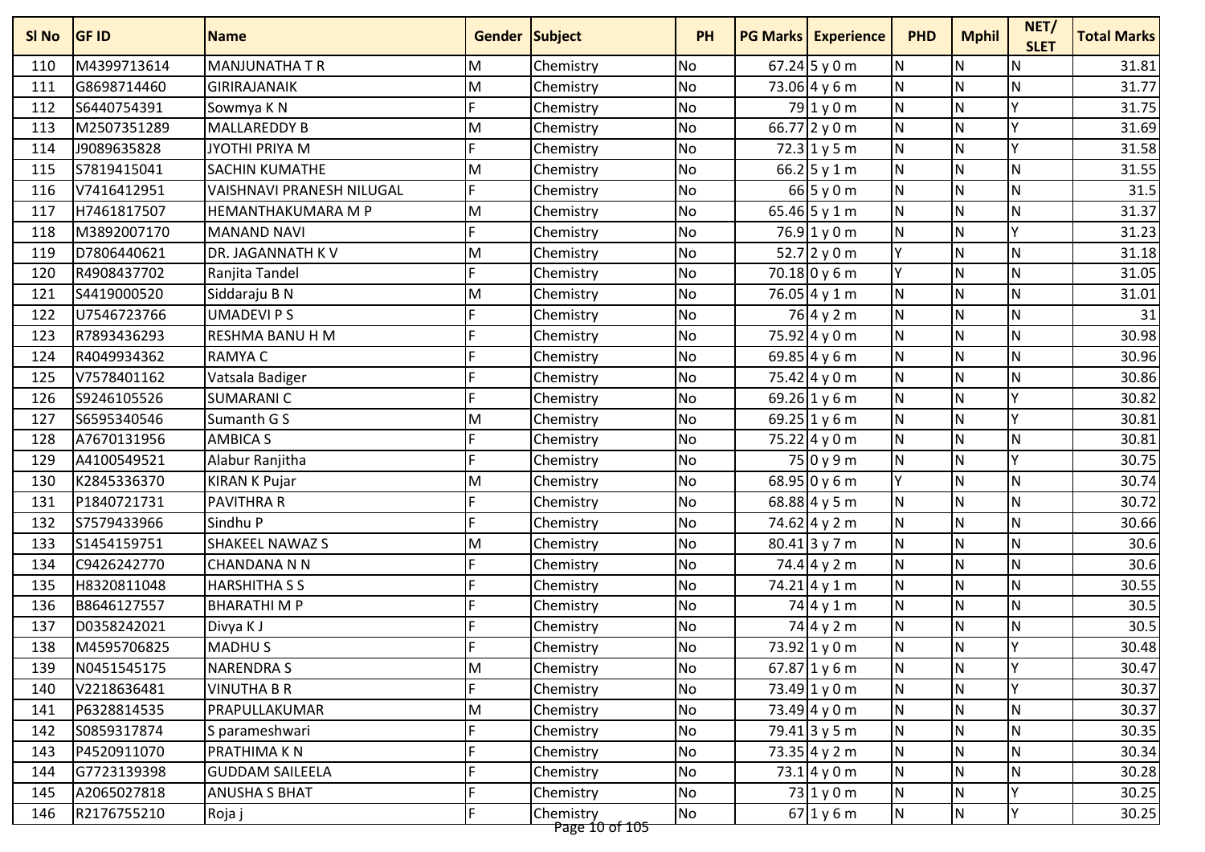| Sl No | GF ID | Name | Gender | Subject | PH | PG Marks | Experience | PHD | Mphil | NET/ SLET | Total Marks |
|---|---|---|---|---|---|---|---|---|---|---|---|
| 110 | M4399713614 | MANJUNATHA T R | M | Chemistry | No | 67.24 | 5 y 0 m | N | N | N | 31.81 |
| 111 | G8698714460 | GIRIRAJANAIK | M | Chemistry | No | 73.06 | 4 y 6 m | N | N | N | 31.77 |
| 112 | S6440754391 | Sowmya K N | F | Chemistry | No | 79 | 1 y 0 m | N | N | Y | 31.75 |
| 113 | M2507351289 | MALLAREDDY B | M | Chemistry | No | 66.77 | 2 y 0 m | N | N | Y | 31.69 |
| 114 | J9089635828 | JYOTHI PRIYA M | F | Chemistry | No | 72.3 | 1 y 5 m | N | N | Y | 31.58 |
| 115 | S7819415041 | SACHIN KUMATHE | M | Chemistry | No | 66.2 | 5 y 1 m | N | N | N | 31.55 |
| 116 | V7416412951 | VAISHNAVI PRANESH NILUGAL | F | Chemistry | No | 66 | 5 y 0 m | N | N | N | 31.5 |
| 117 | H7461817507 | HEMANTHAKUMARA M P | M | Chemistry | No | 65.46 | 5 y 1 m | N | N | N | 31.37 |
| 118 | M3892007170 | MANAND NAVI | F | Chemistry | No | 76.9 | 1 y 0 m | N | N | Y | 31.23 |
| 119 | D7806440621 | DR. JAGANNATH K V | M | Chemistry | No | 52.7 | 2 y 0 m | Y | N | N | 31.18 |
| 120 | R4908437702 | Ranjita Tandel | F | Chemistry | No | 70.18 | 0 y 6 m | Y | N | N | 31.05 |
| 121 | S4419000520 | Siddaraju B N | M | Chemistry | No | 76.05 | 4 y 1 m | N | N | N | 31.01 |
| 122 | U7546723766 | UMADEVI P S | F | Chemistry | No | 76 | 4 y 2 m | N | N | N | 31 |
| 123 | R7893436293 | RESHMA BANU H M | F | Chemistry | No | 75.92 | 4 y 0 m | N | N | N | 30.98 |
| 124 | R4049934362 | RAMYA C | F | Chemistry | No | 69.85 | 4 y 6 m | N | N | N | 30.96 |
| 125 | V7578401162 | Vatsala Badiger | F | Chemistry | No | 75.42 | 4 y 0 m | N | N | N | 30.86 |
| 126 | S9246105526 | SUMARANI C | F | Chemistry | No | 69.26 | 1 y 6 m | N | N | Y | 30.82 |
| 127 | S6595340546 | Sumanth G S | M | Chemistry | No | 69.25 | 1 y 6 m | N | N | Y | 30.81 |
| 128 | A7670131956 | AMBICA S | F | Chemistry | No | 75.22 | 4 y 0 m | N | N | N | 30.81 |
| 129 | A4100549521 | Alabur Ranjitha | F | Chemistry | No | 75 | 0 y 9 m | N | N | Y | 30.75 |
| 130 | K2845336370 | KIRAN K Pujar | M | Chemistry | No | 68.95 | 0 y 6 m | Y | N | N | 30.74 |
| 131 | P1840721731 | PAVITHRA R | F | Chemistry | No | 68.88 | 4 y 5 m | N | N | N | 30.72 |
| 132 | S7579433966 | Sindhu P | F | Chemistry | No | 74.62 | 4 y 2 m | N | N | N | 30.66 |
| 133 | S1454159751 | SHAKEEL NAWAZ S | M | Chemistry | No | 80.41 | 3 y 7 m | N | N | N | 30.6 |
| 134 | C9426242770 | CHANDANA N N | F | Chemistry | No | 74.4 | 4 y 2 m | N | N | N | 30.6 |
| 135 | H8320811048 | HARSHITHA S S | F | Chemistry | No | 74.21 | 4 y 1 m | N | N | N | 30.55 |
| 136 | B8646127557 | BHARATHI M P | F | Chemistry | No | 74 | 4 y 1 m | N | N | N | 30.5 |
| 137 | D0358242021 | Divya K J | F | Chemistry | No | 74 | 4 y 2 m | N | N | N | 30.5 |
| 138 | M4595706825 | MADHU S | F | Chemistry | No | 73.92 | 1 y 0 m | N | N | Y | 30.48 |
| 139 | N0451545175 | NARENDRA S | M | Chemistry | No | 67.87 | 1 y 6 m | N | N | Y | 30.47 |
| 140 | V2218636481 | VINUTHA B R | F | Chemistry | No | 73.49 | 1 y 0 m | N | N | Y | 30.37 |
| 141 | P6328814535 | PRAPULLAKUMAR | M | Chemistry | No | 73.49 | 4 y 0 m | N | N | N | 30.37 |
| 142 | S0859317874 | S parameshwari | F | Chemistry | No | 79.41 | 3 y 5 m | N | N | N | 30.35 |
| 143 | P4520911070 | PRATHIMA K N | F | Chemistry | No | 73.35 | 4 y 2 m | N | N | N | 30.34 |
| 144 | G7723139398 | GUDDAM SAILEELA | F | Chemistry | No | 73.1 | 4 y 0 m | N | N | N | 30.28 |
| 145 | A2065027818 | ANUSHA S BHAT | F | Chemistry | No | 73 | 1 y 0 m | N | N | Y | 30.25 |
| 146 | R2176755210 | Roja j | F | Chemistry | No | 67 | 1 y 6 m | N | N | Y | 30.25 |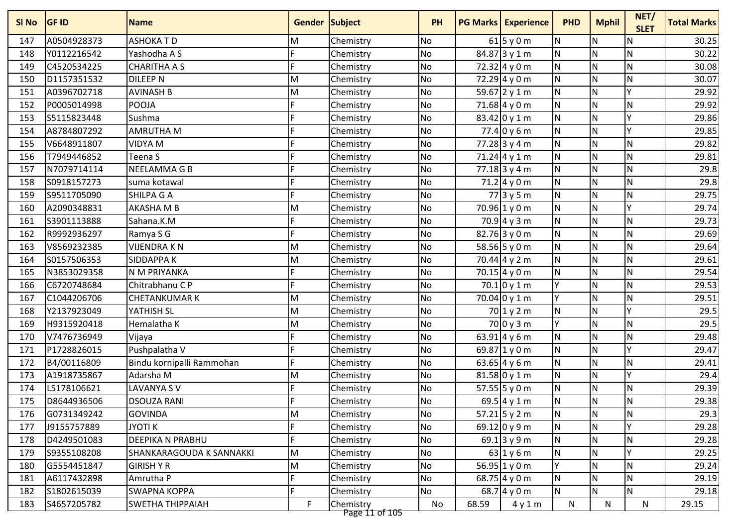| Sl No | GF ID | Name | Gender | Subject | PH | PG Marks | Experience | PHD | Mphil | NET/ SLET | Total Marks |
|---|---|---|---|---|---|---|---|---|---|---|---|
| 147 | A0504928373 | ASHOKA T D | M | Chemistry | No | 61 | 5 y 0 m | N | N | N | 30.25 |
| 148 | Y0112216542 | Yashodha A S | F | Chemistry | No | 84.87 | 3 y 1 m | N | N | N | 30.22 |
| 149 | C4520534225 | CHARITHA A S | F | Chemistry | No | 72.32 | 4 y 0 m | N | N | N | 30.08 |
| 150 | D1157351532 | DILEEP N | M | Chemistry | No | 72.29 | 4 y 0 m | N | N | N | 30.07 |
| 151 | A0396702718 | AVINASH B | M | Chemistry | No | 59.67 | 2 y 1 m | N | N | Y | 29.92 |
| 152 | P0005014998 | POOJA | F | Chemistry | No | 71.68 | 4 y 0 m | N | N | N | 29.92 |
| 153 | S5115823448 | Sushma | F | Chemistry | No | 83.42 | 0 y 1 m | N | N | Y | 29.86 |
| 154 | A8784807292 | AMRUTHA M | F | Chemistry | No | 77.4 | 0 y 6 m | N | N | Y | 29.85 |
| 155 | V6648911807 | VIDYA M | F | Chemistry | No | 77.28 | 3 y 4 m | N | N | N | 29.82 |
| 156 | T7949446852 | Teena S | F | Chemistry | No | 71.24 | 4 y 1 m | N | N | N | 29.81 |
| 157 | N7079714114 | NEELAMMA G B | F | Chemistry | No | 77.18 | 3 y 4 m | N | N | N | 29.8 |
| 158 | S0918157273 | suma kotawal | F | Chemistry | No | 71.2 | 4 y 0 m | N | N | N | 29.8 |
| 159 | S9511705090 | SHILPA G A | F | Chemistry | No | 77 | 3 y 5 m | N | N | N | 29.75 |
| 160 | A2090348831 | AKASHA M B | M | Chemistry | No | 70.96 | 1 y 0 m | N | N | Y | 29.74 |
| 161 | S3901113888 | Sahana.K.M | F | Chemistry | No | 70.9 | 4 y 3 m | N | N | N | 29.73 |
| 162 | R9992936297 | Ramya S G | F | Chemistry | No | 82.76 | 3 y 0 m | N | N | N | 29.69 |
| 163 | V8569232385 | VIJENDRA K N | M | Chemistry | No | 58.56 | 5 y 0 m | N | N | N | 29.64 |
| 164 | S0157506353 | SIDDAPPA K | M | Chemistry | No | 70.44 | 4 y 2 m | N | N | N | 29.61 |
| 165 | N3853029358 | N M PRIYANKA | F | Chemistry | No | 70.15 | 4 y 0 m | N | N | N | 29.54 |
| 166 | C6720748684 | Chitrabhanu C P | F | Chemistry | No | 70.1 | 0 y 1 m | Y | N | N | 29.53 |
| 167 | C1044206706 | CHETANKUMAR K | M | Chemistry | No | 70.04 | 0 y 1 m | Y | N | N | 29.51 |
| 168 | Y2137923049 | YATHISH SL | M | Chemistry | No | 70 | 1 y 2 m | N | N | Y | 29.5 |
| 169 | H9315920418 | Hemalatha K | M | Chemistry | No | 70 | 0 y 3 m | Y | N | N | 29.5 |
| 170 | V7476736949 | Vijaya | F | Chemistry | No | 63.91 | 4 y 6 m | N | N | N | 29.48 |
| 171 | P1728826015 | Pushpalatha V | F | Chemistry | No | 69.87 | 1 y 0 m | N | N | Y | 29.47 |
| 172 | B4/00116809 | Bindu kornipalli Rammohan | F | Chemistry | No | 63.65 | 4 y 6 m | N | N | N | 29.41 |
| 173 | A1918735867 | Adarsha M | M | Chemistry | No | 81.58 | 0 y 1 m | N | N | Y | 29.4 |
| 174 | L5178106621 | LAVANYA S V | F | Chemistry | No | 57.55 | 5 y 0 m | N | N | N | 29.39 |
| 175 | D8644936506 | DSOUZA RANI | F | Chemistry | No | 69.5 | 4 y 1 m | N | N | N | 29.38 |
| 176 | G0731349242 | GOVINDA | M | Chemistry | No | 57.21 | 5 y 2 m | N | N | N | 29.3 |
| 177 | J9155757889 | JYOTI K | F | Chemistry | No | 69.12 | 0 y 9 m | N | N | Y | 29.28 |
| 178 | D4249501083 | DEEPIKA N PRABHU | F | Chemistry | No | 69.1 | 3 y 9 m | N | N | N | 29.28 |
| 179 | S9355108208 | SHANKARAGOUDA K SANNAKKI | M | Chemistry | No | 63 | 1 y 6 m | N | N | Y | 29.25 |
| 180 | G5554451847 | GIRISH Y R | M | Chemistry | No | 56.95 | 1 y 0 m | Y | N | N | 29.24 |
| 181 | A6117432898 | Amrutha P | F | Chemistry | No | 68.75 | 4 y 0 m | N | N | N | 29.19 |
| 182 | S1802615039 | SWAPNA KOPPA | F | Chemistry | No | 68.7 | 4 y 0 m | N | N | N | 29.18 |
| 183 | S4657205782 | SWETHA THIPPAIAH | F | Chemistry | No | 68.59 | 4 y 1 m | N | N | N | 29.15 |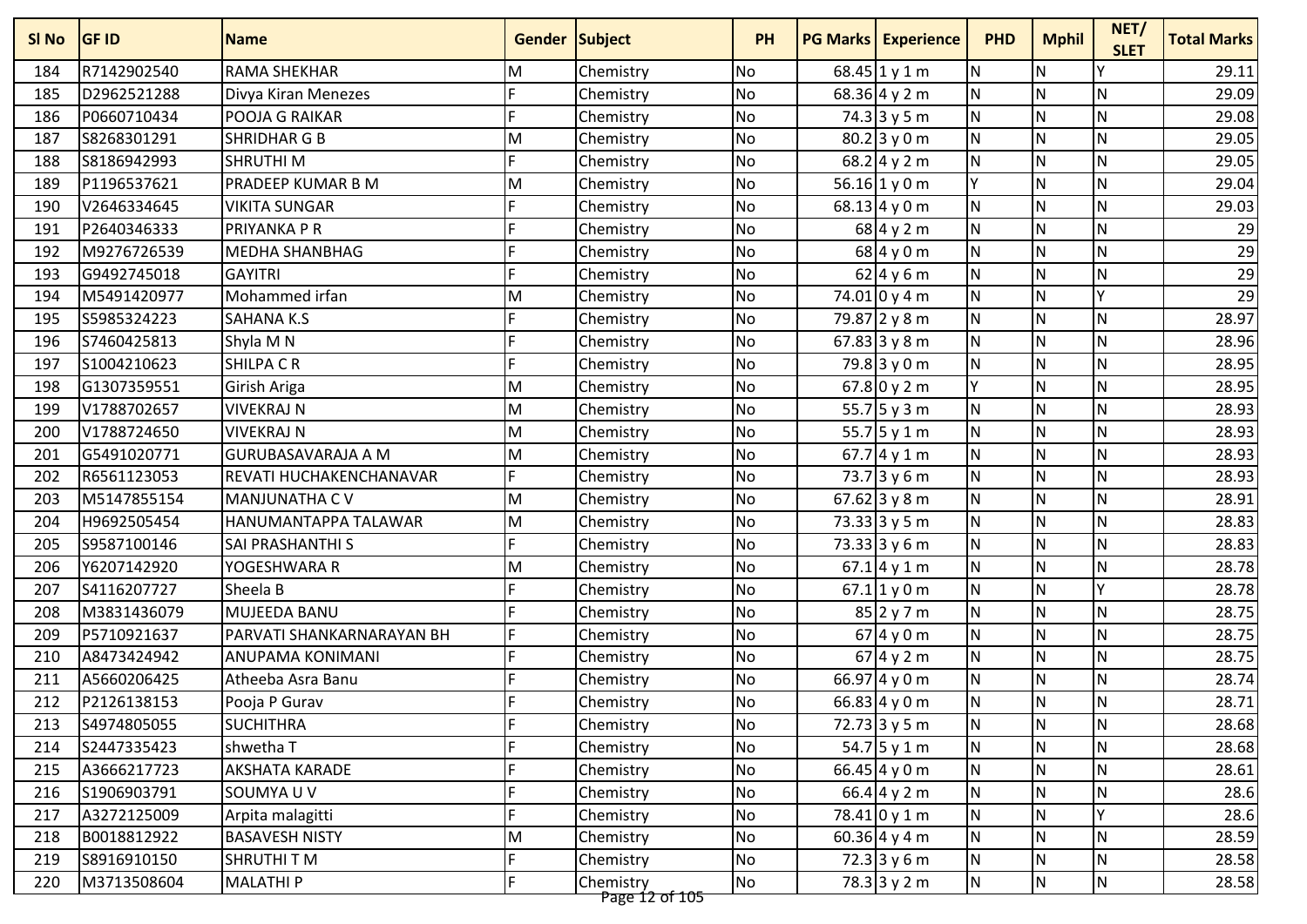| Sl No | GF ID | Name | Gender | Subject | PH | PG Marks | Experience | PHD | Mphil | NET/ SLET | Total Marks |
|---|---|---|---|---|---|---|---|---|---|---|---|
| 184 | R7142902540 | RAMA SHEKHAR | M | Chemistry | No | 68.45 | 1 y 1 m | N | N | Y | 29.11 |
| 185 | D2962521288 | Divya Kiran Menezes | F | Chemistry | No | 68.36 | 4 y 2 m | N | N | N | 29.09 |
| 186 | P0660710434 | POOJA G RAIKAR | F | Chemistry | No | 74.3 | 3 y 5 m | N | N | N | 29.08 |
| 187 | S8268301291 | SHRIDHAR G B | M | Chemistry | No | 80.2 | 3 y 0 m | N | N | N | 29.05 |
| 188 | S8186942993 | SHRUTHI M | F | Chemistry | No | 68.2 | 4 y 2 m | N | N | N | 29.05 |
| 189 | P1196537621 | PRADEEP KUMAR B M | M | Chemistry | No | 56.16 | 1 y 0 m | Y | N | N | 29.04 |
| 190 | V2646334645 | VIKITA SUNGAR | F | Chemistry | No | 68.13 | 4 y 0 m | N | N | N | 29.03 |
| 191 | P2640346333 | PRIYANKA P R | F | Chemistry | No | 68 | 4 y 2 m | N | N | N | 29 |
| 192 | M9276726539 | MEDHA SHANBHAG | F | Chemistry | No | 68 | 4 y 0 m | N | N | N | 29 |
| 193 | G9492745018 | GAYITRI | F | Chemistry | No | 62 | 4 y 6 m | N | N | N | 29 |
| 194 | M5491420977 | Mohammed irfan | M | Chemistry | No | 74.01 | 0 y 4 m | N | N | Y | 29 |
| 195 | S5985324223 | SAHANA K.S | F | Chemistry | No | 79.87 | 2 y 8 m | N | N | N | 28.97 |
| 196 | S7460425813 | Shyla M N | F | Chemistry | No | 67.83 | 3 y 8 m | N | N | N | 28.96 |
| 197 | S1004210623 | SHILPA C R | F | Chemistry | No | 79.8 | 3 y 0 m | N | N | N | 28.95 |
| 198 | G1307359551 | Girish Ariga | M | Chemistry | No | 67.8 | 0 y 2 m | Y | N | N | 28.95 |
| 199 | V1788702657 | VIVEKRAJ N | M | Chemistry | No | 55.7 | 5 y 3 m | N | N | N | 28.93 |
| 200 | V1788724650 | VIVEKRAJ N | M | Chemistry | No | 55.7 | 5 y 1 m | N | N | N | 28.93 |
| 201 | G5491020771 | GURUBASAVARAJA A M | M | Chemistry | No | 67.7 | 4 y 1 m | N | N | N | 28.93 |
| 202 | R6561123053 | REVATI HUCHAKENCHANAVAR | F | Chemistry | No | 73.7 | 3 y 6 m | N | N | N | 28.93 |
| 203 | M5147855154 | MANJUNATHA C V | M | Chemistry | No | 67.62 | 3 y 8 m | N | N | N | 28.91 |
| 204 | H9692505454 | HANUMANTAPPA TALAWAR | M | Chemistry | No | 73.33 | 3 y 5 m | N | N | N | 28.83 |
| 205 | S9587100146 | SAI PRASHANTHI S | F | Chemistry | No | 73.33 | 3 y 6 m | N | N | N | 28.83 |
| 206 | Y6207142920 | YOGESHWARA R | M | Chemistry | No | 67.1 | 4 y 1 m | N | N | N | 28.78 |
| 207 | S4116207727 | Sheela B | F | Chemistry | No | 67.1 | 1 y 0 m | N | N | Y | 28.78 |
| 208 | M3831436079 | MUJEEDA BANU | F | Chemistry | No | 85 | 2 y 7 m | N | N | N | 28.75 |
| 209 | P5710921637 | PARVATI SHANKARNARAYAN BH | F | Chemistry | No | 67 | 4 y 0 m | N | N | N | 28.75 |
| 210 | A8473424942 | ANUPAMA KONIMANI | F | Chemistry | No | 67 | 4 y 2 m | N | N | N | 28.75 |
| 211 | A5660206425 | Atheeba Asra Banu | F | Chemistry | No | 66.97 | 4 y 0 m | N | N | N | 28.74 |
| 212 | P2126138153 | Pooja P Gurav | F | Chemistry | No | 66.83 | 4 y 0 m | N | N | N | 28.71 |
| 213 | S4974805055 | SUCHITHRA | F | Chemistry | No | 72.73 | 3 y 5 m | N | N | N | 28.68 |
| 214 | S2447335423 | shwetha T | F | Chemistry | No | 54.7 | 5 y 1 m | N | N | N | 28.68 |
| 215 | A3666217723 | AKSHATA KARADE | F | Chemistry | No | 66.45 | 4 y 0 m | N | N | N | 28.61 |
| 216 | S1906903791 | SOUMYA U V | F | Chemistry | No | 66.4 | 4 y 2 m | N | N | N | 28.6 |
| 217 | A3272125009 | Arpita malagitti | F | Chemistry | No | 78.41 | 0 y 1 m | N | N | Y | 28.6 |
| 218 | B0018812922 | BASAVESH NISTY | M | Chemistry | No | 60.36 | 4 y 4 m | N | N | N | 28.59 |
| 219 | S8916910150 | SHRUTHI T M | F | Chemistry | No | 72.3 | 3 y 6 m | N | N | N | 28.58 |
| 220 | M3713508604 | MALATHI P | F | Chemistry | No | 78.3 | 3 y 2 m | N | N | N | 28.58 |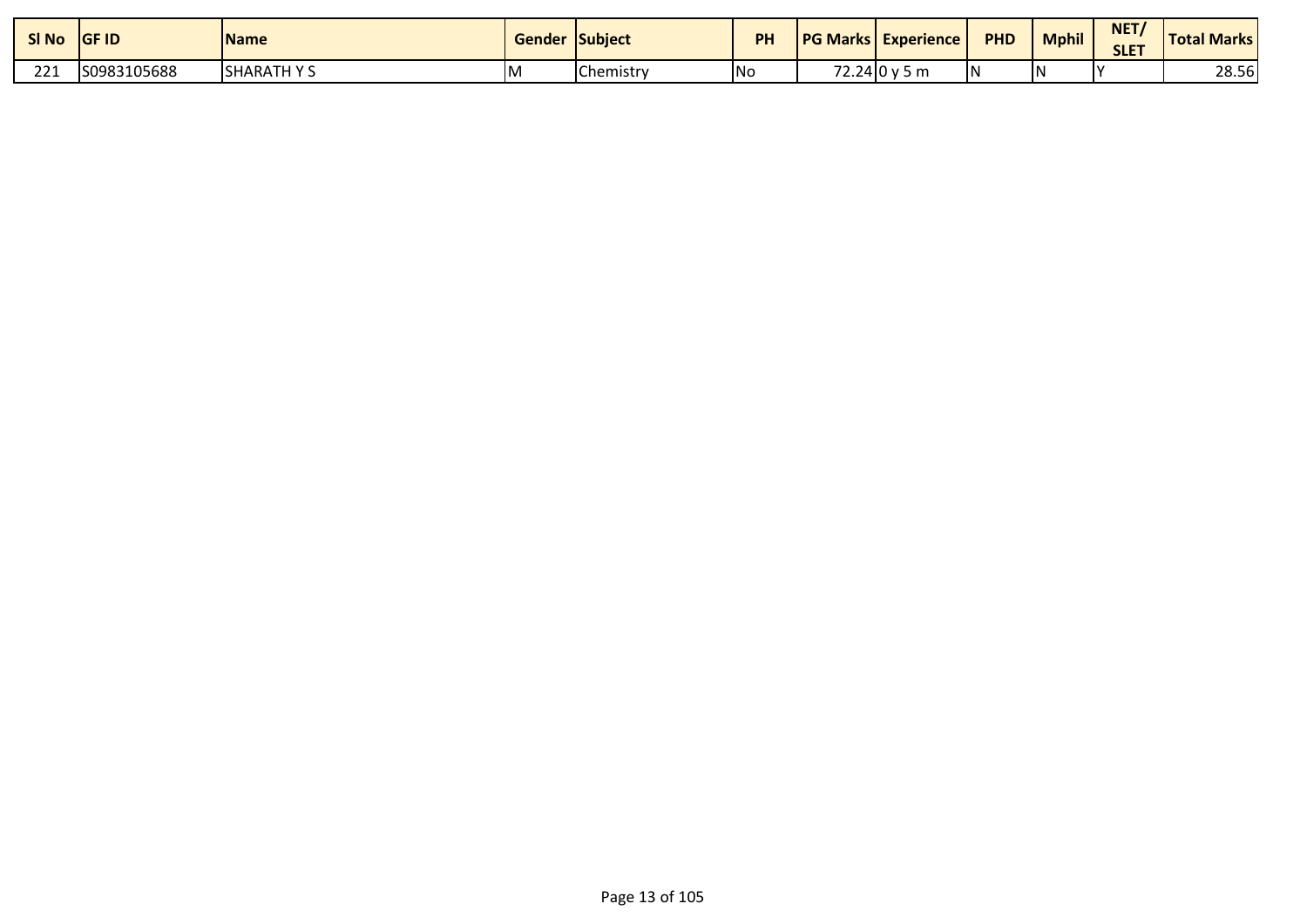| Sl No | GF ID | Name | Gender | Subject | PH | PG Marks | Experience | PHD | Mphil | NET/ SLET | Total Marks |
|---|---|---|---|---|---|---|---|---|---|---|---|
| 221 | S0983105688 | SHARATH Y S | M | Chemistry | No | 72.24 | 0 y 5 m | N | N | Y | 28.56 |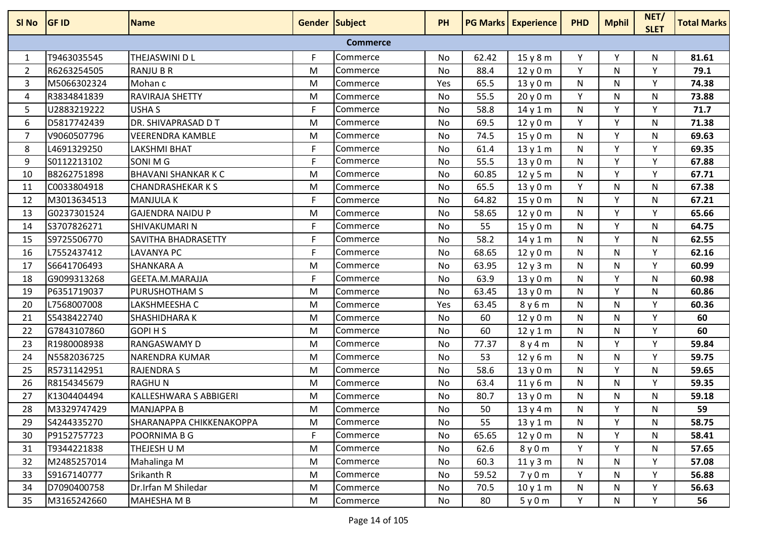| Sl No | GF ID | Name | Gender | Subject | PH | PG Marks | Experience | PHD | Mphil | NET/SLET | Total Marks |
|---|---|---|---|---|---|---|---|---|---|---|---|
| **Commerce** | | | | | | | | | | | |
| 1 | T9463035545 | THEJASWINI D L | F | Commerce | No | 62.42 | 15 y 8 m | Y | Y | N | **81.61** |
| 2 | R6263254505 | RANJU B R | M | Commerce | No | 88.4 | 12 y 0 m | Y | N | Y | **79.1** |
| 3 | M5066302324 | Mohan c | M | Commerce | Yes | 65.5 | 13 y 0 m | N | N | Y | **74.38** |
| 4 | R3834841839 | RAVIRAJA SHETTY | M | Commerce | No | 55.5 | 20 y 0 m | Y | N | N | **73.88** |
| 5 | U2883219222 | USHA S | F | Commerce | No | 58.8 | 14 y 1 m | N | Y | Y | **71.7** |
| 6 | D5817742439 | DR. SHIVAPRASAD D T | M | Commerce | No | 69.5 | 12 y 0 m | Y | Y | N | **71.38** |
| 7 | V9060507796 | VEERENDRA KAMBLE | M | Commerce | No | 74.5 | 15 y 0 m | N | Y | N | **69.63** |
| 8 | L4691329250 | LAKSHMI BHAT | F | Commerce | No | 61.4 | 13 y 1 m | N | Y | Y | **69.35** |
| 9 | S0112213102 | SONI M G | F | Commerce | No | 55.5 | 13 y 0 m | N | Y | Y | **67.88** |
| 10 | B8262751898 | BHAVANI SHANKAR K C | M | Commerce | No | 60.85 | 12 y 5 m | N | Y | Y | **67.71** |
| 11 | C0033804918 | CHANDRASHEKAR K S | M | Commerce | No | 65.5 | 13 y 0 m | Y | N | N | **67.38** |
| 12 | M3013634513 | MANJULA K | F | Commerce | No | 64.82 | 15 y 0 m | N | Y | N | **67.21** |
| 13 | G0237301524 | GAJENDRA NAIDU P | M | Commerce | No | 58.65 | 12 y 0 m | N | Y | Y | **65.66** |
| 14 | S3707826271 | SHIVAKUMARI N | F | Commerce | No | 55 | 15 y 0 m | N | Y | N | **64.75** |
| 15 | S9725506770 | SAVITHA BHADRASETTY | F | Commerce | No | 58.2 | 14 y 1 m | N | Y | N | **62.55** |
| 16 | L7552437412 | LAVANYA PC | F | Commerce | No | 68.65 | 12 y 0 m | N | N | Y | **62.16** |
| 17 | S6641706493 | SHANKARA A | M | Commerce | No | 63.95 | 12 y 3 m | N | N | Y | **60.99** |
| 18 | G9099313268 | GEETA.M.MARAJJA | F | Commerce | No | 63.9 | 13 y 0 m | N | Y | N | **60.98** |
| 19 | P6351719037 | PURUSHOTHAM S | M | Commerce | No | 63.45 | 13 y 0 m | N | Y | N | **60.86** |
| 20 | L7568007008 | LAKSHMEESHA C | M | Commerce | Yes | 63.45 | 8 y 6 m | N | N | Y | **60.36** |
| 21 | S5438422740 | SHASHIDHARA K | M | Commerce | No | 60 | 12 y 0 m | N | N | Y | **60** |
| 22 | G7843107860 | GOPI H S | M | Commerce | No | 60 | 12 y 1 m | N | N | Y | **60** |
| 23 | R1980008938 | RANGASWAMY D | M | Commerce | No | 77.37 | 8 y 4 m | N | Y | Y | **59.84** |
| 24 | N5582036725 | NARENDRA KUMAR | M | Commerce | No | 53 | 12 y 6 m | N | N | Y | **59.75** |
| 25 | R5731142951 | RAJENDRA S | M | Commerce | No | 58.6 | 13 y 0 m | N | Y | N | **59.65** |
| 26 | R8154345679 | RAGHU N | M | Commerce | No | 63.4 | 11 y 6 m | N | N | Y | **59.35** |
| 27 | K1304404494 | KALLESHWARA S ABBIGERI | M | Commerce | No | 80.7 | 13 y 0 m | N | N | N | **59.18** |
| 28 | M3329747429 | MANJAPPA B | M | Commerce | No | 50 | 13 y 4 m | N | Y | N | **59** |
| 29 | S4244335270 | SHARANAPPA CHIKKENAKOPPA | M | Commerce | No | 55 | 13 y 1 m | N | Y | N | **58.75** |
| 30 | P9152757723 | POORNIMA B G | F | Commerce | No | 65.65 | 12 y 0 m | N | Y | N | **58.41** |
| 31 | T9344221838 | THEJESH U M | M | Commerce | No | 62.6 | 8 y 0 m | Y | Y | N | **57.65** |
| 32 | M2485257014 | Mahalinga M | M | Commerce | No | 60.3 | 11 y 3 m | N | N | Y | **57.08** |
| 33 | S9167140777 | Srikanth R | M | Commerce | No | 59.52 | 7 y 0 m | Y | N | Y | **56.88** |
| 34 | D7090400758 | Dr.Irfan M Shiledar | M | Commerce | No | 70.5 | 10 y 1 m | N | N | Y | **56.63** |
| 35 | M3165242660 | MAHESHA M B | M | Commerce | No | 80 | 5 y 0 m | Y | N | Y | **56** |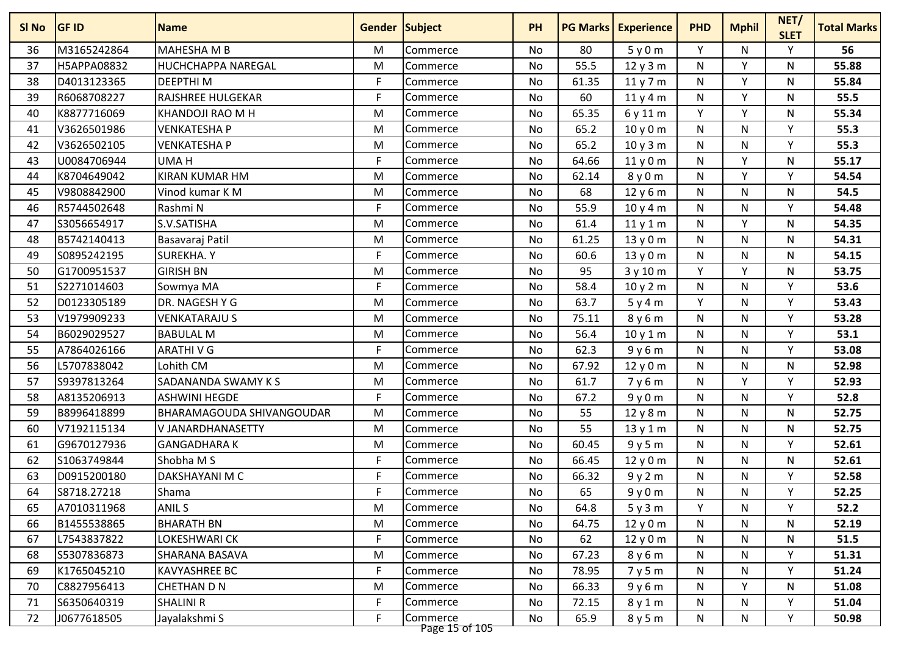| Sl No | GF ID | Name | Gender | Subject | PH | PG Marks | Experience | PHD | Mphil | NET/ SLET | Total Marks |
|---|---|---|---|---|---|---|---|---|---|---|---|
| 36 | M3165242864 | MAHESHA M B | M | Commerce | No | 80 | 5 y 0 m | Y | N | Y | **56** |
| 37 | H5APPA08832 | HUCHCHAPPA NAREGAL | M | Commerce | No | 55.5 | 12 y 3 m | N | Y | N | **55.88** |
| 38 | D4013123365 | DEEPTHI M | F | Commerce | No | 61.35 | 11 y 7 m | N | Y | N | **55.84** |
| 39 | R6068708227 | RAJSHREE HULGEKAR | F | Commerce | No | 60 | 11 y 4 m | N | Y | N | **55.5** |
| 40 | K8877716069 | KHANDOJI RAO M H | M | Commerce | No | 65.35 | 6 y 11 m | Y | Y | N | **55.34** |
| 41 | V3626501986 | VENKATESHA P | M | Commerce | No | 65.2 | 10 y 0 m | N | N | Y | **55.3** |
| 42 | V3626502105 | VENKATESHA P | M | Commerce | No | 65.2 | 10 y 3 m | N | N | Y | **55.3** |
| 43 | U0084706944 | UMA H | F | Commerce | No | 64.66 | 11 y 0 m | N | Y | N | **55.17** |
| 44 | K8704649042 | KIRAN KUMAR HM | M | Commerce | No | 62.14 | 8 y 0 m | N | Y | Y | **54.54** |
| 45 | V9808842900 | Vinod kumar K M | M | Commerce | No | 68 | 12 y 6 m | N | N | N | **54.5** |
| 46 | R5744502648 | Rashmi N | F | Commerce | No | 55.9 | 10 y 4 m | N | N | Y | **54.48** |
| 47 | S3056654917 | S.V.SATISHA | M | Commerce | No | 61.4 | 11 y 1 m | N | Y | N | **54.35** |
| 48 | B5742140413 | Basavaraj Patil | M | Commerce | No | 61.25 | 13 y 0 m | N | N | N | **54.31** |
| 49 | S0895242195 | SUREKHA. Y | F | Commerce | No | 60.6 | 13 y 0 m | N | N | N | **54.15** |
| 50 | G1700951537 | GIRISH BN | M | Commerce | No | 95 | 3 y 10 m | Y | Y | N | **53.75** |
| 51 | S2271014603 | Sowmya MA | F | Commerce | No | 58.4 | 10 y 2 m | N | N | Y | **53.6** |
| 52 | D0123305189 | DR. NAGESH Y G | M | Commerce | No | 63.7 | 5 y 4 m | Y | N | Y | **53.43** |
| 53 | V1979909233 | VENKATARAJU S | M | Commerce | No | 75.11 | 8 y 6 m | N | N | Y | **53.28** |
| 54 | B6029029527 | BABULAL M | M | Commerce | No | 56.4 | 10 y 1 m | N | N | Y | **53.1** |
| 55 | A7864026166 | ARATHI V G | F | Commerce | No | 62.3 | 9 y 6 m | N | N | Y | **53.08** |
| 56 | L5707838042 | Lohith CM | M | Commerce | No | 67.92 | 12 y 0 m | N | N | N | **52.98** |
| 57 | S9397813264 | SADANANDA SWAMY K S | M | Commerce | No | 61.7 | 7 y 6 m | N | Y | Y | **52.93** |
| 58 | A8135206913 | ASHWINI HEGDE | F | Commerce | No | 67.2 | 9 y 0 m | N | N | Y | **52.8** |
| 59 | B8996418899 | BHARAMAGOUDA SHIVANGOUDAR | M | Commerce | No | 55 | 12 y 8 m | N | N | N | **52.75** |
| 60 | V7192115134 | V JANARDHANASETTY | M | Commerce | No | 55 | 13 y 1 m | N | N | N | **52.75** |
| 61 | G9670127936 | GANGADHARA K | M | Commerce | No | 60.45 | 9 y 5 m | N | N | Y | **52.61** |
| 62 | S1063749844 | Shobha M S | F | Commerce | No | 66.45 | 12 y 0 m | N | N | N | **52.61** |
| 63 | D0915200180 | DAKSHAYANI M C | F | Commerce | No | 66.32 | 9 y 2 m | N | N | Y | **52.58** |
| 64 | S8718.27218 | Shama | F | Commerce | No | 65 | 9 y 0 m | N | N | Y | **52.25** |
| 65 | A7010311968 | ANIL S | M | Commerce | No | 64.8 | 5 y 3 m | Y | N | Y | **52.2** |
| 66 | B1455538865 | BHARATH BN | M | Commerce | No | 64.75 | 12 y 0 m | N | N | N | **52.19** |
| 67 | L7543837822 | LOKESHWARI CK | F | Commerce | No | 62 | 12 y 0 m | N | N | N | **51.5** |
| 68 | S5307836873 | SHARANA BASAVA | M | Commerce | No | 67.23 | 8 y 6 m | N | N | Y | **51.31** |
| 69 | K1765045210 | KAVYASHREE BC | F | Commerce | No | 78.95 | 7 y 5 m | N | N | Y | **51.24** |
| 70 | C8827956413 | CHETHAN D N | M | Commerce | No | 66.33 | 9 y 6 m | N | Y | N | **51.08** |
| 71 | S6350640319 | SHALINI R | F | Commerce | No | 72.15 | 8 y 1 m | N | N | Y | **51.04** |
| 72 | J0677618505 | Jayalakshmi S | F | Commerce | No | 65.9 | 8 y 5 m | N | N | Y | **50.98** |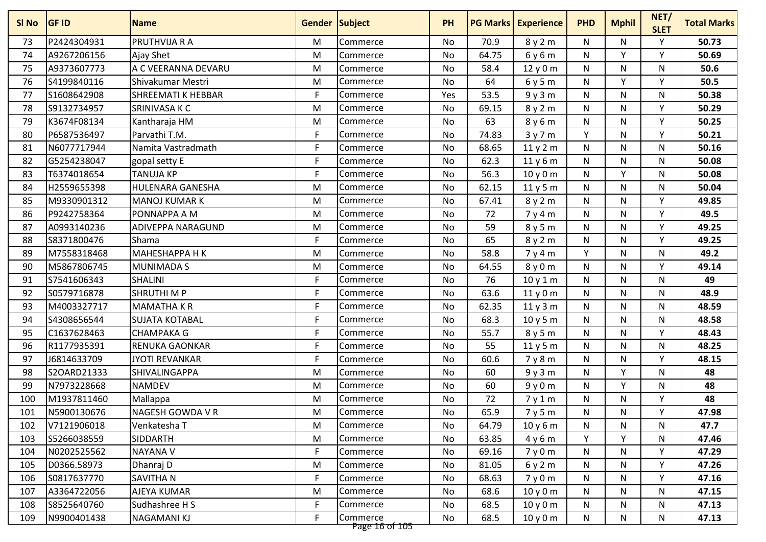| Sl No | GF ID | Name | Gender | Subject | PH | PG Marks | Experience | PHD | Mphil | NET/ SLET | Total Marks |
|---|---|---|---|---|---|---|---|---|---|---|---|
| 73 | P2424304931 | PRUTHVIJA R A | M | Commerce | No | 70.9 | 8 y 2 m | N | N | Y | **50.73** |
| 74 | A9267206156 | Ajay Shet | M | Commerce | No | 64.75 | 6 y 6 m | N | Y | Y | **50.69** |
| 75 | A9373607773 | A C VEERANNA DEVARU | M | Commerce | No | 58.4 | 12 y 0 m | N | N | N | **50.6** |
| 76 | S4199840116 | Shivakumar Mestri | M | Commerce | No | 64 | 6 y 5 m | N | Y | Y | **50.5** |
| 77 | S1608642908 | SHREEMATI K HEBBAR | F | Commerce | Yes | 53.5 | 9 y 3 m | N | N | N | **50.38** |
| 78 | S9132734957 | SRINIVASA K C | M | Commerce | No | 69.15 | 8 y 2 m | N | N | Y | **50.29** |
| 79 | K3674F08134 | Kantharaja HM | M | Commerce | No | 63 | 8 y 6 m | N | N | Y | **50.25** |
| 80 | P6587536497 | Parvathi T.M. | F | Commerce | No | 74.83 | 3 y 7 m | Y | N | Y | **50.21** |
| 81 | N6077717944 | Namita Vastradmath | F | Commerce | No | 68.65 | 11 y 2 m | N | N | N | **50.16** |
| 82 | G5254238047 | gopal setty E | F | Commerce | No | 62.3 | 11 y 6 m | N | N | N | **50.08** |
| 83 | T6374018654 | TANUJA KP | F | Commerce | No | 56.3 | 10 y 0 m | N | Y | N | **50.08** |
| 84 | H2559655398 | HULENARA GANESHA | M | Commerce | No | 62.15 | 11 y 5 m | N | N | N | **50.04** |
| 85 | M9330901312 | MANOJ KUMAR K | M | Commerce | No | 67.41 | 8 y 2 m | N | N | Y | **49.85** |
| 86 | P9242758364 | PONNAPPA A M | M | Commerce | No | 72 | 7 y 4 m | N | N | Y | **49.5** |
| 87 | A0993140236 | ADIVEPPA NARAGUND | M | Commerce | No | 59 | 8 y 5 m | N | N | Y | **49.25** |
| 88 | S8371800476 | Shama | F | Commerce | No | 65 | 8 y 2 m | N | N | Y | **49.25** |
| 89 | M7558318468 | MAHESHAPPA H K | M | Commerce | No | 58.8 | 7 y 4 m | Y | N | N | **49.2** |
| 90 | M5867806745 | MUNIMADA S | M | Commerce | No | 64.55 | 8 y 0 m | N | N | Y | **49.14** |
| 91 | S7541606343 | SHALINI | F | Commerce | No | 76 | 10 y 1 m | N | N | N | **49** |
| 92 | S0579716878 | SHRUTHI M P | F | Commerce | No | 63.6 | 11 y 0 m | N | N | N | **48.9** |
| 93 | M4003327717 | MAMATHA K R | F | Commerce | No | 62.35 | 11 y 3 m | N | N | N | **48.59** |
| 94 | S4308656544 | SUJATA KOTABAL | F | Commerce | No | 68.3 | 10 y 5 m | N | N | N | **48.58** |
| 95 | C1637628463 | CHAMPAKA G | F | Commerce | No | 55.7 | 8 y 5 m | N | N | Y | **48.43** |
| 96 | R1177935391 | RENUKA GAONKAR | F | Commerce | No | 55 | 11 y 5 m | N | N | N | **48.25** |
| 97 | J6814633709 | JYOTI REVANKAR | F | Commerce | No | 60.6 | 7 y 8 m | N | N | Y | **48.15** |
| 98 | S2OARD21333 | SHIVALINGAPPA | M | Commerce | No | 60 | 9 y 3 m | N | Y | N | **48** |
| 99 | N7973228668 | NAMDEV | M | Commerce | No | 60 | 9 y 0 m | N | Y | N | **48** |
| 100 | M1937811460 | Mallappa | M | Commerce | No | 72 | 7 y 1 m | N | N | Y | **48** |
| 101 | N5900130676 | NAGESH GOWDA V R | M | Commerce | No | 65.9 | 7 y 5 m | N | N | Y | **47.98** |
| 102 | V7121906018 | Venkatesha T | M | Commerce | No | 64.79 | 10 y 6 m | N | N | N | **47.7** |
| 103 | S5266038559 | SIDDARTH | M | Commerce | No | 63.85 | 4 y 6 m | Y | Y | N | **47.46** |
| 104 | N0202525562 | NAYANA V | F | Commerce | No | 69.16 | 7 y 0 m | N | N | Y | **47.29** |
| 105 | D0366.58973 | Dhanraj D | M | Commerce | No | 81.05 | 6 y 2 m | N | N | Y | **47.26** |
| 106 | S0817637770 | SAVITHA N | F | Commerce | No | 68.63 | 7 y 0 m | N | N | Y | **47.16** |
| 107 | A3364722056 | AJEYA KUMAR | M | Commerce | No | 68.6 | 10 y 0 m | N | N | N | **47.15** |
| 108 | S8525640760 | Sudhashree H S | F | Commerce | No | 68.5 | 10 y 0 m | N | N | N | **47.13** |
| 109 | N9900401438 | NAGAMANI KJ | F | Commerce | No | 68.5 | 10 y 0 m | N | N | N | **47.13** |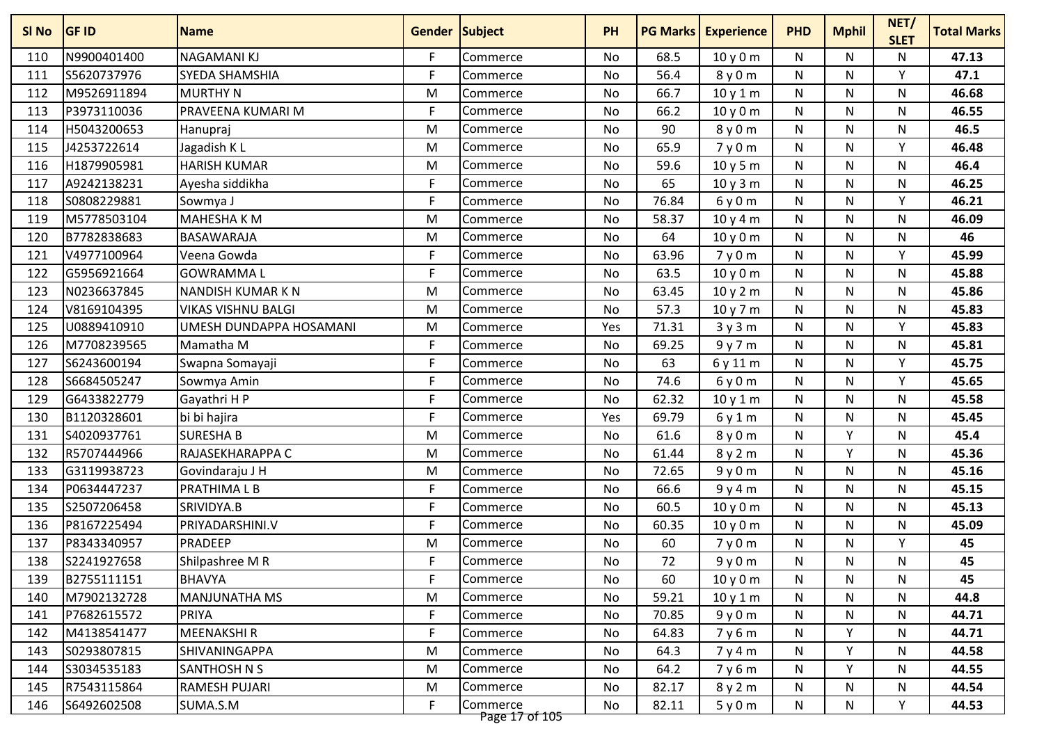| Sl No | GF ID | Name | Gender | Subject | PH | PG Marks | Experience | PHD | Mphil | NET/ SLET | Total Marks |
|---|---|---|---|---|---|---|---|---|---|---|---|
| 110 | N9900401400 | NAGAMANI KJ | F | Commerce | No | 68.5 | 10 y 0 m | N | N | N | **47.13** |
| 111 | S5620737976 | SYEDA SHAMSHIA | F | Commerce | No | 56.4 | 8 y 0 m | N | N | Y | **47.1** |
| 112 | M9526911894 | MURTHY N | M | Commerce | No | 66.7 | 10 y 1 m | N | N | N | **46.68** |
| 113 | P3973110036 | PRAVEENA KUMARI M | F | Commerce | No | 66.2 | 10 y 0 m | N | N | N | **46.55** |
| 114 | H5043200653 | Hanupraj | M | Commerce | No | 90 | 8 y 0 m | N | N | N | **46.5** |
| 115 | J4253722614 | Jagadish K L | M | Commerce | No | 65.9 | 7 y 0 m | N | N | Y | **46.48** |
| 116 | H1879905981 | HARISH KUMAR | M | Commerce | No | 59.6 | 10 y 5 m | N | N | N | **46.4** |
| 117 | A9242138231 | Ayesha siddikha | F | Commerce | No | 65 | 10 y 3 m | N | N | N | **46.25** |
| 118 | S0808229881 | Sowmya J | F | Commerce | No | 76.84 | 6 y 0 m | N | N | Y | **46.21** |
| 119 | M5778503104 | MAHESHA K M | M | Commerce | No | 58.37 | 10 y 4 m | N | N | N | **46.09** |
| 120 | B7782838683 | BASAWARAJA | M | Commerce | No | 64 | 10 y 0 m | N | N | N | **46** |
| 121 | V4977100964 | Veena Gowda | F | Commerce | No | 63.96 | 7 y 0 m | N | N | Y | **45.99** |
| 122 | G5956921664 | GOWRAMMA L | F | Commerce | No | 63.5 | 10 y 0 m | N | N | N | **45.88** |
| 123 | N0236637845 | NANDISH KUMAR K N | M | Commerce | No | 63.45 | 10 y 2 m | N | N | N | **45.86** |
| 124 | V8169104395 | VIKAS VISHNU BALGI | M | Commerce | No | 57.3 | 10 y 7 m | N | N | N | **45.83** |
| 125 | U0889410910 | UMESH DUNDAPPA HOSAMANI | M | Commerce | Yes | 71.31 | 3 y 3 m | N | N | Y | **45.83** |
| 126 | M7708239565 | Mamatha M | F | Commerce | No | 69.25 | 9 y 7 m | N | N | N | **45.81** |
| 127 | S6243600194 | Swapna Somayaji | F | Commerce | No | 63 | 6 y 11 m | N | N | Y | **45.75** |
| 128 | S6684505247 | Sowmya Amin | F | Commerce | No | 74.6 | 6 y 0 m | N | N | Y | **45.65** |
| 129 | G6433822779 | Gayathri H P | F | Commerce | No | 62.32 | 10 y 1 m | N | N | N | **45.58** |
| 130 | B1120328601 | bi bi hajira | F | Commerce | Yes | 69.79 | 6 y 1 m | N | N | N | **45.45** |
| 131 | S4020937761 | SURESHA B | M | Commerce | No | 61.6 | 8 y 0 m | N | Y | N | **45.4** |
| 132 | R5707444966 | RAJASEKHARAPPA C | M | Commerce | No | 61.44 | 8 y 2 m | N | Y | N | **45.36** |
| 133 | G3119938723 | Govindaraju J H | M | Commerce | No | 72.65 | 9 y 0 m | N | N | N | **45.16** |
| 134 | P0634447237 | PRATHIMA L B | F | Commerce | No | 66.6 | 9 y 4 m | N | N | N | **45.15** |
| 135 | S2507206458 | SRIVIDYA.B | F | Commerce | No | 60.5 | 10 y 0 m | N | N | N | **45.13** |
| 136 | P8167225494 | PRIYADARSHINI.V | F | Commerce | No | 60.35 | 10 y 0 m | N | N | N | **45.09** |
| 137 | P8343340957 | PRADEEP | M | Commerce | No | 60 | 7 y 0 m | N | N | Y | **45** |
| 138 | S2241927658 | Shilpashree M R | F | Commerce | No | 72 | 9 y 0 m | N | N | N | **45** |
| 139 | B2755111151 | BHAVYA | F | Commerce | No | 60 | 10 y 0 m | N | N | N | **45** |
| 140 | M7902132728 | MANJUNATHA MS | M | Commerce | No | 59.21 | 10 y 1 m | N | N | N | **44.8** |
| 141 | P7682615572 | PRIYA | F | Commerce | No | 70.85 | 9 y 0 m | N | N | N | **44.71** |
| 142 | M4138541477 | MEENAKSHI R | F | Commerce | No | 64.83 | 7 y 6 m | N | Y | N | **44.71** |
| 143 | S0293807815 | SHIVANINGAPPA | M | Commerce | No | 64.3 | 7 y 4 m | N | Y | N | **44.58** |
| 144 | S3034535183 | SANTHOSH N S | M | Commerce | No | 64.2 | 7 y 6 m | N | Y | N | **44.55** |
| 145 | R7543115864 | RAMESH PUJARI | M | Commerce | No | 82.17 | 8 y 2 m | N | N | N | **44.54** |
| 146 | S6492602508 | SUMA.S.M | F | Commerce | No | 82.11 | 5 y 0 m | N | N | Y | **44.53** |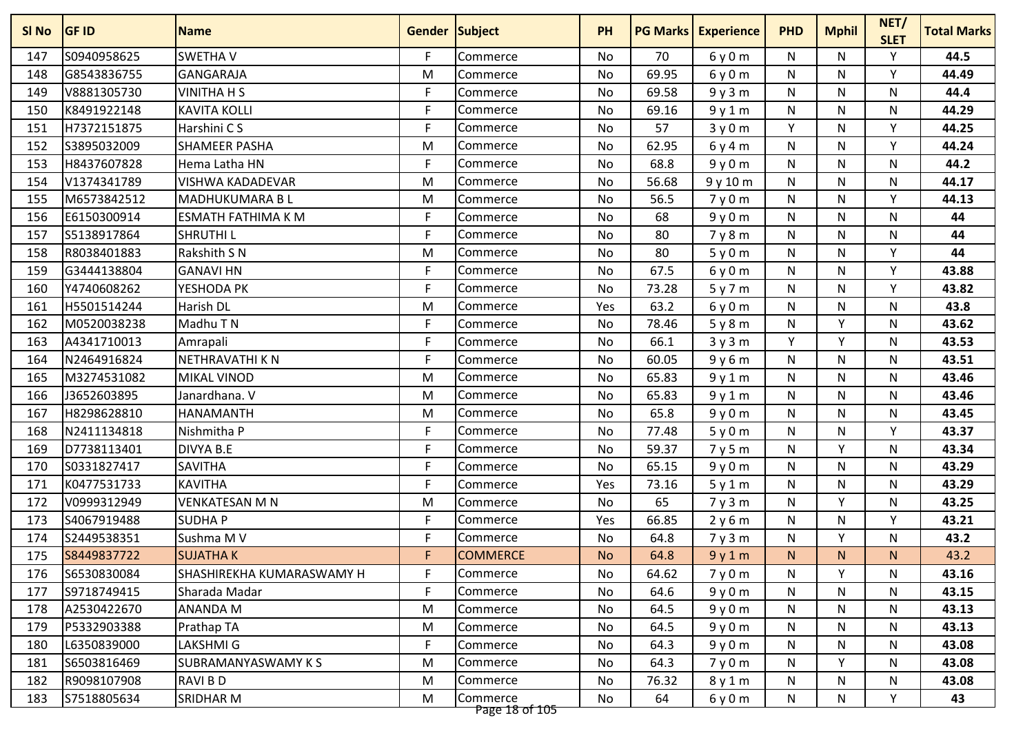| Sl No | GF ID | Name | Gender | Subject | PH | PG Marks | Experience | PHD | Mphil | NET/ SLET | Total Marks |
|---|---|---|---|---|---|---|---|---|---|---|---|
| 147 | S0940958625 | SWETHA V | F | Commerce | No | 70 | 6 y 0 m | N | N | Y | **44.5** |
| 148 | G8543836755 | GANGARAJA | M | Commerce | No | 69.95 | 6 y 0 m | N | N | Y | **44.49** |
| 149 | V8881305730 | VINITHA H S | F | Commerce | No | 69.58 | 9 y 3 m | N | N | N | **44.4** |
| 150 | K8491922148 | KAVITA KOLLI | F | Commerce | No | 69.16 | 9 y 1 m | N | N | N | **44.29** |
| 151 | H7372151875 | Harshini C S | F | Commerce | No | 57 | 3 y 0 m | Y | N | Y | **44.25** |
| 152 | S3895032009 | SHAMEER PASHA | M | Commerce | No | 62.95 | 6 y 4 m | N | N | Y | **44.24** |
| 153 | H8437607828 | Hema Latha HN | F | Commerce | No | 68.8 | 9 y 0 m | N | N | N | **44.2** |
| 154 | V1374341789 | VISHWA KADADEVAR | M | Commerce | No | 56.68 | 9 y 10 m | N | N | N | **44.17** |
| 155 | M6573842512 | MADHUKUMARA B L | M | Commerce | No | 56.5 | 7 y 0 m | N | N | Y | **44.13** |
| 156 | E6150300914 | ESMATH FATHIMA K M | F | Commerce | No | 68 | 9 y 0 m | N | N | N | **44** |
| 157 | S5138917864 | SHRUTHI L | F | Commerce | No | 80 | 7 y 8 m | N | N | N | **44** |
| 158 | R8038401883 | Rakshith S N | M | Commerce | No | 80 | 5 y 0 m | N | N | Y | **44** |
| 159 | G3444138804 | GANAVI HN | F | Commerce | No | 67.5 | 6 y 0 m | N | N | Y | **43.88** |
| 160 | Y4740608262 | YESHODA PK | F | Commerce | No | 73.28 | 5 y 7 m | N | N | Y | **43.82** |
| 161 | H5501514244 | Harish DL | M | Commerce | Yes | 63.2 | 6 y 0 m | N | N | N | **43.8** |
| 162 | M0520038238 | Madhu T N | F | Commerce | No | 78.46 | 5 y 8 m | N | Y | N | **43.62** |
| 163 | A4341710013 | Amrapali | F | Commerce | No | 66.1 | 3 y 3 m | Y | Y | N | **43.53** |
| 164 | N2464916824 | NETHRAVATHI K N | F | Commerce | No | 60.05 | 9 y 6 m | N | N | N | **43.51** |
| 165 | M3274531082 | MIKAL VINOD | M | Commerce | No | 65.83 | 9 y 1 m | N | N | N | **43.46** |
| 166 | J3652603895 | Janardhana. V | M | Commerce | No | 65.83 | 9 y 1 m | N | N | N | **43.46** |
| 167 | H8298628810 | HANAMANTH | M | Commerce | No | 65.8 | 9 y 0 m | N | N | N | **43.45** |
| 168 | N2411134818 | Nishmitha P | F | Commerce | No | 77.48 | 5 y 0 m | N | N | Y | **43.37** |
| 169 | D7738113401 | DIVYA B.E | F | Commerce | No | 59.37 | 7 y 5 m | N | Y | N | **43.34** |
| 170 | S0331827417 | SAVITHA | F | Commerce | No | 65.15 | 9 y 0 m | N | N | N | **43.29** |
| 171 | K0477531733 | KAVITHA | F | Commerce | Yes | 73.16 | 5 y 1 m | N | N | N | **43.29** |
| 172 | V0999312949 | VENKATESAN M N | M | Commerce | No | 65 | 7 y 3 m | N | Y | N | **43.25** |
| 173 | S4067919488 | SUDHA P | F | Commerce | Yes | 66.85 | 2 y 6 m | N | N | Y | **43.21** |
| 174 | S2449538351 | Sushma M V | F | Commerce | No | 64.8 | 7 y 3 m | N | Y | N | **43.2** |
| 175 | S8449837722 | SUJATHA K | F | COMMERCE | No | 64.8 | 9 y 1 m | N | N | N | 43.2 |
| 176 | S6530830084 | SHASHIREKHA KUMARASWAMY H | F | Commerce | No | 64.62 | 7 y 0 m | N | Y | N | **43.16** |
| 177 | S9718749415 | Sharada Madar | F | Commerce | No | 64.6 | 9 y 0 m | N | N | N | **43.15** |
| 178 | A2530422670 | ANANDA M | M | Commerce | No | 64.5 | 9 y 0 m | N | N | N | **43.13** |
| 179 | P5332903388 | Prathap TA | M | Commerce | No | 64.5 | 9 y 0 m | N | N | N | **43.13** |
| 180 | L6350839000 | LAKSHMI G | F | Commerce | No | 64.3 | 9 y 0 m | N | N | N | **43.08** |
| 181 | S6503816469 | SUBRAMANYASWAMY K S | M | Commerce | No | 64.3 | 7 y 0 m | N | Y | N | **43.08** |
| 182 | R9098107908 | RAVI B D | M | Commerce | No | 76.32 | 8 y 1 m | N | N | N | **43.08** |
| 183 | S7518805634 | SRIDHAR M | M | Commerce | No | 64 | 6 y 0 m | N | N | Y | **43** |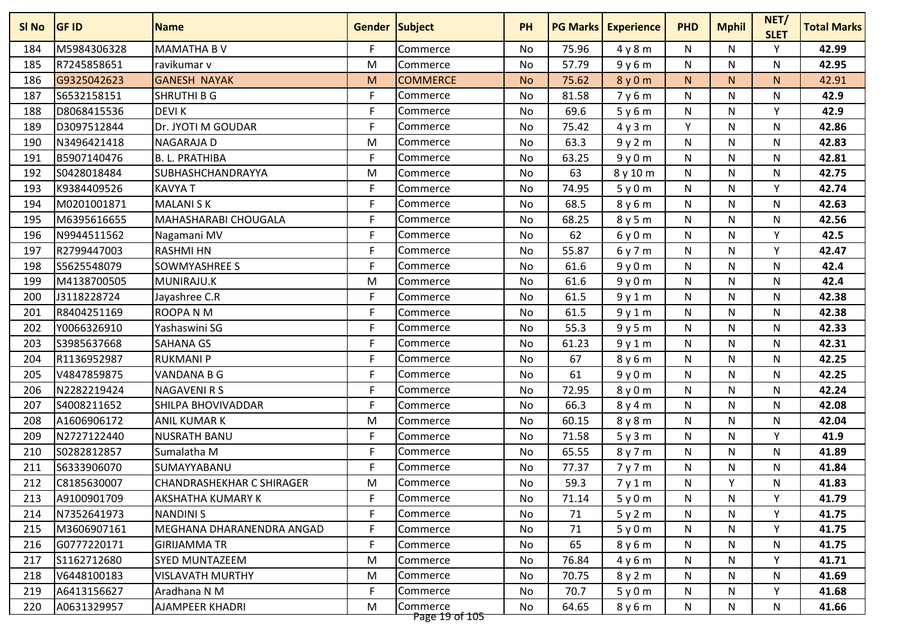| Sl No | GF ID | Name | Gender | Subject | PH | PG Marks | Experience | PHD | Mphil | NET/ SLET | Total Marks |
|---|---|---|---|---|---|---|---|---|---|---|---|
| 184 | M5984306328 | MAMATHA B V | F | Commerce | No | 75.96 | 4 y 8 m | N | N | Y | **42.99** |
| 185 | R7245858651 | ravikumar v | M | Commerce | No | 57.79 | 9 y 6 m | N | N | N | **42.95** |
| 186 | G9325042623 | GANESH NAYAK | M | COMMERCE | No | 75.62 | 8 y 0 m | N | N | N | 42.91 |
| 187 | S6532158151 | SHRUTHI B G | F | Commerce | No | 81.58 | 7 y 6 m | N | N | N | **42.9** |
| 188 | D8068415536 | DEVI K | F | Commerce | No | 69.6 | 5 y 6 m | N | N | Y | **42.9** |
| 189 | D3097512844 | Dr. JYOTI M GOUDAR | F | Commerce | No | 75.42 | 4 y 3 m | Y | N | N | **42.86** |
| 190 | N3496421418 | NAGARAJA D | M | Commerce | No | 63.3 | 9 y 2 m | N | N | N | **42.83** |
| 191 | B5907140476 | B. L. PRATHIBA | F | Commerce | No | 63.25 | 9 y 0 m | N | N | N | **42.81** |
| 192 | S0428018484 | SUBHASHCHANDRAYYA | M | Commerce | No | 63 | 8 y 10 m | N | N | N | **42.75** |
| 193 | K9384409526 | KAVYA T | F | Commerce | No | 74.95 | 5 y 0 m | N | N | Y | **42.74** |
| 194 | M0201001871 | MALANI S K | F | Commerce | No | 68.5 | 8 y 6 m | N | N | N | **42.63** |
| 195 | M6395616655 | MAHASHARABI CHOUGALA | F | Commerce | No | 68.25 | 8 y 5 m | N | N | N | **42.56** |
| 196 | N9944511562 | Nagamani MV | F | Commerce | No | 62 | 6 y 0 m | N | N | Y | **42.5** |
| 197 | R2799447003 | RASHMI HN | F | Commerce | No | 55.87 | 6 y 7 m | N | N | Y | **42.47** |
| 198 | S5625548079 | SOWMYASHREE S | F | Commerce | No | 61.6 | 9 y 0 m | N | N | N | **42.4** |
| 199 | M4138700505 | MUNIRAJU.K | M | Commerce | No | 61.6 | 9 y 0 m | N | N | N | **42.4** |
| 200 | J3118228724 | Jayashree C.R | F | Commerce | No | 61.5 | 9 y 1 m | N | N | N | **42.38** |
| 201 | R8404251169 | ROOPA N M | F | Commerce | No | 61.5 | 9 y 1 m | N | N | N | **42.38** |
| 202 | Y0066326910 | Yashaswini SG | F | Commerce | No | 55.3 | 9 y 5 m | N | N | N | **42.33** |
| 203 | S3985637668 | SAHANA GS | F | Commerce | No | 61.23 | 9 y 1 m | N | N | N | **42.31** |
| 204 | R1136952987 | RUKMANI P | F | Commerce | No | 67 | 8 y 6 m | N | N | N | **42.25** |
| 205 | V4847859875 | VANDANA B G | F | Commerce | No | 61 | 9 y 0 m | N | N | N | **42.25** |
| 206 | N2282219424 | NAGAVENI R S | F | Commerce | No | 72.95 | 8 y 0 m | N | N | N | **42.24** |
| 207 | S4008211652 | SHILPA BHOVIVADDAR | F | Commerce | No | 66.3 | 8 y 4 m | N | N | N | **42.08** |
| 208 | A1606906172 | ANIL KUMAR K | M | Commerce | No | 60.15 | 8 y 8 m | N | N | N | **42.04** |
| 209 | N2727122440 | NUSRATH BANU | F | Commerce | No | 71.58 | 5 y 3 m | N | N | Y | **41.9** |
| 210 | S0282812857 | Sumalatha M | F | Commerce | No | 65.55 | 8 y 7 m | N | N | N | **41.89** |
| 211 | S6333906070 | SUMAYYABANU | F | Commerce | No | 77.37 | 7 y 7 m | N | N | N | **41.84** |
| 212 | C8185630007 | CHANDRASHEKHAR C SHIRAGER | M | Commerce | No | 59.3 | 7 y 1 m | N | Y | N | **41.83** |
| 213 | A9100901709 | AKSHATHA KUMARY K | F | Commerce | No | 71.14 | 5 y 0 m | N | N | Y | **41.79** |
| 214 | N7352641973 | NANDINI S | F | Commerce | No | 71 | 5 y 2 m | N | N | Y | **41.75** |
| 215 | M3606907161 | MEGHANA DHARANENDRA ANGAD | F | Commerce | No | 71 | 5 y 0 m | N | N | Y | **41.75** |
| 216 | G0777220171 | GIRIJAMMA TR | F | Commerce | No | 65 | 8 y 6 m | N | N | N | **41.75** |
| 217 | S1162712680 | SYED MUNTAZEEM | M | Commerce | No | 76.84 | 4 y 6 m | N | N | Y | **41.71** |
| 218 | V6448100183 | VISLAVATH MURTHY | M | Commerce | No | 70.75 | 8 y 2 m | N | N | N | **41.69** |
| 219 | A6413156627 | Aradhana N M | F | Commerce | No | 70.7 | 5 y 0 m | N | N | Y | **41.68** |
| 220 | A0631329957 | AJAMPEER KHADRI | M | Commerce | No | 64.65 | 8 y 6 m | N | N | N | **41.66** |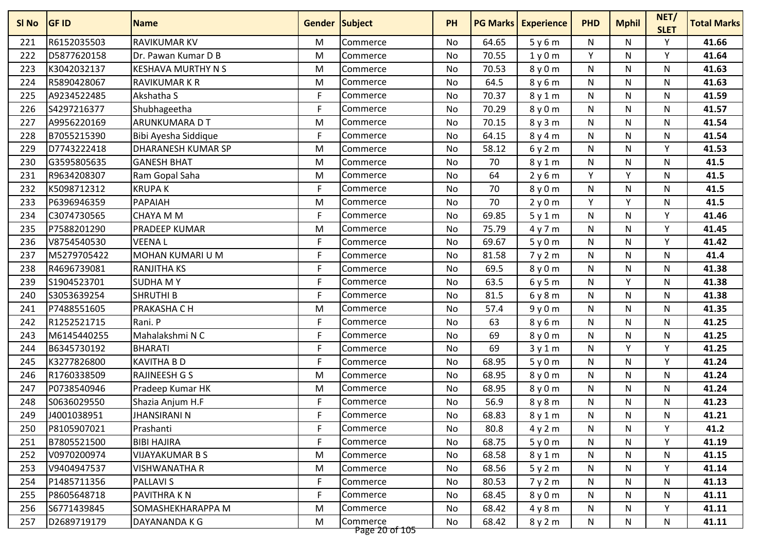| Sl No | GF ID | Name | Gender | Subject | PH | PG Marks | Experience | PHD | Mphil | NET/ SLET | Total Marks |
|---|---|---|---|---|---|---|---|---|---|---|---|
| 221 | R6152035503 | RAVIKUMAR KV | M | Commerce | No | 64.65 | 5 y 6 m | N | N | Y | **41.66** |
| 222 | D5877620158 | Dr. Pawan Kumar D B | M | Commerce | No | 70.55 | 1 y 0 m | Y | N | Y | **41.64** |
| 223 | K3042032137 | KESHAVA MURTHY N S | M | Commerce | No | 70.53 | 8 y 0 m | N | N | N | **41.63** |
| 224 | R5890428067 | RAVIKUMAR K R | M | Commerce | No | 64.5 | 8 y 6 m | N | N | N | **41.63** |
| 225 | A9234522485 | Akshatha S | F | Commerce | No | 70.37 | 8 y 1 m | N | N | N | **41.59** |
| 226 | S4297216377 | Shubhageetha | F | Commerce | No | 70.29 | 8 y 0 m | N | N | N | **41.57** |
| 227 | A9956220169 | ARUNKUMARA D T | M | Commerce | No | 70.15 | 8 y 3 m | N | N | N | **41.54** |
| 228 | B7055215390 | Bibi Ayesha Siddique | F | Commerce | No | 64.15 | 8 y 4 m | N | N | N | **41.54** |
| 229 | D7743222418 | DHARANESH KUMAR SP | M | Commerce | No | 58.12 | 6 y 2 m | N | N | Y | **41.53** |
| 230 | G3595805635 | GANESH BHAT | M | Commerce | No | 70 | 8 y 1 m | N | N | N | **41.5** |
| 231 | R9634208307 | Ram Gopal Saha | M | Commerce | No | 64 | 2 y 6 m | Y | Y | N | **41.5** |
| 232 | K5098712312 | KRUPA K | F | Commerce | No | 70 | 8 y 0 m | N | N | N | **41.5** |
| 233 | P6396946359 | PAPAIAH | M | Commerce | No | 70 | 2 y 0 m | Y | Y | N | **41.5** |
| 234 | C3074730565 | CHAYA M M | F | Commerce | No | 69.85 | 5 y 1 m | N | N | Y | **41.46** |
| 235 | P7588201290 | PRADEEP KUMAR | M | Commerce | No | 75.79 | 4 y 7 m | N | N | Y | **41.45** |
| 236 | V8754540530 | VEENA L | F | Commerce | No | 69.67 | 5 y 0 m | N | N | Y | **41.42** |
| 237 | M5279705422 | MOHAN KUMARI U M | F | Commerce | No | 81.58 | 7 y 2 m | N | N | N | **41.4** |
| 238 | R4696739081 | RANJITHA KS | F | Commerce | No | 69.5 | 8 y 0 m | N | N | N | **41.38** |
| 239 | S1904523701 | SUDHA M Y | F | Commerce | No | 63.5 | 6 y 5 m | N | Y | N | **41.38** |
| 240 | S3053639254 | SHRUTHI B | F | Commerce | No | 81.5 | 6 y 8 m | N | N | N | **41.38** |
| 241 | P7488551605 | PRAKASHA C H | M | Commerce | No | 57.4 | 9 y 0 m | N | N | N | **41.35** |
| 242 | R1252521715 | Rani. P | F | Commerce | No | 63 | 8 y 6 m | N | N | N | **41.25** |
| 243 | M6145440255 | Mahalakshmi N C | F | Commerce | No | 69 | 8 y 0 m | N | N | N | **41.25** |
| 244 | B6345730192 | BHARATI | F | Commerce | No | 69 | 3 y 1 m | N | Y | Y | **41.25** |
| 245 | K3277826800 | KAVITHA B D | F | Commerce | No | 68.95 | 5 y 0 m | N | N | Y | **41.24** |
| 246 | R1760338509 | RAJINEESH G S | M | Commerce | No | 68.95 | 8 y 0 m | N | N | N | **41.24** |
| 247 | P0738540946 | Pradeep Kumar HK | M | Commerce | No | 68.95 | 8 y 0 m | N | N | N | **41.24** |
| 248 | S0636029550 | Shazia Anjum H.F | F | Commerce | No | 56.9 | 8 y 8 m | N | N | N | **41.23** |
| 249 | J4001038951 | JHANSIRANI N | F | Commerce | No | 68.83 | 8 y 1 m | N | N | N | **41.21** |
| 250 | P8105907021 | Prashanti | F | Commerce | No | 80.8 | 4 y 2 m | N | N | Y | **41.2** |
| 251 | B7805521500 | BIBI HAJIRA | F | Commerce | No | 68.75 | 5 y 0 m | N | N | Y | **41.19** |
| 252 | V0970200974 | VIJAYAKUMAR B S | M | Commerce | No | 68.58 | 8 y 1 m | N | N | N | **41.15** |
| 253 | V9404947537 | VISHWANATHA R | M | Commerce | No | 68.56 | 5 y 2 m | N | N | Y | **41.14** |
| 254 | P1485711356 | PALLAVI S | F | Commerce | No | 80.53 | 7 y 2 m | N | N | N | **41.13** |
| 255 | P8605648718 | PAVITHRA K N | F | Commerce | No | 68.45 | 8 y 0 m | N | N | N | **41.11** |
| 256 | S6771439845 | SOMASHEKHARAPPA M | M | Commerce | No | 68.42 | 4 y 8 m | N | N | Y | **41.11** |
| 257 | D2689719179 | DAYANANDA K G | M | Commerce | No | 68.42 | 8 y 2 m | N | N | N | **41.11** |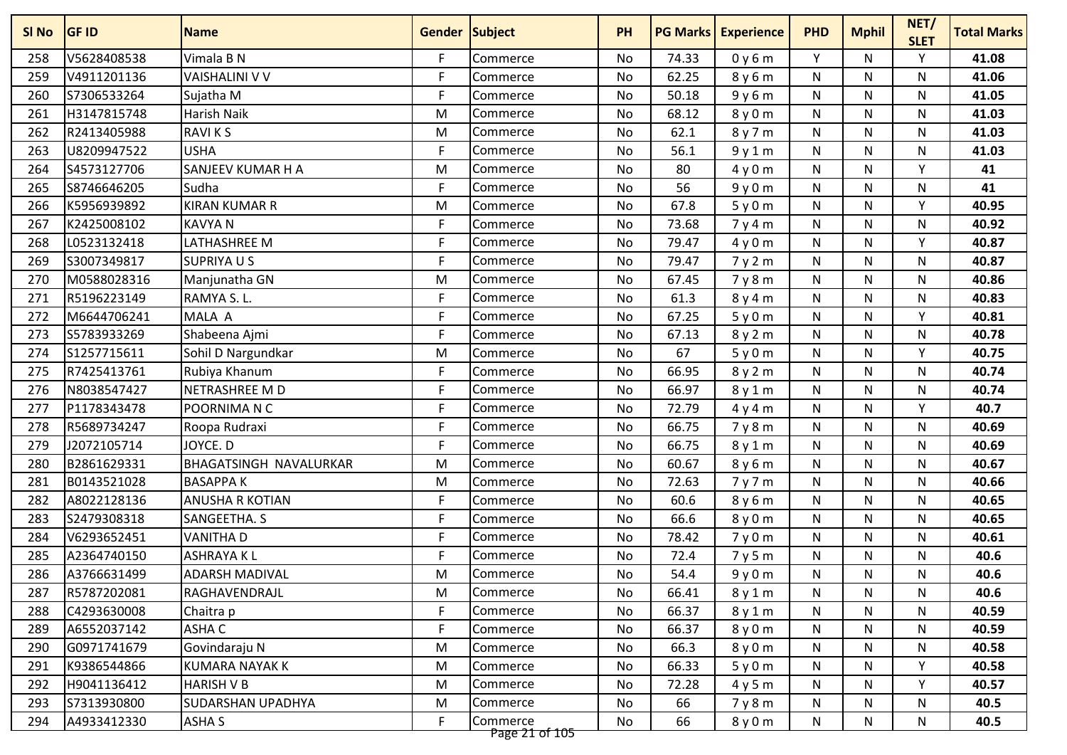| Sl No | GF ID | Name | Gender | Subject | PH | PG Marks | Experience | PHD | Mphil | NET/ SLET | Total Marks |
|---|---|---|---|---|---|---|---|---|---|---|---|
| 258 | V5628408538 | Vimala B N | F | Commerce | No | 74.33 | 0 y 6 m | Y | N | Y | **41.08** |
| 259 | V4911201136 | VAISHALINI V V | F | Commerce | No | 62.25 | 8 y 6 m | N | N | N | **41.06** |
| 260 | S7306533264 | Sujatha M | F | Commerce | No | 50.18 | 9 y 6 m | N | N | N | **41.05** |
| 261 | H3147815748 | Harish Naik | M | Commerce | No | 68.12 | 8 y 0 m | N | N | N | **41.03** |
| 262 | R2413405988 | RAVI K S | M | Commerce | No | 62.1 | 8 y 7 m | N | N | N | **41.03** |
| 263 | U8209947522 | USHA | F | Commerce | No | 56.1 | 9 y 1 m | N | N | N | **41.03** |
| 264 | S4573127706 | SANJEEV KUMAR H A | M | Commerce | No | 80 | 4 y 0 m | N | N | Y | **41** |
| 265 | S8746646205 | Sudha | F | Commerce | No | 56 | 9 y 0 m | N | N | N | **41** |
| 266 | K5956939892 | KIRAN KUMAR R | M | Commerce | No | 67.8 | 5 y 0 m | N | N | Y | **40.95** |
| 267 | K2425008102 | KAVYA N | F | Commerce | No | 73.68 | 7 y 4 m | N | N | N | **40.92** |
| 268 | L0523132418 | LATHASHREE M | F | Commerce | No | 79.47 | 4 y 0 m | N | N | Y | **40.87** |
| 269 | S3007349817 | SUPRIYA U S | F | Commerce | No | 79.47 | 7 y 2 m | N | N | N | **40.87** |
| 270 | M0588028316 | Manjunatha GN | M | Commerce | No | 67.45 | 7 y 8 m | N | N | N | **40.86** |
| 271 | R5196223149 | RAMYA S. L. | F | Commerce | No | 61.3 | 8 y 4 m | N | N | N | **40.83** |
| 272 | M6644706241 | MALA A | F | Commerce | No | 67.25 | 5 y 0 m | N | N | Y | **40.81** |
| 273 | S5783933269 | Shabeena Ajmi | F | Commerce | No | 67.13 | 8 y 2 m | N | N | N | **40.78** |
| 274 | S1257715611 | Sohil D Nargundkar | M | Commerce | No | 67 | 5 y 0 m | N | N | Y | **40.75** |
| 275 | R7425413761 | Rubiya Khanum | F | Commerce | No | 66.95 | 8 y 2 m | N | N | N | **40.74** |
| 276 | N8038547427 | NETRASHREE M D | F | Commerce | No | 66.97 | 8 y 1 m | N | N | N | **40.74** |
| 277 | P1178343478 | POORNIMA N C | F | Commerce | No | 72.79 | 4 y 4 m | N | N | Y | **40.7** |
| 278 | R5689734247 | Roopa Rudraxi | F | Commerce | No | 66.75 | 7 y 8 m | N | N | N | **40.69** |
| 279 | J2072105714 | JOYCE. D | F | Commerce | No | 66.75 | 8 y 1 m | N | N | N | **40.69** |
| 280 | B2861629331 | BHAGATSINGH NAVALURKAR | M | Commerce | No | 60.67 | 8 y 6 m | N | N | N | **40.67** |
| 281 | B0143521028 | BASAPPA K | M | Commerce | No | 72.63 | 7 y 7 m | N | N | N | **40.66** |
| 282 | A8022128136 | ANUSHA R KOTIAN | F | Commerce | No | 60.6 | 8 y 6 m | N | N | N | **40.65** |
| 283 | S2479308318 | SANGEETHA. S | F | Commerce | No | 66.6 | 8 y 0 m | N | N | N | **40.65** |
| 284 | V6293652451 | VANITHA D | F | Commerce | No | 78.42 | 7 y 0 m | N | N | N | **40.61** |
| 285 | A2364740150 | ASHRAYA K L | F | Commerce | No | 72.4 | 7 y 5 m | N | N | N | **40.6** |
| 286 | A3766631499 | ADARSH MADIVAL | M | Commerce | No | 54.4 | 9 y 0 m | N | N | N | **40.6** |
| 287 | R5787202081 | RAGHAVENDRAJL | M | Commerce | No | 66.41 | 8 y 1 m | N | N | N | **40.6** |
| 288 | C4293630008 | Chaitra p | F | Commerce | No | 66.37 | 8 y 1 m | N | N | N | **40.59** |
| 289 | A6552037142 | ASHA C | F | Commerce | No | 66.37 | 8 y 0 m | N | N | N | **40.59** |
| 290 | G0971741679 | Govindaraju N | M | Commerce | No | 66.3 | 8 y 0 m | N | N | N | **40.58** |
| 291 | K9386544866 | KUMARA NAYAK K | M | Commerce | No | 66.33 | 5 y 0 m | N | N | Y | **40.58** |
| 292 | H9041136412 | HARISH V B | M | Commerce | No | 72.28 | 4 y 5 m | N | N | Y | **40.57** |
| 293 | S7313930800 | SUDARSHAN UPADHYA | M | Commerce | No | 66 | 7 y 8 m | N | N | N | **40.5** |
| 294 | A4933412330 | ASHA S | F | Commerce | No | 66 | 8 y 0 m | N | N | N | **40.5** |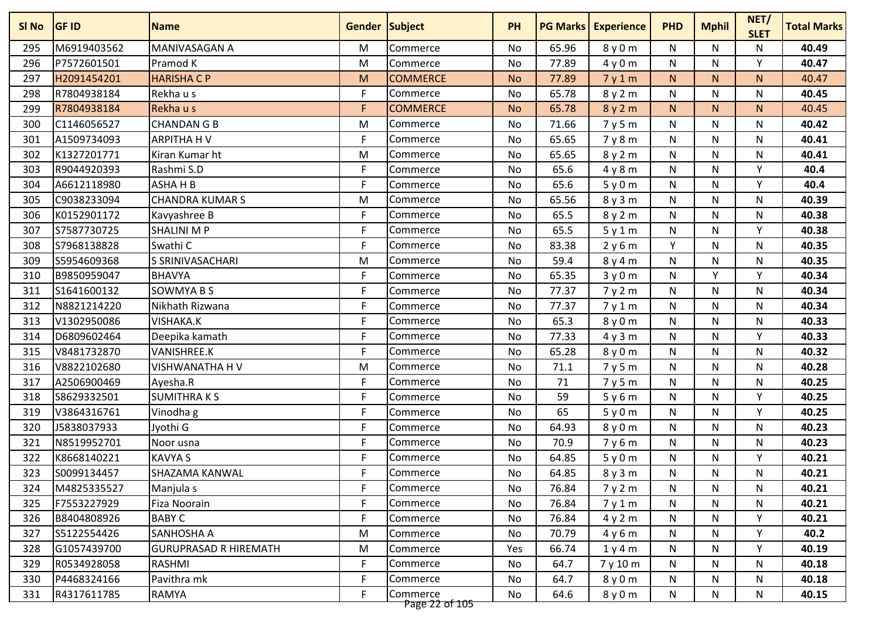| Sl No | GF ID | Name | Gender | Subject | PH | PG Marks | Experience | PHD | Mphil | NET/ SLET | Total Marks |
|---|---|---|---|---|---|---|---|---|---|---|---|
| 295 | M6919403562 | MANIVASAGAN A | M | Commerce | No | 65.96 | 8 y 0 m | N | N | N | **40.49** |
| 296 | P7572601501 | Pramod K | M | Commerce | No | 77.89 | 4 y 0 m | N | N | Y | **40.47** |
| 297 | H2091454201 | HARISHA C P | M | COMMERCE | No | 77.89 | 7 y 1 m | N | N | N | 40.47 |
| 298 | R7804938184 | Rekha u s | F | Commerce | No | 65.78 | 8 y 2 m | N | N | N | **40.45** |
| 299 | R7804938184 | Rekha u s | F | COMMERCE | No | 65.78 | 8 y 2 m | N | N | N | 40.45 |
| 300 | C1146056527 | CHANDAN G B | M | Commerce | No | 71.66 | 7 y 5 m | N | N | N | **40.42** |
| 301 | A1509734093 | ARPITHA H V | F | Commerce | No | 65.65 | 7 y 8 m | N | N | N | **40.41** |
| 302 | K1327201771 | Kiran Kumar ht | M | Commerce | No | 65.65 | 8 y 2 m | N | N | N | **40.41** |
| 303 | R9044920393 | Rashmi S.D | F | Commerce | No | 65.6 | 4 y 8 m | N | N | Y | **40.4** |
| 304 | A6612118980 | ASHA H B | F | Commerce | No | 65.6 | 5 y 0 m | N | N | Y | **40.4** |
| 305 | C9038233094 | CHANDRA KUMAR S | M | Commerce | No | 65.56 | 8 y 3 m | N | N | N | **40.39** |
| 306 | K0152901172 | Kavyashree B | F | Commerce | No | 65.5 | 8 y 2 m | N | N | N | **40.38** |
| 307 | S7587730725 | SHALINI M P | F | Commerce | No | 65.5 | 5 y 1 m | N | N | Y | **40.38** |
| 308 | S7968138828 | Swathi C | F | Commerce | No | 83.38 | 2 y 6 m | Y | N | N | **40.35** |
| 309 | S5954609368 | S SRINIVASACHARI | M | Commerce | No | 59.4 | 8 y 4 m | N | N | N | **40.35** |
| 310 | B9850959047 | BHAVYA | F | Commerce | No | 65.35 | 3 y 0 m | N | Y | Y | **40.34** |
| 311 | S1641600132 | SOWMYA B S | F | Commerce | No | 77.37 | 7 y 2 m | N | N | N | **40.34** |
| 312 | N8821214220 | Nikhath Rizwana | F | Commerce | No | 77.37 | 7 y 1 m | N | N | N | **40.34** |
| 313 | V1302950086 | VISHAKA.K | F | Commerce | No | 65.3 | 8 y 0 m | N | N | N | **40.33** |
| 314 | D6809602464 | Deepika kamath | F | Commerce | No | 77.33 | 4 y 3 m | N | N | Y | **40.33** |
| 315 | V8481732870 | VANISHREE.K | F | Commerce | No | 65.28 | 8 y 0 m | N | N | N | **40.32** |
| 316 | V8822102680 | VISHWANATHA H V | M | Commerce | No | 71.1 | 7 y 5 m | N | N | N | **40.28** |
| 317 | A2506900469 | Ayesha.R | F | Commerce | No | 71 | 7 y 5 m | N | N | N | **40.25** |
| 318 | S8629332501 | SUMITHRA K S | F | Commerce | No | 59 | 5 y 6 m | N | N | Y | **40.25** |
| 319 | V3864316761 | Vinodha g | F | Commerce | No | 65 | 5 y 0 m | N | N | Y | **40.25** |
| 320 | J5838037933 | Jyothi G | F | Commerce | No | 64.93 | 8 y 0 m | N | N | N | **40.23** |
| 321 | N8519952701 | Noor usna | F | Commerce | No | 70.9 | 7 y 6 m | N | N | N | **40.23** |
| 322 | K8668140221 | KAVYA S | F | Commerce | No | 64.85 | 5 y 0 m | N | N | Y | **40.21** |
| 323 | S0099134457 | SHAZAMA KANWAL | F | Commerce | No | 64.85 | 8 y 3 m | N | N | N | **40.21** |
| 324 | M4825335527 | Manjula s | F | Commerce | No | 76.84 | 7 y 2 m | N | N | N | **40.21** |
| 325 | F7553227929 | Fiza Noorain | F | Commerce | No | 76.84 | 7 y 1 m | N | N | N | **40.21** |
| 326 | B8404808926 | BABY C | F | Commerce | No | 76.84 | 4 y 2 m | N | N | Y | **40.21** |
| 327 | S5122554426 | SANHOSHA A | M | Commerce | No | 70.79 | 4 y 6 m | N | N | Y | **40.2** |
| 328 | G1057439700 | GURUPRASAD R HIREMATH | M | Commerce | Yes | 66.74 | 1 y 4 m | N | N | Y | **40.19** |
| 329 | R0534928058 | RASHMI | F | Commerce | No | 64.7 | 7 y 10 m | N | N | N | **40.18** |
| 330 | P4468324166 | Pavithra mk | F | Commerce | No | 64.7 | 8 y 0 m | N | N | N | **40.18** |
| 331 | R4317611785 | RAMYA | F | Commerce | No | 64.6 | 8 y 0 m | N | N | N | **40.15** |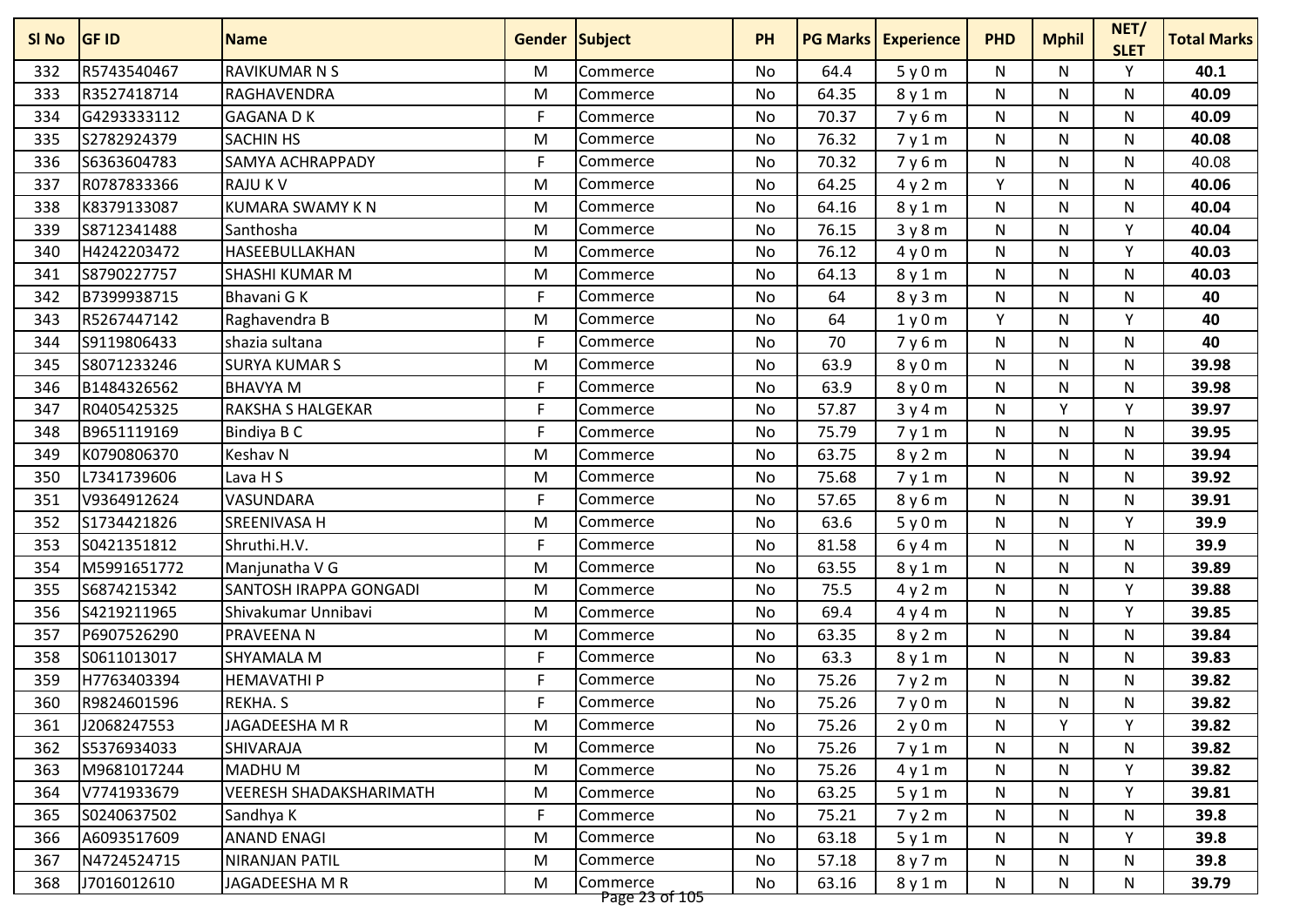| Sl No | GF ID | Name | Gender | Subject | PH | PG Marks | Experience | PHD | Mphil | NET/ SLET | Total Marks |
|---|---|---|---|---|---|---|---|---|---|---|---|
| 332 | R5743540467 | RAVIKUMAR N S | M | Commerce | No | 64.4 | 5 y 0 m | N | N | Y | **40.1** |
| 333 | R3527418714 | RAGHAVENDRA | M | Commerce | No | 64.35 | 8 y 1 m | N | N | N | **40.09** |
| 334 | G4293333112 | GAGANA D K | F | Commerce | No | 70.37 | 7 y 6 m | N | N | N | **40.09** |
| 335 | S2782924379 | SACHIN HS | M | Commerce | No | 76.32 | 7 y 1 m | N | N | N | **40.08** |
| 336 | S6363604783 | SAMYA ACHRAPPADY | F | Commerce | No | 70.32 | 7 y 6 m | N | N | N | 40.08 |
| 337 | R0787833366 | RAJU K V | M | Commerce | No | 64.25 | 4 y 2 m | Y | N | N | **40.06** |
| 338 | K8379133087 | KUMARA SWAMY K N | M | Commerce | No | 64.16 | 8 y 1 m | N | N | N | **40.04** |
| 339 | S8712341488 | Santhosha | M | Commerce | No | 76.15 | 3 y 8 m | N | N | Y | **40.04** |
| 340 | H4242203472 | HASEEBULLAKHAN | M | Commerce | No | 76.12 | 4 y 0 m | N | N | Y | **40.03** |
| 341 | S8790227757 | SHASHI KUMAR M | M | Commerce | No | 64.13 | 8 y 1 m | N | N | N | **40.03** |
| 342 | B7399938715 | Bhavani G K | F | Commerce | No | 64 | 8 y 3 m | N | N | N | **40** |
| 343 | R5267447142 | Raghavendra B | M | Commerce | No | 64 | 1 y 0 m | Y | N | Y | **40** |
| 344 | S9119806433 | shazia sultana | F | Commerce | No | 70 | 7 y 6 m | N | N | N | **40** |
| 345 | S8071233246 | SURYA KUMAR S | M | Commerce | No | 63.9 | 8 y 0 m | N | N | N | **39.98** |
| 346 | B1484326562 | BHAVYA M | F | Commerce | No | 63.9 | 8 y 0 m | N | N | N | **39.98** |
| 347 | R0405425325 | RAKSHA S HALGEKAR | F | Commerce | No | 57.87 | 3 y 4 m | N | Y | Y | **39.97** |
| 348 | B9651119169 | Bindiya B C | F | Commerce | No | 75.79 | 7 y 1 m | N | N | N | **39.95** |
| 349 | K0790806370 | Keshav N | M | Commerce | No | 63.75 | 8 y 2 m | N | N | N | **39.94** |
| 350 | L7341739606 | Lava H S | M | Commerce | No | 75.68 | 7 y 1 m | N | N | N | **39.92** |
| 351 | V9364912624 | VASUNDARA | F | Commerce | No | 57.65 | 8 y 6 m | N | N | N | **39.91** |
| 352 | S1734421826 | SREENIVASA H | M | Commerce | No | 63.6 | 5 y 0 m | N | N | Y | **39.9** |
| 353 | S0421351812 | Shruthi.H.V. | F | Commerce | No | 81.58 | 6 y 4 m | N | N | N | **39.9** |
| 354 | M5991651772 | Manjunatha V G | M | Commerce | No | 63.55 | 8 y 1 m | N | N | N | **39.89** |
| 355 | S6874215342 | SANTOSH IRAPPA GONGADI | M | Commerce | No | 75.5 | 4 y 2 m | N | N | Y | **39.88** |
| 356 | S4219211965 | Shivakumar Unnibavi | M | Commerce | No | 69.4 | 4 y 4 m | N | N | Y | **39.85** |
| 357 | P6907526290 | PRAVEENA N | M | Commerce | No | 63.35 | 8 y 2 m | N | N | N | **39.84** |
| 358 | S0611013017 | SHYAMALA M | F | Commerce | No | 63.3 | 8 y 1 m | N | N | N | **39.83** |
| 359 | H7763403394 | HEMAVATHI P | F | Commerce | No | 75.26 | 7 y 2 m | N | N | N | **39.82** |
| 360 | R9824601596 | REKHA. S | F | Commerce | No | 75.26 | 7 y 0 m | N | N | N | **39.82** |
| 361 | J2068247553 | JAGADEESHA M R | M | Commerce | No | 75.26 | 2 y 0 m | N | Y | Y | **39.82** |
| 362 | S5376934033 | SHIVARAJA | M | Commerce | No | 75.26 | 7 y 1 m | N | N | N | **39.82** |
| 363 | M9681017244 | MADHU M | M | Commerce | No | 75.26 | 4 y 1 m | N | N | Y | **39.82** |
| 364 | V7741933679 | VEERESH SHADAKSHARIMATH | M | Commerce | No | 63.25 | 5 y 1 m | N | N | Y | **39.81** |
| 365 | S0240637502 | Sandhya K | F | Commerce | No | 75.21 | 7 y 2 m | N | N | N | **39.8** |
| 366 | A6093517609 | ANAND ENAGI | M | Commerce | No | 63.18 | 5 y 1 m | N | N | Y | **39.8** |
| 367 | N4724524715 | NIRANJAN PATIL | M | Commerce | No | 57.18 | 8 y 7 m | N | N | N | **39.8** |
| 368 | J7016012610 | JAGADEESHA M R | M | Commerce | No | 63.16 | 8 y 1 m | N | N | N | **39.79** |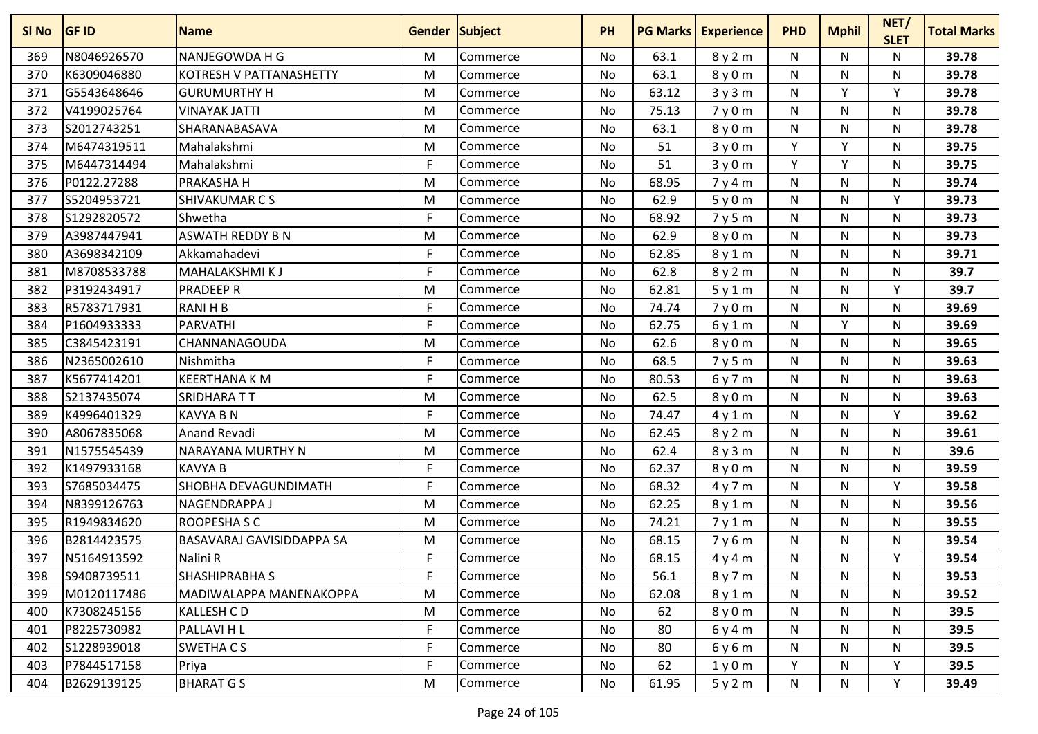| Sl No | GF ID | Name | Gender | Subject | PH | PG Marks | Experience | PHD | Mphil | NET/ SLET | Total Marks |
|---|---|---|---|---|---|---|---|---|---|---|---|
| 369 | N8046926570 | NANJEGOWDA H G | M | Commerce | No | 63.1 | 8 y 2 m | N | N | N | **39.78** |
| 370 | K6309046880 | KOTRESH V PATTANASHETTY | M | Commerce | No | 63.1 | 8 y 0 m | N | N | N | **39.78** |
| 371 | G5543648646 | GURUMURTHY H | M | Commerce | No | 63.12 | 3 y 3 m | N | Y | Y | **39.78** |
| 372 | V4199025764 | VINAYAK JATTI | M | Commerce | No | 75.13 | 7 y 0 m | N | N | N | **39.78** |
| 373 | S2012743251 | SHARANABASAVA | M | Commerce | No | 63.1 | 8 y 0 m | N | N | N | **39.78** |
| 374 | M6474319511 | Mahalakshmi | M | Commerce | No | 51 | 3 y 0 m | Y | Y | N | **39.75** |
| 375 | M6447314494 | Mahalakshmi | F | Commerce | No | 51 | 3 y 0 m | Y | Y | N | **39.75** |
| 376 | P0122.27288 | PRAKASHA H | M | Commerce | No | 68.95 | 7 y 4 m | N | N | N | **39.74** |
| 377 | S5204953721 | SHIVAKUMAR C S | M | Commerce | No | 62.9 | 5 y 0 m | N | N | Y | **39.73** |
| 378 | S1292820572 | Shwetha | F | Commerce | No | 68.92 | 7 y 5 m | N | N | N | **39.73** |
| 379 | A3987447941 | ASWATH REDDY B N | M | Commerce | No | 62.9 | 8 y 0 m | N | N | N | **39.73** |
| 380 | A3698342109 | Akkamahadevi | F | Commerce | No | 62.85 | 8 y 1 m | N | N | N | **39.71** |
| 381 | M8708533788 | MAHALAKSHMI K J | F | Commerce | No | 62.8 | 8 y 2 m | N | N | N | **39.7** |
| 382 | P3192434917 | PRADEEP R | M | Commerce | No | 62.81 | 5 y 1 m | N | N | Y | **39.7** |
| 383 | R5783717931 | RANI H B | F | Commerce | No | 74.74 | 7 y 0 m | N | N | N | **39.69** |
| 384 | P1604933333 | PARVATHI | F | Commerce | No | 62.75 | 6 y 1 m | N | Y | N | **39.69** |
| 385 | C3845423191 | CHANNANAGOUDA | M | Commerce | No | 62.6 | 8 y 0 m | N | N | N | **39.65** |
| 386 | N2365002610 | Nishmitha | F | Commerce | No | 68.5 | 7 y 5 m | N | N | N | **39.63** |
| 387 | K5677414201 | KEERTHANA K M | F | Commerce | No | 80.53 | 6 y 7 m | N | N | N | **39.63** |
| 388 | S2137435074 | SRIDHARA T T | M | Commerce | No | 62.5 | 8 y 0 m | N | N | N | **39.63** |
| 389 | K4996401329 | KAVYA B N | F | Commerce | No | 74.47 | 4 y 1 m | N | N | Y | **39.62** |
| 390 | A8067835068 | Anand Revadi | M | Commerce | No | 62.45 | 8 y 2 m | N | N | N | **39.61** |
| 391 | N1575545439 | NARAYANA MURTHY N | M | Commerce | No | 62.4 | 8 y 3 m | N | N | N | **39.6** |
| 392 | K1497933168 | KAVYA B | F | Commerce | No | 62.37 | 8 y 0 m | N | N | N | **39.59** |
| 393 | S7685034475 | SHOBHA DEVAGUNDIMATH | F | Commerce | No | 68.32 | 4 y 7 m | N | N | Y | **39.58** |
| 394 | N8399126763 | NAGENDRAPPA J | M | Commerce | No | 62.25 | 8 y 1 m | N | N | N | **39.56** |
| 395 | R1949834620 | ROOPESHA S C | M | Commerce | No | 74.21 | 7 y 1 m | N | N | N | **39.55** |
| 396 | B2814423575 | BASAVARAJ GAVISIDDAPPA SA | M | Commerce | No | 68.15 | 7 y 6 m | N | N | N | **39.54** |
| 397 | N5164913592 | Nalini R | F | Commerce | No | 68.15 | 4 y 4 m | N | N | Y | **39.54** |
| 398 | S9408739511 | SHASHIPRABHA S | F | Commerce | No | 56.1 | 8 y 7 m | N | N | N | **39.53** |
| 399 | M0120117486 | MADIWALAPPA MANENAKOPPA | M | Commerce | No | 62.08 | 8 y 1 m | N | N | N | **39.52** |
| 400 | K7308245156 | KALLESH C D | M | Commerce | No | 62 | 8 y 0 m | N | N | N | **39.5** |
| 401 | P8225730982 | PALLAVI H L | F | Commerce | No | 80 | 6 y 4 m | N | N | N | **39.5** |
| 402 | S1228939018 | SWETHA C S | F | Commerce | No | 80 | 6 y 6 m | N | N | N | **39.5** |
| 403 | P7844517158 | Priya | F | Commerce | No | 62 | 1 y 0 m | Y | N | Y | **39.5** |
| 404 | B2629139125 | BHARAT G S | M | Commerce | No | 61.95 | 5 y 2 m | N | N | Y | **39.49** |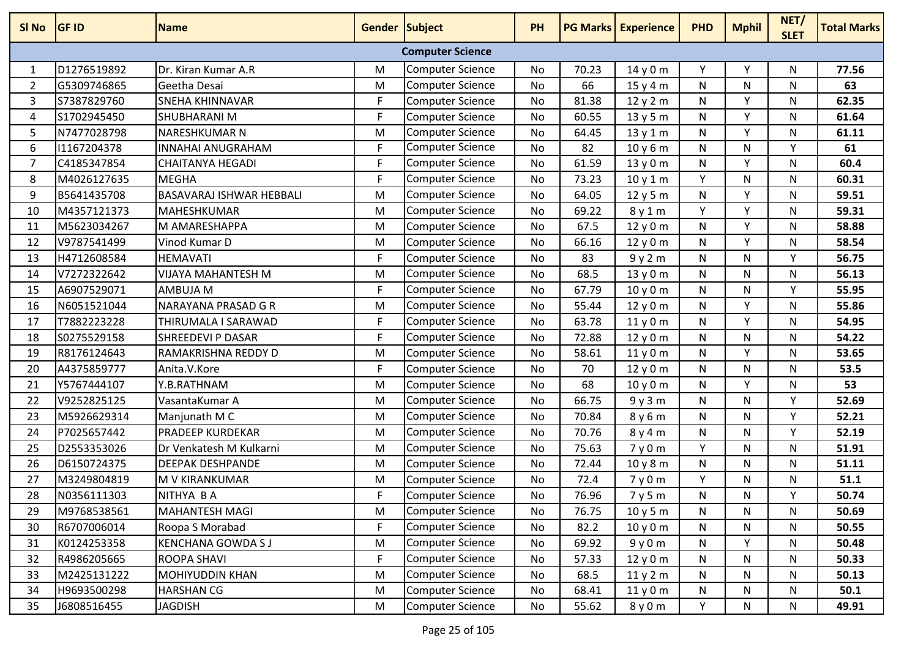| Sl No | GF ID | Name | Gender | Subject | PH | PG Marks | Experience | PHD | Mphil | NET/ SLET | Total Marks |
|---|---|---|---|---|---|---|---|---|---|---|---|
| | | | | **Computer Science** | | | | | | | |
| 1 | D1276519892 | Dr. Kiran Kumar A.R | M | Computer Science | No | 70.23 | 14 y 0 m | Y | Y | N | **77.56** |
| 2 | G5309746865 | Geetha Desai | M | Computer Science | No | 66 | 15 y 4 m | N | N | N | **63** |
| 3 | S7387829760 | SNEHA KHINNAVAR | F | Computer Science | No | 81.38 | 12 y 2 m | N | Y | N | **62.35** |
| 4 | S1702945450 | SHUBHARANI M | F | Computer Science | No | 60.55 | 13 y 5 m | N | Y | N | **61.64** |
| 5 | N7477028798 | NARESHKUMAR N | M | Computer Science | No | 64.45 | 13 y 1 m | N | Y | N | **61.11** |
| 6 | I1167204378 | INNAHAI ANUGRAHAM | F | Computer Science | No | 82 | 10 y 6 m | N | N | Y | **61** |
| 7 | C4185347854 | CHAITANYA HEGADI | F | Computer Science | No | 61.59 | 13 y 0 m | N | Y | N | **60.4** |
| 8 | M4026127635 | MEGHA | F | Computer Science | No | 73.23 | 10 y 1 m | Y | N | N | **60.31** |
| 9 | B5641435708 | BASAVARAJ ISHWAR HEBBALI | M | Computer Science | No | 64.05 | 12 y 5 m | N | Y | N | **59.51** |
| 10 | M4357121373 | MAHESHKUMAR | M | Computer Science | No | 69.22 | 8 y 1 m | Y | Y | N | **59.31** |
| 11 | M5623034267 | M AMARESHAPPA | M | Computer Science | No | 67.5 | 12 y 0 m | N | Y | N | **58.88** |
| 12 | V9787541499 | Vinod Kumar D | M | Computer Science | No | 66.16 | 12 y 0 m | N | Y | N | **58.54** |
| 13 | H4712608584 | HEMAVATI | F | Computer Science | No | 83 | 9 y 2 m | N | N | Y | **56.75** |
| 14 | V7272322642 | VIJAYA MAHANTESH M | M | Computer Science | No | 68.5 | 13 y 0 m | N | N | N | **56.13** |
| 15 | A6907529071 | AMBUJA M | F | Computer Science | No | 67.79 | 10 y 0 m | N | N | Y | **55.95** |
| 16 | N6051521044 | NARAYANA PRASAD G R | M | Computer Science | No | 55.44 | 12 y 0 m | N | Y | N | **55.86** |
| 17 | T7882223228 | THIRUMALA I SARAWAD | F | Computer Science | No | 63.78 | 11 y 0 m | N | Y | N | **54.95** |
| 18 | S0275529158 | SHREEDEVI P DASAR | F | Computer Science | No | 72.88 | 12 y 0 m | N | N | N | **54.22** |
| 19 | R8176124643 | RAMAKRISHNA REDDY D | M | Computer Science | No | 58.61 | 11 y 0 m | N | Y | N | **53.65** |
| 20 | A4375859777 | Anita.V.Kore | F | Computer Science | No | 70 | 12 y 0 m | N | N | N | **53.5** |
| 21 | Y5767444107 | Y.B.RATHNAM | M | Computer Science | No | 68 | 10 y 0 m | N | Y | N | **53** |
| 22 | V9252825125 | VasantaKumar A | M | Computer Science | No | 66.75 | 9 y 3 m | N | N | Y | **52.69** |
| 23 | M5926629314 | Manjunath M C | M | Computer Science | No | 70.84 | 8 y 6 m | N | N | Y | **52.21** |
| 24 | P7025657442 | PRADEEP KURDEKAR | M | Computer Science | No | 70.76 | 8 y 4 m | N | N | Y | **52.19** |
| 25 | D2553353026 | Dr Venkatesh M Kulkarni | M | Computer Science | No | 75.63 | 7 y 0 m | Y | N | N | **51.91** |
| 26 | D6150724375 | DEEPAK DESHPANDE | M | Computer Science | No | 72.44 | 10 y 8 m | N | N | N | **51.11** |
| 27 | M3249804819 | M V KIRANKUMAR | M | Computer Science | No | 72.4 | 7 y 0 m | Y | N | N | **51.1** |
| 28 | N0356111303 | NITHYA B A | F | Computer Science | No | 76.96 | 7 y 5 m | N | N | Y | **50.74** |
| 29 | M9768538561 | MAHANTESH MAGI | M | Computer Science | No | 76.75 | 10 y 5 m | N | N | N | **50.69** |
| 30 | R6707006014 | Roopa S Morabad | F | Computer Science | No | 82.2 | 10 y 0 m | N | N | N | **50.55** |
| 31 | K0124253358 | KENCHANA GOWDA S J | M | Computer Science | No | 69.92 | 9 y 0 m | N | Y | N | **50.48** |
| 32 | R4986205665 | ROOPA SHAVI | F | Computer Science | No | 57.33 | 12 y 0 m | N | N | N | **50.33** |
| 33 | M2425131222 | MOHIYUDDIN KHAN | M | Computer Science | No | 68.5 | 11 y 2 m | N | N | N | **50.13** |
| 34 | H9693500298 | HARSHAN CG | M | Computer Science | No | 68.41 | 11 y 0 m | N | N | N | **50.1** |
| 35 | J6808516455 | JAGDISH | M | Computer Science | No | 55.62 | 8 y 0 m | Y | N | N | **49.91** |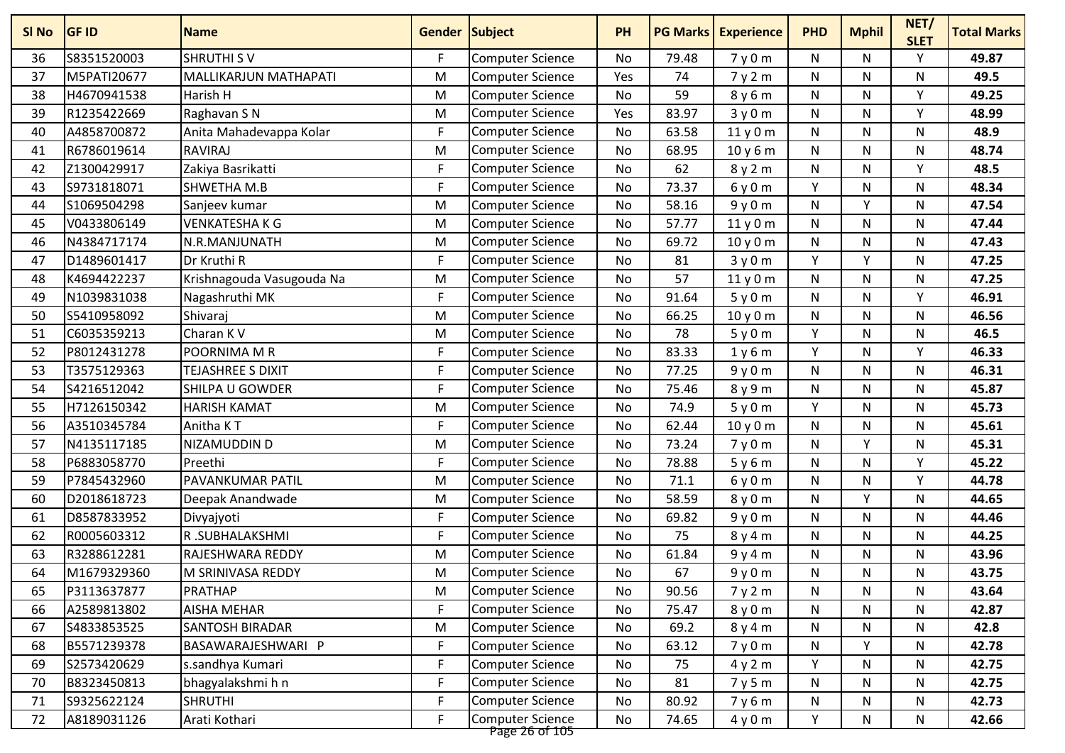| Sl No | GF ID | Name | Gender | Subject | PH | PG Marks | Experience | PHD | Mphil | NET/ SLET | Total Marks |
|---|---|---|---|---|---|---|---|---|---|---|---|
| 36 | S8351520003 | SHRUTHI S V | F | Computer Science | No | 79.48 | 7 y 0 m | N | N | Y | **49.87** |
| 37 | M5PATI20677 | MALLIKARJUN MATHAPATI | M | Computer Science | Yes | 74 | 7 y 2 m | N | N | N | **49.5** |
| 38 | H4670941538 | Harish H | M | Computer Science | No | 59 | 8 y 6 m | N | N | Y | **49.25** |
| 39 | R1235422669 | Raghavan S N | M | Computer Science | Yes | 83.97 | 3 y 0 m | N | N | Y | **48.99** |
| 40 | A4858700872 | Anita Mahadevappa Kolar | F | Computer Science | No | 63.58 | 11 y 0 m | N | N | N | **48.9** |
| 41 | R6786019614 | RAVIRAJ | M | Computer Science | No | 68.95 | 10 y 6 m | N | N | N | **48.74** |
| 42 | Z1300429917 | Zakiya Basrikatti | F | Computer Science | No | 62 | 8 y 2 m | N | N | Y | **48.5** |
| 43 | S9731818071 | SHWETHA M.B | F | Computer Science | No | 73.37 | 6 y 0 m | Y | N | N | **48.34** |
| 44 | S1069504298 | Sanjeev kumar | M | Computer Science | No | 58.16 | 9 y 0 m | N | Y | N | **47.54** |
| 45 | V0433806149 | VENKATESHA K G | M | Computer Science | No | 57.77 | 11 y 0 m | N | N | N | **47.44** |
| 46 | N4384717174 | N.R.MANJUNATH | M | Computer Science | No | 69.72 | 10 y 0 m | N | N | N | **47.43** |
| 47 | D1489601417 | Dr Kruthi R | F | Computer Science | No | 81 | 3 y 0 m | Y | Y | N | **47.25** |
| 48 | K4694422237 | Krishnagouda Vasugouda Na | M | Computer Science | No | 57 | 11 y 0 m | N | N | N | **47.25** |
| 49 | N1039831038 | Nagashruthi MK | F | Computer Science | No | 91.64 | 5 y 0 m | N | N | Y | **46.91** |
| 50 | S5410958092 | Shivaraj | M | Computer Science | No | 66.25 | 10 y 0 m | N | N | N | **46.56** |
| 51 | C6035359213 | Charan K V | M | Computer Science | No | 78 | 5 y 0 m | Y | N | N | **46.5** |
| 52 | P8012431278 | POORNIMA M R | F | Computer Science | No | 83.33 | 1 y 6 m | Y | N | Y | **46.33** |
| 53 | T3575129363 | TEJASHREE S DIXIT | F | Computer Science | No | 77.25 | 9 y 0 m | N | N | N | **46.31** |
| 54 | S4216512042 | SHILPA U GOWDER | F | Computer Science | No | 75.46 | 8 y 9 m | N | N | N | **45.87** |
| 55 | H7126150342 | HARISH KAMAT | M | Computer Science | No | 74.9 | 5 y 0 m | Y | N | N | **45.73** |
| 56 | A3510345784 | Anitha K T | F | Computer Science | No | 62.44 | 10 y 0 m | N | N | N | **45.61** |
| 57 | N4135117185 | NIZAMUDDIN D | M | Computer Science | No | 73.24 | 7 y 0 m | N | Y | N | **45.31** |
| 58 | P6883058770 | Preethi | F | Computer Science | No | 78.88 | 5 y 6 m | N | N | Y | **45.22** |
| 59 | P7845432960 | PAVANKUMAR PATIL | M | Computer Science | No | 71.1 | 6 y 0 m | N | N | Y | **44.78** |
| 60 | D2018618723 | Deepak Anandwade | M | Computer Science | No | 58.59 | 8 y 0 m | N | Y | N | **44.65** |
| 61 | D8587833952 | Divyajyoti | F | Computer Science | No | 69.82 | 9 y 0 m | N | N | N | **44.46** |
| 62 | R0005603312 | R .SUBHALAKSHMI | F | Computer Science | No | 75 | 8 y 4 m | N | N | N | **44.25** |
| 63 | R3288612281 | RAJESHWARA REDDY | M | Computer Science | No | 61.84 | 9 y 4 m | N | N | N | **43.96** |
| 64 | M1679329360 | M SRINIVASA REDDY | M | Computer Science | No | 67 | 9 y 0 m | N | N | N | **43.75** |
| 65 | P3113637877 | PRATHAP | M | Computer Science | No | 90.56 | 7 y 2 m | N | N | N | **43.64** |
| 66 | A2589813802 | AISHA MEHAR | F | Computer Science | No | 75.47 | 8 y 0 m | N | N | N | **42.87** |
| 67 | S4833853525 | SANTOSH BIRADAR | M | Computer Science | No | 69.2 | 8 y 4 m | N | N | N | **42.8** |
| 68 | B5571239378 | BASAWARAJESHWARI P | F | Computer Science | No | 63.12 | 7 y 0 m | N | Y | N | **42.78** |
| 69 | S2573420629 | s.sandhya Kumari | F | Computer Science | No | 75 | 4 y 2 m | Y | N | N | **42.75** |
| 70 | B8323450813 | bhagyalakshmi h n | F | Computer Science | No | 81 | 7 y 5 m | N | N | N | **42.75** |
| 71 | S9325622124 | SHRUTHI | F | Computer Science | No | 80.92 | 7 y 6 m | N | N | N | **42.73** |
| 72 | A8189031126 | Arati Kothari | F | Computer Science | No | 74.65 | 4 y 0 m | Y | N | N | **42.66** |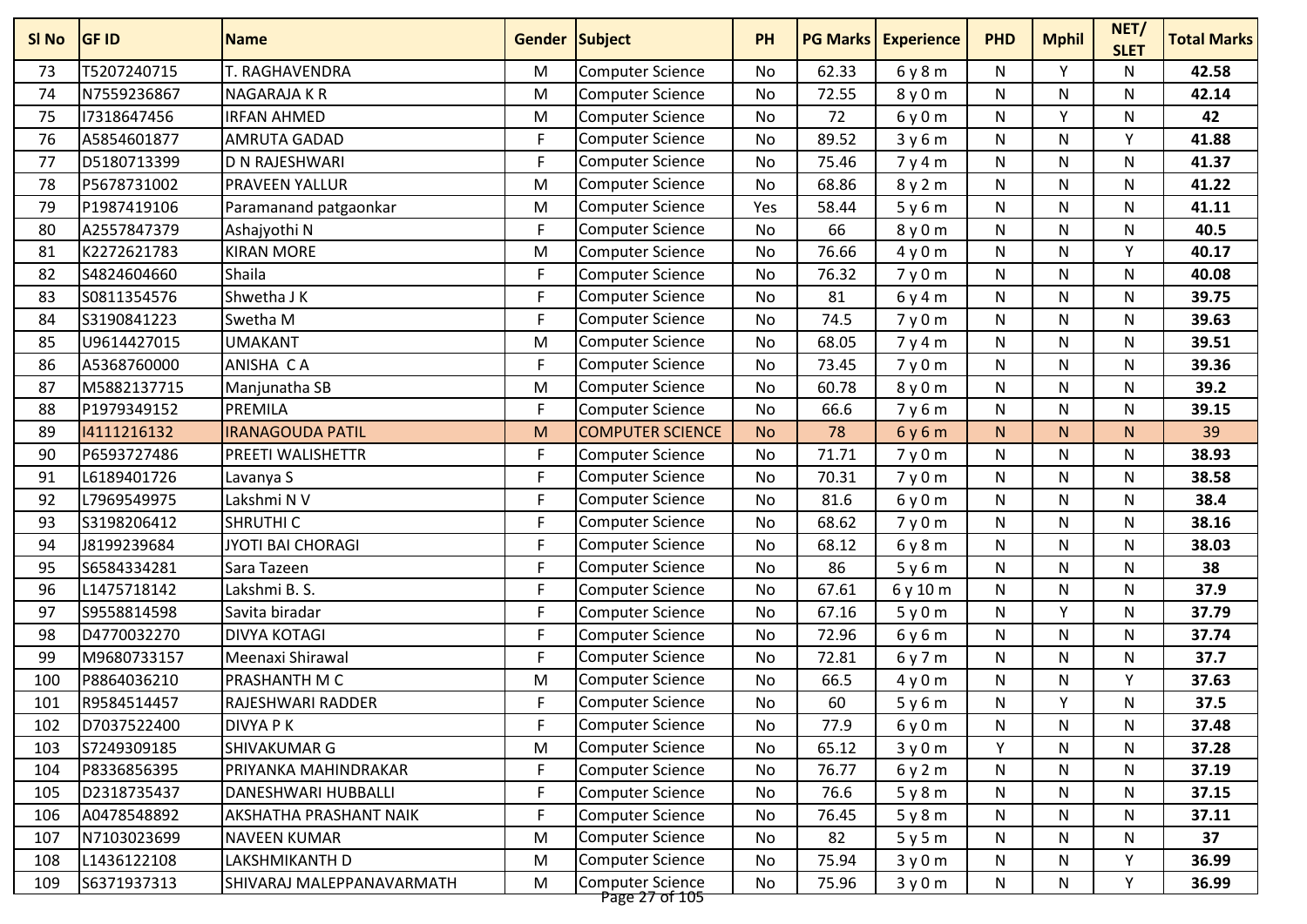| Sl No | GF ID | Name | Gender | Subject | PH | PG Marks | Experience | PHD | Mphil | NET/ SLET | Total Marks |
|---|---|---|---|---|---|---|---|---|---|---|---|
| 73 | T5207240715 | T. RAGHAVENDRA | M | Computer Science | No | 62.33 | 6 y 8 m | N | Y | N | **42.58** |
| 74 | N7559236867 | NAGARAJA K R | M | Computer Science | No | 72.55 | 8 y 0 m | N | N | N | **42.14** |
| 75 | I7318647456 | IRFAN AHMED | M | Computer Science | No | 72 | 6 y 0 m | N | Y | N | **42** |
| 76 | A5854601877 | AMRUTA GADAD | F | Computer Science | No | 89.52 | 3 y 6 m | N | N | Y | **41.88** |
| 77 | D5180713399 | D N RAJESHWARI | F | Computer Science | No | 75.46 | 7 y 4 m | N | N | N | **41.37** |
| 78 | P5678731002 | PRAVEEN YALLUR | M | Computer Science | No | 68.86 | 8 y 2 m | N | N | N | **41.22** |
| 79 | P1987419106 | Paramanand patgaonkar | M | Computer Science | Yes | 58.44 | 5 y 6 m | N | N | N | **41.11** |
| 80 | A2557847379 | Ashajyothi N | F | Computer Science | No | 66 | 8 y 0 m | N | N | N | **40.5** |
| 81 | K2272621783 | KIRAN MORE | M | Computer Science | No | 76.66 | 4 y 0 m | N | N | Y | **40.17** |
| 82 | S4824604660 | Shaila | F | Computer Science | No | 76.32 | 7 y 0 m | N | N | N | **40.08** |
| 83 | S0811354576 | Shwetha J K | F | Computer Science | No | 81 | 6 y 4 m | N | N | N | **39.75** |
| 84 | S3190841223 | Swetha M | F | Computer Science | No | 74.5 | 7 y 0 m | N | N | N | **39.63** |
| 85 | U9614427015 | UMAKANT | M | Computer Science | No | 68.05 | 7 y 4 m | N | N | N | **39.51** |
| 86 | A5368760000 | ANISHA C A | F | Computer Science | No | 73.45 | 7 y 0 m | N | N | N | **39.36** |
| 87 | M5882137715 | Manjunatha SB | M | Computer Science | No | 60.78 | 8 y 0 m | N | N | N | **39.2** |
| 88 | P1979349152 | PREMILA | F | Computer Science | No | 66.6 | 7 y 6 m | N | N | N | **39.15** |
| 89 | I4111216132 | IRANAGOUDA PATIL | M | COMPUTER SCIENCE | No | 78 | 6 y 6 m | N | N | N | 39 |
| 90 | P6593727486 | PREETI WALISHETTR | F | Computer Science | No | 71.71 | 7 y 0 m | N | N | N | **38.93** |
| 91 | L6189401726 | Lavanya S | F | Computer Science | No | 70.31 | 7 y 0 m | N | N | N | **38.58** |
| 92 | L7969549975 | Lakshmi N V | F | Computer Science | No | 81.6 | 6 y 0 m | N | N | N | **38.4** |
| 93 | S3198206412 | SHRUTHI C | F | Computer Science | No | 68.62 | 7 y 0 m | N | N | N | **38.16** |
| 94 | J8199239684 | JYOTI BAI CHORAGI | F | Computer Science | No | 68.12 | 6 y 8 m | N | N | N | **38.03** |
| 95 | S6584334281 | Sara Tazeen | F | Computer Science | No | 86 | 5 y 6 m | N | N | N | **38** |
| 96 | L1475718142 | Lakshmi B. S. | F | Computer Science | No | 67.61 | 6 y 10 m | N | N | N | **37.9** |
| 97 | S9558814598 | Savita biradar | F | Computer Science | No | 67.16 | 5 y 0 m | N | Y | N | **37.79** |
| 98 | D4770032270 | DIVYA KOTAGI | F | Computer Science | No | 72.96 | 6 y 6 m | N | N | N | **37.74** |
| 99 | M9680733157 | Meenaxi Shirawal | F | Computer Science | No | 72.81 | 6 y 7 m | N | N | N | **37.7** |
| 100 | P8864036210 | PRASHANTH M C | M | Computer Science | No | 66.5 | 4 y 0 m | N | N | Y | **37.63** |
| 101 | R9584514457 | RAJESHWARI RADDER | F | Computer Science | No | 60 | 5 y 6 m | N | Y | N | **37.5** |
| 102 | D7037522400 | DIVYA P K | F | Computer Science | No | 77.9 | 6 y 0 m | N | N | N | **37.48** |
| 103 | S7249309185 | SHIVAKUMAR G | M | Computer Science | No | 65.12 | 3 y 0 m | Y | N | N | **37.28** |
| 104 | P8336856395 | PRIYANKA MAHINDRAKAR | F | Computer Science | No | 76.77 | 6 y 2 m | N | N | N | **37.19** |
| 105 | D2318735437 | DANESHWARI HUBBALLI | F | Computer Science | No | 76.6 | 5 y 8 m | N | N | N | **37.15** |
| 106 | A0478548892 | AKSHATHA PRASHANT NAIK | F | Computer Science | No | 76.45 | 5 y 8 m | N | N | N | **37.11** |
| 107 | N7103023699 | NAVEEN KUMAR | M | Computer Science | No | 82 | 5 y 5 m | N | N | N | **37** |
| 108 | L1436122108 | LAKSHMIKANTH D | M | Computer Science | No | 75.94 | 3 y 0 m | N | N | Y | **36.99** |
| 109 | S6371937313 | SHIVARAJ MALEPPANAVARMATH | M | Computer Science | No | 75.96 | 3 y 0 m | N | N | Y | **36.99** |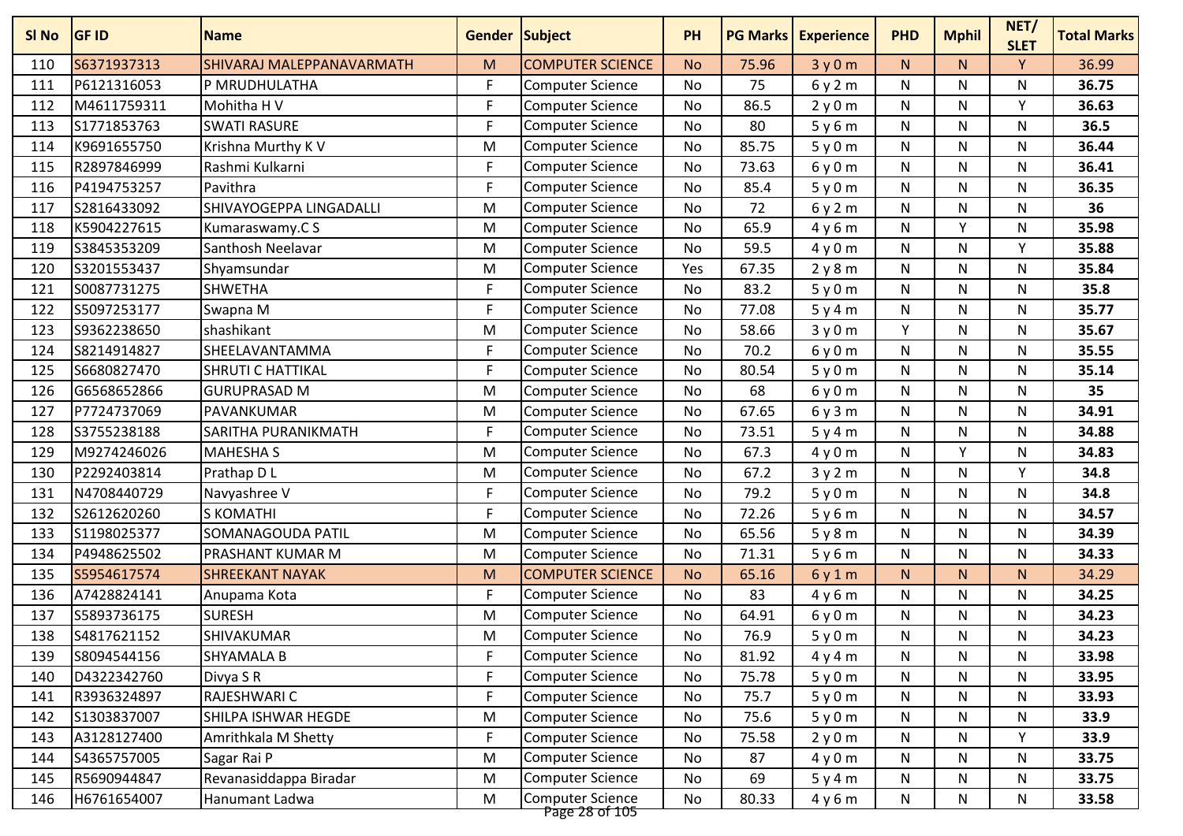| Sl No | GF ID | Name | Gender | Subject | PH | PG Marks | Experience | PHD | Mphil | NET/ SLET | Total Marks |
|---|---|---|---|---|---|---|---|---|---|---|---|
| 110 | S6371937313 | SHIVARAJ MALEPPANAVARMATH | M | COMPUTER SCIENCE | No | 75.96 | 3 y 0 m | N | N | Y | 36.99 |
| 111 | P6121316053 | P MRUDHULATHA | F | Computer Science | No | 75 | 6 y 2 m | N | N | N | **36.75** |
| 112 | M4611759311 | Mohitha H V | F | Computer Science | No | 86.5 | 2 y 0 m | N | N | Y | **36.63** |
| 113 | S1771853763 | SWATI RASURE | F | Computer Science | No | 80 | 5 y 6 m | N | N | N | **36.5** |
| 114 | K9691655750 | Krishna Murthy K V | M | Computer Science | No | 85.75 | 5 y 0 m | N | N | N | **36.44** |
| 115 | R2897846999 | Rashmi Kulkarni | F | Computer Science | No | 73.63 | 6 y 0 m | N | N | N | **36.41** |
| 116 | P4194753257 | Pavithra | F | Computer Science | No | 85.4 | 5 y 0 m | N | N | N | **36.35** |
| 117 | S2816433092 | SHIVAYOGEPPA LINGADALLI | M | Computer Science | No | 72 | 6 y 2 m | N | N | N | **36** |
| 118 | K5904227615 | Kumaraswamy.C S | M | Computer Science | No | 65.9 | 4 y 6 m | N | Y | N | **35.98** |
| 119 | S3845353209 | Santhosh Neelavar | M | Computer Science | No | 59.5 | 4 y 0 m | N | N | Y | **35.88** |
| 120 | S3201553437 | Shyamsundar | M | Computer Science | Yes | 67.35 | 2 y 8 m | N | N | N | **35.84** |
| 121 | S0087731275 | SHWETHA | F | Computer Science | No | 83.2 | 5 y 0 m | N | N | N | **35.8** |
| 122 | S5097253177 | Swapna M | F | Computer Science | No | 77.08 | 5 y 4 m | N | N | N | **35.77** |
| 123 | S9362238650 | shashikant | M | Computer Science | No | 58.66 | 3 y 0 m | Y | N | N | **35.67** |
| 124 | S8214914827 | SHEELAVANTAMMA | F | Computer Science | No | 70.2 | 6 y 0 m | N | N | N | **35.55** |
| 125 | S6680827470 | SHRUTI C HATTIKAL | F | Computer Science | No | 80.54 | 5 y 0 m | N | N | N | **35.14** |
| 126 | G6568652866 | GURUPRASAD M | M | Computer Science | No | 68 | 6 y 0 m | N | N | N | **35** |
| 127 | P7724737069 | PAVANKUMAR | M | Computer Science | No | 67.65 | 6 y 3 m | N | N | N | **34.91** |
| 128 | S3755238188 | SARITHA PURANIKMATH | F | Computer Science | No | 73.51 | 5 y 4 m | N | N | N | **34.88** |
| 129 | M9274246026 | MAHESHA S | M | Computer Science | No | 67.3 | 4 y 0 m | N | Y | N | **34.83** |
| 130 | P2292403814 | Prathap D L | M | Computer Science | No | 67.2 | 3 y 2 m | N | N | Y | **34.8** |
| 131 | N4708440729 | Navyashree V | F | Computer Science | No | 79.2 | 5 y 0 m | N | N | N | **34.8** |
| 132 | S2612620260 | S KOMATHI | F | Computer Science | No | 72.26 | 5 y 6 m | N | N | N | **34.57** |
| 133 | S1198025377 | SOMANAGOUDA PATIL | M | Computer Science | No | 65.56 | 5 y 8 m | N | N | N | **34.39** |
| 134 | P4948625502 | PRASHANT KUMAR M | M | Computer Science | No | 71.31 | 5 y 6 m | N | N | N | **34.33** |
| 135 | S5954617574 | SHREEKANT NAYAK | M | COMPUTER SCIENCE | No | 65.16 | 6 y 1 m | N | N | N | 34.29 |
| 136 | A7428824141 | Anupama Kota | F | Computer Science | No | 83 | 4 y 6 m | N | N | N | **34.25** |
| 137 | S5893736175 | SURESH | M | Computer Science | No | 64.91 | 6 y 0 m | N | N | N | **34.23** |
| 138 | S4817621152 | SHIVAKUMAR | M | Computer Science | No | 76.9 | 5 y 0 m | N | N | N | **34.23** |
| 139 | S8094544156 | SHYAMALA B | F | Computer Science | No | 81.92 | 4 y 4 m | N | N | N | **33.98** |
| 140 | D4322342760 | Divya S R | F | Computer Science | No | 75.78 | 5 y 0 m | N | N | N | **33.95** |
| 141 | R3936324897 | RAJESHWARI C | F | Computer Science | No | 75.7 | 5 y 0 m | N | N | N | **33.93** |
| 142 | S1303837007 | SHILPA ISHWAR HEGDE | M | Computer Science | No | 75.6 | 5 y 0 m | N | N | N | **33.9** |
| 143 | A3128127400 | Amrithkala M Shetty | F | Computer Science | No | 75.58 | 2 y 0 m | N | N | Y | **33.9** |
| 144 | S4365757005 | Sagar Rai P | M | Computer Science | No | 87 | 4 y 0 m | N | N | N | **33.75** |
| 145 | R5690944847 | Revanasiddappa Biradar | M | Computer Science | No | 69 | 5 y 4 m | N | N | N | **33.75** |
| 146 | H6761654007 | Hanumant Ladwa | M | Computer Science | No | 80.33 | 4 y 6 m | N | N | N | **33.58** |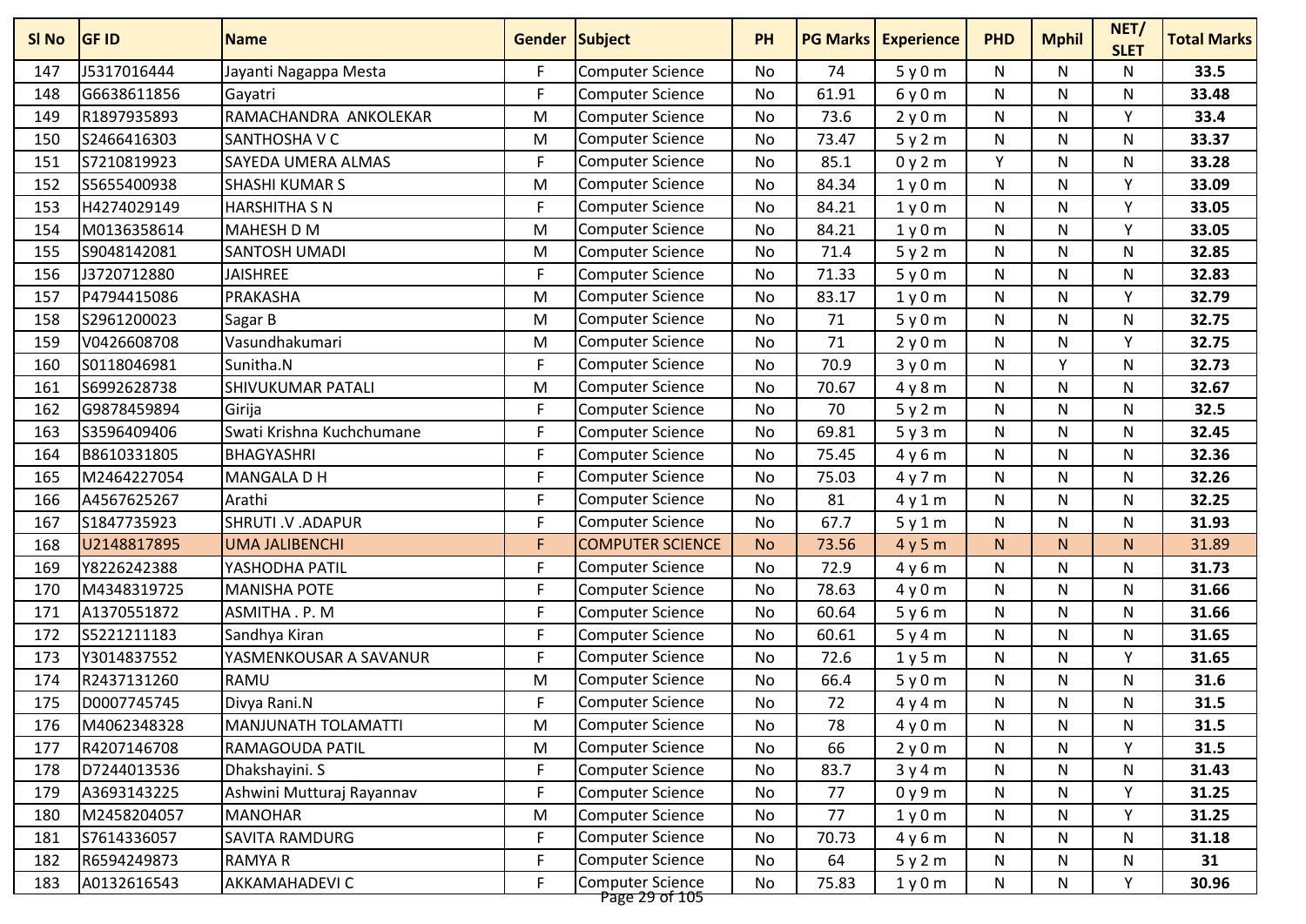| Sl No | GF ID | Name | Gender | Subject | PH | PG Marks | Experience | PHD | Mphil | NET/ SLET | Total Marks |
|---|---|---|---|---|---|---|---|---|---|---|---|
| 147 | J5317016444 | Jayanti Nagappa Mesta | F | Computer Science | No | 74 | 5 y 0 m | N | N | N | **33.5** |
| 148 | G6638611856 | Gayatri | F | Computer Science | No | 61.91 | 6 y 0 m | N | N | N | **33.48** |
| 149 | R1897935893 | RAMACHANDRA ANKOLEKAR | M | Computer Science | No | 73.6 | 2 y 0 m | N | N | Y | **33.4** |
| 150 | S2466416303 | SANTHOSHA V C | M | Computer Science | No | 73.47 | 5 y 2 m | N | N | N | **33.37** |
| 151 | S7210819923 | SAYEDA UMERA ALMAS | F | Computer Science | No | 85.1 | 0 y 2 m | Y | N | N | **33.28** |
| 152 | S5655400938 | SHASHI KUMAR S | M | Computer Science | No | 84.34 | 1 y 0 m | N | N | Y | **33.09** |
| 153 | H4274029149 | HARSHITHA S N | F | Computer Science | No | 84.21 | 1 y 0 m | N | N | Y | **33.05** |
| 154 | M0136358614 | MAHESH D M | M | Computer Science | No | 84.21 | 1 y 0 m | N | N | Y | **33.05** |
| 155 | S9048142081 | SANTOSH UMADI | M | Computer Science | No | 71.4 | 5 y 2 m | N | N | N | **32.85** |
| 156 | J3720712880 | JAISHREE | F | Computer Science | No | 71.33 | 5 y 0 m | N | N | N | **32.83** |
| 157 | P4794415086 | PRAKASHA | M | Computer Science | No | 83.17 | 1 y 0 m | N | N | Y | **32.79** |
| 158 | S2961200023 | Sagar B | M | Computer Science | No | 71 | 5 y 0 m | N | N | N | **32.75** |
| 159 | V0426608708 | Vasundhakumari | M | Computer Science | No | 71 | 2 y 0 m | N | N | Y | **32.75** |
| 160 | S0118046981 | Sunitha.N | F | Computer Science | No | 70.9 | 3 y 0 m | N | Y | N | **32.73** |
| 161 | S6992628738 | SHIVUKUMAR PATALI | M | Computer Science | No | 70.67 | 4 y 8 m | N | N | N | **32.67** |
| 162 | G9878459894 | Girija | F | Computer Science | No | 70 | 5 y 2 m | N | N | N | **32.5** |
| 163 | S3596409406 | Swati Krishna Kuchchumane | F | Computer Science | No | 69.81 | 5 y 3 m | N | N | N | **32.45** |
| 164 | B8610331805 | BHAGYASHRI | F | Computer Science | No | 75.45 | 4 y 6 m | N | N | N | **32.36** |
| 165 | M2464227054 | MANGALA D H | F | Computer Science | No | 75.03 | 4 y 7 m | N | N | N | **32.26** |
| 166 | A4567625267 | Arathi | F | Computer Science | No | 81 | 4 y 1 m | N | N | N | **32.25** |
| 167 | S1847735923 | SHRUTI .V .ADAPUR | F | Computer Science | No | 67.7 | 5 y 1 m | N | N | N | **31.93** |
| 168 | U2148817895 | UMA JALIBENCHI | F | COMPUTER SCIENCE | No | 73.56 | 4 y 5 m | N | N | N | 31.89 |
| 169 | Y8226242388 | YASHODHA PATIL | F | Computer Science | No | 72.9 | 4 y 6 m | N | N | N | **31.73** |
| 170 | M4348319725 | MANISHA POTE | F | Computer Science | No | 78.63 | 4 y 0 m | N | N | N | **31.66** |
| 171 | A1370551872 | ASMITHA . P. M | F | Computer Science | No | 60.64 | 5 y 6 m | N | N | N | **31.66** |
| 172 | S5221211183 | Sandhya Kiran | F | Computer Science | No | 60.61 | 5 y 4 m | N | N | N | **31.65** |
| 173 | Y3014837552 | YASMENKOUSAR A SAVANUR | F | Computer Science | No | 72.6 | 1 y 5 m | N | N | Y | **31.65** |
| 174 | R2437131260 | RAMU | M | Computer Science | No | 66.4 | 5 y 0 m | N | N | N | **31.6** |
| 175 | D0007745745 | Divya Rani.N | F | Computer Science | No | 72 | 4 y 4 m | N | N | N | **31.5** |
| 176 | M4062348328 | MANJUNATH TOLAMATTI | M | Computer Science | No | 78 | 4 y 0 m | N | N | N | **31.5** |
| 177 | R4207146708 | RAMAGOUDA PATIL | M | Computer Science | No | 66 | 2 y 0 m | N | N | Y | **31.5** |
| 178 | D7244013536 | Dhakshayini. S | F | Computer Science | No | 83.7 | 3 y 4 m | N | N | N | **31.43** |
| 179 | A3693143225 | Ashwini Mutturaj Rayannav | F | Computer Science | No | 77 | 0 y 9 m | N | N | Y | **31.25** |
| 180 | M2458204057 | MANOHAR | M | Computer Science | No | 77 | 1 y 0 m | N | N | Y | **31.25** |
| 181 | S7614336057 | SAVITA RAMDURG | F | Computer Science | No | 70.73 | 4 y 6 m | N | N | N | **31.18** |
| 182 | R6594249873 | RAMYA R | F | Computer Science | No | 64 | 5 y 2 m | N | N | N | **31** |
| 183 | A0132616543 | AKKAMAHADEVI C | F | Computer Science | No | 75.83 | 1 y 0 m | N | N | Y | **30.96** |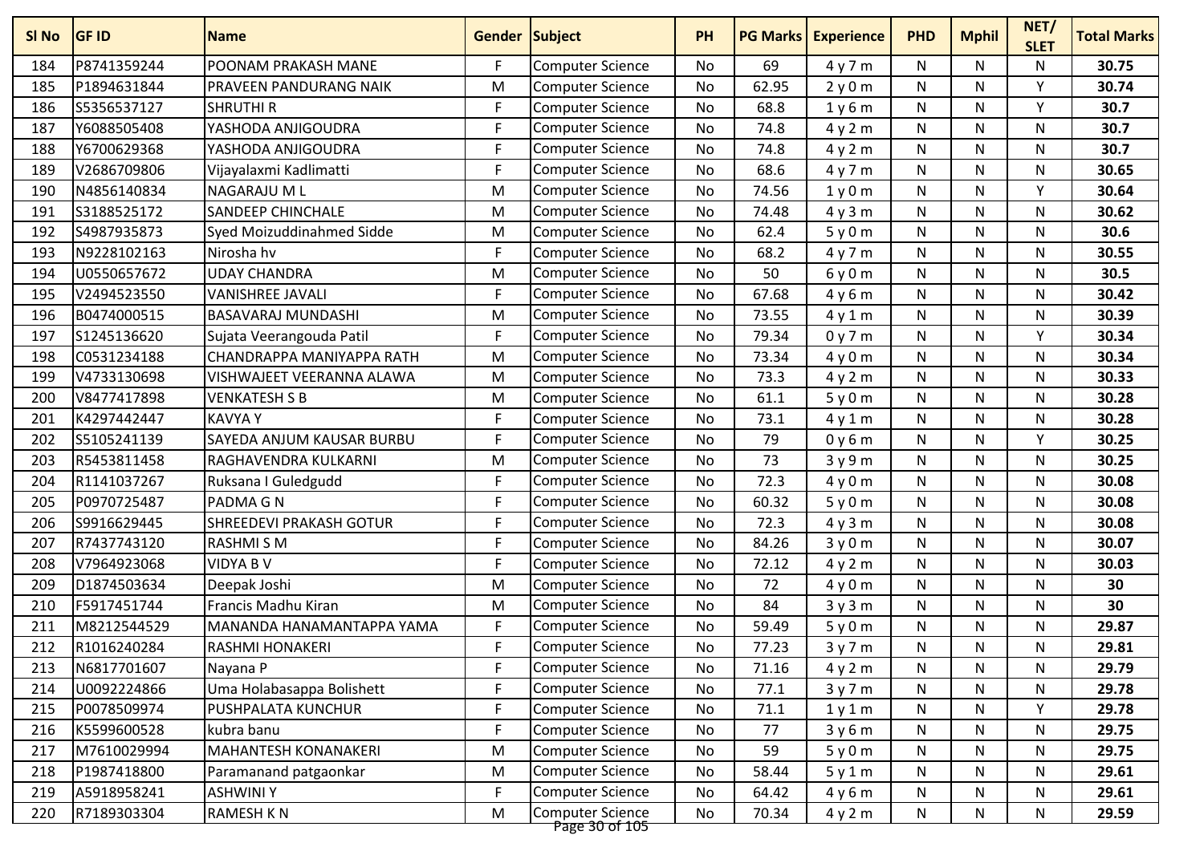| Sl No | GF ID | Name | Gender | Subject | PH | PG Marks | Experience | PHD | Mphil | NET/ SLET | Total Marks |
|---|---|---|---|---|---|---|---|---|---|---|---|
| 184 | P8741359244 | POONAM PRAKASH MANE | F | Computer Science | No | 69 | 4 y 7 m | N | N | N | **30.75** |
| 185 | P1894631844 | PRAVEEN PANDURANG NAIK | M | Computer Science | No | 62.95 | 2 y 0 m | N | N | Y | **30.74** |
| 186 | S5356537127 | SHRUTHI R | F | Computer Science | No | 68.8 | 1 y 6 m | N | N | Y | **30.7** |
| 187 | Y6088505408 | YASHODA ANJIGOUDRA | F | Computer Science | No | 74.8 | 4 y 2 m | N | N | N | **30.7** |
| 188 | Y6700629368 | YASHODA ANJIGOUDRA | F | Computer Science | No | 74.8 | 4 y 2 m | N | N | N | **30.7** |
| 189 | V2686709806 | Vijayalaxmi Kadlimatti | F | Computer Science | No | 68.6 | 4 y 7 m | N | N | N | **30.65** |
| 190 | N4856140834 | NAGARAJU M L | M | Computer Science | No | 74.56 | 1 y 0 m | N | N | Y | **30.64** |
| 191 | S3188525172 | SANDEEP CHINCHALE | M | Computer Science | No | 74.48 | 4 y 3 m | N | N | N | **30.62** |
| 192 | S4987935873 | Syed Moizuddinahmed Sidde | M | Computer Science | No | 62.4 | 5 y 0 m | N | N | N | **30.6** |
| 193 | N9228102163 | Nirosha hv | F | Computer Science | No | 68.2 | 4 y 7 m | N | N | N | **30.55** |
| 194 | U0550657672 | UDAY CHANDRA | M | Computer Science | No | 50 | 6 y 0 m | N | N | N | **30.5** |
| 195 | V2494523550 | VANISHREE JAVALI | F | Computer Science | No | 67.68 | 4 y 6 m | N | N | N | **30.42** |
| 196 | B0474000515 | BASAVARAJ MUNDASHI | M | Computer Science | No | 73.55 | 4 y 1 m | N | N | N | **30.39** |
| 197 | S1245136620 | Sujata Veerangouda Patil | F | Computer Science | No | 79.34 | 0 y 7 m | N | N | Y | **30.34** |
| 198 | C0531234188 | CHANDRAPPA MANIYAPPA RATH | M | Computer Science | No | 73.34 | 4 y 0 m | N | N | N | **30.34** |
| 199 | V4733130698 | VISHWAJEET VEERANNA ALAWA | M | Computer Science | No | 73.3 | 4 y 2 m | N | N | N | **30.33** |
| 200 | V8477417898 | VENKATESH S B | M | Computer Science | No | 61.1 | 5 y 0 m | N | N | N | **30.28** |
| 201 | K4297442447 | KAVYA Y | F | Computer Science | No | 73.1 | 4 y 1 m | N | N | N | **30.28** |
| 202 | S5105241139 | SAYEDA ANJUM KAUSAR BURBU | F | Computer Science | No | 79 | 0 y 6 m | N | N | Y | **30.25** |
| 203 | R5453811458 | RAGHAVENDRA KULKARNI | M | Computer Science | No | 73 | 3 y 9 m | N | N | N | **30.25** |
| 204 | R1141037267 | Ruksana I Guledgudd | F | Computer Science | No | 72.3 | 4 y 0 m | N | N | N | **30.08** |
| 205 | P0970725487 | PADMA G N | F | Computer Science | No | 60.32 | 5 y 0 m | N | N | N | **30.08** |
| 206 | S9916629445 | SHREEDEVI PRAKASH GOTUR | F | Computer Science | No | 72.3 | 4 y 3 m | N | N | N | **30.08** |
| 207 | R7437743120 | RASHMI S M | F | Computer Science | No | 84.26 | 3 y 0 m | N | N | N | **30.07** |
| 208 | V7964923068 | VIDYA B V | F | Computer Science | No | 72.12 | 4 y 2 m | N | N | N | **30.03** |
| 209 | D1874503634 | Deepak Joshi | M | Computer Science | No | 72 | 4 y 0 m | N | N | N | **30** |
| 210 | F5917451744 | Francis Madhu Kiran | M | Computer Science | No | 84 | 3 y 3 m | N | N | N | **30** |
| 211 | M8212544529 | MANANDA HANAMANTAPPA YAMA | F | Computer Science | No | 59.49 | 5 y 0 m | N | N | N | **29.87** |
| 212 | R1016240284 | RASHMI HONAKERI | F | Computer Science | No | 77.23 | 3 y 7 m | N | N | N | **29.81** |
| 213 | N6817701607 | Nayana P | F | Computer Science | No | 71.16 | 4 y 2 m | N | N | N | **29.79** |
| 214 | U0092224866 | Uma Holabasappa Bolishett | F | Computer Science | No | 77.1 | 3 y 7 m | N | N | N | **29.78** |
| 215 | P0078509974 | PUSHPALATA KUNCHUR | F | Computer Science | No | 71.1 | 1 y 1 m | N | N | Y | **29.78** |
| 216 | K5599600528 | kubra banu | F | Computer Science | No | 77 | 3 y 6 m | N | N | N | **29.75** |
| 217 | M7610029994 | MAHANTESH KONANAKERI | M | Computer Science | No | 59 | 5 y 0 m | N | N | N | **29.75** |
| 218 | P1987418800 | Paramanand patgaonkar | M | Computer Science | No | 58.44 | 5 y 1 m | N | N | N | **29.61** |
| 219 | A5918958241 | ASHWINI Y | F | Computer Science | No | 64.42 | 4 y 6 m | N | N | N | **29.61** |
| 220 | R7189303304 | RAMESH K N | M | Computer Science | No | 70.34 | 4 y 2 m | N | N | N | **29.59** |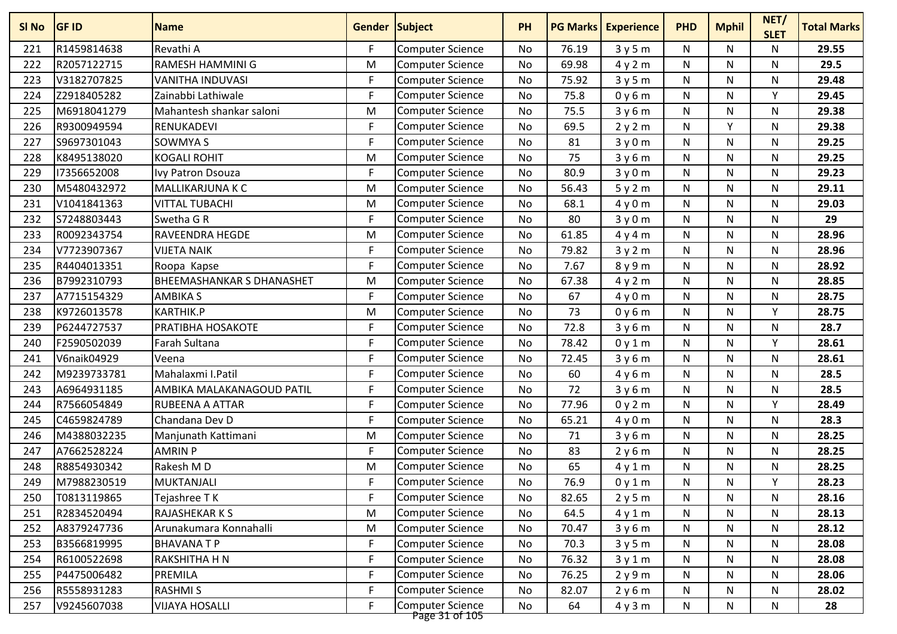| Sl No | GF ID | Name | Gender | Subject | PH | PG Marks | Experience | PHD | Mphil | NET/ SLET | Total Marks |
|---|---|---|---|---|---|---|---|---|---|---|---|
| 221 | R1459814638 | Revathi A | F | Computer Science | No | 76.19 | 3 y 5 m | N | N | N | **29.55** |
| 222 | R2057122715 | RAMESH HAMMINI G | M | Computer Science | No | 69.98 | 4 y 2 m | N | N | N | **29.5** |
| 223 | V3182707825 | VANITHA INDUVASI | F | Computer Science | No | 75.92 | 3 y 5 m | N | N | N | **29.48** |
| 224 | Z2918405282 | Zainabbi Lathiwale | F | Computer Science | No | 75.8 | 0 y 6 m | N | N | Y | **29.45** |
| 225 | M6918041279 | Mahantesh shankar saloni | M | Computer Science | No | 75.5 | 3 y 6 m | N | N | N | **29.38** |
| 226 | R9300949594 | RENUKADEVI | F | Computer Science | No | 69.5 | 2 y 2 m | N | Y | N | **29.38** |
| 227 | S9697301043 | SOWMYA S | F | Computer Science | No | 81 | 3 y 0 m | N | N | N | **29.25** |
| 228 | K8495138020 | KOGALI ROHIT | M | Computer Science | No | 75 | 3 y 6 m | N | N | N | **29.25** |
| 229 | I7356652008 | Ivy Patron Dsouza | F | Computer Science | No | 80.9 | 3 y 0 m | N | N | N | **29.23** |
| 230 | M5480432972 | MALLIKARJUNA K C | M | Computer Science | No | 56.43 | 5 y 2 m | N | N | N | **29.11** |
| 231 | V1041841363 | VITTAL TUBACHI | M | Computer Science | No | 68.1 | 4 y 0 m | N | N | N | **29.03** |
| 232 | S7248803443 | Swetha G R | F | Computer Science | No | 80 | 3 y 0 m | N | N | N | **29** |
| 233 | R0092343754 | RAVEENDRA HEGDE | M | Computer Science | No | 61.85 | 4 y 4 m | N | N | N | **28.96** |
| 234 | V7723907367 | VIJETA NAIK | F | Computer Science | No | 79.82 | 3 y 2 m | N | N | N | **28.96** |
| 235 | R4404013351 | Roopa Kapse | F | Computer Science | No | 7.67 | 8 y 9 m | N | N | N | **28.92** |
| 236 | B7992310793 | BHEEMASHANKAR S DHANASHET | M | Computer Science | No | 67.38 | 4 y 2 m | N | N | N | **28.85** |
| 237 | A7715154329 | AMBIKA S | F | Computer Science | No | 67 | 4 y 0 m | N | N | N | **28.75** |
| 238 | K9726013578 | KARTHIK.P | M | Computer Science | No | 73 | 0 y 6 m | N | N | Y | **28.75** |
| 239 | P6244727537 | PRATIBHA HOSAKOTE | F | Computer Science | No | 72.8 | 3 y 6 m | N | N | N | **28.7** |
| 240 | F2590502039 | Farah Sultana | F | Computer Science | No | 78.42 | 0 y 1 m | N | N | Y | **28.61** |
| 241 | V6naik04929 | Veena | F | Computer Science | No | 72.45 | 3 y 6 m | N | N | N | **28.61** |
| 242 | M9239733781 | Mahalaxmi I.Patil | F | Computer Science | No | 60 | 4 y 6 m | N | N | N | **28.5** |
| 243 | A6964931185 | AMBIKA MALAKANAGOUD PATIL | F | Computer Science | No | 72 | 3 y 6 m | N | N | N | **28.5** |
| 244 | R7566054849 | RUBEENA A ATTAR | F | Computer Science | No | 77.96 | 0 y 2 m | N | N | Y | **28.49** |
| 245 | C4659824789 | Chandana Dev D | F | Computer Science | No | 65.21 | 4 y 0 m | N | N | N | **28.3** |
| 246 | M4388032235 | Manjunath Kattimani | M | Computer Science | No | 71 | 3 y 6 m | N | N | N | **28.25** |
| 247 | A7662528224 | AMRIN P | F | Computer Science | No | 83 | 2 y 6 m | N | N | N | **28.25** |
| 248 | R8854930342 | Rakesh M D | M | Computer Science | No | 65 | 4 y 1 m | N | N | N | **28.25** |
| 249 | M7988230519 | MUKTANJALI | F | Computer Science | No | 76.9 | 0 y 1 m | N | N | Y | **28.23** |
| 250 | T0813119865 | Tejashree T K | F | Computer Science | No | 82.65 | 2 y 5 m | N | N | N | **28.16** |
| 251 | R2834520494 | RAJASHEKAR K S | M | Computer Science | No | 64.5 | 4 y 1 m | N | N | N | **28.13** |
| 252 | A8379247736 | Arunakumara Konnahalli | M | Computer Science | No | 70.47 | 3 y 6 m | N | N | N | **28.12** |
| 253 | B3566819995 | BHAVANA T P | F | Computer Science | No | 70.3 | 3 y 5 m | N | N | N | **28.08** |
| 254 | R6100522698 | RAKSHITHA H N | F | Computer Science | No | 76.32 | 3 y 1 m | N | N | N | **28.08** |
| 255 | P4475006482 | PREMILA | F | Computer Science | No | 76.25 | 2 y 9 m | N | N | N | **28.06** |
| 256 | R5558931283 | RASHMI S | F | Computer Science | No | 82.07 | 2 y 6 m | N | N | N | **28.02** |
| 257 | V9245607038 | VIJAYA HOSALLI | F | Computer Science | No | 64 | 4 y 3 m | N | N | N | **28** |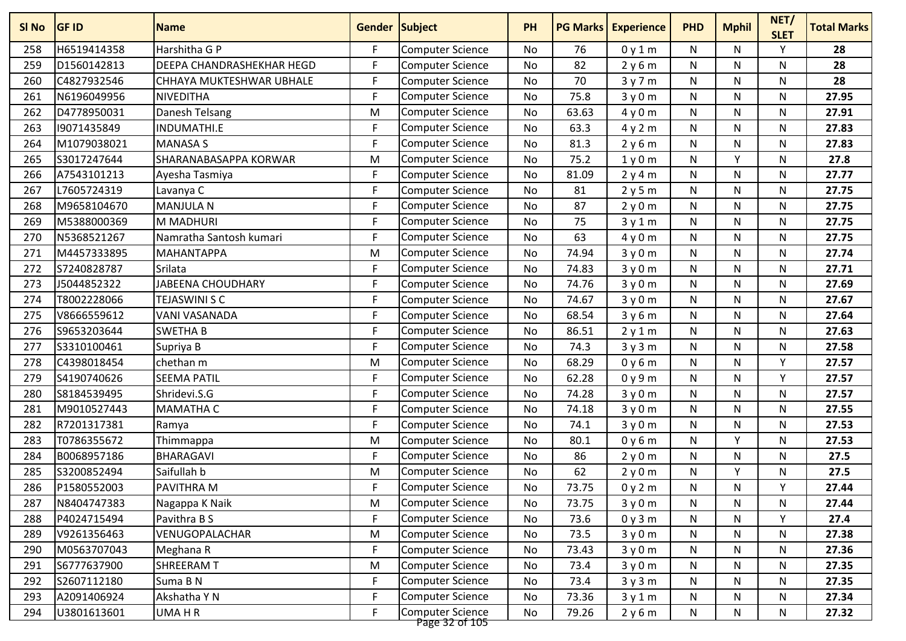| Sl No | GF ID | Name | Gender | Subject | PH | PG Marks | Experience | PHD | Mphil | NET/ SLET | Total Marks |
|---|---|---|---|---|---|---|---|---|---|---|---|
| 258 | H6519414358 | Harshitha G P | F | Computer Science | No | 76 | 0 y 1 m | N | N | Y | **28** |
| 259 | D1560142813 | DEEPA CHANDRASHEKHAR HEGD | F | Computer Science | No | 82 | 2 y 6 m | N | N | N | **28** |
| 260 | C4827932546 | CHHAYA MUKTESHWAR UBHALE | F | Computer Science | No | 70 | 3 y 7 m | N | N | N | **28** |
| 261 | N6196049956 | NIVEDITHA | F | Computer Science | No | 75.8 | 3 y 0 m | N | N | N | **27.95** |
| 262 | D4778950031 | Danesh Telsang | M | Computer Science | No | 63.63 | 4 y 0 m | N | N | N | **27.91** |
| 263 | I9071435849 | INDUMATHI.E | F | Computer Science | No | 63.3 | 4 y 2 m | N | N | N | **27.83** |
| 264 | M1079038021 | MANASA S | F | Computer Science | No | 81.3 | 2 y 6 m | N | N | N | **27.83** |
| 265 | S3017247644 | SHARANABASAPPA KORWAR | M | Computer Science | No | 75.2 | 1 y 0 m | N | Y | N | **27.8** |
| 266 | A7543101213 | Ayesha Tasmiya | F | Computer Science | No | 81.09 | 2 y 4 m | N | N | N | **27.77** |
| 267 | L7605724319 | Lavanya C | F | Computer Science | No | 81 | 2 y 5 m | N | N | N | **27.75** |
| 268 | M9658104670 | MANJULA N | F | Computer Science | No | 87 | 2 y 0 m | N | N | N | **27.75** |
| 269 | M5388000369 | M MADHURI | F | Computer Science | No | 75 | 3 y 1 m | N | N | N | **27.75** |
| 270 | N5368521267 | Namratha Santosh kumari | F | Computer Science | No | 63 | 4 y 0 m | N | N | N | **27.75** |
| 271 | M4457333895 | MAHANTAPPA | M | Computer Science | No | 74.94 | 3 y 0 m | N | N | N | **27.74** |
| 272 | S7240828787 | Srilata | F | Computer Science | No | 74.83 | 3 y 0 m | N | N | N | **27.71** |
| 273 | J5044852322 | JABEENA CHOUDHARY | F | Computer Science | No | 74.76 | 3 y 0 m | N | N | N | **27.69** |
| 274 | T8002228066 | TEJASWINI S C | F | Computer Science | No | 74.67 | 3 y 0 m | N | N | N | **27.67** |
| 275 | V8666559612 | VANI VASANADA | F | Computer Science | No | 68.54 | 3 y 6 m | N | N | N | **27.64** |
| 276 | S9653203644 | SWETHA B | F | Computer Science | No | 86.51 | 2 y 1 m | N | N | N | **27.63** |
| 277 | S3310100461 | Supriya B | F | Computer Science | No | 74.3 | 3 y 3 m | N | N | N | **27.58** |
| 278 | C4398018454 | chethan m | M | Computer Science | No | 68.29 | 0 y 6 m | N | N | Y | **27.57** |
| 279 | S4190740626 | SEEMA PATIL | F | Computer Science | No | 62.28 | 0 y 9 m | N | N | Y | **27.57** |
| 280 | S8184539495 | Shridevi.S.G | F | Computer Science | No | 74.28 | 3 y 0 m | N | N | N | **27.57** |
| 281 | M9010527443 | MAMATHA C | F | Computer Science | No | 74.18 | 3 y 0 m | N | N | N | **27.55** |
| 282 | R7201317381 | Ramya | F | Computer Science | No | 74.1 | 3 y 0 m | N | N | N | **27.53** |
| 283 | T0786355672 | Thimmappa | M | Computer Science | No | 80.1 | 0 y 6 m | N | Y | N | **27.53** |
| 284 | B0068957186 | BHARAGAVI | F | Computer Science | No | 86 | 2 y 0 m | N | N | N | **27.5** |
| 285 | S3200852494 | Saifullah b | M | Computer Science | No | 62 | 2 y 0 m | N | Y | N | **27.5** |
| 286 | P1580552003 | PAVITHRA M | F | Computer Science | No | 73.75 | 0 y 2 m | N | N | Y | **27.44** |
| 287 | N8404747383 | Nagappa K Naik | M | Computer Science | No | 73.75 | 3 y 0 m | N | N | N | **27.44** |
| 288 | P4024715494 | Pavithra B S | F | Computer Science | No | 73.6 | 0 y 3 m | N | N | Y | **27.4** |
| 289 | V9261356463 | VENUGOPALACHAR | M | Computer Science | No | 73.5 | 3 y 0 m | N | N | N | **27.38** |
| 290 | M0563707043 | Meghana R | F | Computer Science | No | 73.43 | 3 y 0 m | N | N | N | **27.36** |
| 291 | S6777637900 | SHREERAM T | M | Computer Science | No | 73.4 | 3 y 0 m | N | N | N | **27.35** |
| 292 | S2607112180 | Suma B N | F | Computer Science | No | 73.4 | 3 y 3 m | N | N | N | **27.35** |
| 293 | A2091406924 | Akshatha Y N | F | Computer Science | No | 73.36 | 3 y 1 m | N | N | N | **27.34** |
| 294 | U3801613601 | UMA H R | F | Computer Science | No | 79.26 | 2 y 6 m | N | N | N | **27.32** |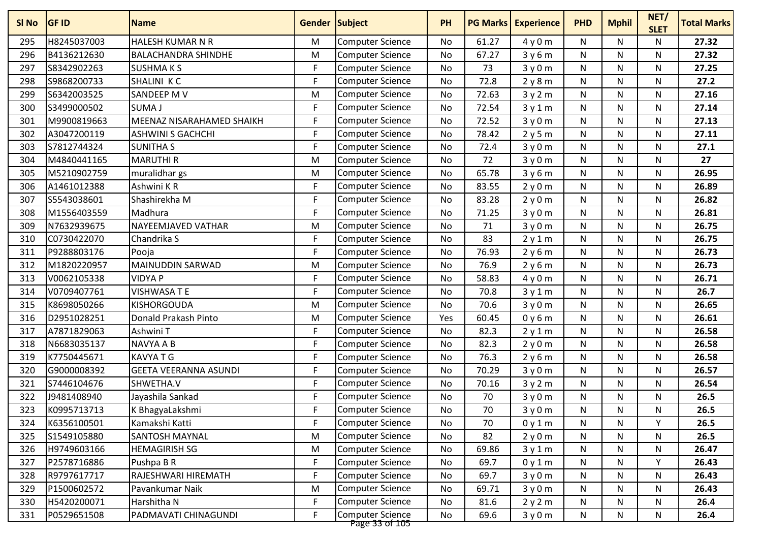| Sl No | GF ID | Name | Gender | Subject | PH | PG Marks | Experience | PHD | Mphil | NET/ SLET | Total Marks |
|---|---|---|---|---|---|---|---|---|---|---|---|
| 295 | H8245037003 | HALESH KUMAR N R | M | Computer Science | No | 61.27 | 4 y 0 m | N | N | N | **27.32** |
| 296 | B4136212630 | BALACHANDRA SHINDHE | M | Computer Science | No | 67.27 | 3 y 6 m | N | N | N | **27.32** |
| 297 | S8342902263 | SUSHMA K S | F | Computer Science | No | 73 | 3 y 0 m | N | N | N | **27.25** |
| 298 | S9868200733 | SHALINI K C | F | Computer Science | No | 72.8 | 2 y 8 m | N | N | N | **27.2** |
| 299 | S6342003525 | SANDEEP M V | M | Computer Science | No | 72.63 | 3 y 2 m | N | N | N | **27.16** |
| 300 | S3499000502 | SUMA J | F | Computer Science | No | 72.54 | 3 y 1 m | N | N | N | **27.14** |
| 301 | M9900819663 | MEENAZ NISARAHAMED SHAIKH | F | Computer Science | No | 72.52 | 3 y 0 m | N | N | N | **27.13** |
| 302 | A3047200119 | ASHWINI S GACHCHI | F | Computer Science | No | 78.42 | 2 y 5 m | N | N | N | **27.11** |
| 303 | S7812744324 | SUNITHA S | F | Computer Science | No | 72.4 | 3 y 0 m | N | N | N | **27.1** |
| 304 | M4840441165 | MARUTHI R | M | Computer Science | No | 72 | 3 y 0 m | N | N | N | **27** |
| 305 | M5210902759 | muralidhar gs | M | Computer Science | No | 65.78 | 3 y 6 m | N | N | N | **26.95** |
| 306 | A1461012388 | Ashwini K R | F | Computer Science | No | 83.55 | 2 y 0 m | N | N | N | **26.89** |
| 307 | S5543038601 | Shashirekha M | F | Computer Science | No | 83.28 | 2 y 0 m | N | N | N | **26.82** |
| 308 | M1556403559 | Madhura | F | Computer Science | No | 71.25 | 3 y 0 m | N | N | N | **26.81** |
| 309 | N7632939675 | NAYEEMJAVED VATHAR | M | Computer Science | No | 71 | 3 y 0 m | N | N | N | **26.75** |
| 310 | C0730422070 | Chandrika S | F | Computer Science | No | 83 | 2 y 1 m | N | N | N | **26.75** |
| 311 | P9288803176 | Pooja | F | Computer Science | No | 76.93 | 2 y 6 m | N | N | N | **26.73** |
| 312 | M1820220957 | MAINUDDIN SARWAD | M | Computer Science | No | 76.9 | 2 y 6 m | N | N | N | **26.73** |
| 313 | V0062105338 | VIDYA P | F | Computer Science | No | 58.83 | 4 y 0 m | N | N | N | **26.71** |
| 314 | V0709407761 | VISHWASA T E | F | Computer Science | No | 70.8 | 3 y 1 m | N | N | N | **26.7** |
| 315 | K8698050266 | KISHORGOUDA | M | Computer Science | No | 70.6 | 3 y 0 m | N | N | N | **26.65** |
| 316 | D2951028251 | Donald Prakash Pinto | M | Computer Science | Yes | 60.45 | 0 y 6 m | N | N | N | **26.61** |
| 317 | A7871829063 | Ashwini T | F | Computer Science | No | 82.3 | 2 y 1 m | N | N | N | **26.58** |
| 318 | N6683035137 | NAVYA A B | F | Computer Science | No | 82.3 | 2 y 0 m | N | N | N | **26.58** |
| 319 | K7750445671 | KAVYA T G | F | Computer Science | No | 76.3 | 2 y 6 m | N | N | N | **26.58** |
| 320 | G9000008392 | GEETA VEERANNA ASUNDI | F | Computer Science | No | 70.29 | 3 y 0 m | N | N | N | **26.57** |
| 321 | S7446104676 | SHWETHA.V | F | Computer Science | No | 70.16 | 3 y 2 m | N | N | N | **26.54** |
| 322 | J9481408940 | Jayashila Sankad | F | Computer Science | No | 70 | 3 y 0 m | N | N | N | **26.5** |
| 323 | K0995713713 | K BhagyaLakshmi | F | Computer Science | No | 70 | 3 y 0 m | N | N | N | **26.5** |
| 324 | K6356100501 | Kamakshi Katti | F | Computer Science | No | 70 | 0 y 1 m | N | N | Y | **26.5** |
| 325 | S1549105880 | SANTOSH MAYNAL | M | Computer Science | No | 82 | 2 y 0 m | N | N | N | **26.5** |
| 326 | H9749603166 | HEMAGIRISH SG | M | Computer Science | No | 69.86 | 3 y 1 m | N | N | N | **26.47** |
| 327 | P2578716886 | Pushpa B R | F | Computer Science | No | 69.7 | 0 y 1 m | N | N | Y | **26.43** |
| 328 | R9797617717 | RAJESHWARI HIREMATH | F | Computer Science | No | 69.7 | 3 y 0 m | N | N | N | **26.43** |
| 329 | P1500602572 | Pavankumar Naik | M | Computer Science | No | 69.71 | 3 y 0 m | N | N | N | **26.43** |
| 330 | H5420200071 | Harshitha N | F | Computer Science | No | 81.6 | 2 y 2 m | N | N | N | **26.4** |
| 331 | P0529651508 | PADMAVATI CHINAGUNDI | F | Computer Science | No | 69.6 | 3 y 0 m | N | N | N | **26.4** |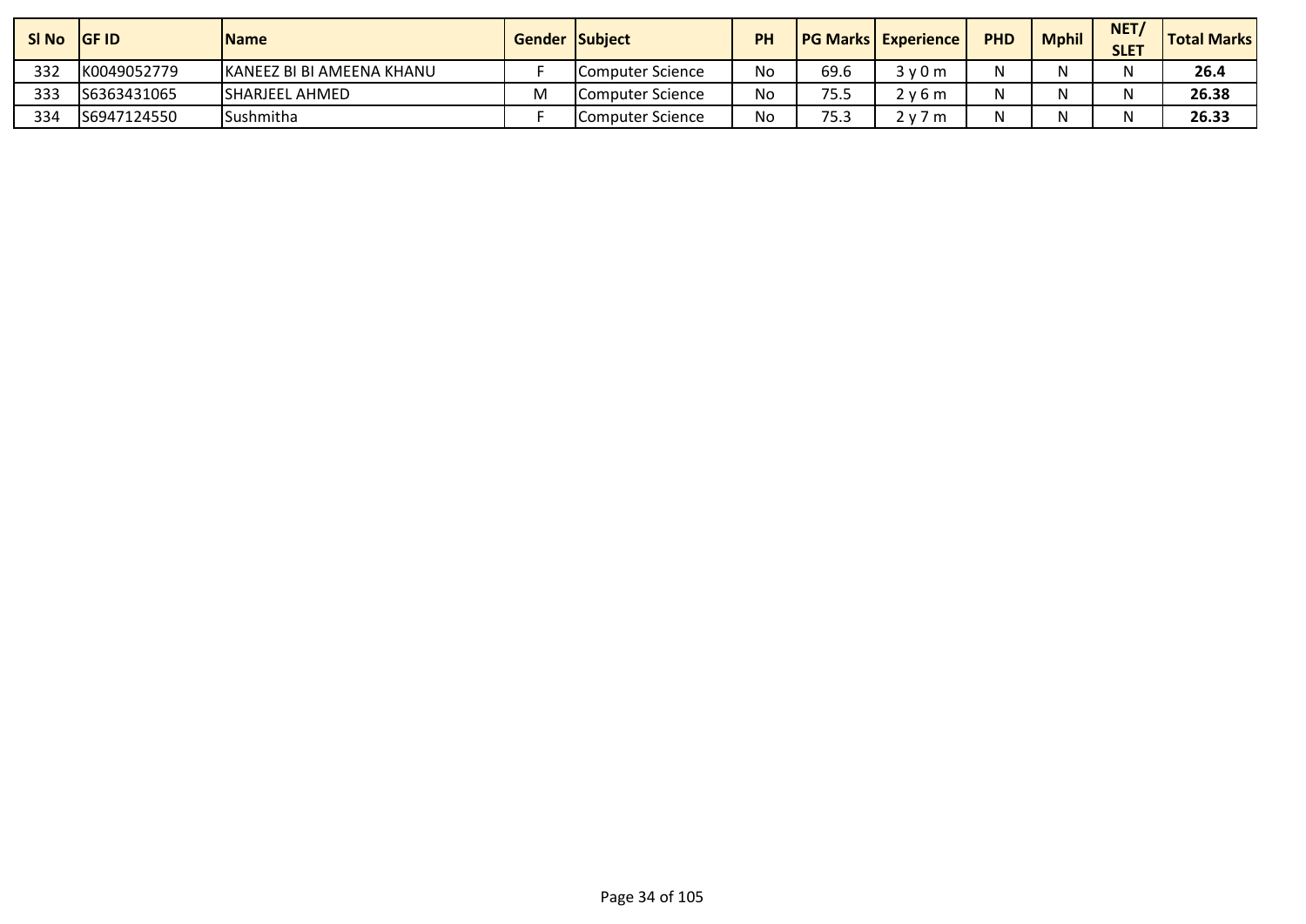| Sl No | GF ID | Name | Gender | Subject | PH | PG Marks | Experience | PHD | Mphil | NET/ SLET | Total Marks |
|---|---|---|---|---|---|---|---|---|---|---|---|
| 332 | K0049052779 | KANEEZ BI BI AMEENA KHANU | F | Computer Science | No | 69.6 | 3 y 0 m | N | N | N | **26.4** |
| 333 | S6363431065 | SHARJEEL AHMED | M | Computer Science | No | 75.5 | 2 y 6 m | N | N | N | **26.38** |
| 334 | S6947124550 | Sushmitha | F | Computer Science | No | 75.3 | 2 y 7 m | N | N | N | **26.33** |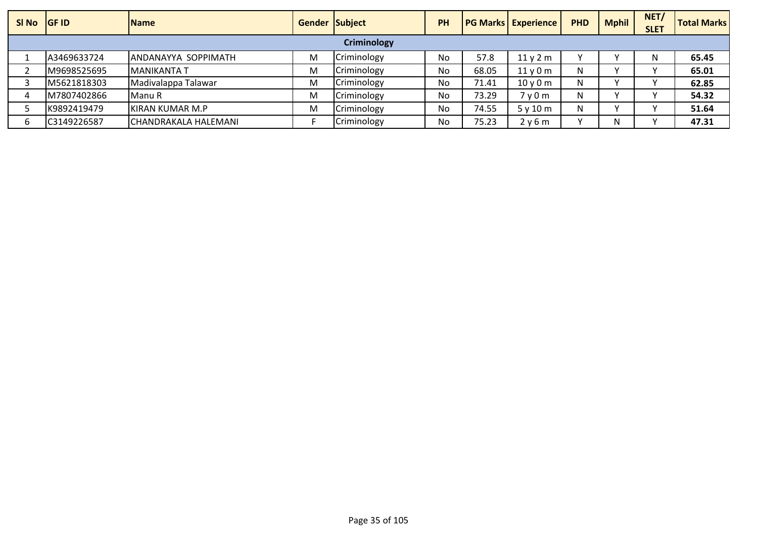| Sl No | GF ID | Name | Gender | Subject | PH | PG Marks | Experience | PHD | Mphil | NET/ SLET | Total Marks |
|---|---|---|---|---|---|---|---|---|---|---|---|
| **Criminology** | | | | | | | | | | | |
| 1 | A3469633724 | ANDANAYYA SOPPIMATH | M | Criminology | No | 57.8 | 11 y 2 m | Y | Y | N | **65.45** |
| 2 | M9698525695 | MANIKANTA T | M | Criminology | No | 68.05 | 11 y 0 m | N | Y | Y | **65.01** |
| 3 | M5621818303 | Madivalappa Talawar | M | Criminology | No | 71.41 | 10 y 0 m | N | Y | Y | **62.85** |
| 4 | M7807402866 | Manu R | M | Criminology | No | 73.29 | 7 y 0 m | N | Y | Y | **54.32** |
| 5 | K9892419479 | KIRAN KUMAR M.P | M | Criminology | No | 74.55 | 5 y 10 m | N | Y | Y | **51.64** |
| 6 | C3149226587 | CHANDRAKALA HALEMANI | F | Criminology | No | 75.23 | 2 y 6 m | Y | N | Y | **47.31** |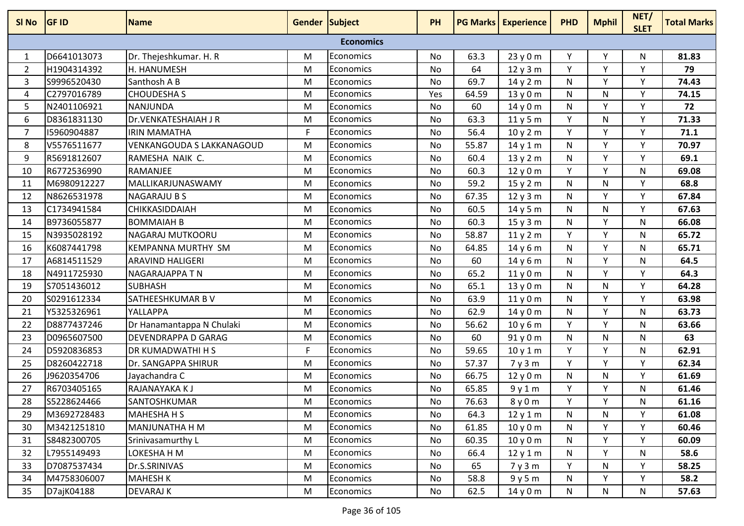| Sl No | GF ID | Name | Gender | Subject | PH | PG Marks | Experience | PHD | Mphil | NET/ SLET | Total Marks |
|---|---|---|---|---|---|---|---|---|---|---|---|
| **Economics** | | | | | | | | | | | |
| 1 | D6641013073 | Dr. Thejeshkumar. H. R | M | Economics | No | 63.3 | 23 y 0 m | Y | Y | N | **81.83** |
| 2 | H1904314392 | H. HANUMESH | M | Economics | No | 64 | 12 y 3 m | Y | Y | Y | **79** |
| 3 | S9996520430 | Santhosh A B | M | Economics | No | 69.7 | 14 y 2 m | N | Y | Y | **74.43** |
| 4 | C2797016789 | CHOUDESHA S | M | Economics | Yes | 64.59 | 13 y 0 m | N | N | Y | **74.15** |
| 5 | N2401106921 | NANJUNDA | M | Economics | No | 60 | 14 y 0 m | N | Y | Y | **72** |
| 6 | D8361831130 | Dr.VENKATESHAIAH J R | M | Economics | No | 63.3 | 11 y 5 m | Y | N | Y | **71.33** |
| 7 | I5960904887 | IRIN MAMATHA | F | Economics | No | 56.4 | 10 y 2 m | Y | Y | Y | **71.1** |
| 8 | V5576511677 | VENKANGOUDA S LAKKANAGOUD | M | Economics | No | 55.87 | 14 y 1 m | N | Y | Y | **70.97** |
| 9 | R5691812607 | RAMESHA NAIK C. | M | Economics | No | 60.4 | 13 y 2 m | N | Y | Y | **69.1** |
| 10 | R6772536990 | RAMANJEE | M | Economics | No | 60.3 | 12 y 0 m | Y | Y | N | **69.08** |
| 11 | M6980912227 | MALLIKARJUNASWAMY | M | Economics | No | 59.2 | 15 y 2 m | N | N | Y | **68.8** |
| 12 | N8626531978 | NAGARAJU B S | M | Economics | No | 67.35 | 12 y 3 m | N | Y | Y | **67.84** |
| 13 | C1734941584 | CHIKKASIDDAIAH | M | Economics | No | 60.5 | 14 y 5 m | N | N | Y | **67.63** |
| 14 | B9736055877 | BOMMAIAH B | M | Economics | No | 60.3 | 15 y 3 m | N | Y | N | **66.08** |
| 15 | N3935028192 | NAGARAJ MUTKOORU | M | Economics | No | 58.87 | 11 y 2 m | Y | Y | N | **65.72** |
| 16 | K6087441798 | KEMPANNA MURTHY SM | M | Economics | No | 64.85 | 14 y 6 m | N | Y | N | **65.71** |
| 17 | A6814511529 | ARAVIND HALIGERI | M | Economics | No | 60 | 14 y 6 m | N | Y | N | **64.5** |
| 18 | N4911725930 | NAGARAJAPPA T N | M | Economics | No | 65.2 | 11 y 0 m | N | Y | Y | **64.3** |
| 19 | S7051436012 | SUBHASH | M | Economics | No | 65.1 | 13 y 0 m | N | N | Y | **64.28** |
| 20 | S0291612334 | SATHEESHKUMAR B V | M | Economics | No | 63.9 | 11 y 0 m | N | Y | Y | **63.98** |
| 21 | Y5325326961 | YALLAPPA | M | Economics | No | 62.9 | 14 y 0 m | N | Y | N | **63.73** |
| 22 | D8877437246 | Dr Hanamantappa N Chulaki | M | Economics | No | 56.62 | 10 y 6 m | Y | Y | N | **63.66** |
| 23 | D0965607500 | DEVENDRAPPA D GARAG | M | Economics | No | 60 | 91 y 0 m | N | N | N | **63** |
| 24 | D5920836853 | DR KUMADWATHI H S | F | Economics | No | 59.65 | 10 y 1 m | Y | Y | N | **62.91** |
| 25 | D8260422718 | Dr. SANGAPPA SHIRUR | M | Economics | No | 57.37 | 7 y 3 m | Y | Y | Y | **62.34** |
| 26 | J9620354706 | Jayachandra C | M | Economics | No | 66.75 | 12 y 0 m | N | N | Y | **61.69** |
| 27 | R6703405165 | RAJANAYAKA K J | M | Economics | No | 65.85 | 9 y 1 m | Y | Y | N | **61.46** |
| 28 | S5228624466 | SANTOSHKUMAR | M | Economics | No | 76.63 | 8 y 0 m | Y | Y | N | **61.16** |
| 29 | M3692728483 | MAHESHA H S | M | Economics | No | 64.3 | 12 y 1 m | N | N | Y | **61.08** |
| 30 | M3421251810 | MANJUNATHA H M | M | Economics | No | 61.85 | 10 y 0 m | N | Y | Y | **60.46** |
| 31 | S8482300705 | Srinivasamurthy L | M | Economics | No | 60.35 | 10 y 0 m | N | Y | Y | **60.09** |
| 32 | L7955149493 | LOKESHA H M | M | Economics | No | 66.4 | 12 y 1 m | N | Y | N | **58.6** |
| 33 | D7087537434 | Dr.S.SRINIVAS | M | Economics | No | 65 | 7 y 3 m | Y | N | Y | **58.25** |
| 34 | M4758306007 | MAHESH K | M | Economics | No | 58.8 | 9 y 5 m | N | Y | Y | **58.2** |
| 35 | D7ajK04188 | DEVARAJ K | M | Economics | No | 62.5 | 14 y 0 m | N | N | N | **57.63** |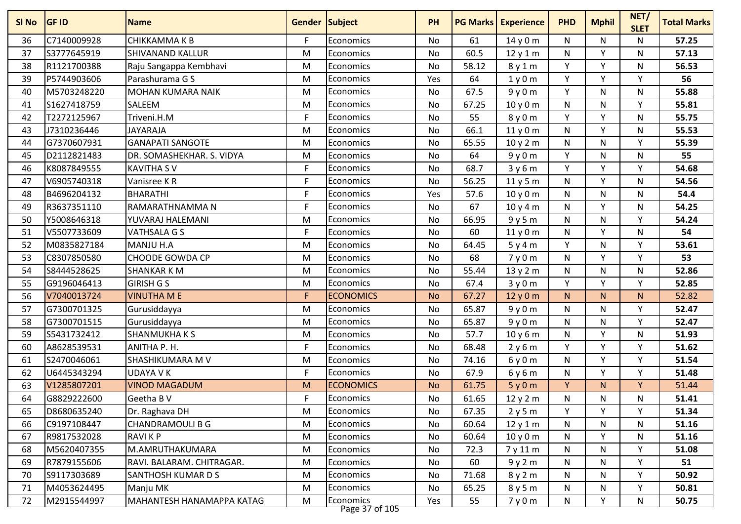| Sl No | GF ID | Name | Gender | Subject | PH | PG Marks | Experience | PHD | Mphil | NET/ SLET | Total Marks |
|---|---|---|---|---|---|---|---|---|---|---|---|
| 36 | C7140009928 | CHIKKAMMA K B | F | Economics | No | 61 | 14 y 0 m | N | N | N | **57.25** |
| 37 | S3777645919 | SHIVANAND KALLUR | M | Economics | No | 60.5 | 12 y 1 m | N | Y | N | **57.13** |
| 38 | R1121700388 | Raju Sangappa Kembhavi | M | Economics | No | 58.12 | 8 y 1 m | Y | Y | N | **56.53** |
| 39 | P5744903606 | Parashurama G S | M | Economics | Yes | 64 | 1 y 0 m | Y | Y | Y | **56** |
| 40 | M5703248220 | MOHAN KUMARA NAIK | M | Economics | No | 67.5 | 9 y 0 m | Y | N | N | **55.88** |
| 41 | S1627418759 | SALEEM | M | Economics | No | 67.25 | 10 y 0 m | N | N | Y | **55.81** |
| 42 | T2272125967 | Triveni.H.M | F | Economics | No | 55 | 8 y 0 m | Y | Y | N | **55.75** |
| 43 | J7310236446 | JAYARAJA | M | Economics | No | 66.1 | 11 y 0 m | N | Y | N | **55.53** |
| 44 | G7370607931 | GANAPATI SANGOTE | M | Economics | No | 65.55 | 10 y 2 m | N | N | Y | **55.39** |
| 45 | D2112821483 | DR. SOMASHEKHAR. S. VIDYA | M | Economics | No | 64 | 9 y 0 m | Y | N | N | **55** |
| 46 | K8087849555 | KAVITHA S V | F | Economics | No | 68.7 | 3 y 6 m | Y | Y | Y | **54.68** |
| 47 | V6905740318 | Vanisree K R | F | Economics | No | 56.25 | 11 y 5 m | N | Y | N | **54.56** |
| 48 | B4696204132 | BHARATHI | F | Economics | Yes | 57.6 | 10 y 0 m | N | N | N | **54.4** |
| 49 | R3637351110 | RAMARATHNAMMA N | F | Economics | No | 67 | 10 y 4 m | N | Y | N | **54.25** |
| 50 | Y5008646318 | YUVARAJ HALEMANI | M | Economics | No | 66.95 | 9 y 5 m | N | N | Y | **54.24** |
| 51 | V5507733609 | VATHSALA G S | F | Economics | No | 60 | 11 y 0 m | N | Y | N | **54** |
| 52 | M0835827184 | MANJU H.A | M | Economics | No | 64.45 | 5 y 4 m | Y | N | Y | **53.61** |
| 53 | C8307850580 | CHOODE GOWDA CP | M | Economics | No | 68 | 7 y 0 m | N | Y | Y | **53** |
| 54 | S8444528625 | SHANKAR K M | M | Economics | No | 55.44 | 13 y 2 m | N | N | N | **52.86** |
| 55 | G9196046413 | GIRISH G S | M | Economics | No | 67.4 | 3 y 0 m | Y | Y | Y | **52.85** |
| 56 | V7040013724 | VINUTHA M E | F | ECONOMICS | No | 67.27 | 12 y 0 m | N | N | N | 52.82 |
| 57 | G7300701325 | Gurusiddayya | M | Economics | No | 65.87 | 9 y 0 m | N | N | Y | **52.47** |
| 58 | G7300701515 | Gurusiddayya | M | Economics | No | 65.87 | 9 y 0 m | N | N | Y | **52.47** |
| 59 | S5431732412 | SHANMUKHA K S | M | Economics | No | 57.7 | 10 y 6 m | N | Y | N | **51.93** |
| 60 | A8628539531 | ANITHA P. H. | F | Economics | No | 68.48 | 2 y 6 m | Y | Y | Y | **51.62** |
| 61 | S2470046061 | SHASHIKUMARA M V | M | Economics | No | 74.16 | 6 y 0 m | N | Y | Y | **51.54** |
| 62 | U6445343294 | UDAYA V K | F | Economics | No | 67.9 | 6 y 6 m | N | Y | Y | **51.48** |
| 63 | V1285807201 | VINOD MAGADUM | M | ECONOMICS | No | 61.75 | 5 y 0 m | Y | N | Y | 51.44 |
| 64 | G8829222600 | Geetha B V | F | Economics | No | 61.65 | 12 y 2 m | N | N | N | **51.41** |
| 65 | D8680635240 | Dr. Raghava DH | M | Economics | No | 67.35 | 2 y 5 m | Y | Y | Y | **51.34** |
| 66 | C9197108447 | CHANDRAMOULI B G | M | Economics | No | 60.64 | 12 y 1 m | N | N | N | **51.16** |
| 67 | R9817532028 | RAVI K P | M | Economics | No | 60.64 | 10 y 0 m | N | Y | N | **51.16** |
| 68 | M5620407355 | M.AMRUTHAKUMARA | M | Economics | No | 72.3 | 7 y 11 m | N | N | Y | **51.08** |
| 69 | R7879155606 | RAVI. BALARAM. CHITRAGAR. | M | Economics | No | 60 | 9 y 2 m | N | N | Y | **51** |
| 70 | S9117303689 | SANTHOSH KUMAR D S | M | Economics | No | 71.68 | 8 y 2 m | N | N | Y | **50.92** |
| 71 | M4053624495 | Manju MK | M | Economics | No | 65.25 | 8 y 5 m | N | N | Y | **50.81** |
| 72 | M2915544997 | MAHANTESH HANAMAPPA KATAG | M | Economics | Yes | 55 | 7 y 0 m | N | Y | N | **50.75** |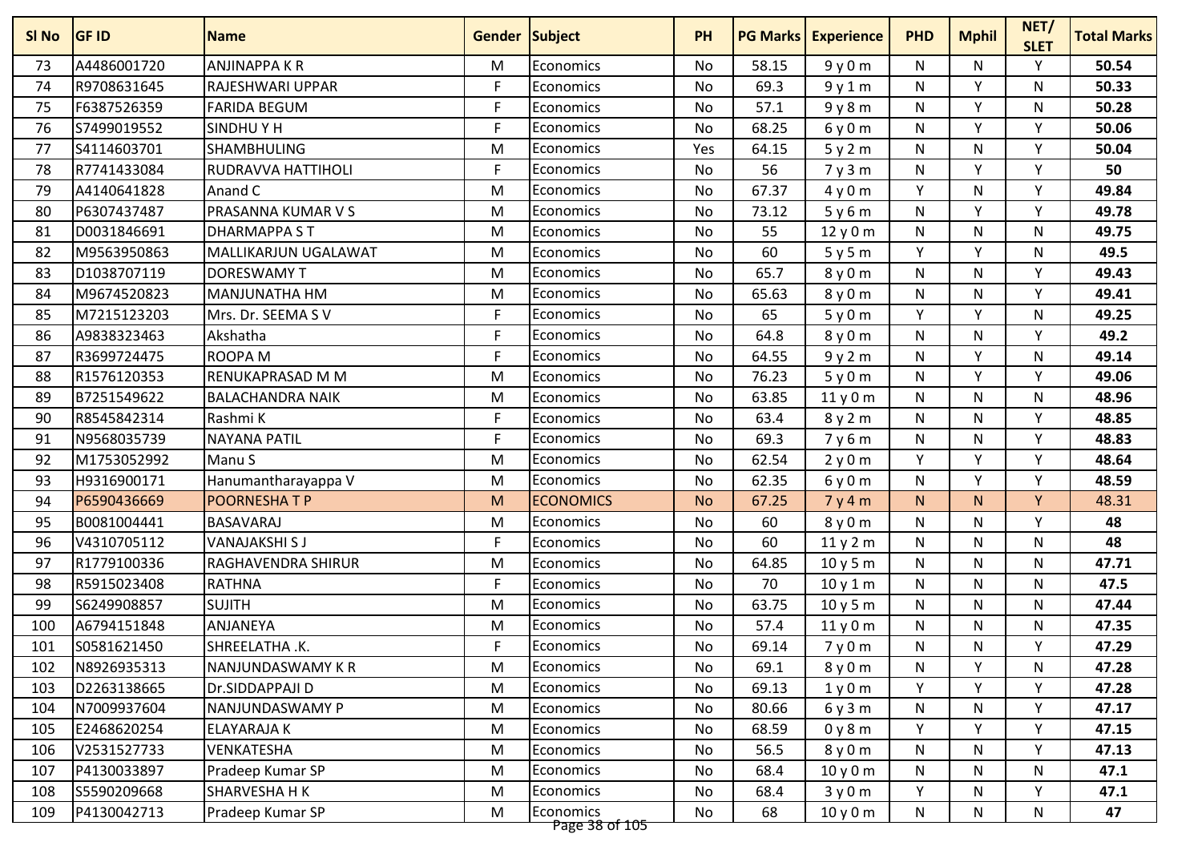| Sl No | GF ID | Name | Gender | Subject | PH | PG Marks | Experience | PHD | Mphil | NET/ SLET | Total Marks |
|---|---|---|---|---|---|---|---|---|---|---|---|
| 73 | A4486001720 | ANJINAPPA K R | M | Economics | No | 58.15 | 9 y 0 m | N | N | Y | **50.54** |
| 74 | R9708631645 | RAJESHWARI UPPAR | F | Economics | No | 69.3 | 9 y 1 m | N | Y | N | **50.33** |
| 75 | F6387526359 | FARIDA BEGUM | F | Economics | No | 57.1 | 9 y 8 m | N | Y | N | **50.28** |
| 76 | S7499019552 | SINDHU Y H | F | Economics | No | 68.25 | 6 y 0 m | N | Y | Y | **50.06** |
| 77 | S4114603701 | SHAMBHULING | M | Economics | Yes | 64.15 | 5 y 2 m | N | N | Y | **50.04** |
| 78 | R7741433084 | RUDRAVVA HATTIHOLI | F | Economics | No | 56 | 7 y 3 m | N | Y | Y | **50** |
| 79 | A4140641828 | Anand C | M | Economics | No | 67.37 | 4 y 0 m | Y | N | Y | **49.84** |
| 80 | P6307437487 | PRASANNA KUMAR V S | M | Economics | No | 73.12 | 5 y 6 m | N | Y | Y | **49.78** |
| 81 | D0031846691 | DHARMAPPA S T | M | Economics | No | 55 | 12 y 0 m | N | N | N | **49.75** |
| 82 | M9563950863 | MALLIKARJUN UGALAWAT | M | Economics | No | 60 | 5 y 5 m | Y | Y | N | **49.5** |
| 83 | D1038707119 | DORESWAMY T | M | Economics | No | 65.7 | 8 y 0 m | N | N | Y | **49.43** |
| 84 | M9674520823 | MANJUNATHA HM | M | Economics | No | 65.63 | 8 y 0 m | N | N | Y | **49.41** |
| 85 | M7215123203 | Mrs. Dr. SEEMA S V | F | Economics | No | 65 | 5 y 0 m | Y | Y | N | **49.25** |
| 86 | A9838323463 | Akshatha | F | Economics | No | 64.8 | 8 y 0 m | N | N | Y | **49.2** |
| 87 | R3699724475 | ROOPA M | F | Economics | No | 64.55 | 9 y 2 m | N | Y | N | **49.14** |
| 88 | R1576120353 | RENUKAPRASAD M M | M | Economics | No | 76.23 | 5 y 0 m | N | Y | Y | **49.06** |
| 89 | B7251549622 | BALACHANDRA NAIK | M | Economics | No | 63.85 | 11 y 0 m | N | N | N | **48.96** |
| 90 | R8545842314 | Rashmi K | F | Economics | No | 63.4 | 8 y 2 m | N | N | Y | **48.85** |
| 91 | N9568035739 | NAYANA PATIL | F | Economics | No | 69.3 | 7 y 6 m | N | N | Y | **48.83** |
| 92 | M1753052992 | Manu S | M | Economics | No | 62.54 | 2 y 0 m | Y | Y | Y | **48.64** |
| 93 | H9316900171 | Hanumantharayappa V | M | Economics | No | 62.35 | 6 y 0 m | N | Y | Y | **48.59** |
| 94 | P6590436669 | POORNESHA T P | M | ECONOMICS | No | 67.25 | 7 y 4 m | N | N | Y | 48.31 |
| 95 | B0081004441 | BASAVARAJ | M | Economics | No | 60 | 8 y 0 m | N | N | Y | **48** |
| 96 | V4310705112 | VANAJAKSHI S J | F | Economics | No | 60 | 11 y 2 m | N | N | N | **48** |
| 97 | R1779100336 | RAGHAVENDRA SHIRUR | M | Economics | No | 64.85 | 10 y 5 m | N | N | N | **47.71** |
| 98 | R5915023408 | RATHNA | F | Economics | No | 70 | 10 y 1 m | N | N | N | **47.5** |
| 99 | S6249908857 | SUJITH | M | Economics | No | 63.75 | 10 y 5 m | N | N | N | **47.44** |
| 100 | A6794151848 | ANJANEYA | M | Economics | No | 57.4 | 11 y 0 m | N | N | N | **47.35** |
| 101 | S0581621450 | SHREELATHA .K. | F | Economics | No | 69.14 | 7 y 0 m | N | N | Y | **47.29** |
| 102 | N8926935313 | NANJUNDASWAMY K R | M | Economics | No | 69.1 | 8 y 0 m | N | Y | N | **47.28** |
| 103 | D2263138665 | Dr.SIDDAPPAJI D | M | Economics | No | 69.13 | 1 y 0 m | Y | Y | Y | **47.28** |
| 104 | N7009937604 | NANJUNDASWAMY P | M | Economics | No | 80.66 | 6 y 3 m | N | N | Y | **47.17** |
| 105 | E2468620254 | ELAYARAJA K | M | Economics | No | 68.59 | 0 y 8 m | Y | Y | Y | **47.15** |
| 106 | V2531527733 | VENKATESHA | M | Economics | No | 56.5 | 8 y 0 m | N | N | Y | **47.13** |
| 107 | P4130033897 | Pradeep Kumar SP | M | Economics | No | 68.4 | 10 y 0 m | N | N | N | **47.1** |
| 108 | S5590209668 | SHARVESHA H K | M | Economics | No | 68.4 | 3 y 0 m | Y | N | Y | **47.1** |
| 109 | P4130042713 | Pradeep Kumar SP | M | Economics | No | 68 | 10 y 0 m | N | N | N | **47** |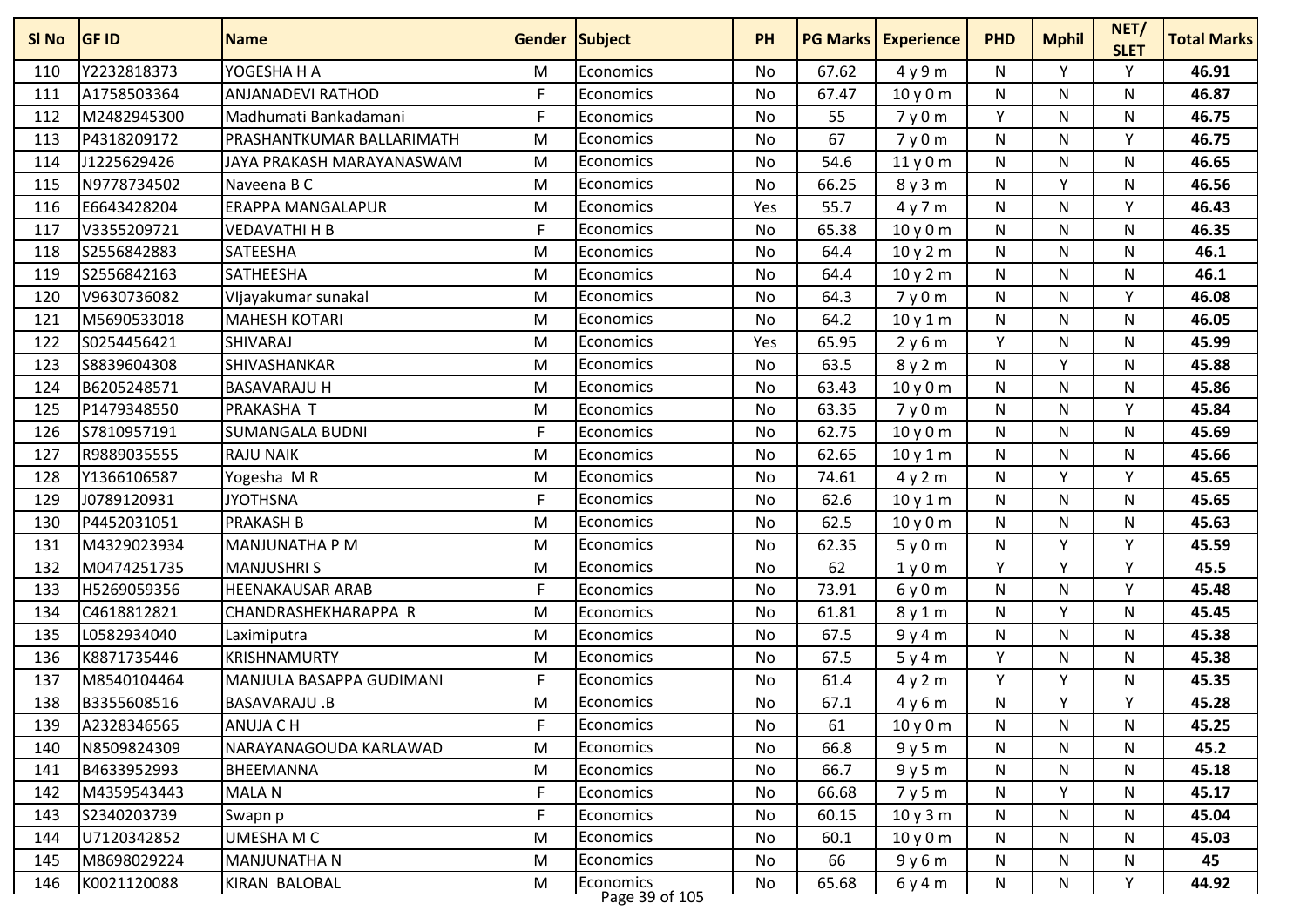| Sl No | GF ID | Name | Gender | Subject | PH | PG Marks | Experience | PHD | Mphil | NET/ SLET | Total Marks |
|---|---|---|---|---|---|---|---|---|---|---|---|
| 110 | Y2232818373 | YOGESHA H A | M | Economics | No | 67.62 | 4 y 9 m | N | Y | Y | **46.91** |
| 111 | A1758503364 | ANJANADEVI RATHOD | F | Economics | No | 67.47 | 10 y 0 m | N | N | N | **46.87** |
| 112 | M2482945300 | Madhumati Bankadamani | F | Economics | No | 55 | 7 y 0 m | Y | N | N | **46.75** |
| 113 | P4318209172 | PRASHANTKUMAR BALLARIMATH | M | Economics | No | 67 | 7 y 0 m | N | N | Y | **46.75** |
| 114 | J1225629426 | JAYA PRAKASH MARAYANASWAM | M | Economics | No | 54.6 | 11 y 0 m | N | N | N | **46.65** |
| 115 | N9778734502 | Naveena B C | M | Economics | No | 66.25 | 8 y 3 m | N | Y | N | **46.56** |
| 116 | E6643428204 | ERAPPA MANGALAPUR | M | Economics | Yes | 55.7 | 4 y 7 m | N | N | Y | **46.43** |
| 117 | V3355209721 | VEDAVATHI H B | F | Economics | No | 65.38 | 10 y 0 m | N | N | N | **46.35** |
| 118 | S2556842883 | SATEESHA | M | Economics | No | 64.4 | 10 y 2 m | N | N | N | **46.1** |
| 119 | S2556842163 | SATHEESHA | M | Economics | No | 64.4 | 10 y 2 m | N | N | N | **46.1** |
| 120 | V9630736082 | VIjayakumar sunakal | M | Economics | No | 64.3 | 7 y 0 m | N | N | Y | **46.08** |
| 121 | M5690533018 | MAHESH KOTARI | M | Economics | No | 64.2 | 10 y 1 m | N | N | N | **46.05** |
| 122 | S0254456421 | SHIVARAJ | M | Economics | Yes | 65.95 | 2 y 6 m | Y | N | N | **45.99** |
| 123 | S8839604308 | SHIVASHANKAR | M | Economics | No | 63.5 | 8 y 2 m | N | Y | N | **45.88** |
| 124 | B6205248571 | BASAVARAJU H | M | Economics | No | 63.43 | 10 y 0 m | N | N | N | **45.86** |
| 125 | P1479348550 | PRAKASHA T | M | Economics | No | 63.35 | 7 y 0 m | N | N | Y | **45.84** |
| 126 | S7810957191 | SUMANGALA BUDNI | F | Economics | No | 62.75 | 10 y 0 m | N | N | N | **45.69** |
| 127 | R9889035555 | RAJU NAIK | M | Economics | No | 62.65 | 10 y 1 m | N | N | N | **45.66** |
| 128 | Y1366106587 | Yogesha M R | M | Economics | No | 74.61 | 4 y 2 m | N | Y | Y | **45.65** |
| 129 | J0789120931 | JYOTHSNA | F | Economics | No | 62.6 | 10 y 1 m | N | N | N | **45.65** |
| 130 | P4452031051 | PRAKASH B | M | Economics | No | 62.5 | 10 y 0 m | N | N | N | **45.63** |
| 131 | M4329023934 | MANJUNATHA P M | M | Economics | No | 62.35 | 5 y 0 m | N | Y | Y | **45.59** |
| 132 | M0474251735 | MANJUSHRI S | M | Economics | No | 62 | 1 y 0 m | Y | Y | Y | **45.5** |
| 133 | H5269059356 | HEENAKAUSAR ARAB | F | Economics | No | 73.91 | 6 y 0 m | N | N | Y | **45.48** |
| 134 | C4618812821 | CHANDRASHEKHARAPPA R | M | Economics | No | 61.81 | 8 y 1 m | N | Y | N | **45.45** |
| 135 | L0582934040 | Laximiputra | M | Economics | No | 67.5 | 9 y 4 m | N | N | N | **45.38** |
| 136 | K8871735446 | KRISHNAMURTY | M | Economics | No | 67.5 | 5 y 4 m | Y | N | N | **45.38** |
| 137 | M8540104464 | MANJULA BASAPPA GUDIMANI | F | Economics | No | 61.4 | 4 y 2 m | Y | Y | N | **45.35** |
| 138 | B3355608516 | BASAVARAJU .B | M | Economics | No | 67.1 | 4 y 6 m | N | Y | Y | **45.28** |
| 139 | A2328346565 | ANUJA C H | F | Economics | No | 61 | 10 y 0 m | N | N | N | **45.25** |
| 140 | N8509824309 | NARAYANAGOUDA KARLAWAD | M | Economics | No | 66.8 | 9 y 5 m | N | N | N | **45.2** |
| 141 | B4633952993 | BHEEMANNA | M | Economics | No | 66.7 | 9 y 5 m | N | N | N | **45.18** |
| 142 | M4359543443 | MALA N | F | Economics | No | 66.68 | 7 y 5 m | N | Y | N | **45.17** |
| 143 | S2340203739 | Swapn p | F | Economics | No | 60.15 | 10 y 3 m | N | N | N | **45.04** |
| 144 | U7120342852 | UMESHA M C | M | Economics | No | 60.1 | 10 y 0 m | N | N | N | **45.03** |
| 145 | M8698029224 | MANJUNATHA N | M | Economics | No | 66 | 9 y 6 m | N | N | N | **45** |
| 146 | K0021120088 | KIRAN BALOBAL | M | Economics | No | 65.68 | 6 y 4 m | N | N | Y | **44.92** |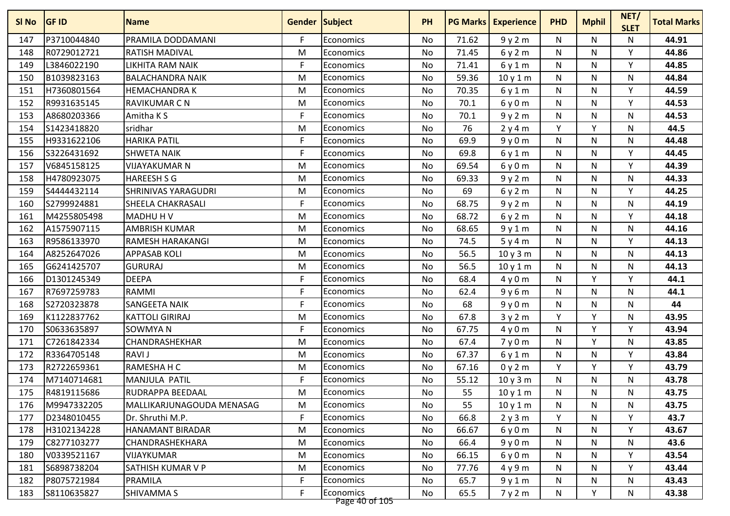| Sl No | GF ID | Name | Gender | Subject | PH | PG Marks | Experience | PHD | Mphil | NET/ SLET | Total Marks |
|---|---|---|---|---|---|---|---|---|---|---|---|
| 147 | P3710044840 | PRAMILA DODDAMANI | F | Economics | No | 71.62 | 9 y 2 m | N | N | N | **44.91** |
| 148 | R0729012721 | RATISH MADIVAL | M | Economics | No | 71.45 | 6 y 2 m | N | N | Y | **44.86** |
| 149 | L3846022190 | LIKHITA RAM NAIK | F | Economics | No | 71.41 | 6 y 1 m | N | N | Y | **44.85** |
| 150 | B1039823163 | BALACHANDRA NAIK | M | Economics | No | 59.36 | 10 y 1 m | N | N | N | **44.84** |
| 151 | H7360801564 | HEMACHANDRA K | M | Economics | No | 70.35 | 6 y 1 m | N | N | Y | **44.59** |
| 152 | R9931635145 | RAVIKUMAR C N | M | Economics | No | 70.1 | 6 y 0 m | N | N | Y | **44.53** |
| 153 | A8680203366 | Amitha K S | F | Economics | No | 70.1 | 9 y 2 m | N | N | N | **44.53** |
| 154 | S1423418820 | sridhar | M | Economics | No | 76 | 2 y 4 m | Y | Y | N | **44.5** |
| 155 | H9331622106 | HARIKA PATIL | F | Economics | No | 69.9 | 9 y 0 m | N | N | N | **44.48** |
| 156 | S3226431692 | SHWETA NAIK | F | Economics | No | 69.8 | 6 y 1 m | N | N | Y | **44.45** |
| 157 | V6845158125 | VIJAYAKUMAR N | M | Economics | No | 69.54 | 6 y 0 m | N | N | Y | **44.39** |
| 158 | H4780923075 | HAREESH S G | M | Economics | No | 69.33 | 9 y 2 m | N | N | N | **44.33** |
| 159 | S4444432114 | SHRINIVAS YARAGUDRI | M | Economics | No | 69 | 6 y 2 m | N | N | Y | **44.25** |
| 160 | S2799924881 | SHEELA CHAKRASALI | F | Economics | No | 68.75 | 9 y 2 m | N | N | N | **44.19** |
| 161 | M4255805498 | MADHU H V | M | Economics | No | 68.72 | 6 y 2 m | N | N | Y | **44.18** |
| 162 | A1575907115 | AMBRISH KUMAR | M | Economics | No | 68.65 | 9 y 1 m | N | N | N | **44.16** |
| 163 | R9586133970 | RAMESH HARAKANGI | M | Economics | No | 74.5 | 5 y 4 m | N | N | Y | **44.13** |
| 164 | A8252647026 | APPASAB KOLI | M | Economics | No | 56.5 | 10 y 3 m | N | N | N | **44.13** |
| 165 | G6241425707 | GURURAJ | M | Economics | No | 56.5 | 10 y 1 m | N | N | N | **44.13** |
| 166 | D1301245349 | DEEPA | F | Economics | No | 68.4 | 4 y 0 m | N | Y | Y | **44.1** |
| 167 | R7697259783 | RAMMI | F | Economics | No | 62.4 | 9 y 6 m | N | N | N | **44.1** |
| 168 | S2720323878 | SANGEETA NAIK | F | Economics | No | 68 | 9 y 0 m | N | N | N | **44** |
| 169 | K1122837762 | KATTOLI GIRIRAJ | M | Economics | No | 67.8 | 3 y 2 m | Y | Y | N | **43.95** |
| 170 | S0633635897 | SOWMYA N | F | Economics | No | 67.75 | 4 y 0 m | N | Y | Y | **43.94** |
| 171 | C7261842334 | CHANDRASHEKHAR | M | Economics | No | 67.4 | 7 y 0 m | N | Y | N | **43.85** |
| 172 | R3364705148 | RAVI J | M | Economics | No | 67.37 | 6 y 1 m | N | N | Y | **43.84** |
| 173 | R2722659361 | RAMESHA H C | M | Economics | No | 67.16 | 0 y 2 m | Y | Y | Y | **43.79** |
| 174 | M7140714681 | MANJULA PATIL | F | Economics | No | 55.12 | 10 y 3 m | N | N | N | **43.78** |
| 175 | R4819115686 | RUDRAPPA BEEDAAL | M | Economics | No | 55 | 10 y 1 m | N | N | N | **43.75** |
| 176 | M9947332205 | MALLIKARJUNAGOUDA MENASAG | M | Economics | No | 55 | 10 y 1 m | N | N | N | **43.75** |
| 177 | D2348010455 | Dr. Shruthi M.P. | F | Economics | No | 66.8 | 2 y 3 m | Y | N | Y | **43.7** |
| 178 | H3102134228 | HANAMANT BIRADAR | M | Economics | No | 66.67 | 6 y 0 m | N | N | Y | **43.67** |
| 179 | C8277103277 | CHANDRASHEKHARA | M | Economics | No | 66.4 | 9 y 0 m | N | N | N | **43.6** |
| 180 | V0339521167 | VIJAYKUMAR | M | Economics | No | 66.15 | 6 y 0 m | N | N | Y | **43.54** |
| 181 | S6898738204 | SATHISH KUMAR V P | M | Economics | No | 77.76 | 4 y 9 m | N | N | Y | **43.44** |
| 182 | P8075721984 | PRAMILA | F | Economics | No | 65.7 | 9 y 1 m | N | N | N | **43.43** |
| 183 | S8110635827 | SHIVAMMA S | F | Economics | No | 65.5 | 7 y 2 m | N | Y | N | **43.38** |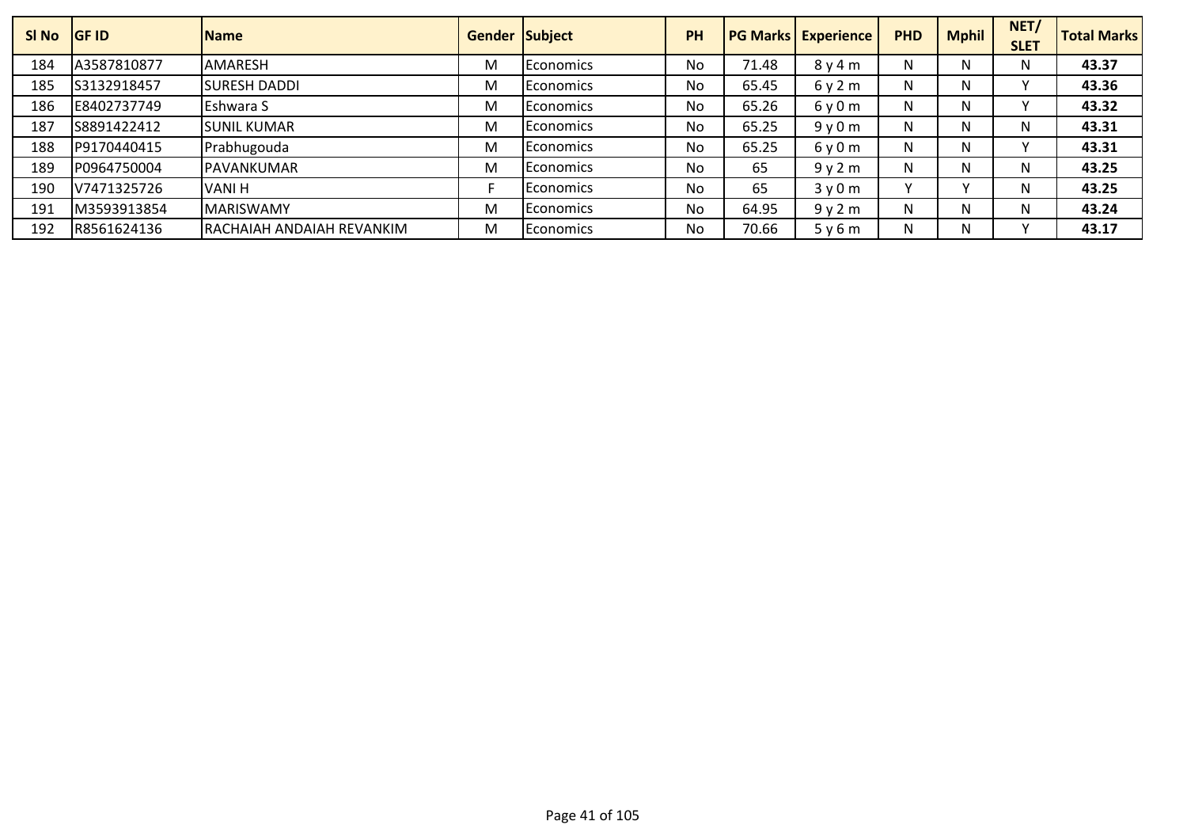| Sl No | GF ID | Name | Gender | Subject | PH | PG Marks | Experience | PHD | Mphil | NET/ SLET | Total Marks |
|---|---|---|---|---|---|---|---|---|---|---|---|
| 184 | A3587810877 | AMARESH | M | Economics | No | 71.48 | 8 y 4 m | N | N | N | **43.37** |
| 185 | S3132918457 | SURESH DADDI | M | Economics | No | 65.45 | 6 y 2 m | N | N | Y | **43.36** |
| 186 | E8402737749 | Eshwara S | M | Economics | No | 65.26 | 6 y 0 m | N | N | Y | **43.32** |
| 187 | S8891422412 | SUNIL KUMAR | M | Economics | No | 65.25 | 9 y 0 m | N | N | N | **43.31** |
| 188 | P9170440415 | Prabhugouda | M | Economics | No | 65.25 | 6 y 0 m | N | N | Y | **43.31** |
| 189 | P0964750004 | PAVANKUMAR | M | Economics | No | 65 | 9 y 2 m | N | N | N | **43.25** |
| 190 | V7471325726 | VANI H | F | Economics | No | 65 | 3 y 0 m | Y | Y | N | **43.25** |
| 191 | M3593913854 | MARISWAMY | M | Economics | No | 64.95 | 9 y 2 m | N | N | N | **43.24** |
| 192 | R8561624136 | RACHAIAH ANDAIAH REVANKIM | M | Economics | No | 70.66 | 5 y 6 m | N | N | Y | **43.17** |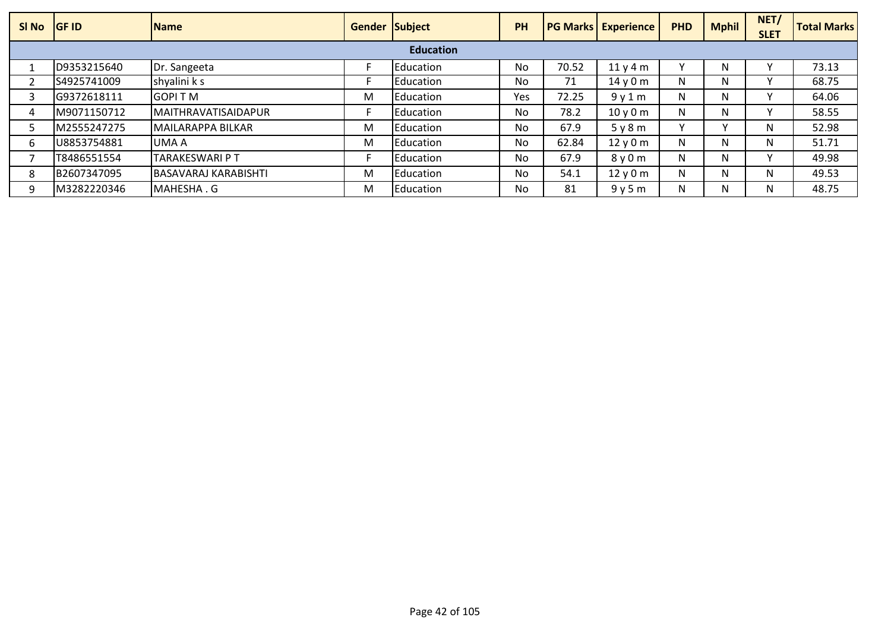| Sl No | GF ID | Name | Gender | Subject | PH | PG Marks | Experience | PHD | Mphil | NET/ SLET | Total Marks |
|---|---|---|---|---|---|---|---|---|---|---|---|
| **Education** | | | | | | | | | | | |
| 1 | D9353215640 | Dr. Sangeeta | F | Education | No | 70.52 | 11 y 4 m | Y | N | Y | 73.13 |
| 2 | S4925741009 | shyalini k s | F | Education | No | 71 | 14 y 0 m | N | N | Y | 68.75 |
| 3 | G9372618111 | GOPI T M | M | Education | Yes | 72.25 | 9 y 1 m | N | N | Y | 64.06 |
| 4 | M9071150712 | MAITHRAVATISAIDAPUR | F | Education | No | 78.2 | 10 y 0 m | N | N | Y | 58.55 |
| 5 | M2555247275 | MAILARAPPA BILKAR | M | Education | No | 67.9 | 5 y 8 m | Y | Y | N | 52.98 |
| 6 | U8853754881 | UMA A | M | Education | No | 62.84 | 12 y 0 m | N | N | N | 51.71 |
| 7 | T8486551554 | TARAKESWARI P T | F | Education | No | 67.9 | 8 y 0 m | N | N | Y | 49.98 |
| 8 | B2607347095 | BASAVARAJ KARABISHTI | M | Education | No | 54.1 | 12 y 0 m | N | N | N | 49.53 |
| 9 | M3282220346 | MAHESHA . G | M | Education | No | 81 | 9 y 5 m | N | N | N | 48.75 |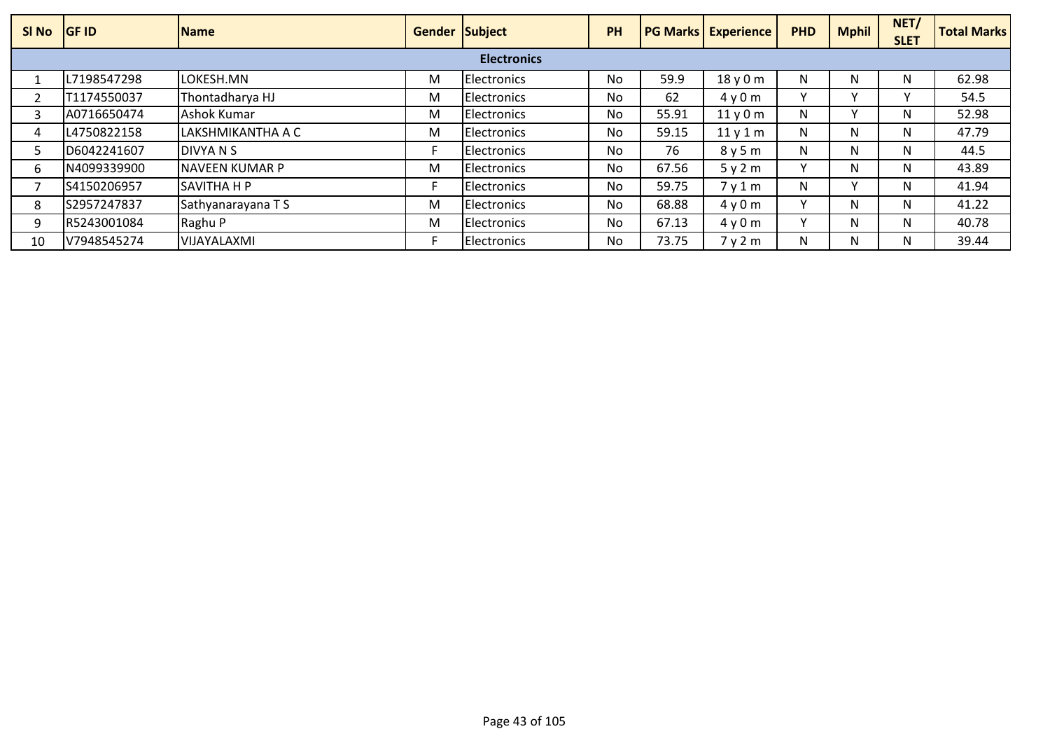| Sl No | GF ID | Name | Gender | Subject | PH | PG Marks | Experience | PHD | Mphil | NET/ SLET | Total Marks |
|---|---|---|---|---|---|---|---|---|---|---|---|
| | | | | **Electronics** | | | | | | | |
| 1 | L7198547298 | LOKESH.MN | M | Electronics | No | 59.9 | 18 y 0 m | N | N | N | 62.98 |
| 2 | T1174550037 | Thontadharya HJ | M | Electronics | No | 62 | 4 y 0 m | Y | Y | Y | 54.5 |
| 3 | A0716650474 | Ashok Kumar | M | Electronics | No | 55.91 | 11 y 0 m | N | Y | N | 52.98 |
| 4 | L4750822158 | LAKSHMIKANTHA A C | M | Electronics | No | 59.15 | 11 y 1 m | N | N | N | 47.79 |
| 5 | D6042241607 | DIVYA N S | F | Electronics | No | 76 | 8 y 5 m | N | N | N | 44.5 |
| 6 | N4099339900 | NAVEEN KUMAR P | M | Electronics | No | 67.56 | 5 y 2 m | Y | N | N | 43.89 |
| 7 | S4150206957 | SAVITHA H P | F | Electronics | No | 59.75 | 7 y 1 m | N | Y | N | 41.94 |
| 8 | S2957247837 | Sathyanarayana T S | M | Electronics | No | 68.88 | 4 y 0 m | Y | N | N | 41.22 |
| 9 | R5243001084 | Raghu P | M | Electronics | No | 67.13 | 4 y 0 m | Y | N | N | 40.78 |
| 10 | V7948545274 | VIJAYALAXMI | F | Electronics | No | 73.75 | 7 y 2 m | N | N | N | 39.44 |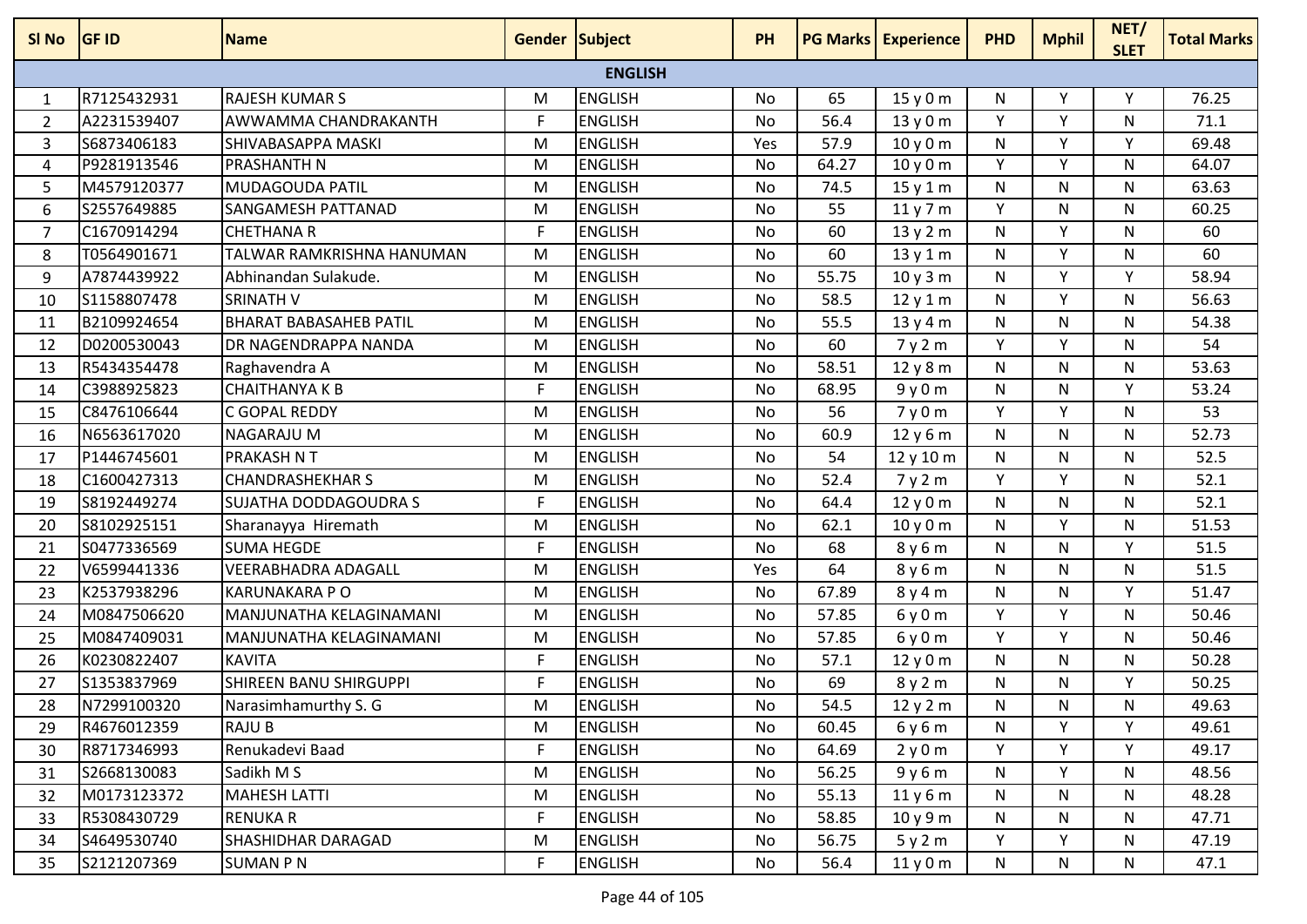| Sl No | GF ID | Name | Gender | Subject | PH | PG Marks | Experience | PHD | Mphil | NET/ SLET | Total Marks |
|---|---|---|---|---|---|---|---|---|---|---|---|
| | | | | ENGLISH | | | | | | | |
| 1 | R7125432931 | RAJESH KUMAR S | M | ENGLISH | No | 65 | 15 y 0 m | N | Y | Y | 76.25 |
| 2 | A2231539407 | AWWAMMA CHANDRAKANTH | F | ENGLISH | No | 56.4 | 13 y 0 m | Y | Y | N | 71.1 |
| 3 | S6873406183 | SHIVABASAPPA MASKI | M | ENGLISH | Yes | 57.9 | 10 y 0 m | N | Y | Y | 69.48 |
| 4 | P9281913546 | PRASHANTH N | M | ENGLISH | No | 64.27 | 10 y 0 m | Y | Y | N | 64.07 |
| 5 | M4579120377 | MUDAGOUDA PATIL | M | ENGLISH | No | 74.5 | 15 y 1 m | N | N | N | 63.63 |
| 6 | S2557649885 | SANGAMESH PATTANAD | M | ENGLISH | No | 55 | 11 y 7 m | Y | N | N | 60.25 |
| 7 | C1670914294 | CHETHANA R | F | ENGLISH | No | 60 | 13 y 2 m | N | Y | N | 60 |
| 8 | T0564901671 | TALWAR RAMKRISHNA HANUMAN | M | ENGLISH | No | 60 | 13 y 1 m | N | Y | N | 60 |
| 9 | A7874439922 | Abhinandan Sulakude. | M | ENGLISH | No | 55.75 | 10 y 3 m | N | Y | Y | 58.94 |
| 10 | S1158807478 | SRINATH V | M | ENGLISH | No | 58.5 | 12 y 1 m | N | Y | N | 56.63 |
| 11 | B2109924654 | BHARAT BABASAHEB PATIL | M | ENGLISH | No | 55.5 | 13 y 4 m | N | N | N | 54.38 |
| 12 | D0200530043 | DR NAGENDRAPPA NANDA | M | ENGLISH | No | 60 | 7 y 2 m | Y | Y | N | 54 |
| 13 | R5434354478 | Raghavendra A | M | ENGLISH | No | 58.51 | 12 y 8 m | N | N | N | 53.63 |
| 14 | C3988925823 | CHAITHANYA K B | F | ENGLISH | No | 68.95 | 9 y 0 m | N | N | Y | 53.24 |
| 15 | C8476106644 | C GOPAL REDDY | M | ENGLISH | No | 56 | 7 y 0 m | Y | Y | N | 53 |
| 16 | N6563617020 | NAGARAJU M | M | ENGLISH | No | 60.9 | 12 y 6 m | N | N | N | 52.73 |
| 17 | P1446745601 | PRAKASH N T | M | ENGLISH | No | 54 | 12 y 10 m | N | N | N | 52.5 |
| 18 | C1600427313 | CHANDRASHEKHAR S | M | ENGLISH | No | 52.4 | 7 y 2 m | Y | Y | N | 52.1 |
| 19 | S8192449274 | SUJATHA DODDAGOUDRA S | F | ENGLISH | No | 64.4 | 12 y 0 m | N | N | N | 52.1 |
| 20 | S8102925151 | Sharanayya Hiremath | M | ENGLISH | No | 62.1 | 10 y 0 m | N | Y | N | 51.53 |
| 21 | S0477336569 | SUMA HEGDE | F | ENGLISH | No | 68 | 8 y 6 m | N | N | Y | 51.5 |
| 22 | V6599441336 | VEERABHADRA ADAGALL | M | ENGLISH | Yes | 64 | 8 y 6 m | N | N | N | 51.5 |
| 23 | K2537938296 | KARUNAKARA P O | M | ENGLISH | No | 67.89 | 8 y 4 m | N | N | Y | 51.47 |
| 24 | M0847506620 | MANJUNATHA KELAGINAMANI | M | ENGLISH | No | 57.85 | 6 y 0 m | Y | Y | N | 50.46 |
| 25 | M0847409031 | MANJUNATHA KELAGINAMANI | M | ENGLISH | No | 57.85 | 6 y 0 m | Y | Y | N | 50.46 |
| 26 | K0230822407 | KAVITA | F | ENGLISH | No | 57.1 | 12 y 0 m | N | N | N | 50.28 |
| 27 | S1353837969 | SHIREEN BANU SHIRGUPPI | F | ENGLISH | No | 69 | 8 y 2 m | N | N | Y | 50.25 |
| 28 | N7299100320 | Narasimhamurthy S. G | M | ENGLISH | No | 54.5 | 12 y 2 m | N | N | N | 49.63 |
| 29 | R4676012359 | RAJU B | M | ENGLISH | No | 60.45 | 6 y 6 m | N | Y | Y | 49.61 |
| 30 | R8717346993 | Renukadevi Baad | F | ENGLISH | No | 64.69 | 2 y 0 m | Y | Y | Y | 49.17 |
| 31 | S2668130083 | Sadikh M S | M | ENGLISH | No | 56.25 | 9 y 6 m | N | Y | N | 48.56 |
| 32 | M0173123372 | MAHESH LATTI | M | ENGLISH | No | 55.13 | 11 y 6 m | N | N | N | 48.28 |
| 33 | R5308430729 | RENUKA R | F | ENGLISH | No | 58.85 | 10 y 9 m | N | N | N | 47.71 |
| 34 | S4649530740 | SHASHIDHAR DARAGAD | M | ENGLISH | No | 56.75 | 5 y 2 m | Y | Y | N | 47.19 |
| 35 | S2121207369 | SUMAN P N | F | ENGLISH | No | 56.4 | 11 y 0 m | N | N | N | 47.1 |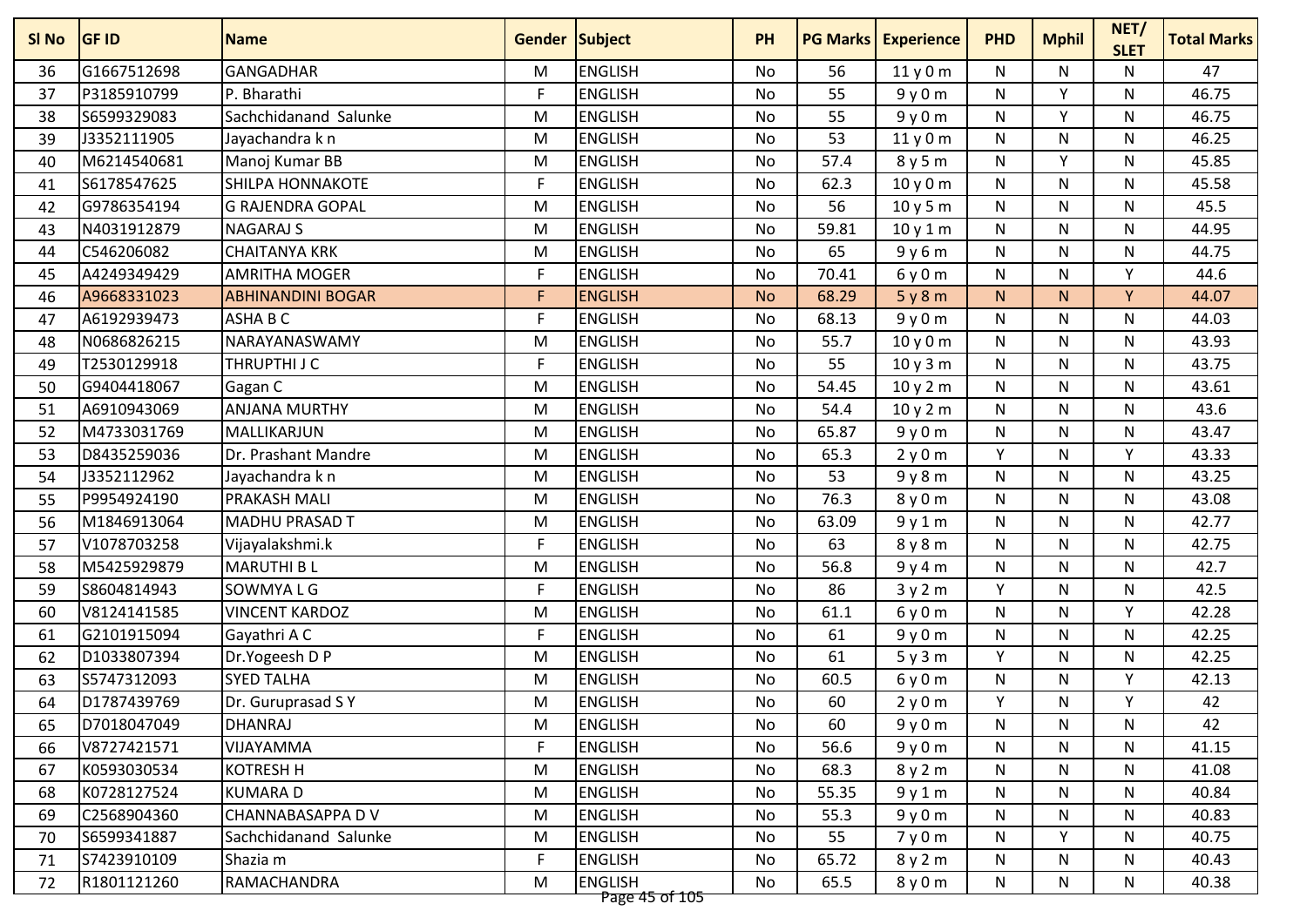| Sl No | GF ID | Name | Gender | Subject | PH | PG Marks | Experience | PHD | Mphil | NET/ SLET | Total Marks |
|---|---|---|---|---|---|---|---|---|---|---|---|
| 36 | G1667512698 | GANGADHAR | M | ENGLISH | No | 56 | 11 y 0 m | N | N | N | 47 |
| 37 | P3185910799 | P. Bharathi | F | ENGLISH | No | 55 | 9 y 0 m | N | Y | N | 46.75 |
| 38 | S6599329083 | Sachchidanand Salunke | M | ENGLISH | No | 55 | 9 y 0 m | N | Y | N | 46.75 |
| 39 | J3352111905 | Jayachandra k n | M | ENGLISH | No | 53 | 11 y 0 m | N | N | N | 46.25 |
| 40 | M6214540681 | Manoj Kumar BB | M | ENGLISH | No | 57.4 | 8 y 5 m | N | Y | N | 45.85 |
| 41 | S6178547625 | SHILPA HONNAKOTE | F | ENGLISH | No | 62.3 | 10 y 0 m | N | N | N | 45.58 |
| 42 | G9786354194 | G RAJENDRA GOPAL | M | ENGLISH | No | 56 | 10 y 5 m | N | N | N | 45.5 |
| 43 | N4031912879 | NAGARAJ S | M | ENGLISH | No | 59.81 | 10 y 1 m | N | N | N | 44.95 |
| 44 | C546206082 | CHAITANYA KRK | M | ENGLISH | No | 65 | 9 y 6 m | N | N | N | 44.75 |
| 45 | A4249349429 | AMRITHA MOGER | F | ENGLISH | No | 70.41 | 6 y 0 m | N | N | Y | 44.6 |
| 46 | A9668331023 | ABHINANDINI BOGAR | F | ENGLISH | No | 68.29 | 5 y 8 m | N | N | Y | 44.07 |
| 47 | A6192939473 | ASHA B C | F | ENGLISH | No | 68.13 | 9 y 0 m | N | N | N | 44.03 |
| 48 | N0686826215 | NARAYANASWAMY | M | ENGLISH | No | 55.7 | 10 y 0 m | N | N | N | 43.93 |
| 49 | T2530129918 | THRUPTHI J C | F | ENGLISH | No | 55 | 10 y 3 m | N | N | N | 43.75 |
| 50 | G9404418067 | Gagan C | M | ENGLISH | No | 54.45 | 10 y 2 m | N | N | N | 43.61 |
| 51 | A6910943069 | ANJANA MURTHY | M | ENGLISH | No | 54.4 | 10 y 2 m | N | N | N | 43.6 |
| 52 | M4733031769 | MALLIKARJUN | M | ENGLISH | No | 65.87 | 9 y 0 m | N | N | N | 43.47 |
| 53 | D8435259036 | Dr. Prashant Mandre | M | ENGLISH | No | 65.3 | 2 y 0 m | Y | N | Y | 43.33 |
| 54 | J3352112962 | Jayachandra k n | M | ENGLISH | No | 53 | 9 y 8 m | N | N | N | 43.25 |
| 55 | P9954924190 | PRAKASH MALI | M | ENGLISH | No | 76.3 | 8 y 0 m | N | N | N | 43.08 |
| 56 | M1846913064 | MADHU PRASAD T | M | ENGLISH | No | 63.09 | 9 y 1 m | N | N | N | 42.77 |
| 57 | V1078703258 | Vijayalakshmi.k | F | ENGLISH | No | 63 | 8 y 8 m | N | N | N | 42.75 |
| 58 | M5425929879 | MARUTHI B L | M | ENGLISH | No | 56.8 | 9 y 4 m | N | N | N | 42.7 |
| 59 | S8604814943 | SOWMYA L G | F | ENGLISH | No | 86 | 3 y 2 m | Y | N | N | 42.5 |
| 60 | V8124141585 | VINCENT KARDOZ | M | ENGLISH | No | 61.1 | 6 y 0 m | N | N | Y | 42.28 |
| 61 | G2101915094 | Gayathri A C | F | ENGLISH | No | 61 | 9 y 0 m | N | N | N | 42.25 |
| 62 | D1033807394 | Dr.Yogeesh D P | M | ENGLISH | No | 61 | 5 y 3 m | Y | N | N | 42.25 |
| 63 | S5747312093 | SYED TALHA | M | ENGLISH | No | 60.5 | 6 y 0 m | N | N | Y | 42.13 |
| 64 | D1787439769 | Dr. Guruprasad S Y | M | ENGLISH | No | 60 | 2 y 0 m | Y | N | Y | 42 |
| 65 | D7018047049 | DHANRAJ | M | ENGLISH | No | 60 | 9 y 0 m | N | N | N | 42 |
| 66 | V8727421571 | VIJAYAMMA | F | ENGLISH | No | 56.6 | 9 y 0 m | N | N | N | 41.15 |
| 67 | K0593030534 | KOTRESH H | M | ENGLISH | No | 68.3 | 8 y 2 m | N | N | N | 41.08 |
| 68 | K0728127524 | KUMARA D | M | ENGLISH | No | 55.35 | 9 y 1 m | N | N | N | 40.84 |
| 69 | C2568904360 | CHANNABASAPPA D V | M | ENGLISH | No | 55.3 | 9 y 0 m | N | N | N | 40.83 |
| 70 | S6599341887 | Sachchidanand Salunke | M | ENGLISH | No | 55 | 7 y 0 m | N | Y | N | 40.75 |
| 71 | S7423910109 | Shazia m | F | ENGLISH | No | 65.72 | 8 y 2 m | N | N | N | 40.43 |
| 72 | R1801121260 | RAMACHANDRA | M | ENGLISH | No | 65.5 | 8 y 0 m | N | N | N | 40.38 |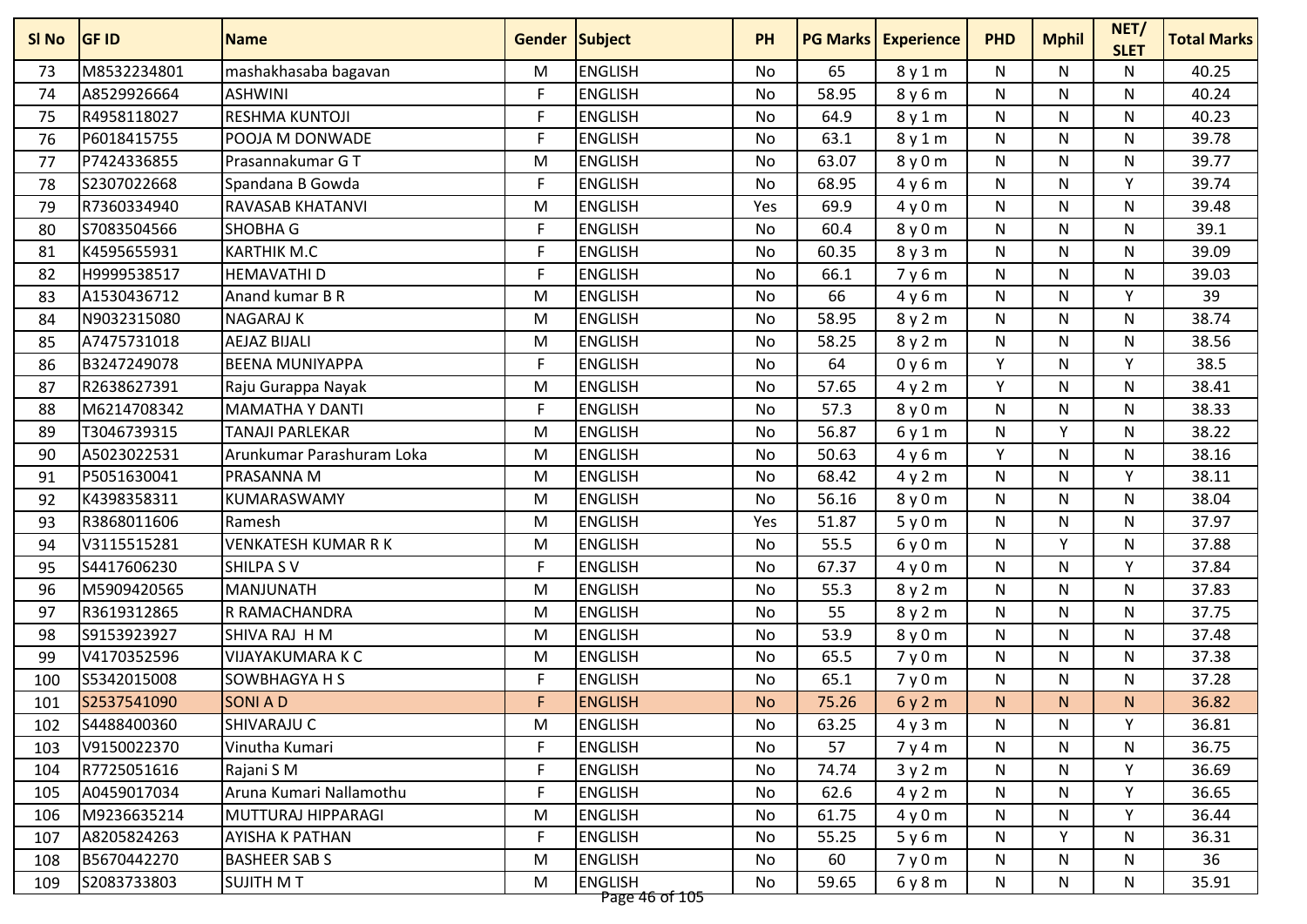| Sl No | GF ID | Name | Gender | Subject | PH | PG Marks | Experience | PHD | Mphil | NET/ SLET | Total Marks |
|---|---|---|---|---|---|---|---|---|---|---|---|
| 73 | M8532234801 | mashakhasaba bagavan | M | ENGLISH | No | 65 | 8 y 1 m | N | N | N | 40.25 |
| 74 | A8529926664 | ASHWINI | F | ENGLISH | No | 58.95 | 8 y 6 m | N | N | N | 40.24 |
| 75 | R4958118027 | RESHMA KUNTOJI | F | ENGLISH | No | 64.9 | 8 y 1 m | N | N | N | 40.23 |
| 76 | P6018415755 | POOJA M DONWADE | F | ENGLISH | No | 63.1 | 8 y 1 m | N | N | N | 39.78 |
| 77 | P7424336855 | Prasannakumar G T | M | ENGLISH | No | 63.07 | 8 y 0 m | N | N | N | 39.77 |
| 78 | S2307022668 | Spandana B Gowda | F | ENGLISH | No | 68.95 | 4 y 6 m | N | N | Y | 39.74 |
| 79 | R7360334940 | RAVASAB KHATANVI | M | ENGLISH | Yes | 69.9 | 4 y 0 m | N | N | N | 39.48 |
| 80 | S7083504566 | SHOBHA G | F | ENGLISH | No | 60.4 | 8 y 0 m | N | N | N | 39.1 |
| 81 | K4595655931 | KARTHIK M.C | F | ENGLISH | No | 60.35 | 8 y 3 m | N | N | N | 39.09 |
| 82 | H9999538517 | HEMAVATHI D | F | ENGLISH | No | 66.1 | 7 y 6 m | N | N | N | 39.03 |
| 83 | A1530436712 | Anand kumar B R | M | ENGLISH | No | 66 | 4 y 6 m | N | N | Y | 39 |
| 84 | N9032315080 | NAGARAJ K | M | ENGLISH | No | 58.95 | 8 y 2 m | N | N | N | 38.74 |
| 85 | A7475731018 | AEJAZ BIJALI | M | ENGLISH | No | 58.25 | 8 y 2 m | N | N | N | 38.56 |
| 86 | B3247249078 | BEENA MUNIYAPPA | F | ENGLISH | No | 64 | 0 y 6 m | Y | N | Y | 38.5 |
| 87 | R2638627391 | Raju Gurappa Nayak | M | ENGLISH | No | 57.65 | 4 y 2 m | Y | N | N | 38.41 |
| 88 | M6214708342 | MAMATHA Y DANTI | F | ENGLISH | No | 57.3 | 8 y 0 m | N | N | N | 38.33 |
| 89 | T3046739315 | TANAJI PARLEKAR | M | ENGLISH | No | 56.87 | 6 y 1 m | N | Y | N | 38.22 |
| 90 | A5023022531 | Arunkumar Parashuram Loka | M | ENGLISH | No | 50.63 | 4 y 6 m | Y | N | N | 38.16 |
| 91 | P5051630041 | PRASANNA M | M | ENGLISH | No | 68.42 | 4 y 2 m | N | N | Y | 38.11 |
| 92 | K4398358311 | KUMARASWAMY | M | ENGLISH | No | 56.16 | 8 y 0 m | N | N | N | 38.04 |
| 93 | R3868011606 | Ramesh | M | ENGLISH | Yes | 51.87 | 5 y 0 m | N | N | N | 37.97 |
| 94 | V3115515281 | VENKATESH KUMAR R K | M | ENGLISH | No | 55.5 | 6 y 0 m | N | Y | N | 37.88 |
| 95 | S4417606230 | SHILPA S V | F | ENGLISH | No | 67.37 | 4 y 0 m | N | N | Y | 37.84 |
| 96 | M5909420565 | MANJUNATH | M | ENGLISH | No | 55.3 | 8 y 2 m | N | N | N | 37.83 |
| 97 | R3619312865 | R RAMACHANDRA | M | ENGLISH | No | 55 | 8 y 2 m | N | N | N | 37.75 |
| 98 | S9153923927 | SHIVA RAJ H M | M | ENGLISH | No | 53.9 | 8 y 0 m | N | N | N | 37.48 |
| 99 | V4170352596 | VIJAYAKUMARA K C | M | ENGLISH | No | 65.5 | 7 y 0 m | N | N | N | 37.38 |
| 100 | S5342015008 | SOWBHAGYA H S | F | ENGLISH | No | 65.1 | 7 y 0 m | N | N | N | 37.28 |
| 101 | S2537541090 | SONI A D | F | ENGLISH | No | 75.26 | 6 y 2 m | N | N | N | 36.82 |
| 102 | S4488400360 | SHIVARAJU C | M | ENGLISH | No | 63.25 | 4 y 3 m | N | N | Y | 36.81 |
| 103 | V9150022370 | Vinutha Kumari | F | ENGLISH | No | 57 | 7 y 4 m | N | N | N | 36.75 |
| 104 | R7725051616 | Rajani S M | F | ENGLISH | No | 74.74 | 3 y 2 m | N | N | Y | 36.69 |
| 105 | A0459017034 | Aruna Kumari Nallamothu | F | ENGLISH | No | 62.6 | 4 y 2 m | N | N | Y | 36.65 |
| 106 | M9236635214 | MUTTURAJ HIPPARAGI | M | ENGLISH | No | 61.75 | 4 y 0 m | N | N | Y | 36.44 |
| 107 | A8205824263 | AYISHA K PATHAN | F | ENGLISH | No | 55.25 | 5 y 6 m | N | Y | N | 36.31 |
| 108 | B5670442270 | BASHEER SAB S | M | ENGLISH | No | 60 | 7 y 0 m | N | N | N | 36 |
| 109 | S2083733803 | SUJITH M T | M | ENGLISH | No | 59.65 | 6 y 8 m | N | N | N | 35.91 |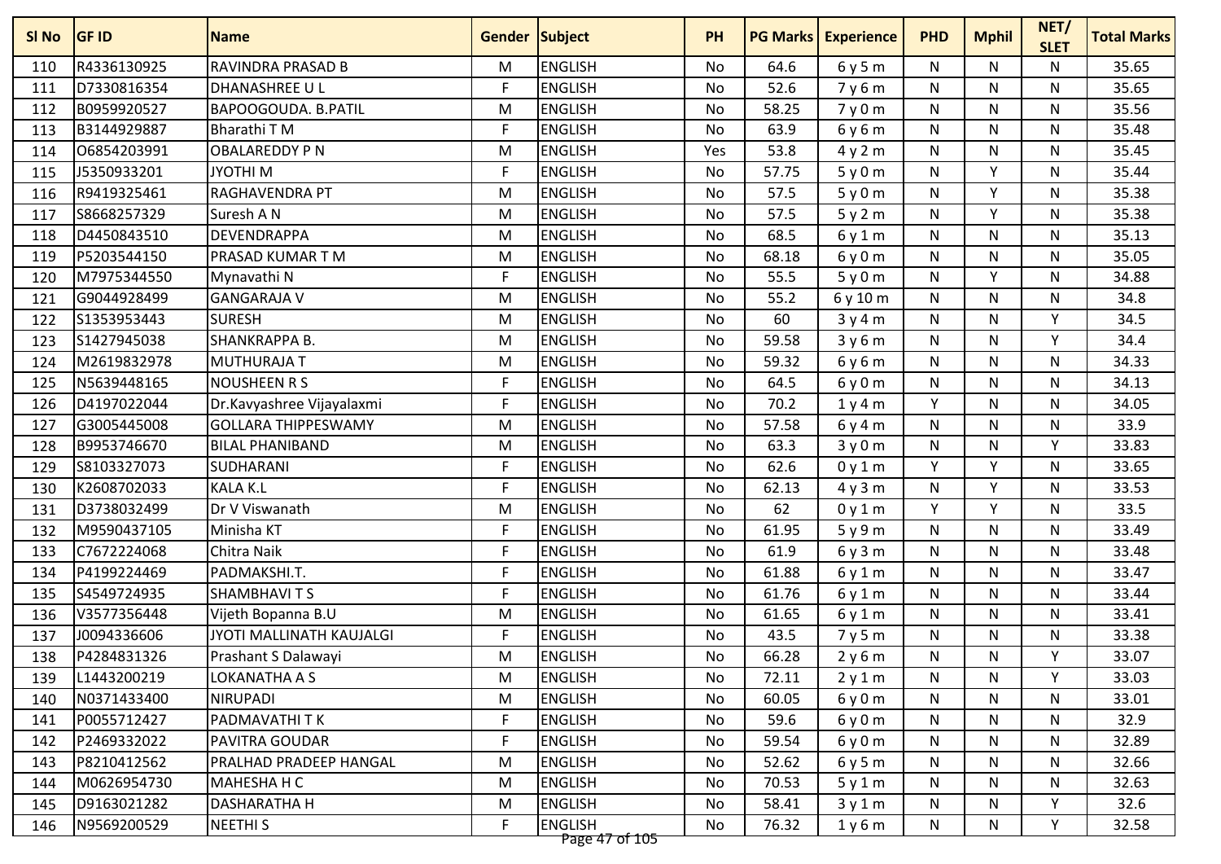| Sl No | GF ID | Name | Gender | Subject | PH | PG Marks | Experience | PHD | Mphil | NET/ SLET | Total Marks |
|---|---|---|---|---|---|---|---|---|---|---|---|
| 110 | R4336130925 | RAVINDRA PRASAD B | M | ENGLISH | No | 64.6 | 6 y 5 m | N | N | N | 35.65 |
| 111 | D7330816354 | DHANASHREE U L | F | ENGLISH | No | 52.6 | 7 y 6 m | N | N | N | 35.65 |
| 112 | B0959920527 | BAPOOGOUDA. B.PATIL | M | ENGLISH | No | 58.25 | 7 y 0 m | N | N | N | 35.56 |
| 113 | B3144929887 | Bharathi T M | F | ENGLISH | No | 63.9 | 6 y 6 m | N | N | N | 35.48 |
| 114 | O6854203991 | OBALAREDDY P N | M | ENGLISH | Yes | 53.8 | 4 y 2 m | N | N | N | 35.45 |
| 115 | J5350933201 | JYOTHI M | F | ENGLISH | No | 57.75 | 5 y 0 m | N | Y | N | 35.44 |
| 116 | R9419325461 | RAGHAVENDRA PT | M | ENGLISH | No | 57.5 | 5 y 0 m | N | Y | N | 35.38 |
| 117 | S8668257329 | Suresh A N | M | ENGLISH | No | 57.5 | 5 y 2 m | N | Y | N | 35.38 |
| 118 | D4450843510 | DEVENDRAPPA | M | ENGLISH | No | 68.5 | 6 y 1 m | N | N | N | 35.13 |
| 119 | P5203544150 | PRASAD KUMAR T M | M | ENGLISH | No | 68.18 | 6 y 0 m | N | N | N | 35.05 |
| 120 | M7975344550 | Mynavathi N | F | ENGLISH | No | 55.5 | 5 y 0 m | N | Y | N | 34.88 |
| 121 | G9044928499 | GANGARAJA V | M | ENGLISH | No | 55.2 | 6 y 10 m | N | N | N | 34.8 |
| 122 | S1353953443 | SURESH | M | ENGLISH | No | 60 | 3 y 4 m | N | N | Y | 34.5 |
| 123 | S1427945038 | SHANKRAPPA B. | M | ENGLISH | No | 59.58 | 3 y 6 m | N | N | Y | 34.4 |
| 124 | M2619832978 | MUTHURAJA T | M | ENGLISH | No | 59.32 | 6 y 6 m | N | N | N | 34.33 |
| 125 | N5639448165 | NOUSHEEN R S | F | ENGLISH | No | 64.5 | 6 y 0 m | N | N | N | 34.13 |
| 126 | D4197022044 | Dr.Kavyashree Vijayalaxmi | F | ENGLISH | No | 70.2 | 1 y 4 m | Y | N | N | 34.05 |
| 127 | G3005445008 | GOLLARA THIPPESWAMY | M | ENGLISH | No | 57.58 | 6 y 4 m | N | N | N | 33.9 |
| 128 | B9953746670 | BILAL PHANIBAND | M | ENGLISH | No | 63.3 | 3 y 0 m | N | N | Y | 33.83 |
| 129 | S8103327073 | SUDHARANI | F | ENGLISH | No | 62.6 | 0 y 1 m | Y | Y | N | 33.65 |
| 130 | K2608702033 | KALA K.L | F | ENGLISH | No | 62.13 | 4 y 3 m | N | Y | N | 33.53 |
| 131 | D3738032499 | Dr V Viswanath | M | ENGLISH | No | 62 | 0 y 1 m | Y | Y | N | 33.5 |
| 132 | M9590437105 | Minisha KT | F | ENGLISH | No | 61.95 | 5 y 9 m | N | N | N | 33.49 |
| 133 | C7672224068 | Chitra Naik | F | ENGLISH | No | 61.9 | 6 y 3 m | N | N | N | 33.48 |
| 134 | P4199224469 | PADMAKSHI.T. | F | ENGLISH | No | 61.88 | 6 y 1 m | N | N | N | 33.47 |
| 135 | S4549724935 | SHAMBHAVI T S | F | ENGLISH | No | 61.76 | 6 y 1 m | N | N | N | 33.44 |
| 136 | V3577356448 | Vijeth Bopanna B.U | M | ENGLISH | No | 61.65 | 6 y 1 m | N | N | N | 33.41 |
| 137 | J0094336606 | JYOTI MALLINATH KAUJALGI | F | ENGLISH | No | 43.5 | 7 y 5 m | N | N | N | 33.38 |
| 138 | P4284831326 | Prashant S Dalawayi | M | ENGLISH | No | 66.28 | 2 y 6 m | N | N | Y | 33.07 |
| 139 | L1443200219 | LOKANATHA A S | M | ENGLISH | No | 72.11 | 2 y 1 m | N | N | Y | 33.03 |
| 140 | N0371433400 | NIRUPADI | M | ENGLISH | No | 60.05 | 6 y 0 m | N | N | N | 33.01 |
| 141 | P0055712427 | PADMAVATHI T K | F | ENGLISH | No | 59.6 | 6 y 0 m | N | N | N | 32.9 |
| 142 | P2469332022 | PAVITRA GOUDAR | F | ENGLISH | No | 59.54 | 6 y 0 m | N | N | N | 32.89 |
| 143 | P8210412562 | PRALHAD PRADEEP HANGAL | M | ENGLISH | No | 52.62 | 6 y 5 m | N | N | N | 32.66 |
| 144 | M0626954730 | MAHESHA H C | M | ENGLISH | No | 70.53 | 5 y 1 m | N | N | N | 32.63 |
| 145 | D9163021282 | DASHARATHA H | M | ENGLISH | No | 58.41 | 3 y 1 m | N | N | Y | 32.6 |
| 146 | N9569200529 | NEETHI S | F | ENGLISH | No | 76.32 | 1 y 6 m | N | N | Y | 32.58 |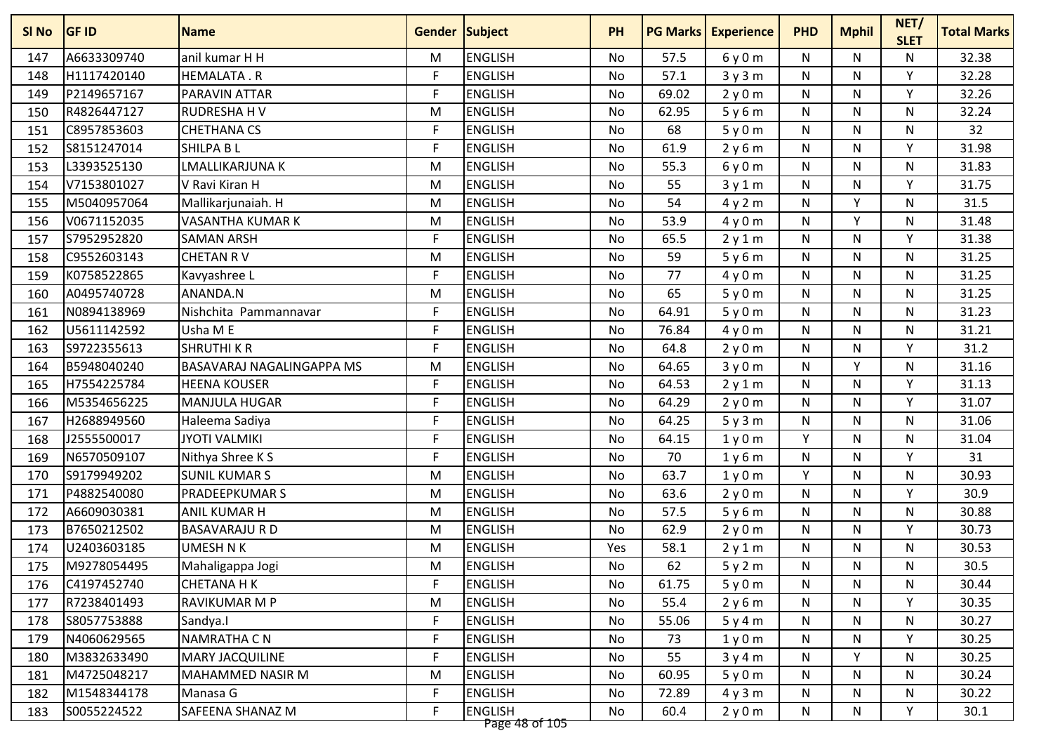| Sl No | GF ID | Name | Gender | Subject | PH | PG Marks | Experience | PHD | Mphil | NET/ SLET | Total Marks |
|---|---|---|---|---|---|---|---|---|---|---|---|
| 147 | A6633309740 | anil kumar H H | M | ENGLISH | No | 57.5 | 6 y 0 m | N | N | N | 32.38 |
| 148 | H1117420140 | HEMALATA . R | F | ENGLISH | No | 57.1 | 3 y 3 m | N | N | Y | 32.28 |
| 149 | P2149657167 | PARAVIN ATTAR | F | ENGLISH | No | 69.02 | 2 y 0 m | N | N | Y | 32.26 |
| 150 | R4826447127 | RUDRESHA H V | M | ENGLISH | No | 62.95 | 5 y 6 m | N | N | N | 32.24 |
| 151 | C8957853603 | CHETHANA CS | F | ENGLISH | No | 68 | 5 y 0 m | N | N | N | 32 |
| 152 | S8151247014 | SHILPA B L | F | ENGLISH | No | 61.9 | 2 y 6 m | N | N | Y | 31.98 |
| 153 | L3393525130 | LMALLIKARJUNA K | M | ENGLISH | No | 55.3 | 6 y 0 m | N | N | N | 31.83 |
| 154 | V7153801027 | V Ravi Kiran H | M | ENGLISH | No | 55 | 3 y 1 m | N | N | Y | 31.75 |
| 155 | M5040957064 | Mallikarjunaiah. H | M | ENGLISH | No | 54 | 4 y 2 m | N | Y | N | 31.5 |
| 156 | V0671152035 | VASANTHA KUMAR K | M | ENGLISH | No | 53.9 | 4 y 0 m | N | Y | N | 31.48 |
| 157 | S7952952820 | SAMAN ARSH | F | ENGLISH | No | 65.5 | 2 y 1 m | N | N | Y | 31.38 |
| 158 | C9552603143 | CHETAN R V | M | ENGLISH | No | 59 | 5 y 6 m | N | N | N | 31.25 |
| 159 | K0758522865 | Kavyashree L | F | ENGLISH | No | 77 | 4 y 0 m | N | N | N | 31.25 |
| 160 | A0495740728 | ANANDA.N | M | ENGLISH | No | 65 | 5 y 0 m | N | N | N | 31.25 |
| 161 | N0894138969 | Nishchita Pammannavar | F | ENGLISH | No | 64.91 | 5 y 0 m | N | N | N | 31.23 |
| 162 | U5611142592 | Usha M E | F | ENGLISH | No | 76.84 | 4 y 0 m | N | N | N | 31.21 |
| 163 | S9722355613 | SHRUTHI K R | F | ENGLISH | No | 64.8 | 2 y 0 m | N | N | Y | 31.2 |
| 164 | B5948040240 | BASAVARAJ NAGALINGAPPA MS | M | ENGLISH | No | 64.65 | 3 y 0 m | N | Y | N | 31.16 |
| 165 | H7554225784 | HEENA KOUSER | F | ENGLISH | No | 64.53 | 2 y 1 m | N | N | Y | 31.13 |
| 166 | M5354656225 | MANJULA HUGAR | F | ENGLISH | No | 64.29 | 2 y 0 m | N | N | Y | 31.07 |
| 167 | H2688949560 | Haleema Sadiya | F | ENGLISH | No | 64.25 | 5 y 3 m | N | N | N | 31.06 |
| 168 | J2555500017 | JYOTI VALMIKI | F | ENGLISH | No | 64.15 | 1 y 0 m | Y | N | N | 31.04 |
| 169 | N6570509107 | Nithya Shree K S | F | ENGLISH | No | 70 | 1 y 6 m | N | N | Y | 31 |
| 170 | S9179949202 | SUNIL KUMAR S | M | ENGLISH | No | 63.7 | 1 y 0 m | Y | N | N | 30.93 |
| 171 | P4882540080 | PRADEEPKUMAR S | M | ENGLISH | No | 63.6 | 2 y 0 m | N | N | Y | 30.9 |
| 172 | A6609030381 | ANIL KUMAR H | M | ENGLISH | No | 57.5 | 5 y 6 m | N | N | N | 30.88 |
| 173 | B7650212502 | BASAVARAJU R D | M | ENGLISH | No | 62.9 | 2 y 0 m | N | N | Y | 30.73 |
| 174 | U2403603185 | UMESH N K | M | ENGLISH | Yes | 58.1 | 2 y 1 m | N | N | N | 30.53 |
| 175 | M9278054495 | Mahaligappa Jogi | M | ENGLISH | No | 62 | 5 y 2 m | N | N | N | 30.5 |
| 176 | C4197452740 | CHETANA H K | F | ENGLISH | No | 61.75 | 5 y 0 m | N | N | N | 30.44 |
| 177 | R7238401493 | RAVIKUMAR M P | M | ENGLISH | No | 55.4 | 2 y 6 m | N | N | Y | 30.35 |
| 178 | S8057753888 | Sandya.I | F | ENGLISH | No | 55.06 | 5 y 4 m | N | N | N | 30.27 |
| 179 | N4060629565 | NAMRATHA C N | F | ENGLISH | No | 73 | 1 y 0 m | N | N | Y | 30.25 |
| 180 | M3832633490 | MARY JACQUILINE | F | ENGLISH | No | 55 | 3 y 4 m | N | Y | N | 30.25 |
| 181 | M4725048217 | MAHAMMED NASIR M | M | ENGLISH | No | 60.95 | 5 y 0 m | N | N | N | 30.24 |
| 182 | M1548344178 | Manasa G | F | ENGLISH | No | 72.89 | 4 y 3 m | N | N | N | 30.22 |
| 183 | S0055224522 | SAFEENA SHANAZ M | F | ENGLISH | No | 60.4 | 2 y 0 m | N | N | Y | 30.1 |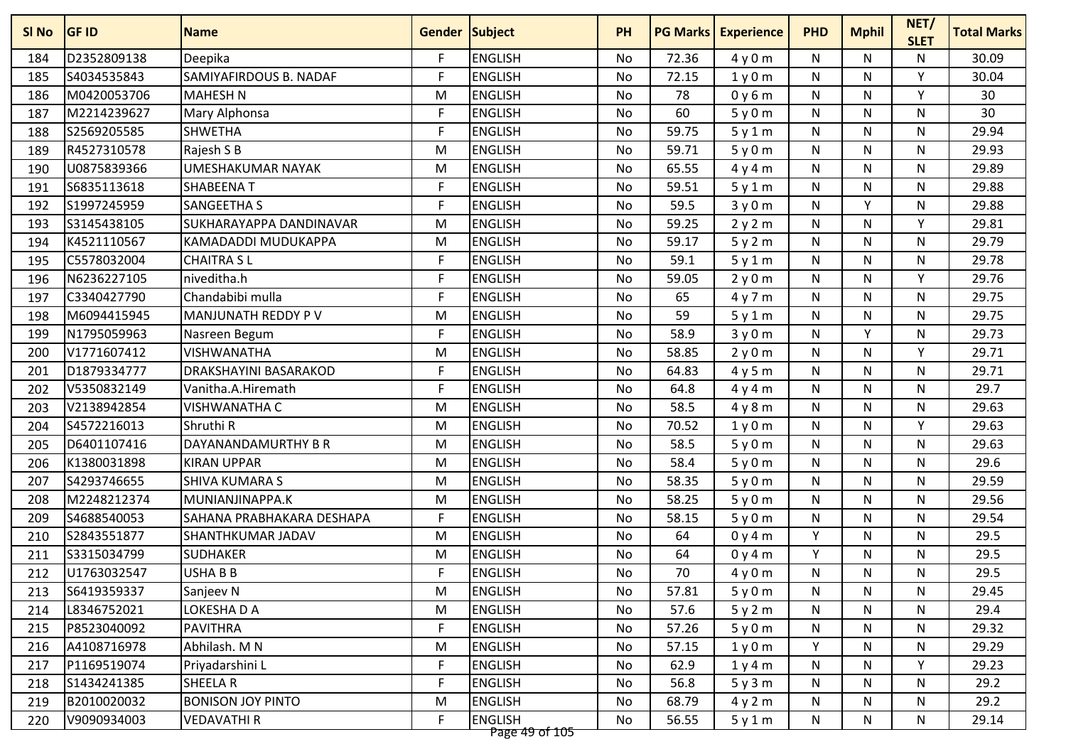| Sl No | GF ID | Name | Gender | Subject | PH | PG Marks | Experience | PHD | Mphil | NET/SLET | Total Marks |
|---|---|---|---|---|---|---|---|---|---|---|---|
| 184 | D2352809138 | Deepika | F | ENGLISH | No | 72.36 | 4 y 0 m | N | N | N | 30.09 |
| 185 | S4034535843 | SAMIYAFIRDOUS B. NADAF | F | ENGLISH | No | 72.15 | 1 y 0 m | N | N | Y | 30.04 |
| 186 | M0420053706 | MAHESH N | M | ENGLISH | No | 78 | 0 y 6 m | N | N | Y | 30 |
| 187 | M2214239627 | Mary Alphonsa | F | ENGLISH | No | 60 | 5 y 0 m | N | N | N | 30 |
| 188 | S2569205585 | SHWETHA | F | ENGLISH | No | 59.75 | 5 y 1 m | N | N | N | 29.94 |
| 189 | R4527310578 | Rajesh S B | M | ENGLISH | No | 59.71 | 5 y 0 m | N | N | N | 29.93 |
| 190 | U0875839366 | UMESHAKUMAR NAYAK | M | ENGLISH | No | 65.55 | 4 y 4 m | N | N | N | 29.89 |
| 191 | S6835113618 | SHABEENA T | F | ENGLISH | No | 59.51 | 5 y 1 m | N | N | N | 29.88 |
| 192 | S1997245959 | SANGEETHA S | F | ENGLISH | No | 59.5 | 3 y 0 m | N | Y | N | 29.88 |
| 193 | S3145438105 | SUKHARAYAPPA DANDINAVAR | M | ENGLISH | No | 59.25 | 2 y 2 m | N | N | Y | 29.81 |
| 194 | K4521110567 | KAMADADDI MUDUKAPPA | M | ENGLISH | No | 59.17 | 5 y 2 m | N | N | N | 29.79 |
| 195 | C5578032004 | CHAITRA S L | F | ENGLISH | No | 59.1 | 5 y 1 m | N | N | N | 29.78 |
| 196 | N6236227105 | niveditha.h | F | ENGLISH | No | 59.05 | 2 y 0 m | N | N | Y | 29.76 |
| 197 | C3340427790 | Chandabibi mulla | F | ENGLISH | No | 65 | 4 y 7 m | N | N | N | 29.75 |
| 198 | M6094415945 | MANJUNATH REDDY P V | M | ENGLISH | No | 59 | 5 y 1 m | N | N | N | 29.75 |
| 199 | N1795059963 | Nasreen Begum | F | ENGLISH | No | 58.9 | 3 y 0 m | N | Y | N | 29.73 |
| 200 | V1771607412 | VISHWANATHA | M | ENGLISH | No | 58.85 | 2 y 0 m | N | N | Y | 29.71 |
| 201 | D1879334777 | DRAKSHAYINI BASARAKOD | F | ENGLISH | No | 64.83 | 4 y 5 m | N | N | N | 29.71 |
| 202 | V5350832149 | Vanitha.A.Hiremath | F | ENGLISH | No | 64.8 | 4 y 4 m | N | N | N | 29.7 |
| 203 | V2138942854 | VISHWANATHA C | M | ENGLISH | No | 58.5 | 4 y 8 m | N | N | N | 29.63 |
| 204 | S4572216013 | Shruthi R | M | ENGLISH | No | 70.52 | 1 y 0 m | N | N | Y | 29.63 |
| 205 | D6401107416 | DAYANANDAMURTHY B R | M | ENGLISH | No | 58.5 | 5 y 0 m | N | N | N | 29.63 |
| 206 | K1380031898 | KIRAN UPPAR | M | ENGLISH | No | 58.4 | 5 y 0 m | N | N | N | 29.6 |
| 207 | S4293746655 | SHIVA KUMARA S | M | ENGLISH | No | 58.35 | 5 y 0 m | N | N | N | 29.59 |
| 208 | M2248212374 | MUNIANJINAPPA.K | M | ENGLISH | No | 58.25 | 5 y 0 m | N | N | N | 29.56 |
| 209 | S4688540053 | SAHANA PRABHAKARA DESHAPA | F | ENGLISH | No | 58.15 | 5 y 0 m | N | N | N | 29.54 |
| 210 | S2843551877 | SHANTHKUMAR JADAV | M | ENGLISH | No | 64 | 0 y 4 m | Y | N | N | 29.5 |
| 211 | S3315034799 | SUDHAKER | M | ENGLISH | No | 64 | 0 y 4 m | Y | N | N | 29.5 |
| 212 | U1763032547 | USHA B B | F | ENGLISH | No | 70 | 4 y 0 m | N | N | N | 29.5 |
| 213 | S6419359337 | Sanjeev N | M | ENGLISH | No | 57.81 | 5 y 0 m | N | N | N | 29.45 |
| 214 | L8346752021 | LOKESHA D A | M | ENGLISH | No | 57.6 | 5 y 2 m | N | N | N | 29.4 |
| 215 | P8523040092 | PAVITHRA | F | ENGLISH | No | 57.26 | 5 y 0 m | N | N | N | 29.32 |
| 216 | A4108716978 | Abhilash. M N | M | ENGLISH | No | 57.15 | 1 y 0 m | Y | N | N | 29.29 |
| 217 | P1169519074 | Priyadarshini L | F | ENGLISH | No | 62.9 | 1 y 4 m | N | N | Y | 29.23 |
| 218 | S1434241385 | SHEELA R | F | ENGLISH | No | 56.8 | 5 y 3 m | N | N | N | 29.2 |
| 219 | B2010020032 | BONISON JOY PINTO | M | ENGLISH | No | 68.79 | 4 y 2 m | N | N | N | 29.2 |
| 220 | V9090934003 | VEDAVATHI R | F | ENGLISH | No | 56.55 | 5 y 1 m | N | N | N | 29.14 |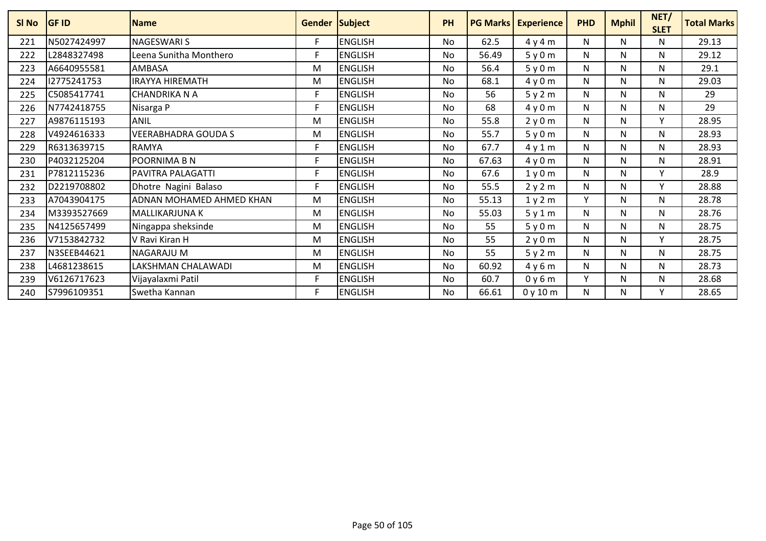| Sl No | GF ID | Name | Gender | Subject | PH | PG Marks | Experience | PHD | Mphil | NET/ SLET | Total Marks |
|---|---|---|---|---|---|---|---|---|---|---|---|
| 221 | N5027424997 | NAGESWARI S | F | ENGLISH | No | 62.5 | 4 y 4 m | N | N | N | 29.13 |
| 222 | L2848327498 | Leena Sunitha Monthero | F | ENGLISH | No | 56.49 | 5 y 0 m | N | N | N | 29.12 |
| 223 | A6640955581 | AMBASA | M | ENGLISH | No | 56.4 | 5 y 0 m | N | N | N | 29.1 |
| 224 | I2775241753 | IRAYYA HIREMATH | M | ENGLISH | No | 68.1 | 4 y 0 m | N | N | N | 29.03 |
| 225 | C5085417741 | CHANDRIKA N A | F | ENGLISH | No | 56 | 5 y 2 m | N | N | N | 29 |
| 226 | N7742418755 | Nisarga P | F | ENGLISH | No | 68 | 4 y 0 m | N | N | N | 29 |
| 227 | A9876115193 | ANIL | M | ENGLISH | No | 55.8 | 2 y 0 m | N | N | Y | 28.95 |
| 228 | V4924616333 | VEERABHADRA GOUDA S | M | ENGLISH | No | 55.7 | 5 y 0 m | N | N | N | 28.93 |
| 229 | R6313639715 | RAMYA | F | ENGLISH | No | 67.7 | 4 y 1 m | N | N | N | 28.93 |
| 230 | P4032125204 | POORNIMA B N | F | ENGLISH | No | 67.63 | 4 y 0 m | N | N | N | 28.91 |
| 231 | P7812115236 | PAVITRA PALAGATTI | F | ENGLISH | No | 67.6 | 1 y 0 m | N | N | Y | 28.9 |
| 232 | D2219708802 | Dhotre Nagini Balaso | F | ENGLISH | No | 55.5 | 2 y 2 m | N | N | Y | 28.88 |
| 233 | A7043904175 | ADNAN MOHAMED AHMED KHAN | M | ENGLISH | No | 55.13 | 1 y 2 m | Y | N | N | 28.78 |
| 234 | M3393527669 | MALLIKARJUNA K | M | ENGLISH | No | 55.03 | 5 y 1 m | N | N | N | 28.76 |
| 235 | N4125657499 | Ningappa sheksinde | M | ENGLISH | No | 55 | 5 y 0 m | N | N | N | 28.75 |
| 236 | V7153842732 | V Ravi Kiran H | M | ENGLISH | No | 55 | 2 y 0 m | N | N | Y | 28.75 |
| 237 | N3SEEB44621 | NAGARAJU M | M | ENGLISH | No | 55 | 5 y 2 m | N | N | N | 28.75 |
| 238 | L4681238615 | LAKSHMAN CHALAWADI | M | ENGLISH | No | 60.92 | 4 y 6 m | N | N | N | 28.73 |
| 239 | V6126717623 | Vijayalaxmi Patil | F | ENGLISH | No | 60.7 | 0 y 6 m | Y | N | N | 28.68 |
| 240 | S7996109351 | Swetha Kannan | F | ENGLISH | No | 66.61 | 0 y 10 m | N | N | Y | 28.65 |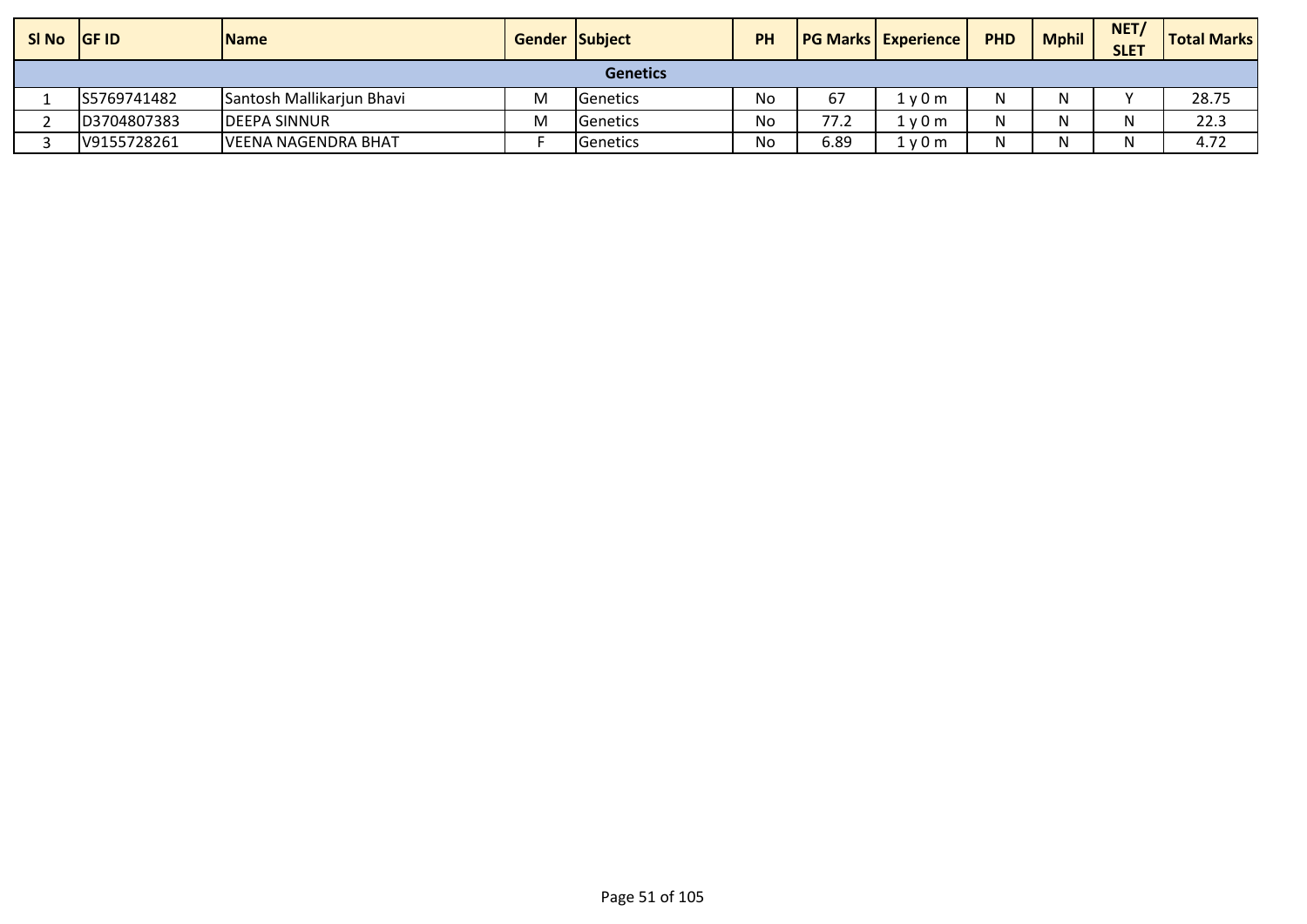| Sl No | GF ID | Name | Gender | Subject | PH | PG Marks | Experience | PHD | Mphil | NET/ SLET | Total Marks |
|---|---|---|---|---|---|---|---|---|---|---|---|
| **Genetics** | | | | | | | | | | | |
| 1 | S5769741482 | Santosh Mallikarjun Bhavi | M | Genetics | No | 67 | 1 y 0 m | N | N | Y | 28.75 |
| 2 | D3704807383 | DEEPA SINNUR | M | Genetics | No | 77.2 | 1 y 0 m | N | N | N | 22.3 |
| 3 | V9155728261 | VEENA NAGENDRA BHAT | F | Genetics | No | 6.89 | 1 y 0 m | N | N | N | 4.72 |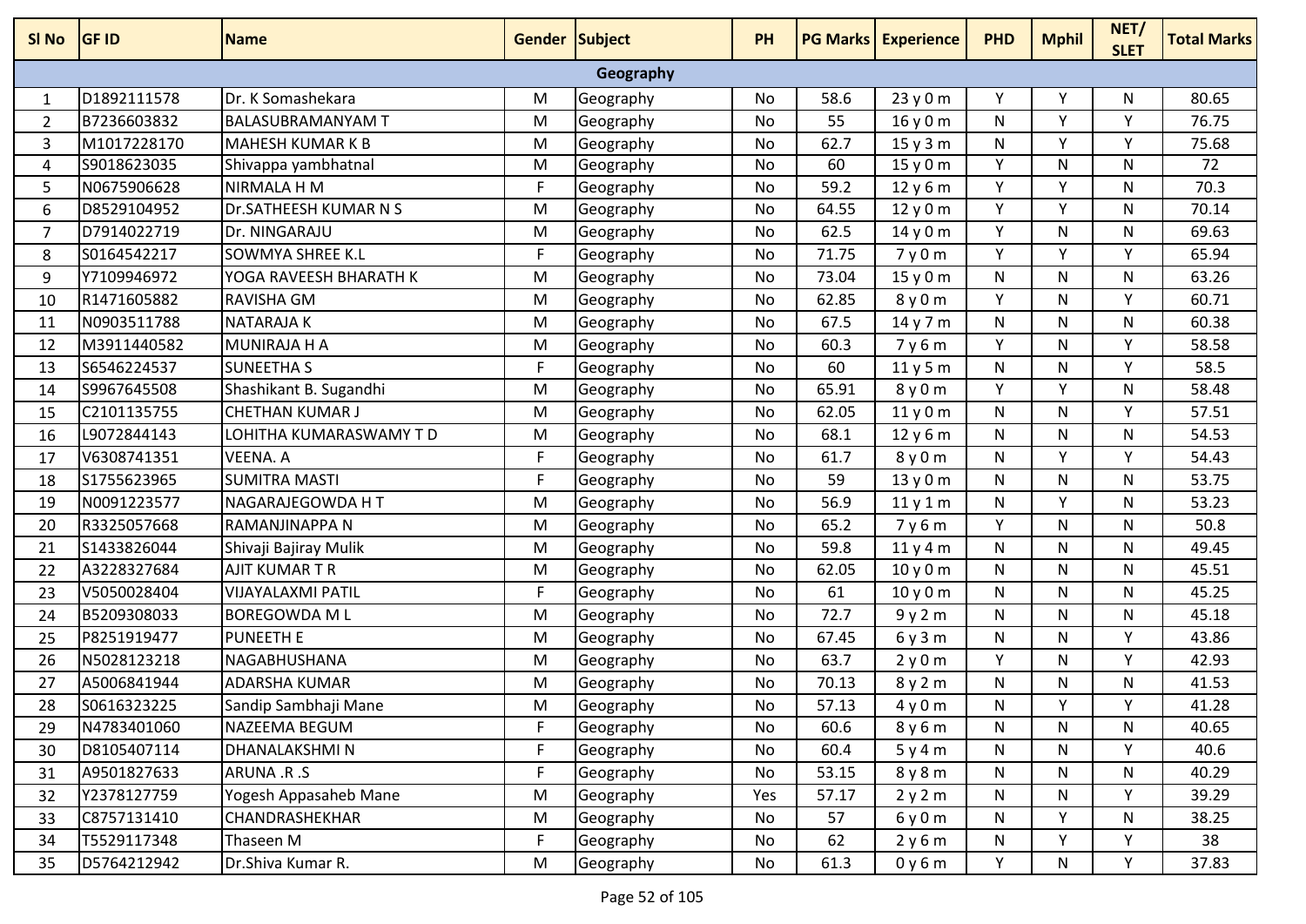| Sl No | GF ID | Name | Gender | Subject | PH | PG Marks | Experience | PHD | Mphil | NET/ SLET | Total Marks |
|---|---|---|---|---|---|---|---|---|---|---|---|
| Geography | | | | | | | | | | | |
| 1 | D1892111578 | Dr. K Somashekara | M | Geography | No | 58.6 | 23 y 0 m | Y | Y | N | 80.65 |
| 2 | B7236603832 | BALASUBRAMANYAM T | M | Geography | No | 55 | 16 y 0 m | N | Y | Y | 76.75 |
| 3 | M1017228170 | MAHESH KUMAR K B | M | Geography | No | 62.7 | 15 y 3 m | N | Y | Y | 75.68 |
| 4 | S9018623035 | Shivappa yambhatnal | M | Geography | No | 60 | 15 y 0 m | Y | N | N | 72 |
| 5 | N0675906628 | NIRMALA H M | F | Geography | No | 59.2 | 12 y 6 m | Y | Y | N | 70.3 |
| 6 | D8529104952 | Dr.SATHEESH KUMAR N S | M | Geography | No | 64.55 | 12 y 0 m | Y | Y | N | 70.14 |
| 7 | D7914022719 | Dr. NINGARAJU | M | Geography | No | 62.5 | 14 y 0 m | Y | N | N | 69.63 |
| 8 | S0164542217 | SOWMYA SHREE K.L | F | Geography | No | 71.75 | 7 y 0 m | Y | Y | Y | 65.94 |
| 9 | Y7109946972 | YOGA RAVEESH BHARATH K | M | Geography | No | 73.04 | 15 y 0 m | N | N | N | 63.26 |
| 10 | R1471605882 | RAVISHA GM | M | Geography | No | 62.85 | 8 y 0 m | Y | N | Y | 60.71 |
| 11 | N0903511788 | NATARAJA K | M | Geography | No | 67.5 | 14 y 7 m | N | N | N | 60.38 |
| 12 | M3911440582 | MUNIRAJA H A | M | Geography | No | 60.3 | 7 y 6 m | Y | N | Y | 58.58 |
| 13 | S6546224537 | SUNEETHA S | F | Geography | No | 60 | 11 y 5 m | N | N | Y | 58.5 |
| 14 | S9967645508 | Shashikant B. Sugandhi | M | Geography | No | 65.91 | 8 y 0 m | Y | Y | N | 58.48 |
| 15 | C2101135755 | CHETHAN KUMAR J | M | Geography | No | 62.05 | 11 y 0 m | N | N | Y | 57.51 |
| 16 | L9072844143 | LOHITHA KUMARASWAMY T D | M | Geography | No | 68.1 | 12 y 6 m | N | N | N | 54.53 |
| 17 | V6308741351 | VEENA. A | F | Geography | No | 61.7 | 8 y 0 m | N | Y | Y | 54.43 |
| 18 | S1755623965 | SUMITRA MASTI | F | Geography | No | 59 | 13 y 0 m | N | N | N | 53.75 |
| 19 | N0091223577 | NAGARAJEGOWDA H T | M | Geography | No | 56.9 | 11 y 1 m | N | Y | N | 53.23 |
| 20 | R3325057668 | RAMANJINAPPA N | M | Geography | No | 65.2 | 7 y 6 m | Y | N | N | 50.8 |
| 21 | S1433826044 | Shivaji Bajiray Mulik | M | Geography | No | 59.8 | 11 y 4 m | N | N | N | 49.45 |
| 22 | A3228327684 | AJIT KUMAR T R | M | Geography | No | 62.05 | 10 y 0 m | N | N | N | 45.51 |
| 23 | V5050028404 | VIJAYALAXMI PATIL | F | Geography | No | 61 | 10 y 0 m | N | N | N | 45.25 |
| 24 | B5209308033 | BOREGOWDA M L | M | Geography | No | 72.7 | 9 y 2 m | N | N | N | 45.18 |
| 25 | P8251919477 | PUNEETH E | M | Geography | No | 67.45 | 6 y 3 m | N | N | Y | 43.86 |
| 26 | N5028123218 | NAGABHUSHANA | M | Geography | No | 63.7 | 2 y 0 m | Y | N | Y | 42.93 |
| 27 | A5006841944 | ADARSHA KUMAR | M | Geography | No | 70.13 | 8 y 2 m | N | N | N | 41.53 |
| 28 | S0616323225 | Sandip Sambhaji Mane | M | Geography | No | 57.13 | 4 y 0 m | N | Y | Y | 41.28 |
| 29 | N4783401060 | NAZEEMA BEGUM | F | Geography | No | 60.6 | 8 y 6 m | N | N | N | 40.65 |
| 30 | D8105407114 | DHANALAKSHMI N | F | Geography | No | 60.4 | 5 y 4 m | N | N | Y | 40.6 |
| 31 | A9501827633 | ARUNA .R .S | F | Geography | No | 53.15 | 8 y 8 m | N | N | N | 40.29 |
| 32 | Y2378127759 | Yogesh Appasaheb Mane | M | Geography | Yes | 57.17 | 2 y 2 m | N | N | Y | 39.29 |
| 33 | C8757131410 | CHANDRASHEKHAR | M | Geography | No | 57 | 6 y 0 m | N | Y | N | 38.25 |
| 34 | T5529117348 | Thaseen M | F | Geography | No | 62 | 2 y 6 m | N | Y | Y | 38 |
| 35 | D5764212942 | Dr.Shiva Kumar R. | M | Geography | No | 61.3 | 0 y 6 m | Y | N | Y | 37.83 |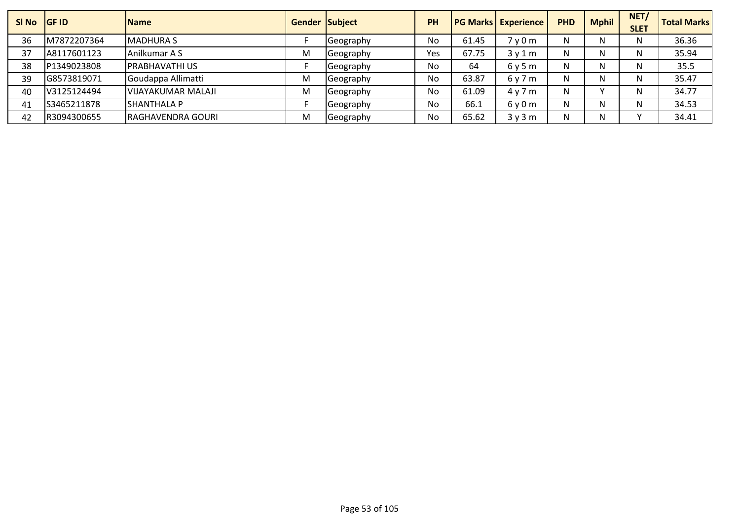| Sl No | GF ID | Name | Gender | Subject | PH | PG Marks | Experience | PHD | Mphil | NET/ SLET | Total Marks |
|---|---|---|---|---|---|---|---|---|---|---|---|
| 36 | M7872207364 | MADHURA S | F | Geography | No | 61.45 | 7 y 0 m | N | N | N | 36.36 |
| 37 | A8117601123 | Anilkumar A S | M | Geography | Yes | 67.75 | 3 y 1 m | N | N | N | 35.94 |
| 38 | P1349023808 | PRABHAVATHI US | F | Geography | No | 64 | 6 y 5 m | N | N | N | 35.5 |
| 39 | G8573819071 | Goudappa Allimatti | M | Geography | No | 63.87 | 6 y 7 m | N | N | N | 35.47 |
| 40 | V3125124494 | VIJAYAKUMAR MALAJI | M | Geography | No | 61.09 | 4 y 7 m | N | Y | N | 34.77 |
| 41 | S3465211878 | SHANTHALA P | F | Geography | No | 66.1 | 6 y 0 m | N | N | N | 34.53 |
| 42 | R3094300655 | RAGHAVENDRA GOURI | M | Geography | No | 65.62 | 3 y 3 m | N | N | Y | 34.41 |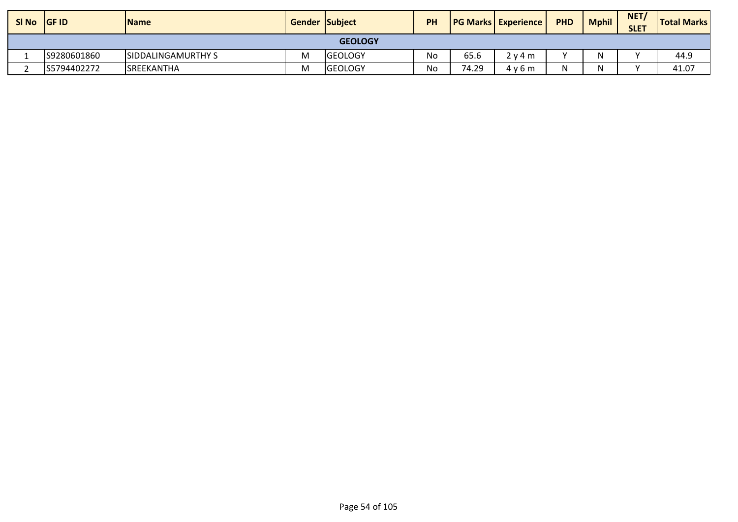| Sl No | GF ID | Name | Gender | Subject | PH | PG Marks | Experience | PHD | Mphil | NET/ SLET | Total Marks |
|---|---|---|---|---|---|---|---|---|---|---|---|
| | | | | GEOLOGY | | | | | | | |
| 1 | S9280601860 | SIDDALINGAMURTHY S | M | GEOLOGY | No | 65.6 | 2 y 4 m | Y | N | Y | 44.9 |
| 2 | S5794402272 | SREEKANTHA | M | GEOLOGY | No | 74.29 | 4 y 6 m | N | N | Y | 41.07 |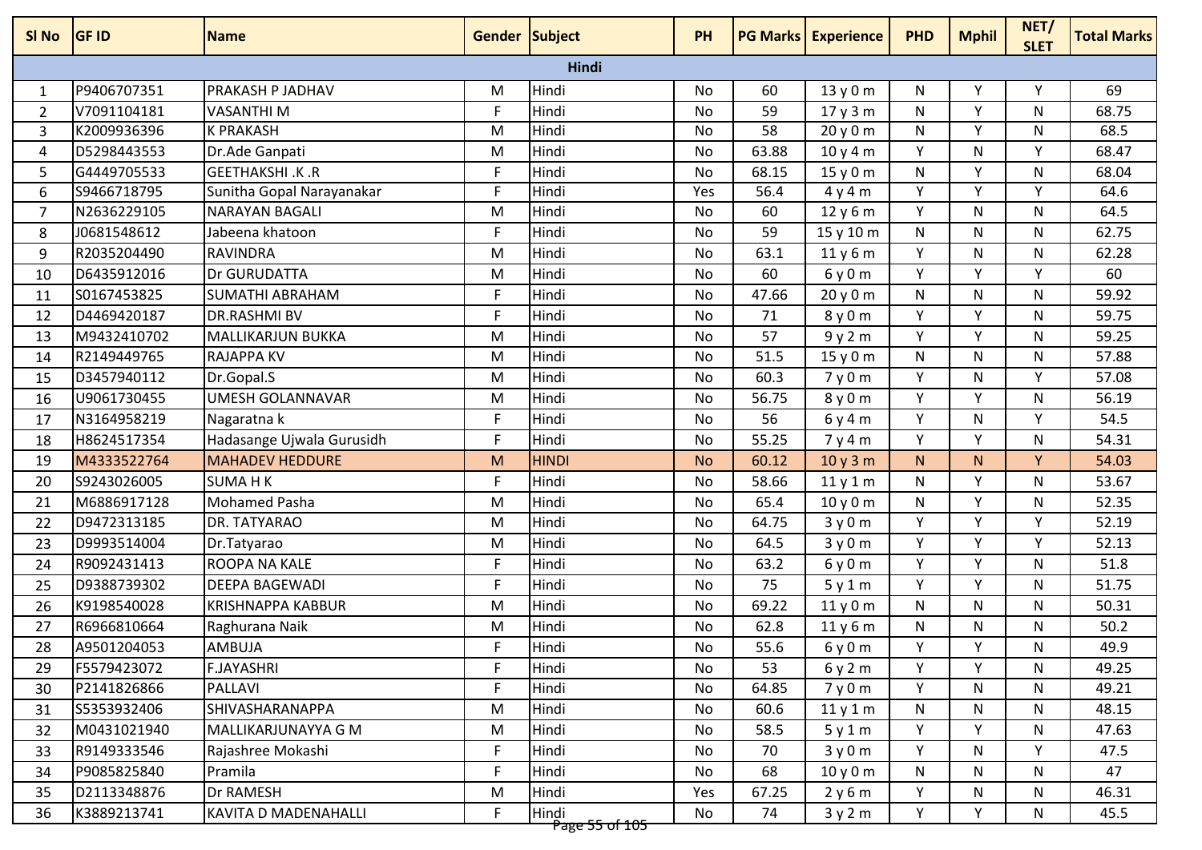| Sl No | GF ID | Name | Gender | Subject | PH | PG Marks | Experience | PHD | Mphil | NET/ SLET | Total Marks |
|---|---|---|---|---|---|---|---|---|---|---|---|
| **Hindi** | | | | | | | | | | | |
| 1 | P9406707351 | PRAKASH P JADHAV | M | Hindi | No | 60 | 13 y 0 m | N | Y | Y | 69 |
| 2 | V7091104181 | VASANTHI M | F | Hindi | No | 59 | 17 y 3 m | N | Y | N | 68.75 |
| 3 | K2009936396 | K PRAKASH | M | Hindi | No | 58 | 20 y 0 m | N | Y | N | 68.5 |
| 4 | D5298443553 | Dr.Ade Ganpati | M | Hindi | No | 63.88 | 10 y 4 m | Y | N | Y | 68.47 |
| 5 | G4449705533 | GEETHAKSHI .K .R | F | Hindi | No | 68.15 | 15 y 0 m | N | Y | N | 68.04 |
| 6 | S9466718795 | Sunitha Gopal Narayanakar | F | Hindi | Yes | 56.4 | 4 y 4 m | Y | Y | Y | 64.6 |
| 7 | N2636229105 | NARAYAN BAGALI | M | Hindi | No | 60 | 12 y 6 m | Y | N | N | 64.5 |
| 8 | J0681548612 | Jabeena khatoon | F | Hindi | No | 59 | 15 y 10 m | N | N | N | 62.75 |
| 9 | R2035204490 | RAVINDRA | M | Hindi | No | 63.1 | 11 y 6 m | Y | N | N | 62.28 |
| 10 | D6435912016 | Dr GURUDATTA | M | Hindi | No | 60 | 6 y 0 m | Y | Y | Y | 60 |
| 11 | S0167453825 | SUMATHI ABRAHAM | F | Hindi | No | 47.66 | 20 y 0 m | N | N | N | 59.92 |
| 12 | D4469420187 | DR.RASHMI BV | F | Hindi | No | 71 | 8 y 0 m | Y | Y | N | 59.75 |
| 13 | M9432410702 | MALLIKARJUN BUKKA | M | Hindi | No | 57 | 9 y 2 m | Y | Y | N | 59.25 |
| 14 | R2149449765 | RAJAPPA KV | M | Hindi | No | 51.5 | 15 y 0 m | N | N | N | 57.88 |
| 15 | D3457940112 | Dr.Gopal.S | M | Hindi | No | 60.3 | 7 y 0 m | Y | N | Y | 57.08 |
| 16 | U9061730455 | UMESH GOLANNAVAR | M | Hindi | No | 56.75 | 8 y 0 m | Y | Y | N | 56.19 |
| 17 | N3164958219 | Nagaratna k | F | Hindi | No | 56 | 6 y 4 m | Y | N | Y | 54.5 |
| 18 | H8624517354 | Hadasange Ujwala Gurusidh | F | Hindi | No | 55.25 | 7 y 4 m | Y | Y | N | 54.31 |
| 19 | M4333522764 | MAHADEV HEDDURE | M | HINDI | No | 60.12 | 10 y 3 m | N | N | Y | 54.03 |
| 20 | S9243026005 | SUMA H K | F | Hindi | No | 58.66 | 11 y 1 m | N | Y | N | 53.67 |
| 21 | M6886917128 | Mohamed Pasha | M | Hindi | No | 65.4 | 10 y 0 m | N | Y | N | 52.35 |
| 22 | D9472313185 | DR. TATYARAO | M | Hindi | No | 64.75 | 3 y 0 m | Y | Y | Y | 52.19 |
| 23 | D9993514004 | Dr.Tatyarao | M | Hindi | No | 64.5 | 3 y 0 m | Y | Y | Y | 52.13 |
| 24 | R9092431413 | ROOPA NA KALE | F | Hindi | No | 63.2 | 6 y 0 m | Y | Y | N | 51.8 |
| 25 | D9388739302 | DEEPA BAGEWADI | F | Hindi | No | 75 | 5 y 1 m | Y | Y | N | 51.75 |
| 26 | K9198540028 | KRISHNAPPA KABBUR | M | Hindi | No | 69.22 | 11 y 0 m | N | N | N | 50.31 |
| 27 | R6966810664 | Raghurana Naik | M | Hindi | No | 62.8 | 11 y 6 m | N | N | N | 50.2 |
| 28 | A9501204053 | AMBUJA | F | Hindi | No | 55.6 | 6 y 0 m | Y | Y | N | 49.9 |
| 29 | F5579423072 | F.JAYASHRI | F | Hindi | No | 53 | 6 y 2 m | Y | Y | N | 49.25 |
| 30 | P2141826866 | PALLAVI | F | Hindi | No | 64.85 | 7 y 0 m | Y | N | N | 49.21 |
| 31 | S5353932406 | SHIVASHARANAPPA | M | Hindi | No | 60.6 | 11 y 1 m | N | N | N | 48.15 |
| 32 | M0431021940 | MALLIKARJUNAYYA G M | M | Hindi | No | 58.5 | 5 y 1 m | Y | Y | N | 47.63 |
| 33 | R9149333546 | Rajashree Mokashi | F | Hindi | No | 70 | 3 y 0 m | Y | N | Y | 47.5 |
| 34 | P9085825840 | Pramila | F | Hindi | No | 68 | 10 y 0 m | N | N | N | 47 |
| 35 | D2113348876 | Dr RAMESH | M | Hindi | Yes | 67.25 | 2 y 6 m | Y | N | N | 46.31 |
| 36 | K3889213741 | KAVITA D MADENAHALLI | F | Hindi | No | 74 | 3 y 2 m | Y | Y | N | 45.5 |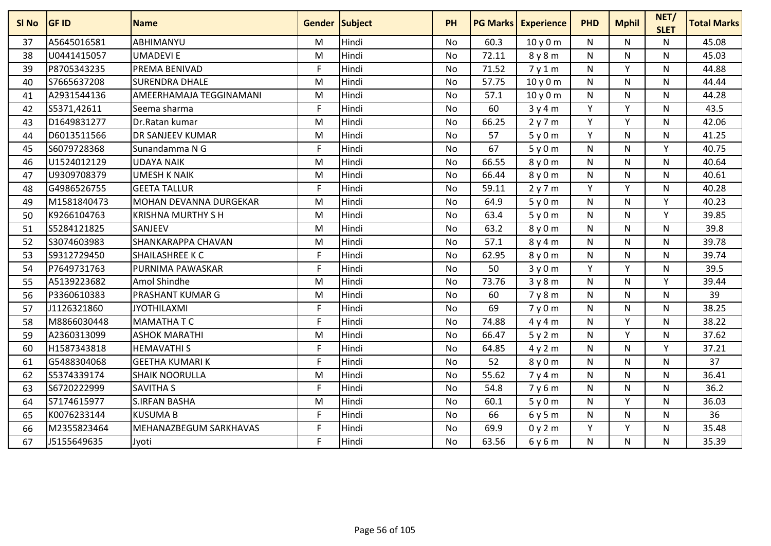| Sl No | GF ID | Name | Gender | Subject | PH | PG Marks | Experience | PHD | Mphil | NET/ SLET | Total Marks |
|---|---|---|---|---|---|---|---|---|---|---|---|
| 37 | A5645016581 | ABHIMANYU | M | Hindi | No | 60.3 | 10 y 0 m | N | N | N | 45.08 |
| 38 | U0441415057 | UMADEVI E | M | Hindi | No | 72.11 | 8 y 8 m | N | N | N | 45.03 |
| 39 | P8705343235 | PREMA BENIVAD | F | Hindi | No | 71.52 | 7 y 1 m | N | Y | N | 44.88 |
| 40 | S7665637208 | SURENDRA DHALE | M | Hindi | No | 57.75 | 10 y 0 m | N | N | N | 44.44 |
| 41 | A2931544136 | AMEERHAMAJA TEGGINAMANI | M | Hindi | No | 57.1 | 10 y 0 m | N | N | N | 44.28 |
| 42 | S5371,42611 | Seema sharma | F | Hindi | No | 60 | 3 y 4 m | Y | Y | N | 43.5 |
| 43 | D1649831277 | Dr.Ratan kumar | M | Hindi | No | 66.25 | 2 y 7 m | Y | Y | N | 42.06 |
| 44 | D6013511566 | DR SANJEEV KUMAR | M | Hindi | No | 57 | 5 y 0 m | Y | N | N | 41.25 |
| 45 | S6079728368 | Sunandamma N G | F | Hindi | No | 67 | 5 y 0 m | N | N | Y | 40.75 |
| 46 | U1524012129 | UDAYA NAIK | M | Hindi | No | 66.55 | 8 y 0 m | N | N | N | 40.64 |
| 47 | U9309708379 | UMESH K NAIK | M | Hindi | No | 66.44 | 8 y 0 m | N | N | N | 40.61 |
| 48 | G4986526755 | GEETA TALLUR | F | Hindi | No | 59.11 | 2 y 7 m | Y | Y | N | 40.28 |
| 49 | M1581840473 | MOHAN DEVANNA DURGEKAR | M | Hindi | No | 64.9 | 5 y 0 m | N | N | Y | 40.23 |
| 50 | K9266104763 | KRISHNA MURTHY S H | M | Hindi | No | 63.4 | 5 y 0 m | N | N | Y | 39.85 |
| 51 | S5284121825 | SANJEEV | M | Hindi | No | 63.2 | 8 y 0 m | N | N | N | 39.8 |
| 52 | S3074603983 | SHANKARAPPA CHAVAN | M | Hindi | No | 57.1 | 8 y 4 m | N | N | N | 39.78 |
| 53 | S9312729450 | SHAILASHREE K C | F | Hindi | No | 62.95 | 8 y 0 m | N | N | N | 39.74 |
| 54 | P7649731763 | PURNIMA PAWASKAR | F | Hindi | No | 50 | 3 y 0 m | Y | Y | N | 39.5 |
| 55 | A5139223682 | Amol Shindhe | M | Hindi | No | 73.76 | 3 y 8 m | N | N | Y | 39.44 |
| 56 | P3360610383 | PRASHANT KUMAR G | M | Hindi | No | 60 | 7 y 8 m | N | N | N | 39 |
| 57 | J1126321860 | JYOTHILAXMI | F | Hindi | No | 69 | 7 y 0 m | N | N | N | 38.25 |
| 58 | M8866030448 | MAMATHA T C | F | Hindi | No | 74.88 | 4 y 4 m | N | Y | N | 38.22 |
| 59 | A2360313099 | ASHOK MARATHI | M | Hindi | No | 66.47 | 5 y 2 m | N | Y | N | 37.62 |
| 60 | H1587343818 | HEMAVATHI S | F | Hindi | No | 64.85 | 4 y 2 m | N | N | Y | 37.21 |
| 61 | G5488304068 | GEETHA KUMARI K | F | Hindi | No | 52 | 8 y 0 m | N | N | N | 37 |
| 62 | S5374339174 | SHAIK NOORULLA | M | Hindi | No | 55.62 | 7 y 4 m | N | N | N | 36.41 |
| 63 | S6720222999 | SAVITHA S | F | Hindi | No | 54.8 | 7 y 6 m | N | N | N | 36.2 |
| 64 | S7174615977 | S.IRFAN BASHA | M | Hindi | No | 60.1 | 5 y 0 m | N | Y | N | 36.03 |
| 65 | K0076233144 | KUSUMA B | F | Hindi | No | 66 | 6 y 5 m | N | N | N | 36 |
| 66 | M2355823464 | MEHANAZBEGUM SARKHAVAS | F | Hindi | No | 69.9 | 0 y 2 m | Y | Y | N | 35.48 |
| 67 | J5155649635 | Jyoti | F | Hindi | No | 63.56 | 6 y 6 m | N | N | N | 35.39 |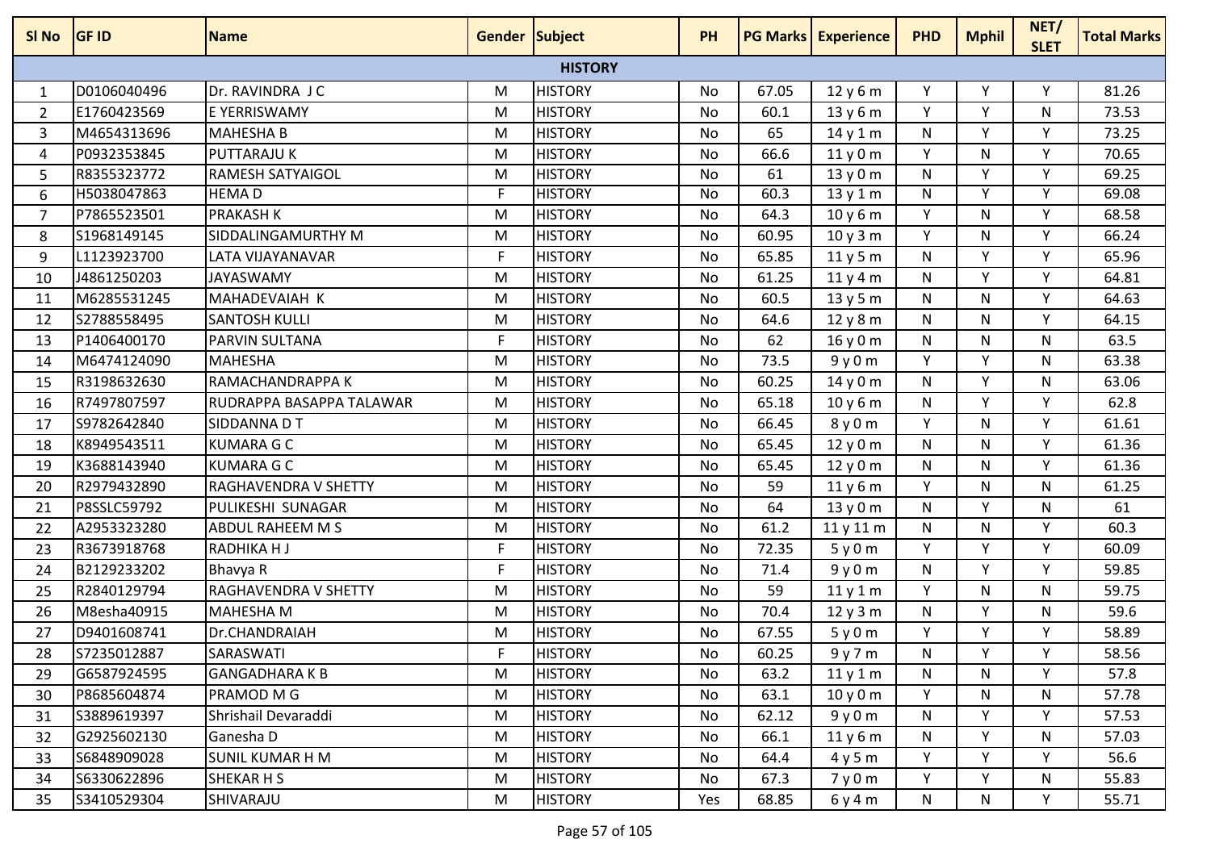| Sl No | GF ID | Name | Gender | Subject | PH | PG Marks | Experience | PHD | Mphil | NET/ SLET | Total Marks |
|---|---|---|---|---|---|---|---|---|---|---|---|
| **HISTORY** | | | | | | | | | | | |
| 1 | D0106040496 | Dr. RAVINDRA J C | M | HISTORY | No | 67.05 | 12 y 6 m | Y | Y | Y | 81.26 |
| 2 | E1760423569 | E YERRISWAMY | M | HISTORY | No | 60.1 | 13 y 6 m | Y | Y | N | 73.53 |
| 3 | M4654313696 | MAHESHA B | M | HISTORY | No | 65 | 14 y 1 m | N | Y | Y | 73.25 |
| 4 | P0932353845 | PUTTARAJU K | M | HISTORY | No | 66.6 | 11 y 0 m | Y | N | Y | 70.65 |
| 5 | R8355323772 | RAMESH SATYAIGOL | M | HISTORY | No | 61 | 13 y 0 m | N | Y | Y | 69.25 |
| 6 | H5038047863 | HEMA D | F | HISTORY | No | 60.3 | 13 y 1 m | N | Y | Y | 69.08 |
| 7 | P7865523501 | PRAKASH K | M | HISTORY | No | 64.3 | 10 y 6 m | Y | N | Y | 68.58 |
| 8 | S1968149145 | SIDDALINGAMURTHY M | M | HISTORY | No | 60.95 | 10 y 3 m | Y | N | Y | 66.24 |
| 9 | L1123923700 | LATA VIJAYANAVAR | F | HISTORY | No | 65.85 | 11 y 5 m | N | Y | Y | 65.96 |
| 10 | J4861250203 | JAYASWAMY | M | HISTORY | No | 61.25 | 11 y 4 m | N | Y | Y | 64.81 |
| 11 | M6285531245 | MAHADEVAIAH K | M | HISTORY | No | 60.5 | 13 y 5 m | N | N | Y | 64.63 |
| 12 | S2788558495 | SANTOSH KULLI | M | HISTORY | No | 64.6 | 12 y 8 m | N | N | Y | 64.15 |
| 13 | P1406400170 | PARVIN SULTANA | F | HISTORY | No | 62 | 16 y 0 m | N | N | N | 63.5 |
| 14 | M6474124090 | MAHESHA | M | HISTORY | No | 73.5 | 9 y 0 m | Y | Y | N | 63.38 |
| 15 | R3198632630 | RAMACHANDRAPPA K | M | HISTORY | No | 60.25 | 14 y 0 m | N | Y | N | 63.06 |
| 16 | R7497807597 | RUDRAPPA BASAPPA TALAWAR | M | HISTORY | No | 65.18 | 10 y 6 m | N | Y | Y | 62.8 |
| 17 | S9782642840 | SIDDANNA D T | M | HISTORY | No | 66.45 | 8 y 0 m | Y | N | Y | 61.61 |
| 18 | K8949543511 | KUMARA G C | M | HISTORY | No | 65.45 | 12 y 0 m | N | N | Y | 61.36 |
| 19 | K3688143940 | KUMARA G C | M | HISTORY | No | 65.45 | 12 y 0 m | N | N | Y | 61.36 |
| 20 | R2979432890 | RAGHAVENDRA V SHETTY | M | HISTORY | No | 59 | 11 y 6 m | Y | N | N | 61.25 |
| 21 | P8SSLC59792 | PULIKESHI SUNAGAR | M | HISTORY | No | 64 | 13 y 0 m | N | Y | N | 61 |
| 22 | A2953323280 | ABDUL RAHEEM M S | M | HISTORY | No | 61.2 | 11 y 11 m | N | N | Y | 60.3 |
| 23 | R3673918768 | RADHIKA H J | F | HISTORY | No | 72.35 | 5 y 0 m | Y | Y | Y | 60.09 |
| 24 | B2129233202 | Bhavya R | F | HISTORY | No | 71.4 | 9 y 0 m | N | Y | Y | 59.85 |
| 25 | R2840129794 | RAGHAVENDRA V SHETTY | M | HISTORY | No | 59 | 11 y 1 m | Y | N | N | 59.75 |
| 26 | M8esha40915 | MAHESHA M | M | HISTORY | No | 70.4 | 12 y 3 m | N | Y | N | 59.6 |
| 27 | D9401608741 | Dr.CHANDRAIAH | M | HISTORY | No | 67.55 | 5 y 0 m | Y | Y | Y | 58.89 |
| 28 | S7235012887 | SARASWATI | F | HISTORY | No | 60.25 | 9 y 7 m | N | Y | Y | 58.56 |
| 29 | G6587924595 | GANGADHARA K B | M | HISTORY | No | 63.2 | 11 y 1 m | N | N | Y | 57.8 |
| 30 | P8685604874 | PRAMOD M G | M | HISTORY | No | 63.1 | 10 y 0 m | Y | N | N | 57.78 |
| 31 | S3889619397 | Shrishail Devaraddi | M | HISTORY | No | 62.12 | 9 y 0 m | N | Y | Y | 57.53 |
| 32 | G2925602130 | Ganesha D | M | HISTORY | No | 66.1 | 11 y 6 m | N | Y | N | 57.03 |
| 33 | S6848909028 | SUNIL KUMAR H M | M | HISTORY | No | 64.4 | 4 y 5 m | Y | Y | Y | 56.6 |
| 34 | S6330622896 | SHEKAR H S | M | HISTORY | No | 67.3 | 7 y 0 m | Y | Y | N | 55.83 |
| 35 | S3410529304 | SHIVARAJU | M | HISTORY | Yes | 68.85 | 6 y 4 m | N | N | Y | 55.71 |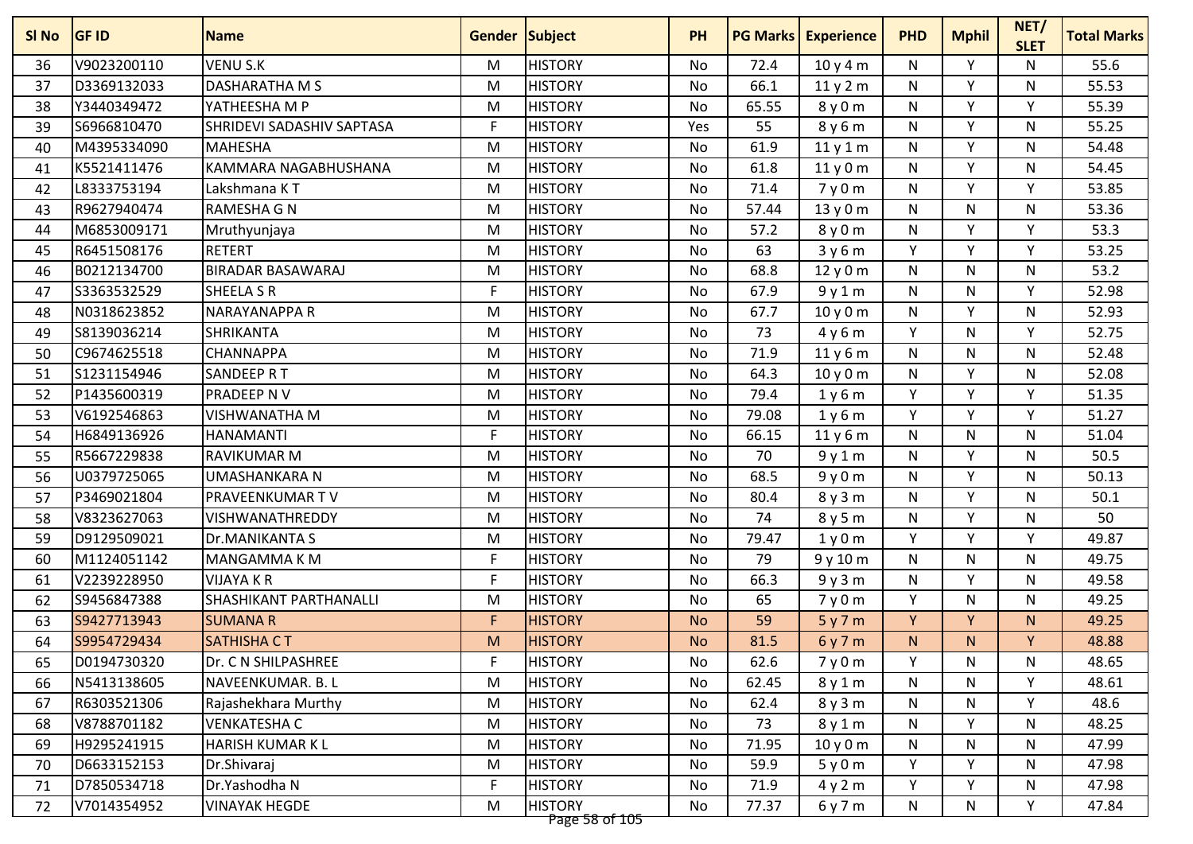| Sl No | GF ID | Name | Gender | Subject | PH | PG Marks | Experience | PHD | Mphil | NET/ SLET | Total Marks |
|---|---|---|---|---|---|---|---|---|---|---|---|
| 36 | V9023200110 | VENU S.K | M | HISTORY | No | 72.4 | 10 y 4 m | N | Y | N | 55.6 |
| 37 | D3369132033 | DASHARATHA M S | M | HISTORY | No | 66.1 | 11 y 2 m | N | Y | N | 55.53 |
| 38 | Y3440349472 | YATHEESHA M P | M | HISTORY | No | 65.55 | 8 y 0 m | N | Y | Y | 55.39 |
| 39 | S6966810470 | SHRIDEVI SADASHIV SAPTASA | F | HISTORY | Yes | 55 | 8 y 6 m | N | Y | N | 55.25 |
| 40 | M4395334090 | MAHESHA | M | HISTORY | No | 61.9 | 11 y 1 m | N | Y | N | 54.48 |
| 41 | K5521411476 | KAMMARA NAGABHUSHANA | M | HISTORY | No | 61.8 | 11 y 0 m | N | Y | N | 54.45 |
| 42 | L8333753194 | Lakshmana K T | M | HISTORY | No | 71.4 | 7 y 0 m | N | Y | Y | 53.85 |
| 43 | R9627940474 | RAMESHA G N | M | HISTORY | No | 57.44 | 13 y 0 m | N | N | N | 53.36 |
| 44 | M6853009171 | Mruthyunjaya | M | HISTORY | No | 57.2 | 8 y 0 m | N | Y | Y | 53.3 |
| 45 | R6451508176 | RETERT | M | HISTORY | No | 63 | 3 y 6 m | Y | Y | Y | 53.25 |
| 46 | B0212134700 | BIRADAR BASAWARAJ | M | HISTORY | No | 68.8 | 12 y 0 m | N | N | N | 53.2 |
| 47 | S3363532529 | SHEELA S R | F | HISTORY | No | 67.9 | 9 y 1 m | N | N | Y | 52.98 |
| 48 | N0318623852 | NARAYANAPPA R | M | HISTORY | No | 67.7 | 10 y 0 m | N | Y | N | 52.93 |
| 49 | S8139036214 | SHRIKANTA | M | HISTORY | No | 73 | 4 y 6 m | Y | N | Y | 52.75 |
| 50 | C9674625518 | CHANNAPPA | M | HISTORY | No | 71.9 | 11 y 6 m | N | N | N | 52.48 |
| 51 | S1231154946 | SANDEEP R T | M | HISTORY | No | 64.3 | 10 y 0 m | N | Y | N | 52.08 |
| 52 | P1435600319 | PRADEEP N V | M | HISTORY | No | 79.4 | 1 y 6 m | Y | Y | Y | 51.35 |
| 53 | V6192546863 | VISHWANATHA M | M | HISTORY | No | 79.08 | 1 y 6 m | Y | Y | Y | 51.27 |
| 54 | H6849136926 | HANAMANTI | F | HISTORY | No | 66.15 | 11 y 6 m | N | N | N | 51.04 |
| 55 | R5667229838 | RAVIKUMAR M | M | HISTORY | No | 70 | 9 y 1 m | N | Y | N | 50.5 |
| 56 | U0379725065 | UMASHANKARA N | M | HISTORY | No | 68.5 | 9 y 0 m | N | Y | N | 50.13 |
| 57 | P3469021804 | PRAVEENKUMAR T V | M | HISTORY | No | 80.4 | 8 y 3 m | N | Y | N | 50.1 |
| 58 | V8323627063 | VISHWANATHREDDY | M | HISTORY | No | 74 | 8 y 5 m | N | Y | N | 50 |
| 59 | D9129509021 | Dr.MANIKANTA S | M | HISTORY | No | 79.47 | 1 y 0 m | Y | Y | Y | 49.87 |
| 60 | M1124051142 | MANGAMMA K M | F | HISTORY | No | 79 | 9 y 10 m | N | N | N | 49.75 |
| 61 | V2239228950 | VIJAYA K R | F | HISTORY | No | 66.3 | 9 y 3 m | N | Y | N | 49.58 |
| 62 | S9456847388 | SHASHIKANT PARTHANALLI | M | HISTORY | No | 65 | 7 y 0 m | Y | N | N | 49.25 |
| 63 | S9427713943 | SUMANA R | F | HISTORY | No | 59 | 5 y 7 m | Y | Y | N | 49.25 |
| 64 | S9954729434 | SATHISHA C T | M | HISTORY | No | 81.5 | 6 y 7 m | N | N | Y | 48.88 |
| 65 | D0194730320 | Dr. C N SHILPASHREE | F | HISTORY | No | 62.6 | 7 y 0 m | Y | N | N | 48.65 |
| 66 | N5413138605 | NAVEENKUMAR. B. L | M | HISTORY | No | 62.45 | 8 y 1 m | N | N | Y | 48.61 |
| 67 | R6303521306 | Rajashekhara Murthy | M | HISTORY | No | 62.4 | 8 y 3 m | N | N | Y | 48.6 |
| 68 | V8788701182 | VENKATESHA C | M | HISTORY | No | 73 | 8 y 1 m | N | Y | N | 48.25 |
| 69 | H9295241915 | HARISH KUMAR K L | M | HISTORY | No | 71.95 | 10 y 0 m | N | N | N | 47.99 |
| 70 | D6633152153 | Dr.Shivaraj | M | HISTORY | No | 59.9 | 5 y 0 m | Y | Y | N | 47.98 |
| 71 | D7850534718 | Dr.Yashodha N | F | HISTORY | No | 71.9 | 4 y 2 m | Y | Y | N | 47.98 |
| 72 | V7014354952 | VINAYAK HEGDE | M | HISTORY | No | 77.37 | 6 y 7 m | N | N | Y | 47.84 |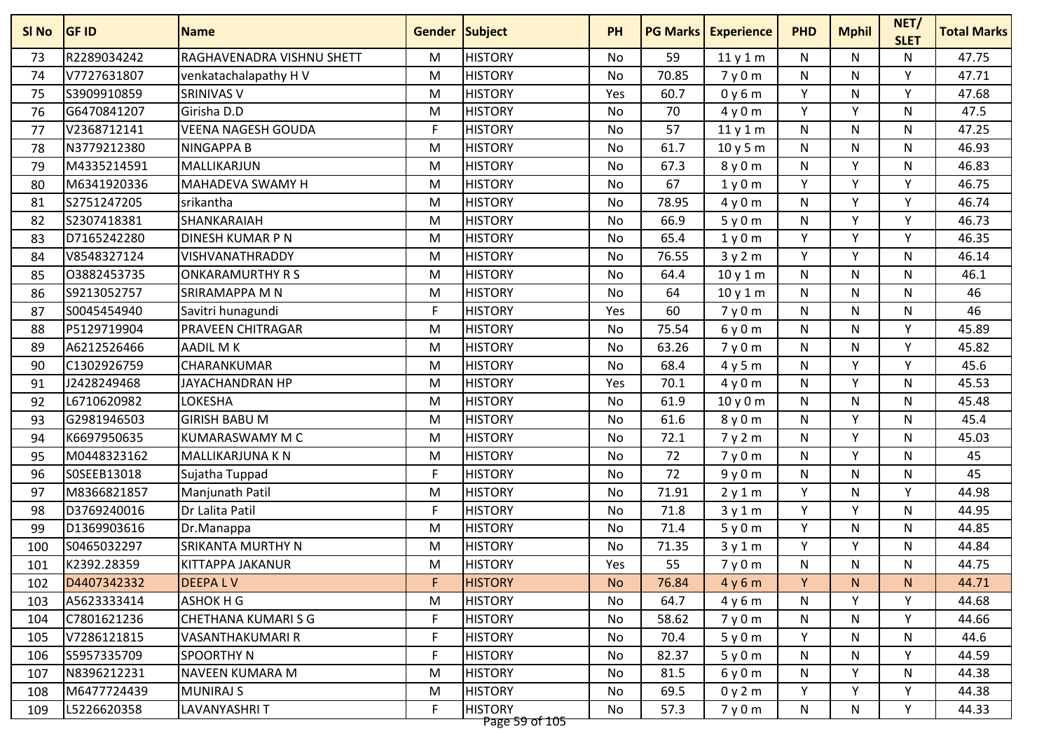| Sl No | GF ID | Name | Gender | Subject | PH | PG Marks | Experience | PHD | Mphil | NET/ SLET | Total Marks |
|---|---|---|---|---|---|---|---|---|---|---|---|
| 73 | R2289034242 | RAGHAVENADRA VISHNU SHETT | M | HISTORY | No | 59 | 11 y 1 m | N | N | N | 47.75 |
| 74 | V7727631807 | venkatachalapathy H V | M | HISTORY | No | 70.85 | 7 y 0 m | N | N | Y | 47.71 |
| 75 | S3909910859 | SRINIVAS V | M | HISTORY | Yes | 60.7 | 0 y 6 m | Y | N | Y | 47.68 |
| 76 | G6470841207 | Girisha D.D | M | HISTORY | No | 70 | 4 y 0 m | Y | Y | N | 47.5 |
| 77 | V2368712141 | VEENA NAGESH GOUDA | F | HISTORY | No | 57 | 11 y 1 m | N | N | N | 47.25 |
| 78 | N3779212380 | NINGAPPA B | M | HISTORY | No | 61.7 | 10 y 5 m | N | N | N | 46.93 |
| 79 | M4335214591 | MALLIKARJUN | M | HISTORY | No | 67.3 | 8 y 0 m | N | Y | N | 46.83 |
| 80 | M6341920336 | MAHADEVA SWAMY H | M | HISTORY | No | 67 | 1 y 0 m | Y | Y | Y | 46.75 |
| 81 | S2751247205 | srikantha | M | HISTORY | No | 78.95 | 4 y 0 m | N | Y | Y | 46.74 |
| 82 | S2307418381 | SHANKARAIAH | M | HISTORY | No | 66.9 | 5 y 0 m | N | Y | Y | 46.73 |
| 83 | D7165242280 | DINESH KUMAR P N | M | HISTORY | No | 65.4 | 1 y 0 m | Y | Y | Y | 46.35 |
| 84 | V8548327124 | VISHVANATHRADDY | M | HISTORY | No | 76.55 | 3 y 2 m | Y | Y | N | 46.14 |
| 85 | O3882453735 | ONKARAMURTHY R S | M | HISTORY | No | 64.4 | 10 y 1 m | N | N | N | 46.1 |
| 86 | S9213052757 | SRIRAMAPPA M N | M | HISTORY | No | 64 | 10 y 1 m | N | N | N | 46 |
| 87 | S0045454940 | Savitri hunagundi | F | HISTORY | Yes | 60 | 7 y 0 m | N | N | N | 46 |
| 88 | P5129719904 | PRAVEEN CHITRAGAR | M | HISTORY | No | 75.54 | 6 y 0 m | N | N | Y | 45.89 |
| 89 | A6212526466 | AADIL M K | M | HISTORY | No | 63.26 | 7 y 0 m | N | N | Y | 45.82 |
| 90 | C1302926759 | CHARANKUMAR | M | HISTORY | No | 68.4 | 4 y 5 m | N | Y | Y | 45.6 |
| 91 | J2428249468 | JAYACHANDRAN HP | M | HISTORY | Yes | 70.1 | 4 y 0 m | N | Y | N | 45.53 |
| 92 | L6710620982 | LOKESHA | M | HISTORY | No | 61.9 | 10 y 0 m | N | N | N | 45.48 |
| 93 | G2981946503 | GIRISH BABU M | M | HISTORY | No | 61.6 | 8 y 0 m | N | Y | N | 45.4 |
| 94 | K6697950635 | KUMARASWAMY M C | M | HISTORY | No | 72.1 | 7 y 2 m | N | Y | N | 45.03 |
| 95 | M0448323162 | MALLIKARJUNA K N | M | HISTORY | No | 72 | 7 y 0 m | N | Y | N | 45 |
| 96 | S0SEEB13018 | Sujatha Tuppad | F | HISTORY | No | 72 | 9 y 0 m | N | N | N | 45 |
| 97 | M8366821857 | Manjunath Patil | M | HISTORY | No | 71.91 | 2 y 1 m | Y | N | Y | 44.98 |
| 98 | D3769240016 | Dr Lalita Patil | F | HISTORY | No | 71.8 | 3 y 1 m | Y | Y | N | 44.95 |
| 99 | D1369903616 | Dr.Manappa | M | HISTORY | No | 71.4 | 5 y 0 m | Y | N | N | 44.85 |
| 100 | S0465032297 | SRIKANTA MURTHY N | M | HISTORY | No | 71.35 | 3 y 1 m | Y | Y | N | 44.84 |
| 101 | K2392.28359 | KITTAPPA JAKANUR | M | HISTORY | Yes | 55 | 7 y 0 m | N | N | N | 44.75 |
| 102 | D4407342332 | DEEPA L V | F | HISTORY | No | 76.84 | 4 y 6 m | Y | N | N | 44.71 |
| 103 | A5623333414 | ASHOK H G | M | HISTORY | No | 64.7 | 4 y 6 m | N | Y | Y | 44.68 |
| 104 | C7801621236 | CHETHANA KUMARI S G | F | HISTORY | No | 58.62 | 7 y 0 m | N | N | Y | 44.66 |
| 105 | V7286121815 | VASANTHAKUMARI R | F | HISTORY | No | 70.4 | 5 y 0 m | Y | N | N | 44.6 |
| 106 | S5957335709 | SPOORTHY N | F | HISTORY | No | 82.37 | 5 y 0 m | N | N | Y | 44.59 |
| 107 | N8396212231 | NAVEEN KUMARA M | M | HISTORY | No | 81.5 | 6 y 0 m | N | Y | N | 44.38 |
| 108 | M6477724439 | MUNIRAJ S | M | HISTORY | No | 69.5 | 0 y 2 m | Y | Y | Y | 44.38 |
| 109 | L5226620358 | LAVANYASHRI T | F | HISTORY | No | 57.3 | 7 y 0 m | N | N | Y | 44.33 |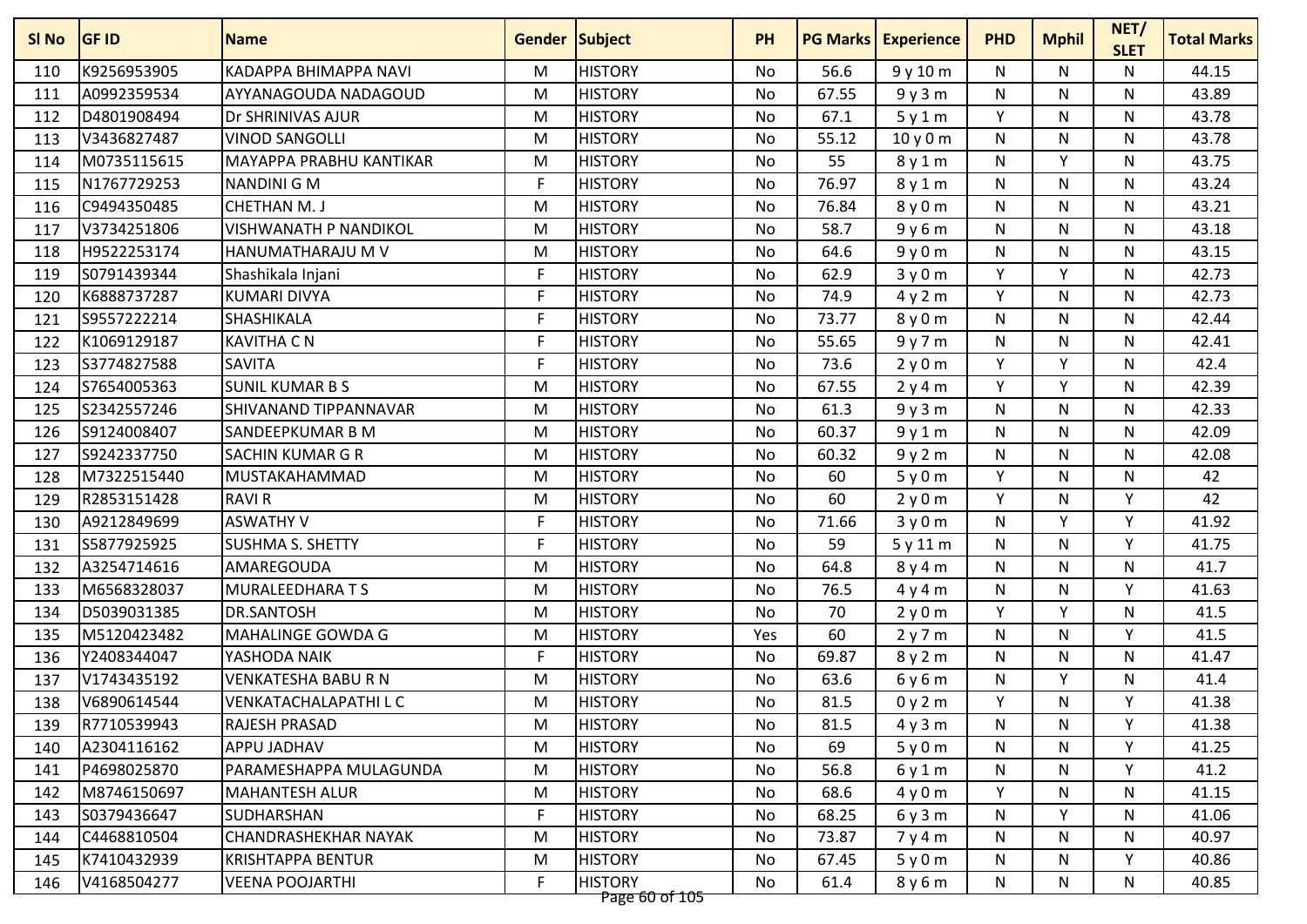| Sl No | GF ID | Name | Gender | Subject | PH | PG Marks | Experience | PHD | Mphil | NET/ SLET | Total Marks |
|---|---|---|---|---|---|---|---|---|---|---|---|
| 110 | K9256953905 | KADAPPA BHIMAPPA NAVI | M | HISTORY | No | 56.6 | 9 y 10 m | N | N | N | 44.15 |
| 111 | A0992359534 | AYYANAGOUDA NADAGOUD | M | HISTORY | No | 67.55 | 9 y 3 m | N | N | N | 43.89 |
| 112 | D4801908494 | Dr SHRINIVAS AJUR | M | HISTORY | No | 67.1 | 5 y 1 m | Y | N | N | 43.78 |
| 113 | V3436827487 | VINOD SANGOLLI | M | HISTORY | No | 55.12 | 10 y 0 m | N | N | N | 43.78 |
| 114 | M0735115615 | MAYAPPA PRABHU KANTIKAR | M | HISTORY | No | 55 | 8 y 1 m | N | Y | N | 43.75 |
| 115 | N1767729253 | NANDINI G M | F | HISTORY | No | 76.97 | 8 y 1 m | N | N | N | 43.24 |
| 116 | C9494350485 | CHETHAN M. J | M | HISTORY | No | 76.84 | 8 y 0 m | N | N | N | 43.21 |
| 117 | V3734251806 | VISHWANATH P NANDIKOL | M | HISTORY | No | 58.7 | 9 y 6 m | N | N | N | 43.18 |
| 118 | H9522253174 | HANUMATHARAJU M V | M | HISTORY | No | 64.6 | 9 y 0 m | N | N | N | 43.15 |
| 119 | S0791439344 | Shashikala Injani | F | HISTORY | No | 62.9 | 3 y 0 m | Y | Y | N | 42.73 |
| 120 | K6888737287 | KUMARI DIVYA | F | HISTORY | No | 74.9 | 4 y 2 m | Y | N | N | 42.73 |
| 121 | S9557222214 | SHASHIKALA | F | HISTORY | No | 73.77 | 8 y 0 m | N | N | N | 42.44 |
| 122 | K1069129187 | KAVITHA C N | F | HISTORY | No | 55.65 | 9 y 7 m | N | N | N | 42.41 |
| 123 | S3774827588 | SAVITA | F | HISTORY | No | 73.6 | 2 y 0 m | Y | Y | N | 42.4 |
| 124 | S7654005363 | SUNIL KUMAR B S | M | HISTORY | No | 67.55 | 2 y 4 m | Y | Y | N | 42.39 |
| 125 | S2342557246 | SHIVANAND TIPPANNAVAR | M | HISTORY | No | 61.3 | 9 y 3 m | N | N | N | 42.33 |
| 126 | S9124008407 | SANDEEPKUMAR B M | M | HISTORY | No | 60.37 | 9 y 1 m | N | N | N | 42.09 |
| 127 | S9242337750 | SACHIN KUMAR G R | M | HISTORY | No | 60.32 | 9 y 2 m | N | N | N | 42.08 |
| 128 | M7322515440 | MUSTAKAHAMMAD | M | HISTORY | No | 60 | 5 y 0 m | Y | N | N | 42 |
| 129 | R2853151428 | RAVI R | M | HISTORY | No | 60 | 2 y 0 m | Y | N | Y | 42 |
| 130 | A9212849699 | ASWATHY V | F | HISTORY | No | 71.66 | 3 y 0 m | N | Y | Y | 41.92 |
| 131 | S5877925925 | SUSHMA S. SHETTY | F | HISTORY | No | 59 | 5 y 11 m | N | N | Y | 41.75 |
| 132 | A3254714616 | AMAREGOUDA | M | HISTORY | No | 64.8 | 8 y 4 m | N | N | N | 41.7 |
| 133 | M6568328037 | MURALEEDHARA T S | M | HISTORY | No | 76.5 | 4 y 4 m | N | N | Y | 41.63 |
| 134 | D5039031385 | DR.SANTOSH | M | HISTORY | No | 70 | 2 y 0 m | Y | Y | N | 41.5 |
| 135 | M5120423482 | MAHALINGE GOWDA G | M | HISTORY | Yes | 60 | 2 y 7 m | N | N | Y | 41.5 |
| 136 | Y2408344047 | YASHODA NAIK | F | HISTORY | No | 69.87 | 8 y 2 m | N | N | N | 41.47 |
| 137 | V1743435192 | VENKATESHA BABU R N | M | HISTORY | No | 63.6 | 6 y 6 m | N | Y | N | 41.4 |
| 138 | V6890614544 | VENKATACHALAPATHI L C | M | HISTORY | No | 81.5 | 0 y 2 m | Y | N | Y | 41.38 |
| 139 | R7710539943 | RAJESH PRASAD | M | HISTORY | No | 81.5 | 4 y 3 m | N | N | Y | 41.38 |
| 140 | A2304116162 | APPU JADHAV | M | HISTORY | No | 69 | 5 y 0 m | N | N | Y | 41.25 |
| 141 | P4698025870 | PARAMESHAPPA MULAGUNDA | M | HISTORY | No | 56.8 | 6 y 1 m | N | N | Y | 41.2 |
| 142 | M8746150697 | MAHANTESH ALUR | M | HISTORY | No | 68.6 | 4 y 0 m | Y | N | N | 41.15 |
| 143 | S0379436647 | SUDHARSHAN | F | HISTORY | No | 68.25 | 6 y 3 m | N | Y | N | 41.06 |
| 144 | C4468810504 | CHANDRASHEKHAR NAYAK | M | HISTORY | No | 73.87 | 7 y 4 m | N | N | N | 40.97 |
| 145 | K7410432939 | KRISHTAPPA BENTUR | M | HISTORY | No | 67.45 | 5 y 0 m | N | N | Y | 40.86 |
| 146 | V4168504277 | VEENA POOJARTHI | F | HISTORY | No | 61.4 | 8 y 6 m | N | N | N | 40.85 |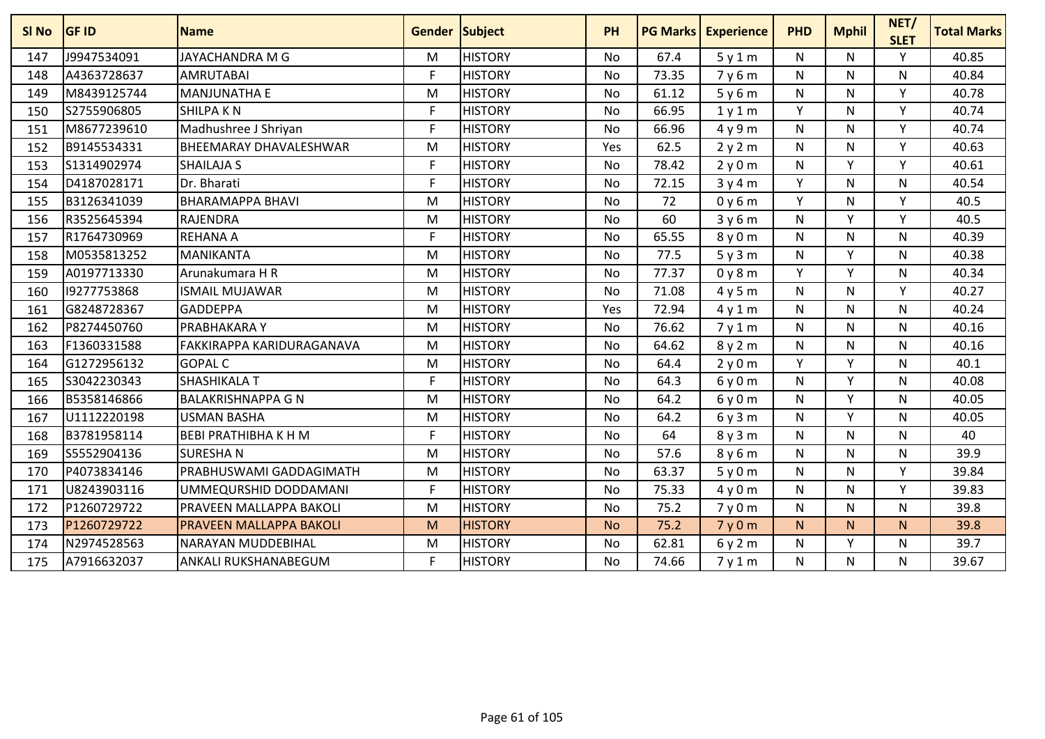| Sl No | GF ID | Name | Gender | Subject | PH | PG Marks | Experience | PHD | Mphil | NET/ SLET | Total Marks |
|---|---|---|---|---|---|---|---|---|---|---|---|
| 147 | J9947534091 | JAYACHANDRA M G | M | HISTORY | No | 67.4 | 5 y 1 m | N | N | Y | 40.85 |
| 148 | A4363728637 | AMRUTABAI | F | HISTORY | No | 73.35 | 7 y 6 m | N | N | N | 40.84 |
| 149 | M8439125744 | MANJUNATHA E | M | HISTORY | No | 61.12 | 5 y 6 m | N | N | Y | 40.78 |
| 150 | S2755906805 | SHILPA K N | F | HISTORY | No | 66.95 | 1 y 1 m | Y | N | Y | 40.74 |
| 151 | M8677239610 | Madhushree J Shriyan | F | HISTORY | No | 66.96 | 4 y 9 m | N | N | Y | 40.74 |
| 152 | B9145534331 | BHEEMARAY DHAVALESHWAR | M | HISTORY | Yes | 62.5 | 2 y 2 m | N | N | Y | 40.63 |
| 153 | S1314902974 | SHAILAJA S | F | HISTORY | No | 78.42 | 2 y 0 m | N | Y | Y | 40.61 |
| 154 | D4187028171 | Dr. Bharati | F | HISTORY | No | 72.15 | 3 y 4 m | Y | N | N | 40.54 |
| 155 | B3126341039 | BHARAMAPPA BHAVI | M | HISTORY | No | 72 | 0 y 6 m | Y | N | Y | 40.5 |
| 156 | R3525645394 | RAJENDRA | M | HISTORY | No | 60 | 3 y 6 m | N | Y | Y | 40.5 |
| 157 | R1764730969 | REHANA A | F | HISTORY | No | 65.55 | 8 y 0 m | N | N | N | 40.39 |
| 158 | M0535813252 | MANIKANTA | M | HISTORY | No | 77.5 | 5 y 3 m | N | Y | N | 40.38 |
| 159 | A0197713330 | Arunakumara H R | M | HISTORY | No | 77.37 | 0 y 8 m | Y | Y | N | 40.34 |
| 160 | I9277753868 | ISMAIL MUJAWAR | M | HISTORY | No | 71.08 | 4 y 5 m | N | N | Y | 40.27 |
| 161 | G8248728367 | GADDEPPA | M | HISTORY | Yes | 72.94 | 4 y 1 m | N | N | N | 40.24 |
| 162 | P8274450760 | PRABHAKARA Y | M | HISTORY | No | 76.62 | 7 y 1 m | N | N | N | 40.16 |
| 163 | F1360331588 | FAKKIRAPPA KARIDURAGANAVA | M | HISTORY | No | 64.62 | 8 y 2 m | N | N | N | 40.16 |
| 164 | G1272956132 | GOPAL C | M | HISTORY | No | 64.4 | 2 y 0 m | Y | Y | N | 40.1 |
| 165 | S3042230343 | SHASHIKALA T | F | HISTORY | No | 64.3 | 6 y 0 m | N | Y | N | 40.08 |
| 166 | B5358146866 | BALAKRISHNAPPA G N | M | HISTORY | No | 64.2 | 6 y 0 m | N | Y | N | 40.05 |
| 167 | U1112220198 | USMAN BASHA | M | HISTORY | No | 64.2 | 6 y 3 m | N | Y | N | 40.05 |
| 168 | B3781958114 | BEBI PRATHIBHA K H M | F | HISTORY | No | 64 | 8 y 3 m | N | N | N | 40 |
| 169 | S5552904136 | SURESHA N | M | HISTORY | No | 57.6 | 8 y 6 m | N | N | N | 39.9 |
| 170 | P4073834146 | PRABHUSWAMI GADDAGIMATH | M | HISTORY | No | 63.37 | 5 y 0 m | N | N | Y | 39.84 |
| 171 | U8243903116 | UMMEQURSHID DODDAMANI | F | HISTORY | No | 75.33 | 4 y 0 m | N | N | Y | 39.83 |
| 172 | P1260729722 | PRAVEEN MALLAPPA BAKOLI | M | HISTORY | No | 75.2 | 7 y 0 m | N | N | N | 39.8 |
| 173 | P1260729722 | PRAVEEN MALLAPPA BAKOLI | M | HISTORY | No | 75.2 | 7 y 0 m | N | N | N | 39.8 |
| 174 | N2974528563 | NARAYAN MUDDEBIHAL | M | HISTORY | No | 62.81 | 6 y 2 m | N | Y | N | 39.7 |
| 175 | A7916632037 | ANKALI RUKSHANABEGUM | F | HISTORY | No | 74.66 | 7 y 1 m | N | N | N | 39.67 |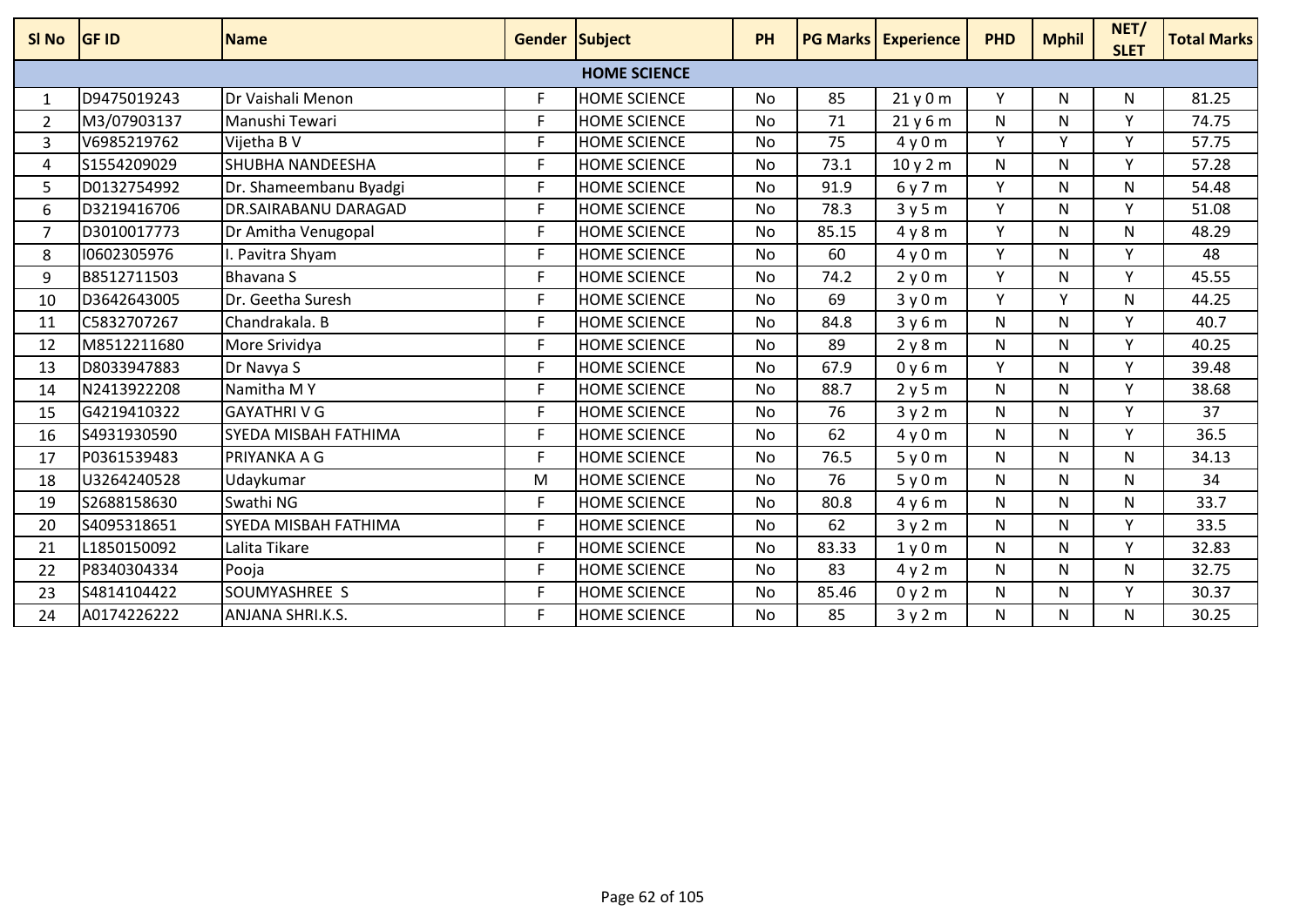| Sl No | GF ID | Name | Gender | Subject | PH | PG Marks | Experience | PHD | Mphil | NET/ SLET | Total Marks |
|---|---|---|---|---|---|---|---|---|---|---|---|
| | | | | HOME SCIENCE | | | | | | | |
| 1 | D9475019243 | Dr Vaishali Menon | F | HOME SCIENCE | No | 85 | 21 y 0 m | Y | N | N | 81.25 |
| 2 | M3/07903137 | Manushi Tewari | F | HOME SCIENCE | No | 71 | 21 y 6 m | N | N | Y | 74.75 |
| 3 | V6985219762 | Vijetha B V | F | HOME SCIENCE | No | 75 | 4 y 0 m | Y | Y | Y | 57.75 |
| 4 | S1554209029 | SHUBHA NANDEESHA | F | HOME SCIENCE | No | 73.1 | 10 y 2 m | N | N | Y | 57.28 |
| 5 | D0132754992 | Dr. Shameembanu Byadgi | F | HOME SCIENCE | No | 91.9 | 6 y 7 m | Y | N | N | 54.48 |
| 6 | D3219416706 | DR.SAIRABANU DARAGAD | F | HOME SCIENCE | No | 78.3 | 3 y 5 m | Y | N | Y | 51.08 |
| 7 | D3010017773 | Dr Amitha Venugopal | F | HOME SCIENCE | No | 85.15 | 4 y 8 m | Y | N | N | 48.29 |
| 8 | I0602305976 | I. Pavitra Shyam | F | HOME SCIENCE | No | 60 | 4 y 0 m | Y | N | Y | 48 |
| 9 | B8512711503 | Bhavana S | F | HOME SCIENCE | No | 74.2 | 2 y 0 m | Y | N | Y | 45.55 |
| 10 | D3642643005 | Dr. Geetha Suresh | F | HOME SCIENCE | No | 69 | 3 y 0 m | Y | Y | N | 44.25 |
| 11 | C5832707267 | Chandrakala. B | F | HOME SCIENCE | No | 84.8 | 3 y 6 m | N | N | Y | 40.7 |
| 12 | M8512211680 | More Srividya | F | HOME SCIENCE | No | 89 | 2 y 8 m | N | N | Y | 40.25 |
| 13 | D8033947883 | Dr Navya S | F | HOME SCIENCE | No | 67.9 | 0 y 6 m | Y | N | Y | 39.48 |
| 14 | N2413922208 | Namitha M Y | F | HOME SCIENCE | No | 88.7 | 2 y 5 m | N | N | Y | 38.68 |
| 15 | G4219410322 | GAYATHRI V G | F | HOME SCIENCE | No | 76 | 3 y 2 m | N | N | Y | 37 |
| 16 | S4931930590 | SYEDA MISBAH FATHIMA | F | HOME SCIENCE | No | 62 | 4 y 0 m | N | N | Y | 36.5 |
| 17 | P0361539483 | PRIYANKA A G | F | HOME SCIENCE | No | 76.5 | 5 y 0 m | N | N | N | 34.13 |
| 18 | U3264240528 | Udaykumar | M | HOME SCIENCE | No | 76 | 5 y 0 m | N | N | N | 34 |
| 19 | S2688158630 | Swathi NG | F | HOME SCIENCE | No | 80.8 | 4 y 6 m | N | N | N | 33.7 |
| 20 | S4095318651 | SYEDA MISBAH FATHIMA | F | HOME SCIENCE | No | 62 | 3 y 2 m | N | N | Y | 33.5 |
| 21 | L1850150092 | Lalita Tikare | F | HOME SCIENCE | No | 83.33 | 1 y 0 m | N | N | Y | 32.83 |
| 22 | P8340304334 | Pooja | F | HOME SCIENCE | No | 83 | 4 y 2 m | N | N | N | 32.75 |
| 23 | S4814104422 | SOUMYASHREE S | F | HOME SCIENCE | No | 85.46 | 0 y 2 m | N | N | Y | 30.37 |
| 24 | A0174226222 | ANJANA SHRI.K.S. | F | HOME SCIENCE | No | 85 | 3 y 2 m | N | N | N | 30.25 |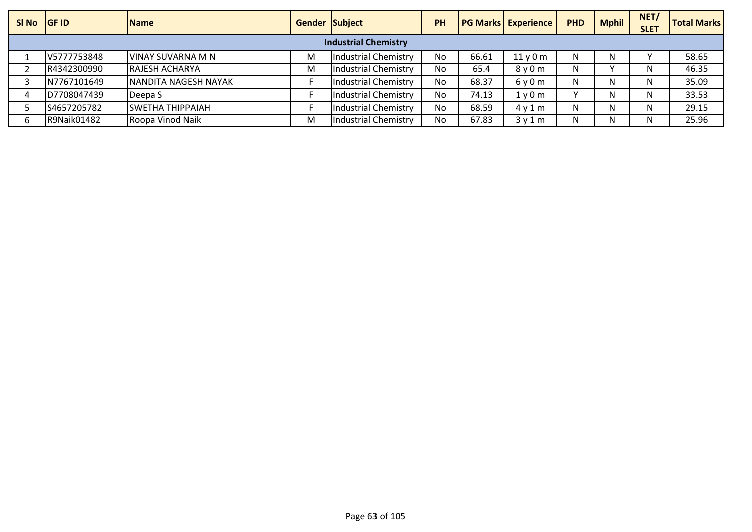| Sl No | GF ID | Name | Gender | Subject | PH | PG Marks | Experience | PHD | Mphil | NET/ SLET | Total Marks |
|---|---|---|---|---|---|---|---|---|---|---|---|
| **Industrial Chemistry** | | | | | | | | | | | |
| 1 | V5777753848 | VINAY SUVARNA M N | M | Industrial Chemistry | No | 66.61 | 11 y 0 m | N | N | Y | 58.65 |
| 2 | R4342300990 | RAJESH ACHARYA | M | Industrial Chemistry | No | 65.4 | 8 y 0 m | N | Y | N | 46.35 |
| 3 | N7767101649 | NANDITA NAGESH NAYAK | F | Industrial Chemistry | No | 68.37 | 6 y 0 m | N | N | N | 35.09 |
| 4 | D7708047439 | Deepa S | F | Industrial Chemistry | No | 74.13 | 1 y 0 m | Y | N | N | 33.53 |
| 5 | S4657205782 | SWETHA THIPPAIAH | F | Industrial Chemistry | No | 68.59 | 4 y 1 m | N | N | N | 29.15 |
| 6 | R9Naik01482 | Roopa Vinod Naik | M | Industrial Chemistry | No | 67.83 | 3 y 1 m | N | N | N | 25.96 |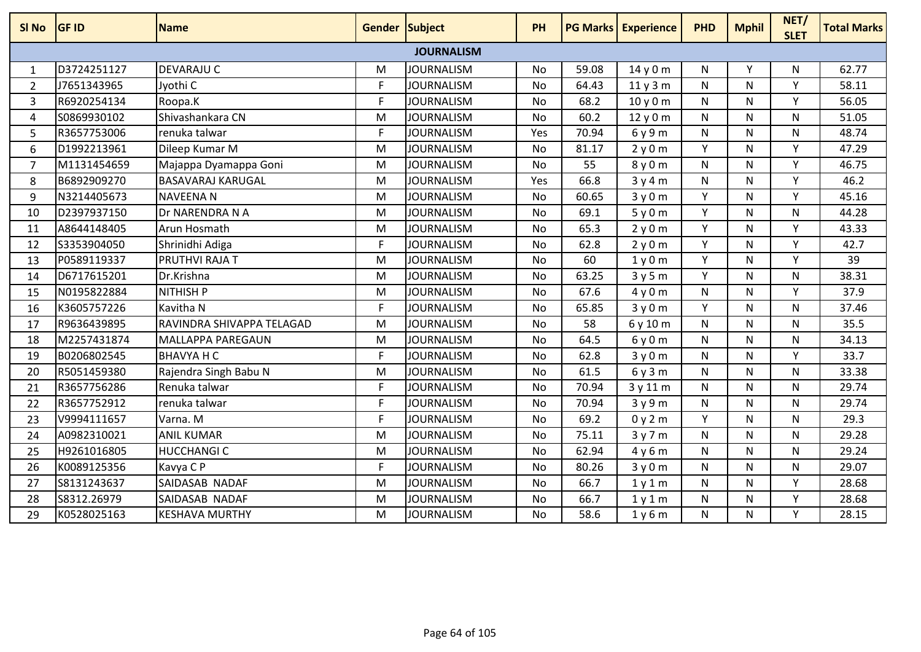| Sl No | GF ID | Name | Gender | Subject | PH | PG Marks | Experience | PHD | Mphil | NET/ SLET | Total Marks |
|---|---|---|---|---|---|---|---|---|---|---|---|
| | | | | **JOURNALISM** | | | | | | | |
| 1 | D3724251127 | DEVARAJU C | M | JOURNALISM | No | 59.08 | 14 y 0 m | N | Y | N | 62.77 |
| 2 | J7651343965 | Jyothi C | F | JOURNALISM | No | 64.43 | 11 y 3 m | N | N | Y | 58.11 |
| 3 | R6920254134 | Roopa.K | F | JOURNALISM | No | 68.2 | 10 y 0 m | N | N | Y | 56.05 |
| 4 | S0869930102 | Shivashankara CN | M | JOURNALISM | No | 60.2 | 12 y 0 m | N | N | N | 51.05 |
| 5 | R3657753006 | renuka talwar | F | JOURNALISM | Yes | 70.94 | 6 y 9 m | N | N | N | 48.74 |
| 6 | D1992213961 | Dileep Kumar M | M | JOURNALISM | No | 81.17 | 2 y 0 m | Y | N | Y | 47.29 |
| 7 | M1131454659 | Majappa Dyamappa Goni | M | JOURNALISM | No | 55 | 8 y 0 m | N | N | Y | 46.75 |
| 8 | B6892909270 | BASAVARAJ KARUGAL | M | JOURNALISM | Yes | 66.8 | 3 y 4 m | N | N | Y | 46.2 |
| 9 | N3214405673 | NAVEENA N | M | JOURNALISM | No | 60.65 | 3 y 0 m | Y | N | Y | 45.16 |
| 10 | D2397937150 | Dr NARENDRA N A | M | JOURNALISM | No | 69.1 | 5 y 0 m | Y | N | N | 44.28 |
| 11 | A8644148405 | Arun Hosmath | M | JOURNALISM | No | 65.3 | 2 y 0 m | Y | N | Y | 43.33 |
| 12 | S3353904050 | Shrinidhi Adiga | F | JOURNALISM | No | 62.8 | 2 y 0 m | Y | N | Y | 42.7 |
| 13 | P0589119337 | PRUTHVI RAJA T | M | JOURNALISM | No | 60 | 1 y 0 m | Y | N | Y | 39 |
| 14 | D6717615201 | Dr.Krishna | M | JOURNALISM | No | 63.25 | 3 y 5 m | Y | N | N | 38.31 |
| 15 | N0195822884 | NITHISH P | M | JOURNALISM | No | 67.6 | 4 y 0 m | N | N | Y | 37.9 |
| 16 | K3605757226 | Kavitha N | F | JOURNALISM | No | 65.85 | 3 y 0 m | Y | N | N | 37.46 |
| 17 | R9636439895 | RAVINDRA SHIVAPPA TELAGAD | M | JOURNALISM | No | 58 | 6 y 10 m | N | N | N | 35.5 |
| 18 | M2257431874 | MALLAPPA PAREGAUN | M | JOURNALISM | No | 64.5 | 6 y 0 m | N | N | N | 34.13 |
| 19 | B0206802545 | BHAVYA H C | F | JOURNALISM | No | 62.8 | 3 y 0 m | N | N | Y | 33.7 |
| 20 | R5051459380 | Rajendra Singh Babu N | M | JOURNALISM | No | 61.5 | 6 y 3 m | N | N | N | 33.38 |
| 21 | R3657756286 | Renuka talwar | F | JOURNALISM | No | 70.94 | 3 y 11 m | N | N | N | 29.74 |
| 22 | R3657752912 | renuka talwar | F | JOURNALISM | No | 70.94 | 3 y 9 m | N | N | N | 29.74 |
| 23 | V9994111657 | Varna. M | F | JOURNALISM | No | 69.2 | 0 y 2 m | Y | N | N | 29.3 |
| 24 | A0982310021 | ANIL KUMAR | M | JOURNALISM | No | 75.11 | 3 y 7 m | N | N | N | 29.28 |
| 25 | H9261016805 | HUCCHANGI C | M | JOURNALISM | No | 62.94 | 4 y 6 m | N | N | N | 29.24 |
| 26 | K0089125356 | Kavya C P | F | JOURNALISM | No | 80.26 | 3 y 0 m | N | N | N | 29.07 |
| 27 | S8131243637 | SAIDASAB NADAF | M | JOURNALISM | No | 66.7 | 1 y 1 m | N | N | Y | 28.68 |
| 28 | S8312.26979 | SAIDASAB NADAF | M | JOURNALISM | No | 66.7 | 1 y 1 m | N | N | Y | 28.68 |
| 29 | K0528025163 | KESHAVA MURTHY | M | JOURNALISM | No | 58.6 | 1 y 6 m | N | N | Y | 28.15 |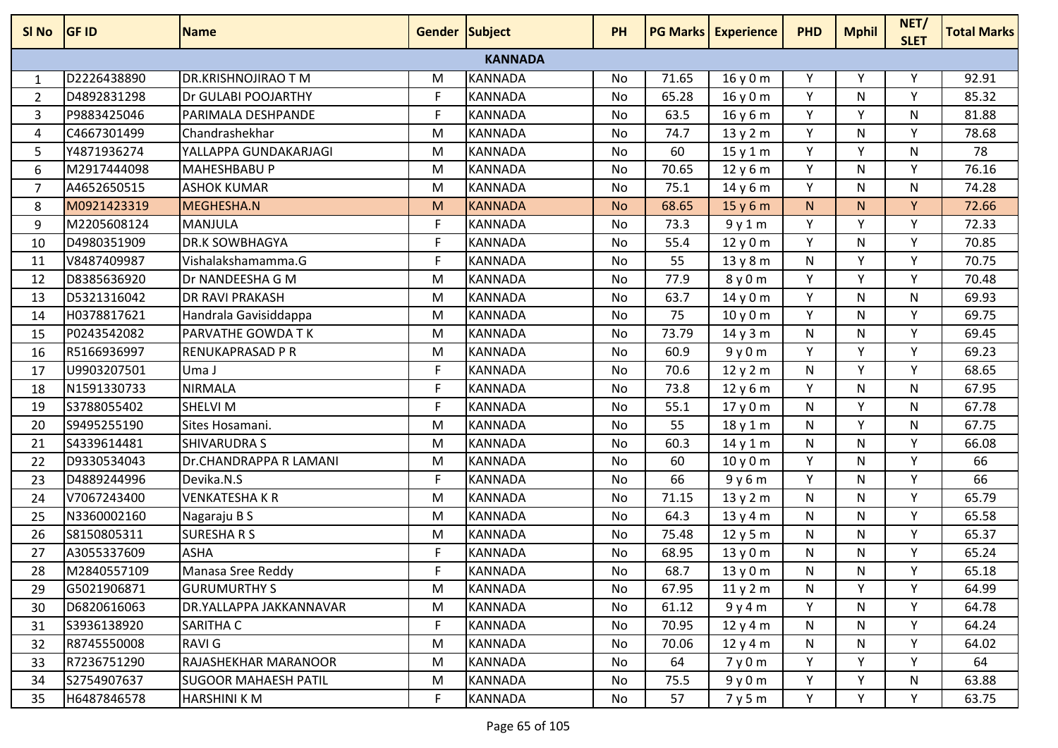| Sl No | GF ID | Name | Gender | Subject | PH | PG Marks | Experience | PHD | Mphil | NET/ SLET | Total Marks |
|---|---|---|---|---|---|---|---|---|---|---|---|
| | | | | **KANNADA** | | | | | | | |
| 1 | D2226438890 | DR.KRISHNOJIRAO T M | M | KANNADA | No | 71.65 | 16 y 0 m | Y | Y | Y | 92.91 |
| 2 | D4892831298 | Dr GULABI POOJARTHY | F | KANNADA | No | 65.28 | 16 y 0 m | Y | N | Y | 85.32 |
| 3 | P9883425046 | PARIMALA DESHPANDE | F | KANNADA | No | 63.5 | 16 y 6 m | Y | Y | N | 81.88 |
| 4 | C4667301499 | Chandrashekhar | M | KANNADA | No | 74.7 | 13 y 2 m | Y | N | Y | 78.68 |
| 5 | Y4871936274 | YALLAPPA GUNDAKARJAGI | M | KANNADA | No | 60 | 15 y 1 m | Y | Y | N | 78 |
| 6 | M2917444098 | MAHESHBABU P | M | KANNADA | No | 70.65 | 12 y 6 m | Y | N | Y | 76.16 |
| 7 | A4652650515 | ASHOK KUMAR | M | KANNADA | No | 75.1 | 14 y 6 m | Y | N | N | 74.28 |
| 8 | M0921423319 | MEGHESHA.N | M | KANNADA | No | 68.65 | 15 y 6 m | N | N | Y | 72.66 |
| 9 | M2205608124 | MANJULA | F | KANNADA | No | 73.3 | 9 y 1 m | Y | Y | Y | 72.33 |
| 10 | D4980351909 | DR.K SOWBHAGYA | F | KANNADA | No | 55.4 | 12 y 0 m | Y | N | Y | 70.85 |
| 11 | V8487409987 | Vishalakshamamma.G | F | KANNADA | No | 55 | 13 y 8 m | N | Y | Y | 70.75 |
| 12 | D8385636920 | Dr NANDEESHA G M | M | KANNADA | No | 77.9 | 8 y 0 m | Y | Y | Y | 70.48 |
| 13 | D5321316042 | DR RAVI PRAKASH | M | KANNADA | No | 63.7 | 14 y 0 m | Y | N | N | 69.93 |
| 14 | H0378817621 | Handrala Gavisiddappa | M | KANNADA | No | 75 | 10 y 0 m | Y | N | Y | 69.75 |
| 15 | P0243542082 | PARVATHE GOWDA T K | M | KANNADA | No | 73.79 | 14 y 3 m | N | N | Y | 69.45 |
| 16 | R5166936997 | RENUKAPRASAD P R | M | KANNADA | No | 60.9 | 9 y 0 m | Y | Y | Y | 69.23 |
| 17 | U9903207501 | Uma J | F | KANNADA | No | 70.6 | 12 y 2 m | N | Y | Y | 68.65 |
| 18 | N1591330733 | NIRMALA | F | KANNADA | No | 73.8 | 12 y 6 m | Y | N | N | 67.95 |
| 19 | S3788055402 | SHELVI M | F | KANNADA | No | 55.1 | 17 y 0 m | N | Y | N | 67.78 |
| 20 | S9495255190 | Sites Hosamani. | M | KANNADA | No | 55 | 18 y 1 m | N | Y | N | 67.75 |
| 21 | S4339614481 | SHIVARUDRA S | M | KANNADA | No | 60.3 | 14 y 1 m | N | N | Y | 66.08 |
| 22 | D9330534043 | Dr.CHANDRAPPA R LAMANI | M | KANNADA | No | 60 | 10 y 0 m | Y | N | Y | 66 |
| 23 | D4889244996 | Devika.N.S | F | KANNADA | No | 66 | 9 y 6 m | Y | N | Y | 66 |
| 24 | V7067243400 | VENKATESHA K R | M | KANNADA | No | 71.15 | 13 y 2 m | N | N | Y | 65.79 |
| 25 | N3360002160 | Nagaraju B S | M | KANNADA | No | 64.3 | 13 y 4 m | N | N | Y | 65.58 |
| 26 | S8150805311 | SURESHA R S | M | KANNADA | No | 75.48 | 12 y 5 m | N | N | Y | 65.37 |
| 27 | A3055337609 | ASHA | F | KANNADA | No | 68.95 | 13 y 0 m | N | N | Y | 65.24 |
| 28 | M2840557109 | Manasa Sree Reddy | F | KANNADA | No | 68.7 | 13 y 0 m | N | N | Y | 65.18 |
| 29 | G5021906871 | GURUMURTHY S | M | KANNADA | No | 67.95 | 11 y 2 m | N | Y | Y | 64.99 |
| 30 | D6820616063 | DR.YALLAPPA JAKKANNAVAR | M | KANNADA | No | 61.12 | 9 y 4 m | Y | N | Y | 64.78 |
| 31 | S3936138920 | SARITHA C | F | KANNADA | No | 70.95 | 12 y 4 m | N | N | Y | 64.24 |
| 32 | R8745550008 | RAVI G | M | KANNADA | No | 70.06 | 12 y 4 m | N | N | Y | 64.02 |
| 33 | R7236751290 | RAJASHEKHAR MARANOOR | M | KANNADA | No | 64 | 7 y 0 m | Y | Y | Y | 64 |
| 34 | S2754907637 | SUGOOR MAHAESH PATIL | M | KANNADA | No | 75.5 | 9 y 0 m | Y | Y | N | 63.88 |
| 35 | H6487846578 | HARSHINI K M | F | KANNADA | No | 57 | 7 y 5 m | Y | Y | Y | 63.75 |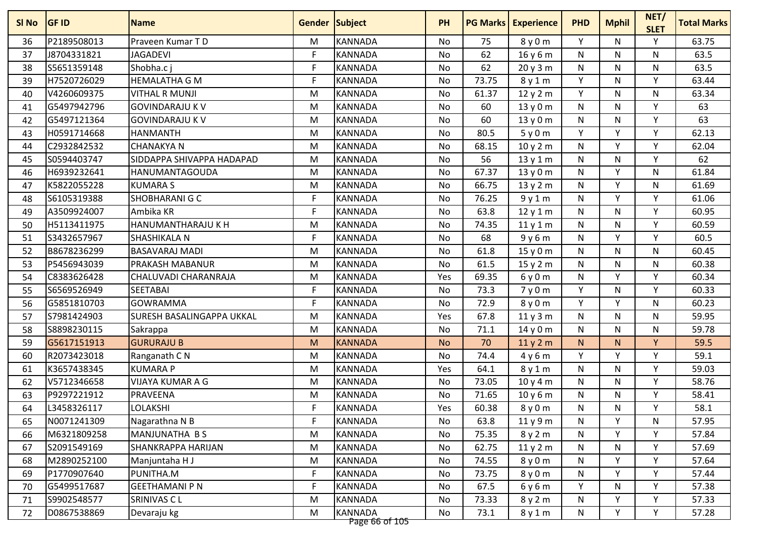| Sl No | GF ID | Name | Gender | Subject | PH | PG Marks | Experience | PHD | Mphil | NET/ SLET | Total Marks |
|---|---|---|---|---|---|---|---|---|---|---|---|
| 36 | P2189508013 | Praveen Kumar T D | M | KANNADA | No | 75 | 8 y 0 m | Y | N | Y | 63.75 |
| 37 | J8704331821 | JAGADEVI | F | KANNADA | No | 62 | 16 y 6 m | N | N | N | 63.5 |
| 38 | S5651359148 | Shobha.c j | F | KANNADA | No | 62 | 20 y 3 m | N | N | N | 63.5 |
| 39 | H7520726029 | HEMALATHA G M | F | KANNADA | No | 73.75 | 8 y 1 m | Y | N | Y | 63.44 |
| 40 | V4260609375 | VITHAL R MUNJI | M | KANNADA | No | 61.37 | 12 y 2 m | Y | N | N | 63.34 |
| 41 | G5497942796 | GOVINDARAJU K V | M | KANNADA | No | 60 | 13 y 0 m | N | N | Y | 63 |
| 42 | G5497121364 | GOVINDARAJU K V | M | KANNADA | No | 60 | 13 y 0 m | N | N | Y | 63 |
| 43 | H0591714668 | HANMANTH | M | KANNADA | No | 80.5 | 5 y 0 m | Y | Y | Y | 62.13 |
| 44 | C2932842532 | CHANAKYA N | M | KANNADA | No | 68.15 | 10 y 2 m | N | Y | Y | 62.04 |
| 45 | S0594403747 | SIDDAPPA SHIVAPPA HADAPAD | M | KANNADA | No | 56 | 13 y 1 m | N | N | Y | 62 |
| 46 | H6939232641 | HANUMANTAGOUDA | M | KANNADA | No | 67.37 | 13 y 0 m | N | Y | N | 61.84 |
| 47 | K5822055228 | KUMARA S | M | KANNADA | No | 66.75 | 13 y 2 m | N | Y | N | 61.69 |
| 48 | S6105319388 | SHOBHARANI G C | F | KANNADA | No | 76.25 | 9 y 1 m | N | Y | Y | 61.06 |
| 49 | A3509924007 | Ambika KR | F | KANNADA | No | 63.8 | 12 y 1 m | N | N | Y | 60.95 |
| 50 | H5113411975 | HANUMANTHARAJU K H | M | KANNADA | No | 74.35 | 11 y 1 m | N | N | Y | 60.59 |
| 51 | S3432657967 | SHASHIKALA N | F | KANNADA | No | 68 | 9 y 6 m | N | Y | Y | 60.5 |
| 52 | B8678236299 | BASAVARAJ MADI | M | KANNADA | No | 61.8 | 15 y 0 m | N | N | N | 60.45 |
| 53 | P5456943039 | PRAKASH MABANUR | M | KANNADA | No | 61.5 | 15 y 2 m | N | N | N | 60.38 |
| 54 | C8383626428 | CHALUVADI CHARANRAJA | M | KANNADA | Yes | 69.35 | 6 y 0 m | N | Y | Y | 60.34 |
| 55 | S6569526949 | SEETABAI | F | KANNADA | No | 73.3 | 7 y 0 m | Y | N | Y | 60.33 |
| 56 | G5851810703 | GOWRAMMA | F | KANNADA | No | 72.9 | 8 y 0 m | Y | Y | N | 60.23 |
| 57 | S7981424903 | SURESH BASALINGAPPA UKKAL | M | KANNADA | Yes | 67.8 | 11 y 3 m | N | N | N | 59.95 |
| 58 | S8898230115 | Sakrappa | M | KANNADA | No | 71.1 | 14 y 0 m | N | N | N | 59.78 |
| 59 | G5617151913 | GURURAJU B | M | KANNADA | No | 70 | 11 y 2 m | N | N | Y | 59.5 |
| 60 | R2073423018 | Ranganath C N | M | KANNADA | No | 74.4 | 4 y 6 m | Y | Y | Y | 59.1 |
| 61 | K3657438345 | KUMARA P | M | KANNADA | Yes | 64.1 | 8 y 1 m | N | N | Y | 59.03 |
| 62 | V5712346658 | VIJAYA KUMAR A G | M | KANNADA | No | 73.05 | 10 y 4 m | N | N | Y | 58.76 |
| 63 | P9297221912 | PRAVEENA | M | KANNADA | No | 71.65 | 10 y 6 m | N | N | Y | 58.41 |
| 64 | L3458326117 | LOLAKSHI | F | KANNADA | Yes | 60.38 | 8 y 0 m | N | N | Y | 58.1 |
| 65 | N0071241309 | Nagarathna N B | F | KANNADA | No | 63.8 | 11 y 9 m | N | Y | N | 57.95 |
| 66 | M6321809258 | MANJUNATHA B S | M | KANNADA | No | 75.35 | 8 y 2 m | N | Y | Y | 57.84 |
| 67 | S2091549169 | SHANKRAPPA HARIJAN | M | KANNADA | No | 62.75 | 11 y 2 m | N | N | Y | 57.69 |
| 68 | M2890252100 | Manjuntaha H J | M | KANNADA | No | 74.55 | 8 y 0 m | N | Y | Y | 57.64 |
| 69 | P1770907640 | PUNITHA.M | F | KANNADA | No | 73.75 | 8 y 0 m | N | Y | Y | 57.44 |
| 70 | G5499517687 | GEETHAMANI P N | F | KANNADA | No | 67.5 | 6 y 6 m | Y | N | Y | 57.38 |
| 71 | S9902548577 | SRINIVAS C L | M | KANNADA | No | 73.33 | 8 y 2 m | N | Y | Y | 57.33 |
| 72 | D0867538869 | Devaraju kg | M | KANNADA | No | 73.1 | 8 y 1 m | N | Y | Y | 57.28 |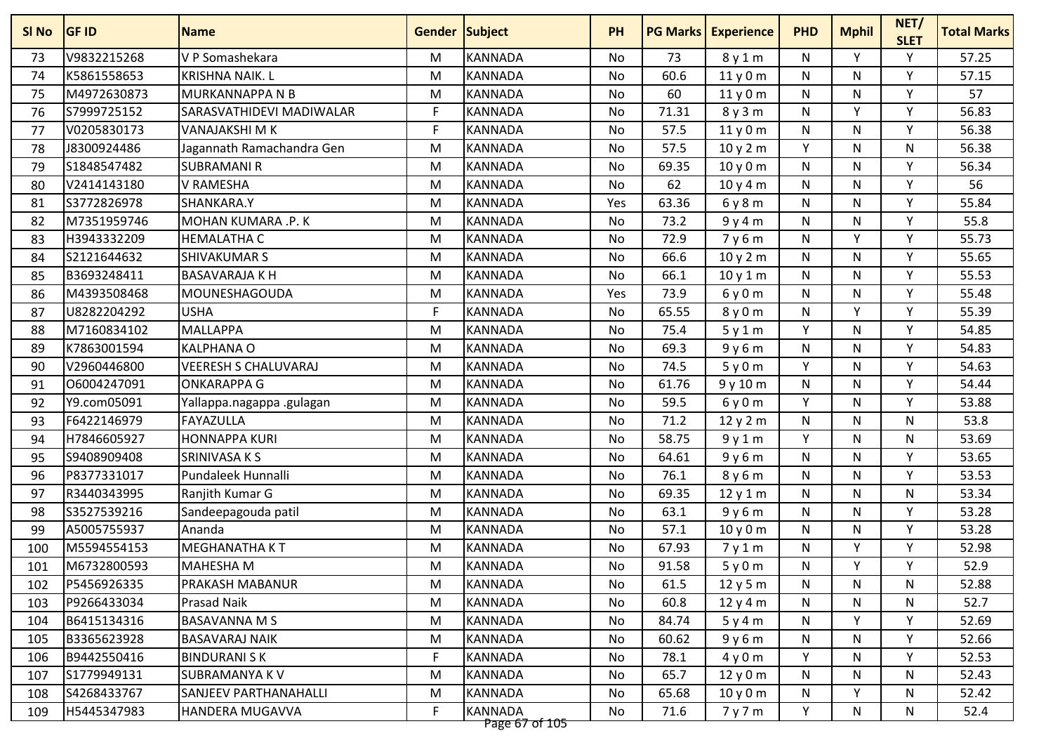| Sl No | GF ID | Name | Gender | Subject | PH | PG Marks | Experience | PHD | Mphil | NET/ SLET | Total Marks |
|---|---|---|---|---|---|---|---|---|---|---|---|
| 73 | V9832215268 | V P Somashekara | M | KANNADA | No | 73 | 8 y 1 m | N | Y | Y | 57.25 |
| 74 | K5861558653 | KRISHNA NAIK. L | M | KANNADA | No | 60.6 | 11 y 0 m | N | N | Y | 57.15 |
| 75 | M4972630873 | MURKANNAPPA N B | M | KANNADA | No | 60 | 11 y 0 m | N | N | Y | 57 |
| 76 | S7999725152 | SARASVATHIDEVI MADIWALAR | F | KANNADA | No | 71.31 | 8 y 3 m | N | Y | Y | 56.83 |
| 77 | V0205830173 | VANAJAKSHI M K | F | KANNADA | No | 57.5 | 11 y 0 m | N | N | Y | 56.38 |
| 78 | J8300924486 | Jagannath Ramachandra Gen | M | KANNADA | No | 57.5 | 10 y 2 m | Y | N | N | 56.38 |
| 79 | S1848547482 | SUBRAMANI R | M | KANNADA | No | 69.35 | 10 y 0 m | N | N | Y | 56.34 |
| 80 | V2414143180 | V RAMESHA | M | KANNADA | No | 62 | 10 y 4 m | N | N | Y | 56 |
| 81 | S3772826978 | SHANKARA.Y | M | KANNADA | Yes | 63.36 | 6 y 8 m | N | N | Y | 55.84 |
| 82 | M7351959746 | MOHAN KUMARA .P. K | M | KANNADA | No | 73.2 | 9 y 4 m | N | N | Y | 55.8 |
| 83 | H3943332209 | HEMALATHA C | M | KANNADA | No | 72.9 | 7 y 6 m | N | Y | Y | 55.73 |
| 84 | S2121644632 | SHIVAKUMAR S | M | KANNADA | No | 66.6 | 10 y 2 m | N | N | Y | 55.65 |
| 85 | B3693248411 | BASAVARAJA K H | M | KANNADA | No | 66.1 | 10 y 1 m | N | N | Y | 55.53 |
| 86 | M4393508468 | MOUNESHAGOUDA | M | KANNADA | Yes | 73.9 | 6 y 0 m | N | N | Y | 55.48 |
| 87 | U8282204292 | USHA | F | KANNADA | No | 65.55 | 8 y 0 m | N | Y | Y | 55.39 |
| 88 | M7160834102 | MALLAPPA | M | KANNADA | No | 75.4 | 5 y 1 m | Y | N | Y | 54.85 |
| 89 | K7863001594 | KALPHANA O | M | KANNADA | No | 69.3 | 9 y 6 m | N | N | Y | 54.83 |
| 90 | V2960446800 | VEERESH S CHALUVARAJ | M | KANNADA | No | 74.5 | 5 y 0 m | Y | N | Y | 54.63 |
| 91 | O6004247091 | ONKARAPPA G | M | KANNADA | No | 61.76 | 9 y 10 m | N | N | Y | 54.44 |
| 92 | Y9.com05091 | Yallappa.nagappa .gulagan | M | KANNADA | No | 59.5 | 6 y 0 m | Y | N | Y | 53.88 |
| 93 | F6422146979 | FAYAZULLA | M | KANNADA | No | 71.2 | 12 y 2 m | N | N | N | 53.8 |
| 94 | H7846605927 | HONNAPPA KURI | M | KANNADA | No | 58.75 | 9 y 1 m | Y | N | N | 53.69 |
| 95 | S9408909408 | SRINIVASA K S | M | KANNADA | No | 64.61 | 9 y 6 m | N | N | Y | 53.65 |
| 96 | P8377331017 | Pundaleek Hunnalli | M | KANNADA | No | 76.1 | 8 y 6 m | N | N | Y | 53.53 |
| 97 | R3440343995 | Ranjith Kumar G | M | KANNADA | No | 69.35 | 12 y 1 m | N | N | N | 53.34 |
| 98 | S3527539216 | Sandeepagouda patil | M | KANNADA | No | 63.1 | 9 y 6 m | N | N | Y | 53.28 |
| 99 | A5005755937 | Ananda | M | KANNADA | No | 57.1 | 10 y 0 m | N | N | Y | 53.28 |
| 100 | M5594554153 | MEGHANATHA K T | M | KANNADA | No | 67.93 | 7 y 1 m | N | Y | Y | 52.98 |
| 101 | M6732800593 | MAHESHA M | M | KANNADA | No | 91.58 | 5 y 0 m | N | Y | Y | 52.9 |
| 102 | P5456926335 | PRAKASH MABANUR | M | KANNADA | No | 61.5 | 12 y 5 m | N | N | N | 52.88 |
| 103 | P9266433034 | Prasad Naik | M | KANNADA | No | 60.8 | 12 y 4 m | N | N | N | 52.7 |
| 104 | B6415134316 | BASAVANNA M S | M | KANNADA | No | 84.74 | 5 y 4 m | N | Y | Y | 52.69 |
| 105 | B3365623928 | BASAVARAJ NAIK | M | KANNADA | No | 60.62 | 9 y 6 m | N | N | Y | 52.66 |
| 106 | B9442550416 | BINDURANI S K | F | KANNADA | No | 78.1 | 4 y 0 m | Y | N | Y | 52.53 |
| 107 | S1779949131 | SUBRAMANYA K V | M | KANNADA | No | 65.7 | 12 y 0 m | N | N | N | 52.43 |
| 108 | S4268433767 | SANJEEV PARTHANAHALLI | M | KANNADA | No | 65.68 | 10 y 0 m | N | Y | N | 52.42 |
| 109 | H5445347983 | HANDERA MUGAVVA | F | KANNADA | No | 71.6 | 7 y 7 m | Y | N | N | 52.4 |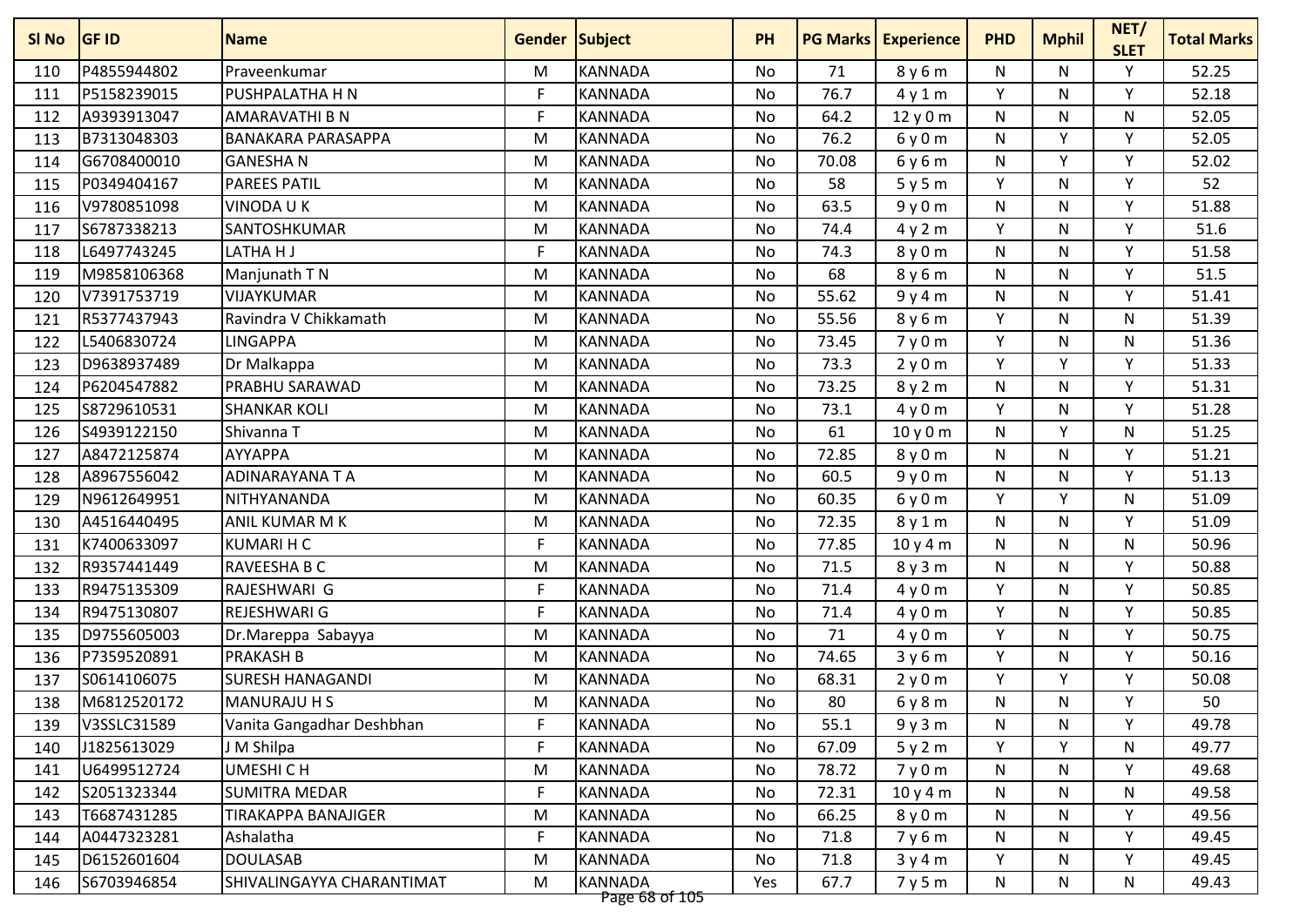| Sl No | GF ID | Name | Gender | Subject | PH | PG Marks | Experience | PHD | Mphil | NET/ SLET | Total Marks |
|---|---|---|---|---|---|---|---|---|---|---|---|
| 110 | P4855944802 | Praveenkumar | M | KANNADA | No | 71 | 8 y 6 m | N | N | Y | 52.25 |
| 111 | P5158239015 | PUSHPALATHA H N | F | KANNADA | No | 76.7 | 4 y 1 m | Y | N | Y | 52.18 |
| 112 | A9393913047 | AMARAVATHI B N | F | KANNADA | No | 64.2 | 12 y 0 m | N | N | N | 52.05 |
| 113 | B7313048303 | BANAKARA PARASAPPA | M | KANNADA | No | 76.2 | 6 y 0 m | N | Y | Y | 52.05 |
| 114 | G6708400010 | GANESHA N | M | KANNADA | No | 70.08 | 6 y 6 m | N | Y | Y | 52.02 |
| 115 | P0349404167 | PAREES PATIL | M | KANNADA | No | 58 | 5 y 5 m | Y | N | Y | 52 |
| 116 | V9780851098 | VINODA U K | M | KANNADA | No | 63.5 | 9 y 0 m | N | N | Y | 51.88 |
| 117 | S6787338213 | SANTOSHKUMAR | M | KANNADA | No | 74.4 | 4 y 2 m | Y | N | Y | 51.6 |
| 118 | L6497743245 | LATHA H J | F | KANNADA | No | 74.3 | 8 y 0 m | N | N | Y | 51.58 |
| 119 | M9858106368 | Manjunath T N | M | KANNADA | No | 68 | 8 y 6 m | N | N | Y | 51.5 |
| 120 | V7391753719 | VIJAYKUMAR | M | KANNADA | No | 55.62 | 9 y 4 m | N | N | Y | 51.41 |
| 121 | R5377437943 | Ravindra V Chikkamath | M | KANNADA | No | 55.56 | 8 y 6 m | Y | N | N | 51.39 |
| 122 | L5406830724 | LINGAPPA | M | KANNADA | No | 73.45 | 7 y 0 m | Y | N | N | 51.36 |
| 123 | D9638937489 | Dr Malkappa | M | KANNADA | No | 73.3 | 2 y 0 m | Y | Y | Y | 51.33 |
| 124 | P6204547882 | PRABHU SARAWAD | M | KANNADA | No | 73.25 | 8 y 2 m | N | N | Y | 51.31 |
| 125 | S8729610531 | SHANKAR KOLI | M | KANNADA | No | 73.1 | 4 y 0 m | Y | N | Y | 51.28 |
| 126 | S4939122150 | Shivanna T | M | KANNADA | No | 61 | 10 y 0 m | N | Y | N | 51.25 |
| 127 | A8472125874 | AYYAPPA | M | KANNADA | No | 72.85 | 8 y 0 m | N | N | Y | 51.21 |
| 128 | A8967556042 | ADINARAYANA T A | M | KANNADA | No | 60.5 | 9 y 0 m | N | N | Y | 51.13 |
| 129 | N9612649951 | NITHYANANDA | M | KANNADA | No | 60.35 | 6 y 0 m | Y | Y | N | 51.09 |
| 130 | A4516440495 | ANIL KUMAR M K | M | KANNADA | No | 72.35 | 8 y 1 m | N | N | Y | 51.09 |
| 131 | K7400633097 | KUMARI H C | F | KANNADA | No | 77.85 | 10 y 4 m | N | N | N | 50.96 |
| 132 | R9357441449 | RAVEESHA B C | M | KANNADA | No | 71.5 | 8 y 3 m | N | N | Y | 50.88 |
| 133 | R9475135309 | RAJESHWARI G | F | KANNADA | No | 71.4 | 4 y 0 m | Y | N | Y | 50.85 |
| 134 | R9475130807 | REJESHWARI G | F | KANNADA | No | 71.4 | 4 y 0 m | Y | N | Y | 50.85 |
| 135 | D9755605003 | Dr.Mareppa Sabayya | M | KANNADA | No | 71 | 4 y 0 m | Y | N | Y | 50.75 |
| 136 | P7359520891 | PRAKASH B | M | KANNADA | No | 74.65 | 3 y 6 m | Y | N | Y | 50.16 |
| 137 | S0614106075 | SURESH HANAGANDI | M | KANNADA | No | 68.31 | 2 y 0 m | Y | Y | Y | 50.08 |
| 138 | M6812520172 | MANURAJU H S | M | KANNADA | No | 80 | 6 y 8 m | N | N | Y | 50 |
| 139 | V3SSLC31589 | Vanita Gangadhar Deshbhan | F | KANNADA | No | 55.1 | 9 y 3 m | N | N | Y | 49.78 |
| 140 | J1825613029 | J M Shilpa | F | KANNADA | No | 67.09 | 5 y 2 m | Y | Y | N | 49.77 |
| 141 | U6499512724 | UMESHI C H | M | KANNADA | No | 78.72 | 7 y 0 m | N | N | Y | 49.68 |
| 142 | S2051323344 | SUMITRA MEDAR | F | KANNADA | No | 72.31 | 10 y 4 m | N | N | N | 49.58 |
| 143 | T6687431285 | TIRAKAPPA BANAJIGER | M | KANNADA | No | 66.25 | 8 y 0 m | N | N | Y | 49.56 |
| 144 | A0447323281 | Ashalatha | F | KANNADA | No | 71.8 | 7 y 6 m | N | N | Y | 49.45 |
| 145 | D6152601604 | DOULASAB | M | KANNADA | No | 71.8 | 3 y 4 m | Y | N | Y | 49.45 |
| 146 | S6703946854 | SHIVALINGAYYA CHARANTIMAT | M | KANNADA | Yes | 67.7 | 7 y 5 m | N | N | N | 49.43 |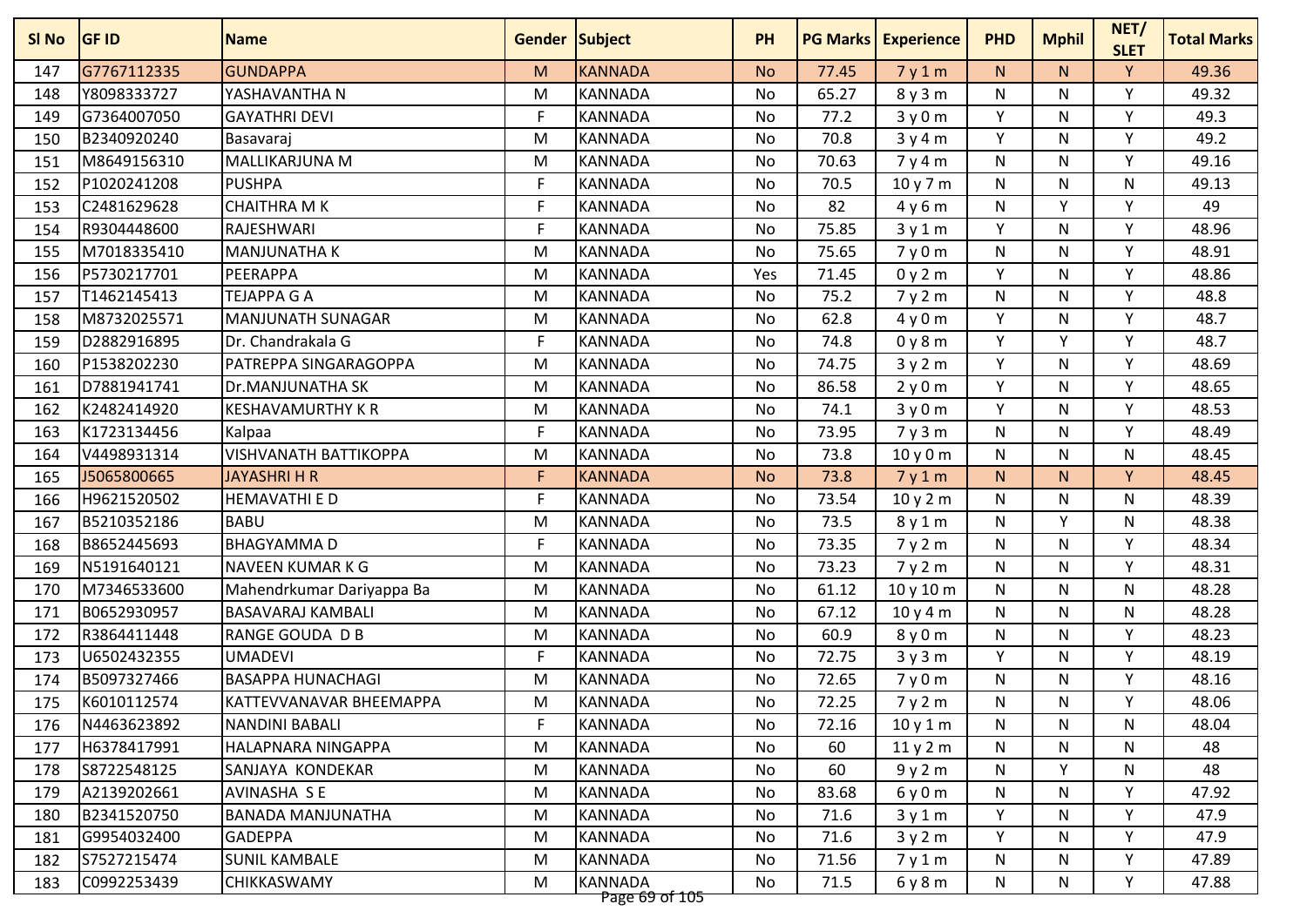| Sl No | GF ID | Name | Gender | Subject | PH | PG Marks | Experience | PHD | Mphil | NET/ SLET | Total Marks |
|---|---|---|---|---|---|---|---|---|---|---|---|
| 147 | G7767112335 | GUNDAPPA | M | KANNADA | No | 77.45 | 7 y 1 m | N | N | Y | 49.36 |
| 148 | Y8098333727 | YASHAVANTHA N | M | KANNADA | No | 65.27 | 8 y 3 m | N | N | Y | 49.32 |
| 149 | G7364007050 | GAYATHRI DEVI | F | KANNADA | No | 77.2 | 3 y 0 m | Y | N | Y | 49.3 |
| 150 | B2340920240 | Basavaraj | M | KANNADA | No | 70.8 | 3 y 4 m | Y | N | Y | 49.2 |
| 151 | M8649156310 | MALLIKARJUNA M | M | KANNADA | No | 70.63 | 7 y 4 m | N | N | Y | 49.16 |
| 152 | P1020241208 | PUSHPA | F | KANNADA | No | 70.5 | 10 y 7 m | N | N | N | 49.13 |
| 153 | C2481629628 | CHAITHRA M K | F | KANNADA | No | 82 | 4 y 6 m | N | Y | Y | 49 |
| 154 | R9304448600 | RAJESHWARI | F | KANNADA | No | 75.85 | 3 y 1 m | Y | N | Y | 48.96 |
| 155 | M7018335410 | MANJUNATHA K | M | KANNADA | No | 75.65 | 7 y 0 m | N | N | Y | 48.91 |
| 156 | P5730217701 | PEERAPPA | M | KANNADA | Yes | 71.45 | 0 y 2 m | Y | N | Y | 48.86 |
| 157 | T1462145413 | TEJAPPA G A | M | KANNADA | No | 75.2 | 7 y 2 m | N | N | Y | 48.8 |
| 158 | M8732025571 | MANJUNATH SUNAGAR | M | KANNADA | No | 62.8 | 4 y 0 m | Y | N | Y | 48.7 |
| 159 | D2882916895 | Dr. Chandrakala G | F | KANNADA | No | 74.8 | 0 y 8 m | Y | Y | Y | 48.7 |
| 160 | P1538202230 | PATREPPA SINGARAGOPPA | M | KANNADA | No | 74.75 | 3 y 2 m | Y | N | Y | 48.69 |
| 161 | D7881941741 | Dr.MANJUNATHA SK | M | KANNADA | No | 86.58 | 2 y 0 m | Y | N | Y | 48.65 |
| 162 | K2482414920 | KESHAVAMURTHY K R | M | KANNADA | No | 74.1 | 3 y 0 m | Y | N | Y | 48.53 |
| 163 | K1723134456 | Kalpaa | F | KANNADA | No | 73.95 | 7 y 3 m | N | N | Y | 48.49 |
| 164 | V4498931314 | VISHVANATH BATTIKOPPA | M | KANNADA | No | 73.8 | 10 y 0 m | N | N | N | 48.45 |
| 165 | J5065800665 | JAYASHRI H R | F | KANNADA | No | 73.8 | 7 y 1 m | N | N | Y | 48.45 |
| 166 | H9621520502 | HEMAVATHI E D | F | KANNADA | No | 73.54 | 10 y 2 m | N | N | N | 48.39 |
| 167 | B5210352186 | BABU | M | KANNADA | No | 73.5 | 8 y 1 m | N | Y | N | 48.38 |
| 168 | B8652445693 | BHAGYAMMA D | F | KANNADA | No | 73.35 | 7 y 2 m | N | N | Y | 48.34 |
| 169 | N5191640121 | NAVEEN KUMAR K G | M | KANNADA | No | 73.23 | 7 y 2 m | N | N | Y | 48.31 |
| 170 | M7346533600 | Mahendrkumar Dariyappa Ba | M | KANNADA | No | 61.12 | 10 y 10 m | N | N | N | 48.28 |
| 171 | B0652930957 | BASAVARAJ KAMBALI | M | KANNADA | No | 67.12 | 10 y 4 m | N | N | N | 48.28 |
| 172 | R3864411448 | RANGE GOUDA D B | M | KANNADA | No | 60.9 | 8 y 0 m | N | N | Y | 48.23 |
| 173 | U6502432355 | UMADEVI | F | KANNADA | No | 72.75 | 3 y 3 m | Y | N | Y | 48.19 |
| 174 | B5097327466 | BASAPPA HUNACHAGI | M | KANNADA | No | 72.65 | 7 y 0 m | N | N | Y | 48.16 |
| 175 | K6010112574 | KATTEVVANAVAR BHEEMAPPA | M | KANNADA | No | 72.25 | 7 y 2 m | N | N | Y | 48.06 |
| 176 | N4463623892 | NANDINI BABALI | F | KANNADA | No | 72.16 | 10 y 1 m | N | N | N | 48.04 |
| 177 | H6378417991 | HALAPNARA NINGAPPA | M | KANNADA | No | 60 | 11 y 2 m | N | N | N | 48 |
| 178 | S8722548125 | SANJAYA KONDEKAR | M | KANNADA | No | 60 | 9 y 2 m | N | Y | N | 48 |
| 179 | A2139202661 | AVINASHA S E | M | KANNADA | No | 83.68 | 6 y 0 m | N | N | Y | 47.92 |
| 180 | B2341520750 | BANADA MANJUNATHA | M | KANNADA | No | 71.6 | 3 y 1 m | Y | N | Y | 47.9 |
| 181 | G9954032400 | GADEPPA | M | KANNADA | No | 71.6 | 3 y 2 m | Y | N | Y | 47.9 |
| 182 | S7527215474 | SUNIL KAMBALE | M | KANNADA | No | 71.56 | 7 y 1 m | N | N | Y | 47.89 |
| 183 | C0992253439 | CHIKKASWAMY | M | KANNADA | No | 71.5 | 6 y 8 m | N | N | Y | 47.88 |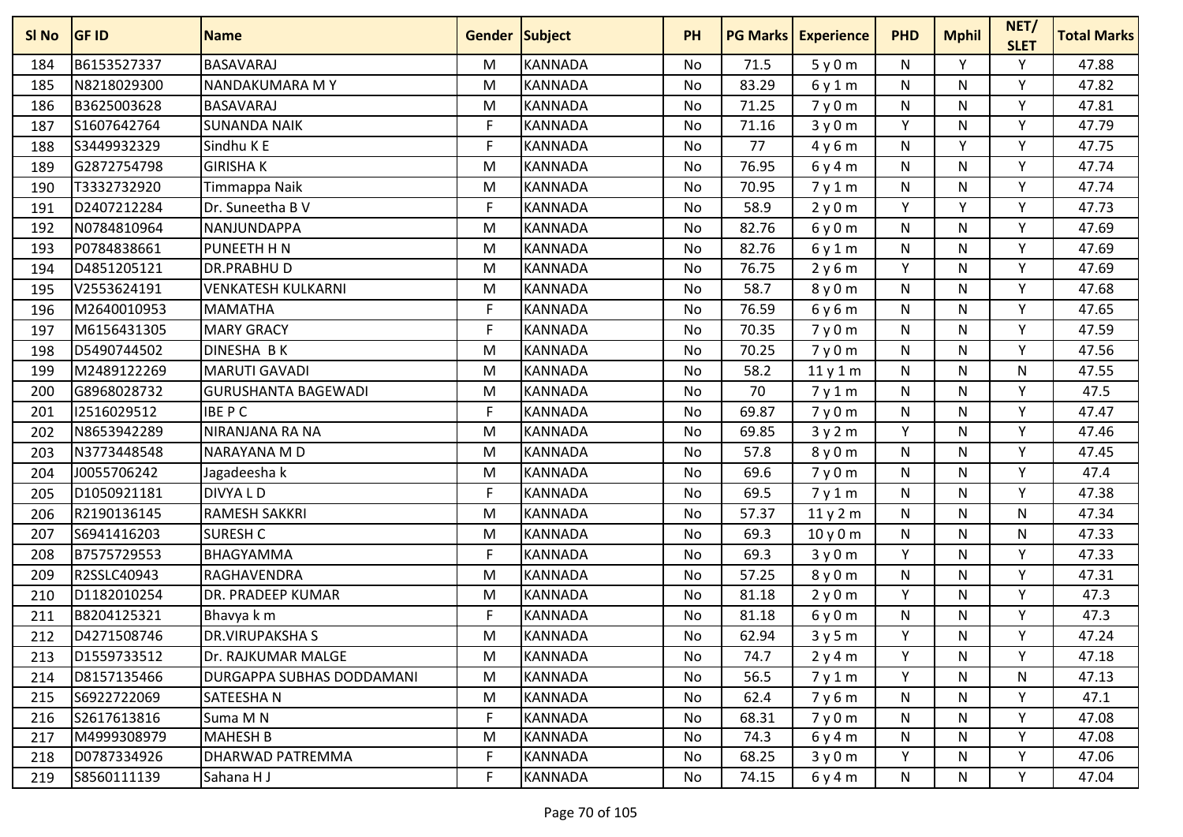| Sl No | GF ID | Name | Gender | Subject | PH | PG Marks | Experience | PHD | Mphil | NET/ SLET | Total Marks |
|---|---|---|---|---|---|---|---|---|---|---|---|
| 184 | B6153527337 | BASAVARAJ | M | KANNADA | No | 71.5 | 5 y 0 m | N | Y | Y | 47.88 |
| 185 | N8218029300 | NANDAKUMARA M Y | M | KANNADA | No | 83.29 | 6 y 1 m | N | N | Y | 47.82 |
| 186 | B3625003628 | BASAVARAJ | M | KANNADA | No | 71.25 | 7 y 0 m | N | N | Y | 47.81 |
| 187 | S1607642764 | SUNANDA NAIK | F | KANNADA | No | 71.16 | 3 y 0 m | Y | N | Y | 47.79 |
| 188 | S3449932329 | Sindhu K E | F | KANNADA | No | 77 | 4 y 6 m | N | Y | Y | 47.75 |
| 189 | G2872754798 | GIRISHA K | M | KANNADA | No | 76.95 | 6 y 4 m | N | N | Y | 47.74 |
| 190 | T3332732920 | Timmappa Naik | M | KANNADA | No | 70.95 | 7 y 1 m | N | N | Y | 47.74 |
| 191 | D2407212284 | Dr. Suneetha B V | F | KANNADA | No | 58.9 | 2 y 0 m | Y | Y | Y | 47.73 |
| 192 | N0784810964 | NANJUNDAPPA | M | KANNADA | No | 82.76 | 6 y 0 m | N | N | Y | 47.69 |
| 193 | P0784838661 | PUNEETH H N | M | KANNADA | No | 82.76 | 6 y 1 m | N | N | Y | 47.69 |
| 194 | D4851205121 | DR.PRABHU D | M | KANNADA | No | 76.75 | 2 y 6 m | Y | N | Y | 47.69 |
| 195 | V2553624191 | VENKATESH KULKARNI | M | KANNADA | No | 58.7 | 8 y 0 m | N | N | Y | 47.68 |
| 196 | M2640010953 | MAMATHA | F | KANNADA | No | 76.59 | 6 y 6 m | N | N | Y | 47.65 |
| 197 | M6156431305 | MARY GRACY | F | KANNADA | No | 70.35 | 7 y 0 m | N | N | Y | 47.59 |
| 198 | D5490744502 | DINESHA B K | M | KANNADA | No | 70.25 | 7 y 0 m | N | N | Y | 47.56 |
| 199 | M2489122269 | MARUTI GAVADI | M | KANNADA | No | 58.2 | 11 y 1 m | N | N | N | 47.55 |
| 200 | G8968028732 | GURUSHANTA BAGEWADI | M | KANNADA | No | 70 | 7 y 1 m | N | N | Y | 47.5 |
| 201 | I2516029512 | IBE P C | F | KANNADA | No | 69.87 | 7 y 0 m | N | N | Y | 47.47 |
| 202 | N8653942289 | NIRANJANA RA NA | M | KANNADA | No | 69.85 | 3 y 2 m | Y | N | Y | 47.46 |
| 203 | N3773448548 | NARAYANA M D | M | KANNADA | No | 57.8 | 8 y 0 m | N | N | Y | 47.45 |
| 204 | J0055706242 | Jagadeesha k | M | KANNADA | No | 69.6 | 7 y 0 m | N | N | Y | 47.4 |
| 205 | D1050921181 | DIVYA L D | F | KANNADA | No | 69.5 | 7 y 1 m | N | N | Y | 47.38 |
| 206 | R2190136145 | RAMESH SAKKRI | M | KANNADA | No | 57.37 | 11 y 2 m | N | N | N | 47.34 |
| 207 | S6941416203 | SURESH C | M | KANNADA | No | 69.3 | 10 y 0 m | N | N | N | 47.33 |
| 208 | B7575729553 | BHAGYAMMA | F | KANNADA | No | 69.3 | 3 y 0 m | Y | N | Y | 47.33 |
| 209 | R2SSLC40943 | RAGHAVENDRA | M | KANNADA | No | 57.25 | 8 y 0 m | N | N | Y | 47.31 |
| 210 | D1182010254 | DR. PRADEEP KUMAR | M | KANNADA | No | 81.18 | 2 y 0 m | Y | N | Y | 47.3 |
| 211 | B8204125321 | Bhavya k m | F | KANNADA | No | 81.18 | 6 y 0 m | N | N | Y | 47.3 |
| 212 | D4271508746 | DR.VIRUPAKSHA S | M | KANNADA | No | 62.94 | 3 y 5 m | Y | N | Y | 47.24 |
| 213 | D1559733512 | Dr. RAJKUMAR MALGE | M | KANNADA | No | 74.7 | 2 y 4 m | Y | N | Y | 47.18 |
| 214 | D8157135466 | DURGAPPA SUBHAS DODDAMANI | M | KANNADA | No | 56.5 | 7 y 1 m | Y | N | N | 47.13 |
| 215 | S6922722069 | SATEESHA N | M | KANNADA | No | 62.4 | 7 y 6 m | N | N | Y | 47.1 |
| 216 | S2617613816 | Suma M N | F | KANNADA | No | 68.31 | 7 y 0 m | N | N | Y | 47.08 |
| 217 | M4999308979 | MAHESH B | M | KANNADA | No | 74.3 | 6 y 4 m | N | N | Y | 47.08 |
| 218 | D0787334926 | DHARWAD PATREMMA | F | KANNADA | No | 68.25 | 3 y 0 m | Y | N | Y | 47.06 |
| 219 | S8560111139 | Sahana H J | F | KANNADA | No | 74.15 | 6 y 4 m | N | N | Y | 47.04 |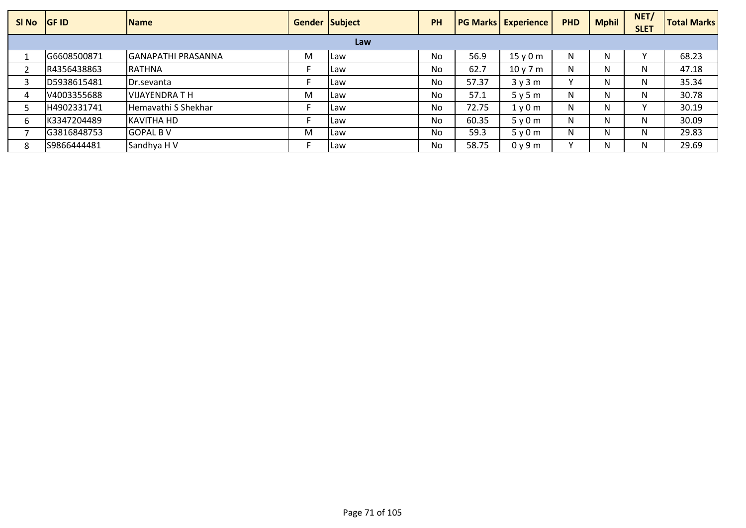| Sl No | GF ID | Name | Gender | Subject | PH | PG Marks | Experience | PHD | Mphil | NET/ SLET | Total Marks |
|---|---|---|---|---|---|---|---|---|---|---|---|
| **Law** | | | | | | | | | | | |
| 1 | G6608500871 | GANAPATHI PRASANNA | M | Law | No | 56.9 | 15 y 0 m | N | N | Y | 68.23 |
| 2 | R4356438863 | RATHNA | F | Law | No | 62.7 | 10 y 7 m | N | N | N | 47.18 |
| 3 | D5938615481 | Dr.sevanta | F | Law | No | 57.37 | 3 y 3 m | Y | N | N | 35.34 |
| 4 | V4003355688 | VIJAYENDRA T H | M | Law | No | 57.1 | 5 y 5 m | N | N | N | 30.78 |
| 5 | H4902331741 | Hemavathi S Shekhar | F | Law | No | 72.75 | 1 y 0 m | N | N | Y | 30.19 |
| 6 | K3347204489 | KAVITHA HD | F | Law | No | 60.35 | 5 y 0 m | N | N | N | 30.09 |
| 7 | G3816848753 | GOPAL B V | M | Law | No | 59.3 | 5 y 0 m | N | N | N | 29.83 |
| 8 | S9866444481 | Sandhya H V | F | Law | No | 58.75 | 0 y 9 m | Y | N | N | 29.69 |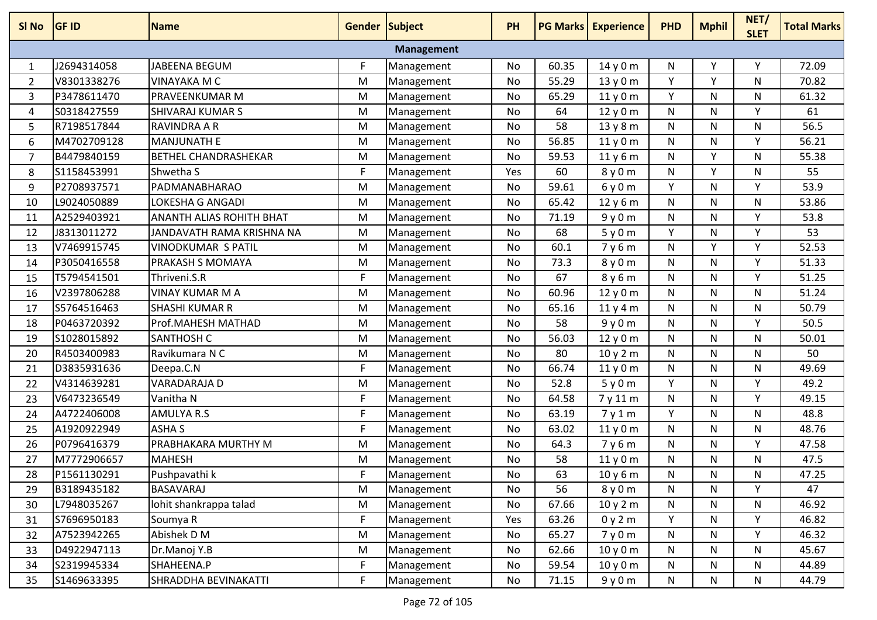| Sl No | GF ID | Name | Gender | Subject | PH | PG Marks | Experience | PHD | Mphil | NET/ SLET | Total Marks |
|---|---|---|---|---|---|---|---|---|---|---|---|
| | | | | Management | | | | | | | |
| 1 | J2694314058 | JABEENA BEGUM | F | Management | No | 60.35 | 14 y 0 m | N | Y | Y | 72.09 |
| 2 | V8301338276 | VINAYAKA M C | M | Management | No | 55.29 | 13 y 0 m | Y | Y | N | 70.82 |
| 3 | P3478611470 | PRAVEENKUMAR M | M | Management | No | 65.29 | 11 y 0 m | Y | N | N | 61.32 |
| 4 | S0318427559 | SHIVARAJ KUMAR S | M | Management | No | 64 | 12 y 0 m | N | N | Y | 61 |
| 5 | R7198517844 | RAVINDRA A R | M | Management | No | 58 | 13 y 8 m | N | N | N | 56.5 |
| 6 | M4702709128 | MANJUNATH E | M | Management | No | 56.85 | 11 y 0 m | N | N | Y | 56.21 |
| 7 | B4479840159 | BETHEL CHANDRASHEKAR | M | Management | No | 59.53 | 11 y 6 m | N | Y | N | 55.38 |
| 8 | S1158453991 | Shwetha S | F | Management | Yes | 60 | 8 y 0 m | N | Y | N | 55 |
| 9 | P2708937571 | PADMANABHARAO | M | Management | No | 59.61 | 6 y 0 m | Y | N | Y | 53.9 |
| 10 | L9024050889 | LOKESHA G ANGADI | M | Management | No | 65.42 | 12 y 6 m | N | N | N | 53.86 |
| 11 | A2529403921 | ANANTH ALIAS ROHITH BHAT | M | Management | No | 71.19 | 9 y 0 m | N | N | Y | 53.8 |
| 12 | J8313011272 | JANDAVATH RAMA KRISHNA NA | M | Management | No | 68 | 5 y 0 m | Y | N | Y | 53 |
| 13 | V7469915745 | VINODKUMAR S PATIL | M | Management | No | 60.1 | 7 y 6 m | N | Y | Y | 52.53 |
| 14 | P3050416558 | PRAKASH S MOMAYA | M | Management | No | 73.3 | 8 y 0 m | N | N | Y | 51.33 |
| 15 | T5794541501 | Thriveni.S.R | F | Management | No | 67 | 8 y 6 m | N | N | Y | 51.25 |
| 16 | V2397806288 | VINAY KUMAR M A | M | Management | No | 60.96 | 12 y 0 m | N | N | N | 51.24 |
| 17 | S5764516463 | SHASHI KUMAR R | M | Management | No | 65.16 | 11 y 4 m | N | N | N | 50.79 |
| 18 | P0463720392 | Prof.MAHESH MATHAD | M | Management | No | 58 | 9 y 0 m | N | N | Y | 50.5 |
| 19 | S1028015892 | SANTHOSH C | M | Management | No | 56.03 | 12 y 0 m | N | N | N | 50.01 |
| 20 | R4503400983 | Ravikumara N C | M | Management | No | 80 | 10 y 2 m | N | N | N | 50 |
| 21 | D3835931636 | Deepa.C.N | F | Management | No | 66.74 | 11 y 0 m | N | N | N | 49.69 |
| 22 | V4314639281 | VARADARAJA D | M | Management | No | 52.8 | 5 y 0 m | Y | N | Y | 49.2 |
| 23 | V6473236549 | Vanitha N | F | Management | No | 64.58 | 7 y 11 m | N | N | Y | 49.15 |
| 24 | A4722406008 | AMULYA R.S | F | Management | No | 63.19 | 7 y 1 m | Y | N | N | 48.8 |
| 25 | A1920922949 | ASHA S | F | Management | No | 63.02 | 11 y 0 m | N | N | N | 48.76 |
| 26 | P0796416379 | PRABHAKARA MURTHY M | M | Management | No | 64.3 | 7 y 6 m | N | N | Y | 47.58 |
| 27 | M7772906657 | MAHESH | M | Management | No | 58 | 11 y 0 m | N | N | N | 47.5 |
| 28 | P1561130291 | Pushpavathi k | F | Management | No | 63 | 10 y 6 m | N | N | N | 47.25 |
| 29 | B3189435182 | BASAVARAJ | M | Management | No | 56 | 8 y 0 m | N | N | Y | 47 |
| 30 | L7948035267 | lohit shankrappa talad | M | Management | No | 67.66 | 10 y 2 m | N | N | N | 46.92 |
| 31 | S7696950183 | Soumya R | F | Management | Yes | 63.26 | 0 y 2 m | Y | N | Y | 46.82 |
| 32 | A7523942265 | Abishek D M | M | Management | No | 65.27 | 7 y 0 m | N | N | Y | 46.32 |
| 33 | D4922947113 | Dr.Manoj Y.B | M | Management | No | 62.66 | 10 y 0 m | N | N | N | 45.67 |
| 34 | S2319945334 | SHAHEENA.P | F | Management | No | 59.54 | 10 y 0 m | N | N | N | 44.89 |
| 35 | S1469633395 | SHRADDHA BEVINAKATTI | F | Management | No | 71.15 | 9 y 0 m | N | N | N | 44.79 |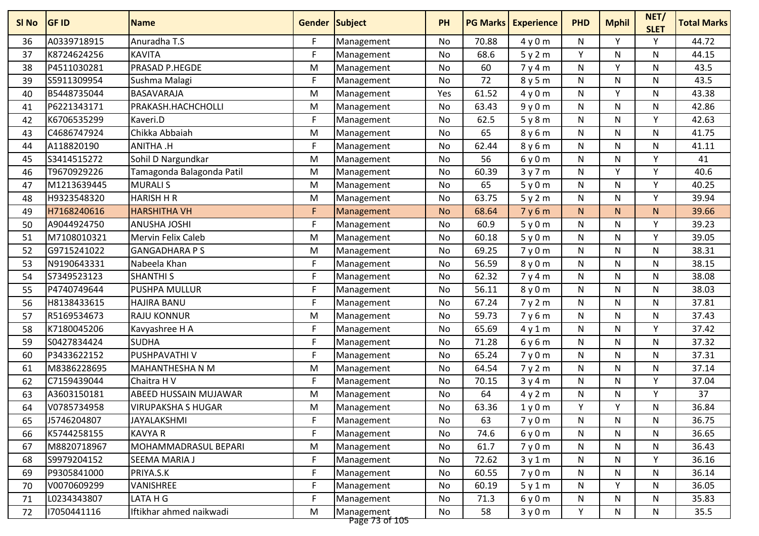| Sl No | GF ID | Name | Gender | Subject | PH | PG Marks | Experience | PHD | Mphil | NET/ SLET | Total Marks |
|---|---|---|---|---|---|---|---|---|---|---|---|
| 36 | A0339718915 | Anuradha T.S | F | Management | No | 70.88 | 4 y 0 m | N | Y | Y | 44.72 |
| 37 | K8724624256 | KAVITA | F | Management | No | 68.6 | 5 y 2 m | Y | N | N | 44.15 |
| 38 | P4511030281 | PRASAD P.HEGDE | M | Management | No | 60 | 7 y 4 m | N | Y | N | 43.5 |
| 39 | S5911309954 | Sushma Malagi | F | Management | No | 72 | 8 y 5 m | N | N | N | 43.5 |
| 40 | B5448735044 | BASAVARAJA | M | Management | Yes | 61.52 | 4 y 0 m | N | Y | N | 43.38 |
| 41 | P6221343171 | PRAKASH.HACHCHOLLI | M | Management | No | 63.43 | 9 y 0 m | N | N | N | 42.86 |
| 42 | K6706535299 | Kaveri.D | F | Management | No | 62.5 | 5 y 8 m | N | N | Y | 42.63 |
| 43 | C4686747924 | Chikka Abbaiah | M | Management | No | 65 | 8 y 6 m | N | N | N | 41.75 |
| 44 | A118820190 | ANITHA .H | F | Management | No | 62.44 | 8 y 6 m | N | N | N | 41.11 |
| 45 | S3414515272 | Sohil D Nargundkar | M | Management | No | 56 | 6 y 0 m | N | N | Y | 41 |
| 46 | T9670929226 | Tamagonda Balagonda Patil | M | Management | No | 60.39 | 3 y 7 m | N | Y | Y | 40.6 |
| 47 | M1213639445 | MURALI S | M | Management | No | 65 | 5 y 0 m | N | N | Y | 40.25 |
| 48 | H9323548320 | HARISH H R | M | Management | No | 63.75 | 5 y 2 m | N | N | Y | 39.94 |
| 49 | H7168240616 | HARSHITHA VH | F | Management | No | 68.64 | 7 y 6 m | N | N | N | 39.66 |
| 50 | A9044924750 | ANUSHA JOSHI | F | Management | No | 60.9 | 5 y 0 m | N | N | Y | 39.23 |
| 51 | M7108010321 | Mervin Felix Caleb | M | Management | No | 60.18 | 5 y 0 m | N | N | Y | 39.05 |
| 52 | G9715241022 | GANGADHARA P S | M | Management | No | 69.25 | 7 y 0 m | N | N | N | 38.31 |
| 53 | N9190643331 | Nabeela Khan | F | Management | No | 56.59 | 8 y 0 m | N | N | N | 38.15 |
| 54 | S7349523123 | SHANTHI S | F | Management | No | 62.32 | 7 y 4 m | N | N | N | 38.08 |
| 55 | P4740749644 | PUSHPA MULLUR | F | Management | No | 56.11 | 8 y 0 m | N | N | N | 38.03 |
| 56 | H8138433615 | HAJIRA BANU | F | Management | No | 67.24 | 7 y 2 m | N | N | N | 37.81 |
| 57 | R5169534673 | RAJU KONNUR | M | Management | No | 59.73 | 7 y 6 m | N | N | N | 37.43 |
| 58 | K7180045206 | Kavyashree H A | F | Management | No | 65.69 | 4 y 1 m | N | N | Y | 37.42 |
| 59 | S0427834424 | SUDHA | F | Management | No | 71.28 | 6 y 6 m | N | N | N | 37.32 |
| 60 | P3433622152 | PUSHPAVATHI V | F | Management | No | 65.24 | 7 y 0 m | N | N | N | 37.31 |
| 61 | M8386228695 | MAHANTHESHA N M | M | Management | No | 64.54 | 7 y 2 m | N | N | N | 37.14 |
| 62 | C7159439044 | Chaitra H V | F | Management | No | 70.15 | 3 y 4 m | N | N | Y | 37.04 |
| 63 | A3603150181 | ABEED HUSSAIN MUJAWAR | M | Management | No | 64 | 4 y 2 m | N | N | Y | 37 |
| 64 | V0785734958 | VIRUPAKSHA S HUGAR | M | Management | No | 63.36 | 1 y 0 m | Y | Y | N | 36.84 |
| 65 | J5746204807 | JAYALAKSHMI | F | Management | No | 63 | 7 y 0 m | N | N | N | 36.75 |
| 66 | K5744258155 | KAVYA R | F | Management | No | 74.6 | 6 y 0 m | N | N | N | 36.65 |
| 67 | M8820718967 | MOHAMMADRASUL BEPARI | M | Management | No | 61.7 | 7 y 0 m | N | N | N | 36.43 |
| 68 | S9979204152 | SEEMA MARIA J | F | Management | No | 72.62 | 3 y 1 m | N | N | Y | 36.16 |
| 69 | P9305841000 | PRIYA.S.K | F | Management | No | 60.55 | 7 y 0 m | N | N | N | 36.14 |
| 70 | V0070609299 | VANISHREE | F | Management | No | 60.19 | 5 y 1 m | N | Y | N | 36.05 |
| 71 | L0234343807 | LATA H G | F | Management | No | 71.3 | 6 y 0 m | N | N | N | 35.83 |
| 72 | I7050441116 | Iftikhar ahmed naikwadi | M | Management | No | 58 | 3 y 0 m | Y | N | N | 35.5 |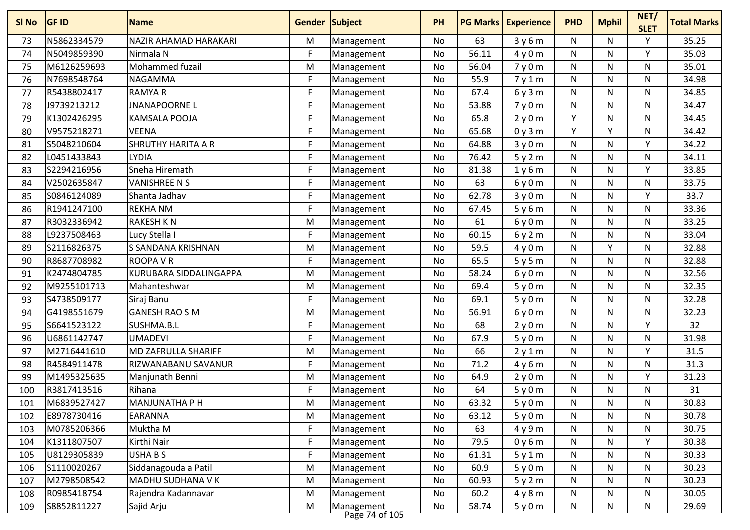| Sl No | GF ID | Name | Gender | Subject | PH | PG Marks | Experience | PHD | Mphil | NET/ SLET | Total Marks |
|---|---|---|---|---|---|---|---|---|---|---|---|
| 73 | N5862334579 | NAZIR AHAMAD HARAKARI | M | Management | No | 63 | 3 y 6 m | N | N | Y | 35.25 |
| 74 | N5049859390 | Nirmala N | F | Management | No | 56.11 | 4 y 0 m | N | N | Y | 35.03 |
| 75 | M6126259693 | Mohammed fuzail | M | Management | No | 56.04 | 7 y 0 m | N | N | N | 35.01 |
| 76 | N7698548764 | NAGAMMA | F | Management | No | 55.9 | 7 y 1 m | N | N | N | 34.98 |
| 77 | R5438802417 | RAMYA R | F | Management | No | 67.4 | 6 y 3 m | N | N | N | 34.85 |
| 78 | J9739213212 | JNANAPOORNE L | F | Management | No | 53.88 | 7 y 0 m | N | N | N | 34.47 |
| 79 | K1302426295 | KAMSALA POOJA | F | Management | No | 65.8 | 2 y 0 m | Y | N | N | 34.45 |
| 80 | V9575218271 | VEENA | F | Management | No | 65.68 | 0 y 3 m | Y | Y | N | 34.42 |
| 81 | S5048210604 | SHRUTHY HARITA A R | F | Management | No | 64.88 | 3 y 0 m | N | N | Y | 34.22 |
| 82 | L0451433843 | LYDIA | F | Management | No | 76.42 | 5 y 2 m | N | N | N | 34.11 |
| 83 | S2294216956 | Sneha Hiremath | F | Management | No | 81.38 | 1 y 6 m | N | N | Y | 33.85 |
| 84 | V2502635847 | VANISHREE N S | F | Management | No | 63 | 6 y 0 m | N | N | N | 33.75 |
| 85 | S0846124089 | Shanta Jadhav | F | Management | No | 62.78 | 3 y 0 m | N | N | Y | 33.7 |
| 86 | R1941247100 | REKHA NM | F | Management | No | 67.45 | 5 y 6 m | N | N | N | 33.36 |
| 87 | R3032336942 | RAKESH K N | M | Management | No | 61 | 6 y 0 m | N | N | N | 33.25 |
| 88 | L9237508463 | Lucy Stella I | F | Management | No | 60.15 | 6 y 2 m | N | N | N | 33.04 |
| 89 | S2116826375 | S SANDANA KRISHNAN | M | Management | No | 59.5 | 4 y 0 m | N | Y | N | 32.88 |
| 90 | R8687708982 | ROOPA V R | F | Management | No | 65.5 | 5 y 5 m | N | N | N | 32.88 |
| 91 | K2474804785 | KURUBARA SIDDALINGAPPA | M | Management | No | 58.24 | 6 y 0 m | N | N | N | 32.56 |
| 92 | M9255101713 | Mahanteshwar | M | Management | No | 69.4 | 5 y 0 m | N | N | N | 32.35 |
| 93 | S4738509177 | Siraj Banu | F | Management | No | 69.1 | 5 y 0 m | N | N | N | 32.28 |
| 94 | G4198551679 | GANESH RAO S M | M | Management | No | 56.91 | 6 y 0 m | N | N | N | 32.23 |
| 95 | S6641523122 | SUSHMA.B.L | F | Management | No | 68 | 2 y 0 m | N | N | Y | 32 |
| 96 | U6861142747 | UMADEVI | F | Management | No | 67.9 | 5 y 0 m | N | N | N | 31.98 |
| 97 | M2716441610 | MD ZAFRULLA SHARIFF | M | Management | No | 66 | 2 y 1 m | N | N | Y | 31.5 |
| 98 | R4584911478 | RIZWANABANU SAVANUR | F | Management | No | 71.2 | 4 y 6 m | N | N | N | 31.3 |
| 99 | M1495325635 | Manjunath Benni | M | Management | No | 64.9 | 2 y 0 m | N | N | Y | 31.23 |
| 100 | R3817413516 | Rihana | F | Management | No | 64 | 5 y 0 m | N | N | N | 31 |
| 101 | M6839527427 | MANJUNATHA P H | M | Management | No | 63.32 | 5 y 0 m | N | N | N | 30.83 |
| 102 | E8978730416 | EARANNA | M | Management | No | 63.12 | 5 y 0 m | N | N | N | 30.78 |
| 103 | M0785206366 | Muktha M | F | Management | No | 63 | 4 y 9 m | N | N | N | 30.75 |
| 104 | K1311807507 | Kirthi Nair | F | Management | No | 79.5 | 0 y 6 m | N | N | Y | 30.38 |
| 105 | U8129305839 | USHA B S | F | Management | No | 61.31 | 5 y 1 m | N | N | N | 30.33 |
| 106 | S1110020267 | Siddanagouda a Patil | M | Management | No | 60.9 | 5 y 0 m | N | N | N | 30.23 |
| 107 | M2798508542 | MADHU SUDHANA V K | M | Management | No | 60.93 | 5 y 2 m | N | N | N | 30.23 |
| 108 | R0985418754 | Rajendra Kadannavar | M | Management | No | 60.2 | 4 y 8 m | N | N | N | 30.05 |
| 109 | S8852811227 | Sajid Arju | M | Management | No | 58.74 | 5 y 0 m | N | N | N | 29.69 |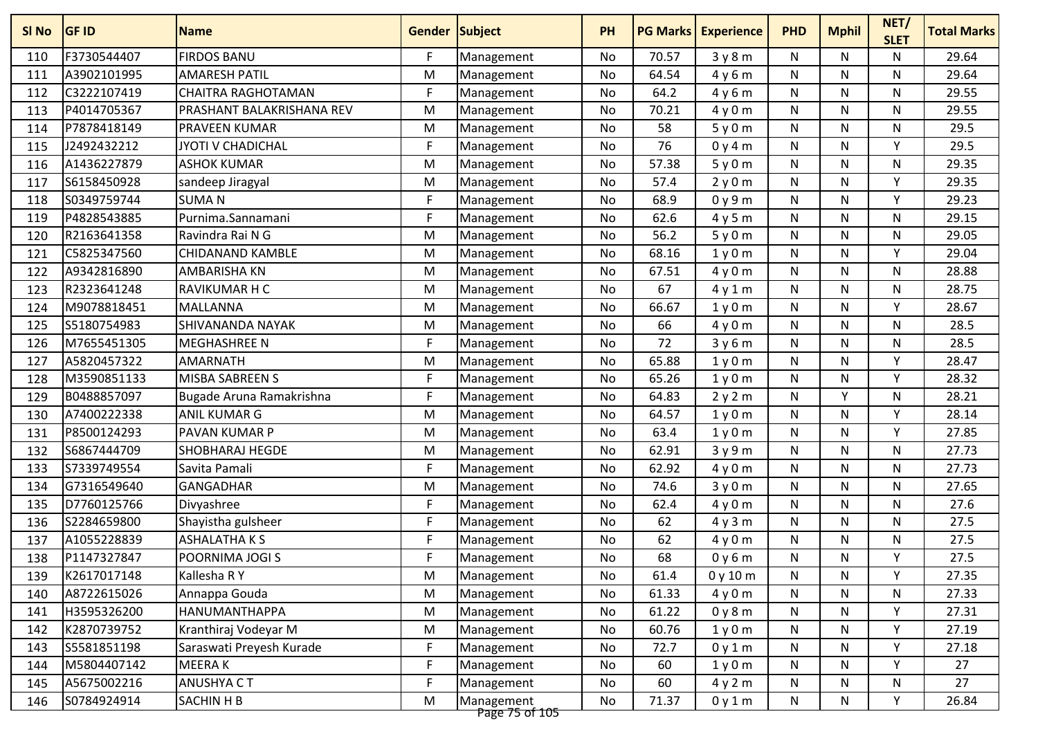| Sl No | GF ID | Name | Gender | Subject | PH | PG Marks | Experience | PHD | Mphil | NET/ SLET | Total Marks |
|---|---|---|---|---|---|---|---|---|---|---|---|
| 110 | F3730544407 | FIRDOS BANU | F | Management | No | 70.57 | 3 y 8 m | N | N | N | 29.64 |
| 111 | A3902101995 | AMARESH PATIL | M | Management | No | 64.54 | 4 y 6 m | N | N | N | 29.64 |
| 112 | C3222107419 | CHAITRA RAGHOTAMAN | F | Management | No | 64.2 | 4 y 6 m | N | N | N | 29.55 |
| 113 | P4014705367 | PRASHANT BALAKRISHANA REV | M | Management | No | 70.21 | 4 y 0 m | N | N | N | 29.55 |
| 114 | P7878418149 | PRAVEEN KUMAR | M | Management | No | 58 | 5 y 0 m | N | N | N | 29.5 |
| 115 | J2492432212 | JYOTI V CHADICHAL | F | Management | No | 76 | 0 y 4 m | N | N | Y | 29.5 |
| 116 | A1436227879 | ASHOK KUMAR | M | Management | No | 57.38 | 5 y 0 m | N | N | N | 29.35 |
| 117 | S6158450928 | sandeep Jiragyal | M | Management | No | 57.4 | 2 y 0 m | N | N | Y | 29.35 |
| 118 | S0349759744 | SUMA N | F | Management | No | 68.9 | 0 y 9 m | N | N | Y | 29.23 |
| 119 | P4828543885 | Purnima.Sannamani | F | Management | No | 62.6 | 4 y 5 m | N | N | N | 29.15 |
| 120 | R2163641358 | Ravindra Rai N G | M | Management | No | 56.2 | 5 y 0 m | N | N | N | 29.05 |
| 121 | C5825347560 | CHIDANAND KAMBLE | M | Management | No | 68.16 | 1 y 0 m | N | N | Y | 29.04 |
| 122 | A9342816890 | AMBARISHA KN | M | Management | No | 67.51 | 4 y 0 m | N | N | N | 28.88 |
| 123 | R2323641248 | RAVIKUMAR H C | M | Management | No | 67 | 4 y 1 m | N | N | N | 28.75 |
| 124 | M9078818451 | MALLANNA | M | Management | No | 66.67 | 1 y 0 m | N | N | Y | 28.67 |
| 125 | S5180754983 | SHIVANANDA NAYAK | M | Management | No | 66 | 4 y 0 m | N | N | N | 28.5 |
| 126 | M7655451305 | MEGHASHREE N | F | Management | No | 72 | 3 y 6 m | N | N | N | 28.5 |
| 127 | A5820457322 | AMARNATH | M | Management | No | 65.88 | 1 y 0 m | N | N | Y | 28.47 |
| 128 | M3590851133 | MISBA SABREEN S | F | Management | No | 65.26 | 1 y 0 m | N | N | Y | 28.32 |
| 129 | B0488857097 | Bugade Aruna Ramakrishna | F | Management | No | 64.83 | 2 y 2 m | N | Y | N | 28.21 |
| 130 | A7400222338 | ANIL KUMAR G | M | Management | No | 64.57 | 1 y 0 m | N | N | Y | 28.14 |
| 131 | P8500124293 | PAVAN KUMAR P | M | Management | No | 63.4 | 1 y 0 m | N | N | Y | 27.85 |
| 132 | S6867444709 | SHOBHARAJ HEGDE | M | Management | No | 62.91 | 3 y 9 m | N | N | N | 27.73 |
| 133 | S7339749554 | Savita Pamali | F | Management | No | 62.92 | 4 y 0 m | N | N | N | 27.73 |
| 134 | G7316549640 | GANGADHAR | M | Management | No | 74.6 | 3 y 0 m | N | N | N | 27.65 |
| 135 | D7760125766 | Divyashree | F | Management | No | 62.4 | 4 y 0 m | N | N | N | 27.6 |
| 136 | S2284659800 | Shayistha gulsheer | F | Management | No | 62 | 4 y 3 m | N | N | N | 27.5 |
| 137 | A1055228839 | ASHALATHA K S | F | Management | No | 62 | 4 y 0 m | N | N | N | 27.5 |
| 138 | P1147327847 | POORNIMA JOGI S | F | Management | No | 68 | 0 y 6 m | N | N | Y | 27.5 |
| 139 | K2617017148 | Kallesha R Y | M | Management | No | 61.4 | 0 y 10 m | N | N | Y | 27.35 |
| 140 | A8722615026 | Annappa Gouda | M | Management | No | 61.33 | 4 y 0 m | N | N | N | 27.33 |
| 141 | H3595326200 | HANUMANTHAPPA | M | Management | No | 61.22 | 0 y 8 m | N | N | Y | 27.31 |
| 142 | K2870739752 | Kranthiraj Vodeyar M | M | Management | No | 60.76 | 1 y 0 m | N | N | Y | 27.19 |
| 143 | S5581851198 | Saraswati Preyesh Kurade | F | Management | No | 72.7 | 0 y 1 m | N | N | Y | 27.18 |
| 144 | M5804407142 | MEERA K | F | Management | No | 60 | 1 y 0 m | N | N | Y | 27 |
| 145 | A5675002216 | ANUSHYA C T | F | Management | No | 60 | 4 y 2 m | N | N | N | 27 |
| 146 | S0784924914 | SACHIN H B | M | Management | No | 71.37 | 0 y 1 m | N | N | Y | 26.84 |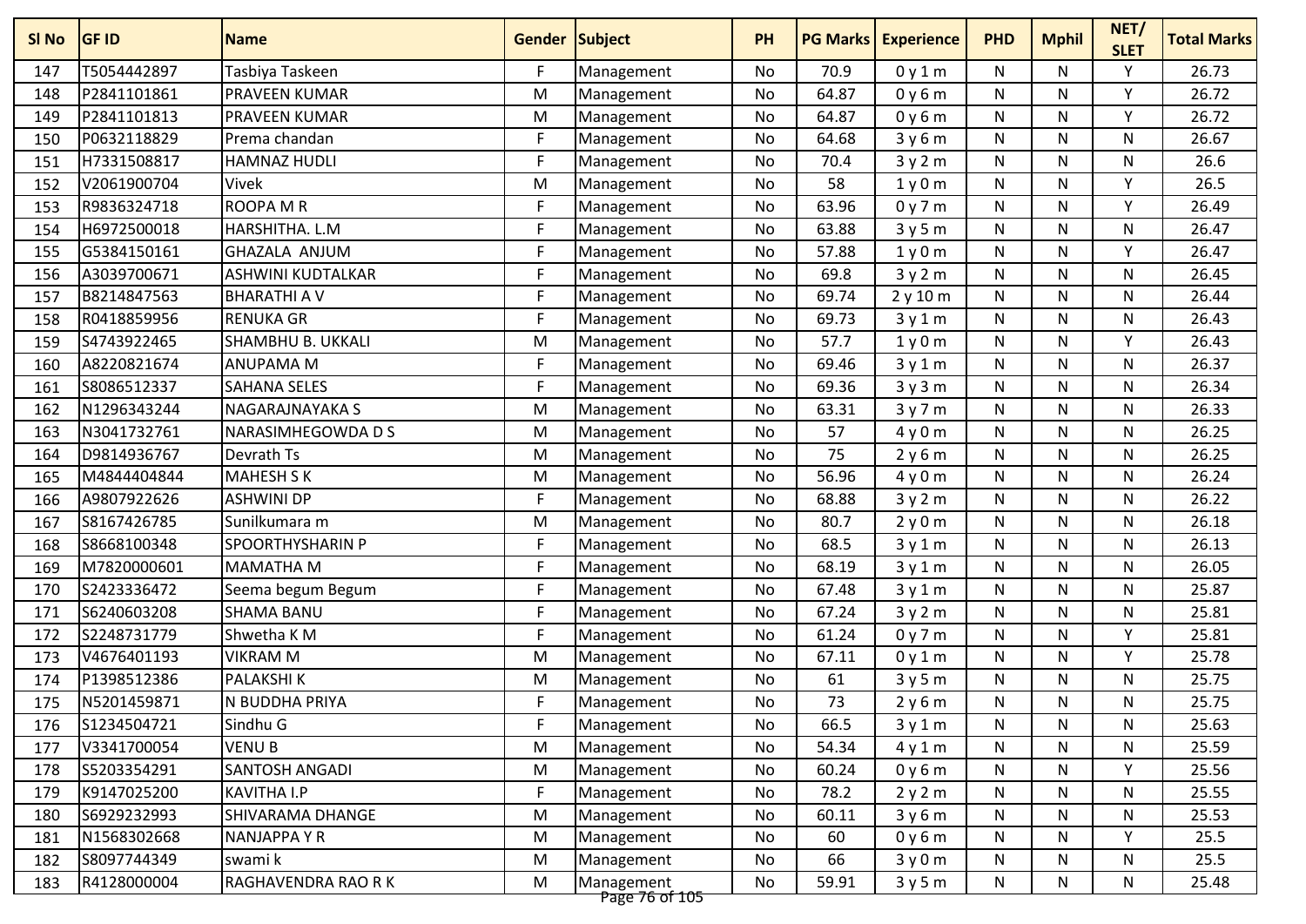| Sl No | GF ID | Name | Gender | Subject | PH | PG Marks | Experience | PHD | Mphil | NET/ SLET | Total Marks |
|---|---|---|---|---|---|---|---|---|---|---|---|
| 147 | T5054442897 | Tasbiya Taskeen | F | Management | No | 70.9 | 0 y 1 m | N | N | Y | 26.73 |
| 148 | P2841101861 | PRAVEEN KUMAR | M | Management | No | 64.87 | 0 y 6 m | N | N | Y | 26.72 |
| 149 | P2841101813 | PRAVEEN KUMAR | M | Management | No | 64.87 | 0 y 6 m | N | N | Y | 26.72 |
| 150 | P0632118829 | Prema chandan | F | Management | No | 64.68 | 3 y 6 m | N | N | N | 26.67 |
| 151 | H7331508817 | HAMNAZ HUDLI | F | Management | No | 70.4 | 3 y 2 m | N | N | N | 26.6 |
| 152 | V2061900704 | Vivek | M | Management | No | 58 | 1 y 0 m | N | N | Y | 26.5 |
| 153 | R9836324718 | ROOPA M R | F | Management | No | 63.96 | 0 y 7 m | N | N | Y | 26.49 |
| 154 | H6972500018 | HARSHITHA. L.M | F | Management | No | 63.88 | 3 y 5 m | N | N | N | 26.47 |
| 155 | G5384150161 | GHAZALA ANJUM | F | Management | No | 57.88 | 1 y 0 m | N | N | Y | 26.47 |
| 156 | A3039700671 | ASHWINI KUDTALKAR | F | Management | No | 69.8 | 3 y 2 m | N | N | N | 26.45 |
| 157 | B8214847563 | BHARATHI A V | F | Management | No | 69.74 | 2 y 10 m | N | N | N | 26.44 |
| 158 | R0418859956 | RENUKA GR | F | Management | No | 69.73 | 3 y 1 m | N | N | N | 26.43 |
| 159 | S4743922465 | SHAMBHU B. UKKALI | M | Management | No | 57.7 | 1 y 0 m | N | N | Y | 26.43 |
| 160 | A8220821674 | ANUPAMA M | F | Management | No | 69.46 | 3 y 1 m | N | N | N | 26.37 |
| 161 | S8086512337 | SAHANA SELES | F | Management | No | 69.36 | 3 y 3 m | N | N | N | 26.34 |
| 162 | N1296343244 | NAGARAJNAYAKA S | M | Management | No | 63.31 | 3 y 7 m | N | N | N | 26.33 |
| 163 | N3041732761 | NARASIMHEGOWDA D S | M | Management | No | 57 | 4 y 0 m | N | N | N | 26.25 |
| 164 | D9814936767 | Devrath Ts | M | Management | No | 75 | 2 y 6 m | N | N | N | 26.25 |
| 165 | M4844404844 | MAHESH S K | M | Management | No | 56.96 | 4 y 0 m | N | N | N | 26.24 |
| 166 | A9807922626 | ASHWINI DP | F | Management | No | 68.88 | 3 y 2 m | N | N | N | 26.22 |
| 167 | S8167426785 | Sunilkumara m | M | Management | No | 80.7 | 2 y 0 m | N | N | N | 26.18 |
| 168 | S8668100348 | SPOORTHYSHARIN P | F | Management | No | 68.5 | 3 y 1 m | N | N | N | 26.13 |
| 169 | M7820000601 | MAMATHA M | F | Management | No | 68.19 | 3 y 1 m | N | N | N | 26.05 |
| 170 | S2423336472 | Seema begum Begum | F | Management | No | 67.48 | 3 y 1 m | N | N | N | 25.87 |
| 171 | S6240603208 | SHAMA BANU | F | Management | No | 67.24 | 3 y 2 m | N | N | N | 25.81 |
| 172 | S2248731779 | Shwetha K M | F | Management | No | 61.24 | 0 y 7 m | N | N | Y | 25.81 |
| 173 | V4676401193 | VIKRAM M | M | Management | No | 67.11 | 0 y 1 m | N | N | Y | 25.78 |
| 174 | P1398512386 | PALAKSHI K | M | Management | No | 61 | 3 y 5 m | N | N | N | 25.75 |
| 175 | N5201459871 | N BUDDHA PRIYA | F | Management | No | 73 | 2 y 6 m | N | N | N | 25.75 |
| 176 | S1234504721 | Sindhu G | F | Management | No | 66.5 | 3 y 1 m | N | N | N | 25.63 |
| 177 | V3341700054 | VENU B | M | Management | No | 54.34 | 4 y 1 m | N | N | N | 25.59 |
| 178 | S5203354291 | SANTOSH ANGADI | M | Management | No | 60.24 | 0 y 6 m | N | N | Y | 25.56 |
| 179 | K9147025200 | KAVITHA I.P | F | Management | No | 78.2 | 2 y 2 m | N | N | N | 25.55 |
| 180 | S6929232993 | SHIVARAMA DHANGE | M | Management | No | 60.11 | 3 y 6 m | N | N | N | 25.53 |
| 181 | N1568302668 | NANJAPPA Y R | M | Management | No | 60 | 0 y 6 m | N | N | Y | 25.5 |
| 182 | S8097744349 | swami k | M | Management | No | 66 | 3 y 0 m | N | N | N | 25.5 |
| 183 | R4128000004 | RAGHAVENDRA RAO R K | M | Management | No | 59.91 | 3 y 5 m | N | N | N | 25.48 |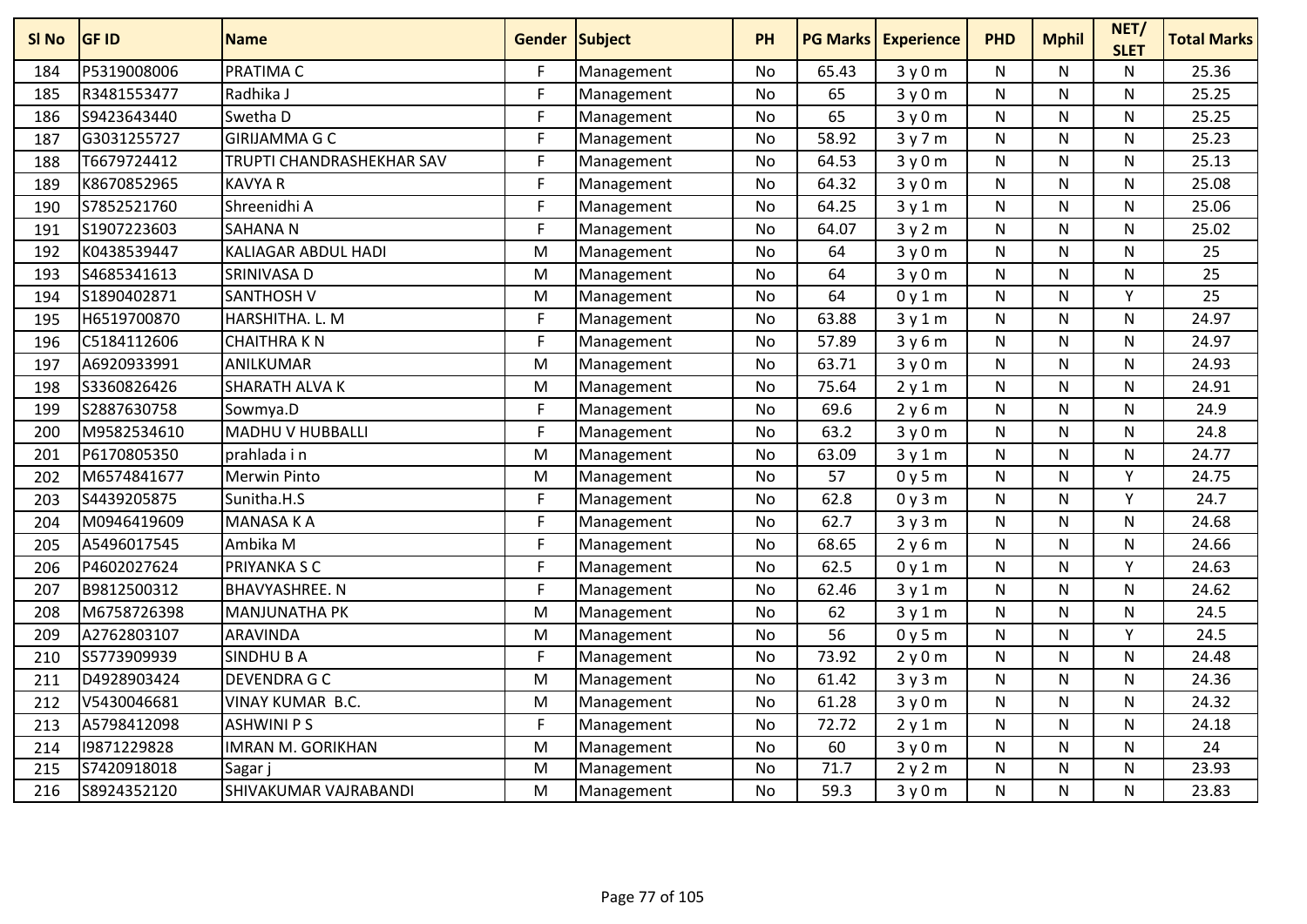| Sl No | GF ID | Name | Gender | Subject | PH | PG Marks | Experience | PHD | Mphil | NET/ SLET | Total Marks |
|---|---|---|---|---|---|---|---|---|---|---|---|
| 184 | P5319008006 | PRATIMA C | F | Management | No | 65.43 | 3 y 0 m | N | N | N | 25.36 |
| 185 | R3481553477 | Radhika J | F | Management | No | 65 | 3 y 0 m | N | N | N | 25.25 |
| 186 | S9423643440 | Swetha D | F | Management | No | 65 | 3 y 0 m | N | N | N | 25.25 |
| 187 | G3031255727 | GIRIJAMMA G C | F | Management | No | 58.92 | 3 y 7 m | N | N | N | 25.23 |
| 188 | T6679724412 | TRUPTI CHANDRASHEKHAR SAV | F | Management | No | 64.53 | 3 y 0 m | N | N | N | 25.13 |
| 189 | K8670852965 | KAVYA R | F | Management | No | 64.32 | 3 y 0 m | N | N | N | 25.08 |
| 190 | S7852521760 | Shreenidhi A | F | Management | No | 64.25 | 3 y 1 m | N | N | N | 25.06 |
| 191 | S1907223603 | SAHANA N | F | Management | No | 64.07 | 3 y 2 m | N | N | N | 25.02 |
| 192 | K0438539447 | KALIAGAR ABDUL HADI | M | Management | No | 64 | 3 y 0 m | N | N | N | 25 |
| 193 | S4685341613 | SRINIVASA D | M | Management | No | 64 | 3 y 0 m | N | N | N | 25 |
| 194 | S1890402871 | SANTHOSH V | M | Management | No | 64 | 0 y 1 m | N | N | Y | 25 |
| 195 | H6519700870 | HARSHITHA. L. M | F | Management | No | 63.88 | 3 y 1 m | N | N | N | 24.97 |
| 196 | C5184112606 | CHAITHRA K N | F | Management | No | 57.89 | 3 y 6 m | N | N | N | 24.97 |
| 197 | A6920933991 | ANILKUMAR | M | Management | No | 63.71 | 3 y 0 m | N | N | N | 24.93 |
| 198 | S3360826426 | SHARATH ALVA K | M | Management | No | 75.64 | 2 y 1 m | N | N | N | 24.91 |
| 199 | S2887630758 | Sowmya.D | F | Management | No | 69.6 | 2 y 6 m | N | N | N | 24.9 |
| 200 | M9582534610 | MADHU V HUBBALLI | F | Management | No | 63.2 | 3 y 0 m | N | N | N | 24.8 |
| 201 | P6170805350 | prahlada i n | M | Management | No | 63.09 | 3 y 1 m | N | N | N | 24.77 |
| 202 | M6574841677 | Merwin Pinto | M | Management | No | 57 | 0 y 5 m | N | N | Y | 24.75 |
| 203 | S4439205875 | Sunitha.H.S | F | Management | No | 62.8 | 0 y 3 m | N | N | Y | 24.7 |
| 204 | M0946419609 | MANASA K A | F | Management | No | 62.7 | 3 y 3 m | N | N | N | 24.68 |
| 205 | A5496017545 | Ambika M | F | Management | No | 68.65 | 2 y 6 m | N | N | N | 24.66 |
| 206 | P4602027624 | PRIYANKA S C | F | Management | No | 62.5 | 0 y 1 m | N | N | Y | 24.63 |
| 207 | B9812500312 | BHAVYASHREE. N | F | Management | No | 62.46 | 3 y 1 m | N | N | N | 24.62 |
| 208 | M6758726398 | MANJUNATHA PK | M | Management | No | 62 | 3 y 1 m | N | N | N | 24.5 |
| 209 | A2762803107 | ARAVINDA | M | Management | No | 56 | 0 y 5 m | N | N | Y | 24.5 |
| 210 | S5773909939 | SINDHU B A | F | Management | No | 73.92 | 2 y 0 m | N | N | N | 24.48 |
| 211 | D4928903424 | DEVENDRA G C | M | Management | No | 61.42 | 3 y 3 m | N | N | N | 24.36 |
| 212 | V5430046681 | VINAY KUMAR B.C. | M | Management | No | 61.28 | 3 y 0 m | N | N | N | 24.32 |
| 213 | A5798412098 | ASHWINI P S | F | Management | No | 72.72 | 2 y 1 m | N | N | N | 24.18 |
| 214 | I9871229828 | IMRAN M. GORIKHAN | M | Management | No | 60 | 3 y 0 m | N | N | N | 24 |
| 215 | S7420918018 | Sagar j | M | Management | No | 71.7 | 2 y 2 m | N | N | N | 23.93 |
| 216 | S8924352120 | SHIVAKUMAR VAJRABANDI | M | Management | No | 59.3 | 3 y 0 m | N | N | N | 23.83 |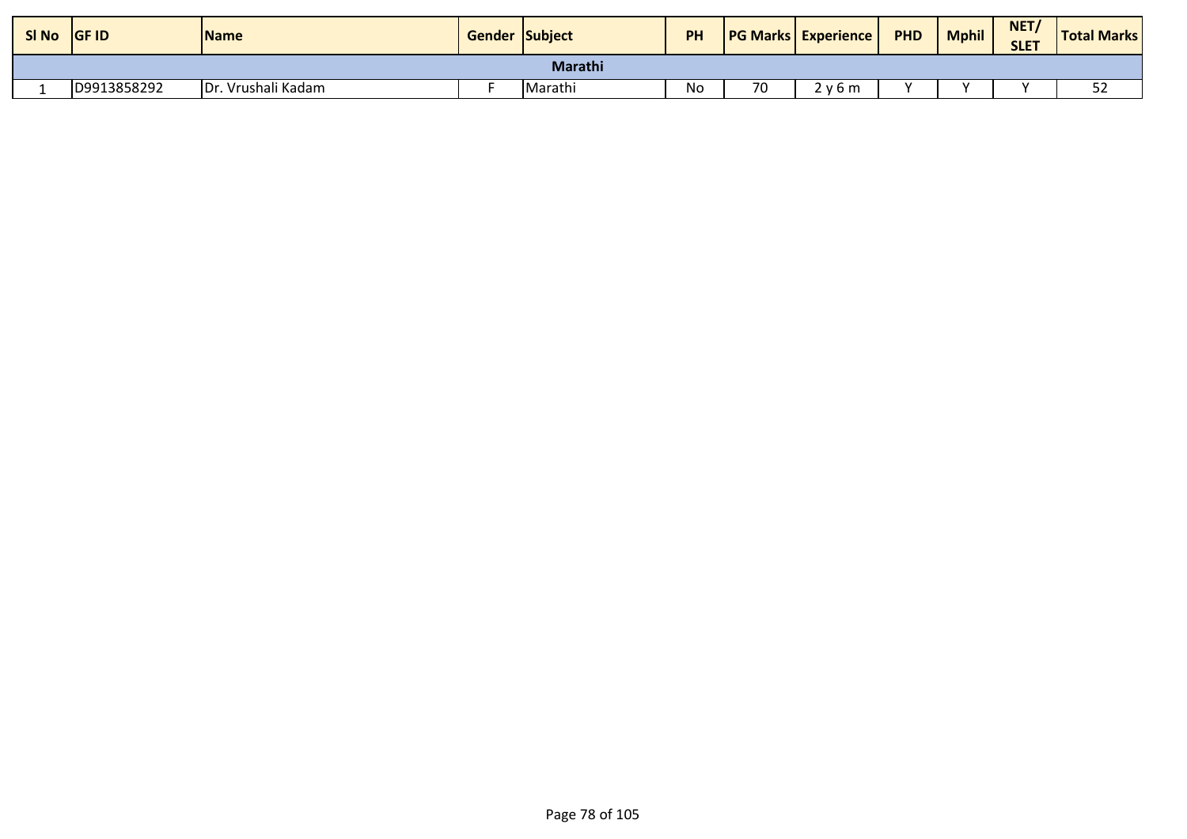| Sl No | GF ID | Name | Gender | Subject | PH | PG Marks | Experience | PHD | Mphil | NET/ SLET | Total Marks |
|---|---|---|---|---|---|---|---|---|---|---|---|
| | | | | Marathi | | | | | | | |
| 1 | D9913858292 | Dr. Vrushali Kadam | F | Marathi | No | 70 | 2 y 6 m | Y | Y | Y | 52 |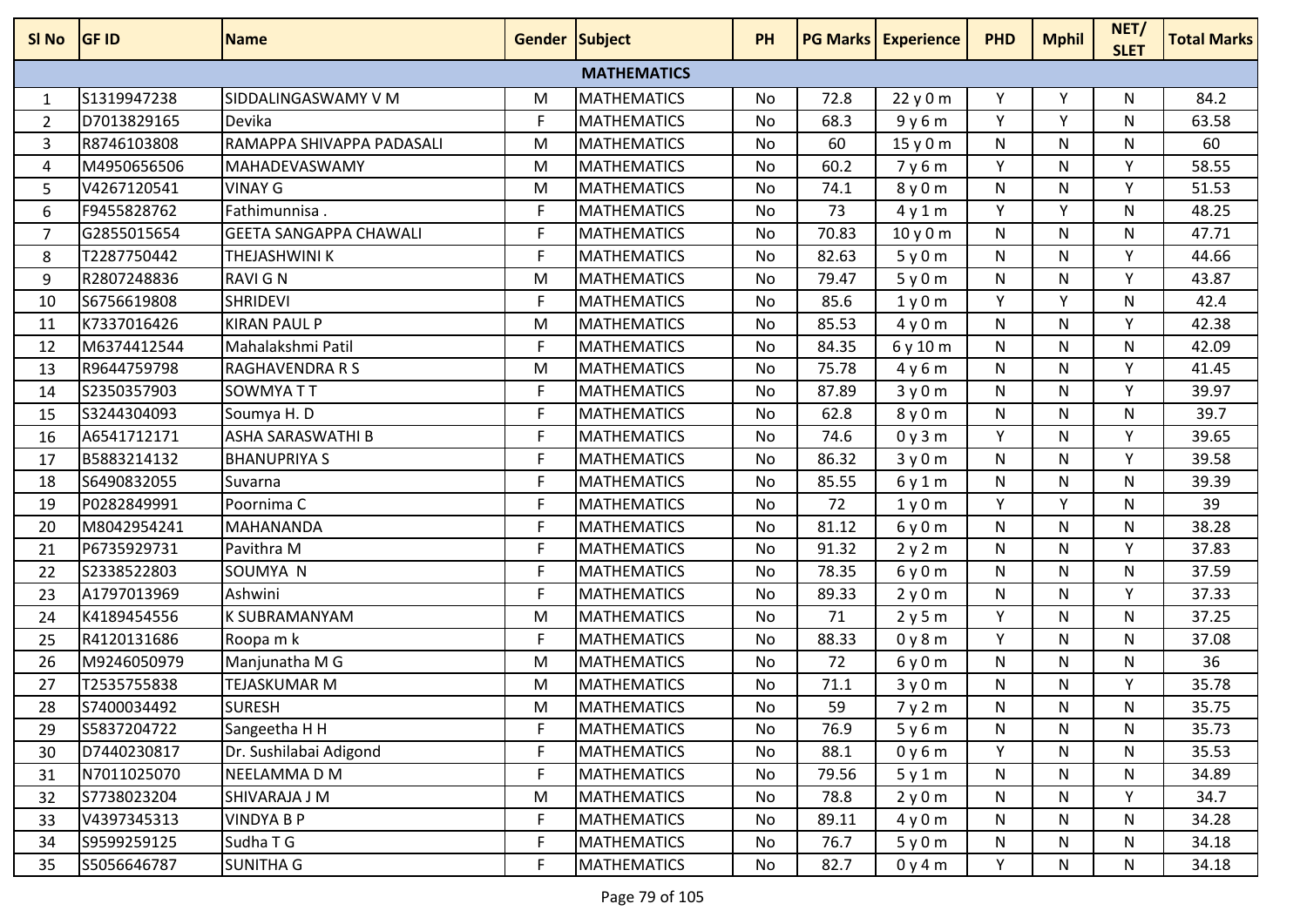| Sl No | GF ID | Name | Gender | Subject | PH | PG Marks | Experience | PHD | Mphil | NET/ SLET | Total Marks |
|---|---|---|---|---|---|---|---|---|---|---|---|
| | | | | MATHEMATICS | | | | | | | |
| 1 | S1319947238 | SIDDALINGASWAMY V M | M | MATHEMATICS | No | 72.8 | 22 y 0 m | Y | Y | N | 84.2 |
| 2 | D7013829165 | Devika | F | MATHEMATICS | No | 68.3 | 9 y 6 m | Y | Y | N | 63.58 |
| 3 | R8746103808 | RAMAPPA SHIVAPPA PADASALI | M | MATHEMATICS | No | 60 | 15 y 0 m | N | N | N | 60 |
| 4 | M4950656506 | MAHADEVASWAMY | M | MATHEMATICS | No | 60.2 | 7 y 6 m | Y | N | Y | 58.55 |
| 5 | V4267120541 | VINAY G | M | MATHEMATICS | No | 74.1 | 8 y 0 m | N | N | Y | 51.53 |
| 6 | F9455828762 | Fathimunnisa . | F | MATHEMATICS | No | 73 | 4 y 1 m | Y | Y | N | 48.25 |
| 7 | G2855015654 | GEETA SANGAPPA CHAWALI | F | MATHEMATICS | No | 70.83 | 10 y 0 m | N | N | N | 47.71 |
| 8 | T2287750442 | THEJASHWINI K | F | MATHEMATICS | No | 82.63 | 5 y 0 m | N | N | Y | 44.66 |
| 9 | R2807248836 | RAVI G N | M | MATHEMATICS | No | 79.47 | 5 y 0 m | N | N | Y | 43.87 |
| 10 | S6756619808 | SHRIDEVI | F | MATHEMATICS | No | 85.6 | 1 y 0 m | Y | Y | N | 42.4 |
| 11 | K7337016426 | KIRAN PAUL P | M | MATHEMATICS | No | 85.53 | 4 y 0 m | N | N | Y | 42.38 |
| 12 | M6374412544 | Mahalakshmi Patil | F | MATHEMATICS | No | 84.35 | 6 y 10 m | N | N | N | 42.09 |
| 13 | R9644759798 | RAGHAVENDRA R S | M | MATHEMATICS | No | 75.78 | 4 y 6 m | N | N | Y | 41.45 |
| 14 | S2350357903 | SOWMYA T T | F | MATHEMATICS | No | 87.89 | 3 y 0 m | N | N | Y | 39.97 |
| 15 | S3244304093 | Soumya H. D | F | MATHEMATICS | No | 62.8 | 8 y 0 m | N | N | N | 39.7 |
| 16 | A6541712171 | ASHA SARASWATHI B | F | MATHEMATICS | No | 74.6 | 0 y 3 m | Y | N | Y | 39.65 |
| 17 | B5883214132 | BHANUPRIYA S | F | MATHEMATICS | No | 86.32 | 3 y 0 m | N | N | Y | 39.58 |
| 18 | S6490832055 | Suvarna | F | MATHEMATICS | No | 85.55 | 6 y 1 m | N | N | N | 39.39 |
| 19 | P0282849991 | Poornima C | F | MATHEMATICS | No | 72 | 1 y 0 m | Y | Y | N | 39 |
| 20 | M8042954241 | MAHANANDA | F | MATHEMATICS | No | 81.12 | 6 y 0 m | N | N | N | 38.28 |
| 21 | P6735929731 | Pavithra M | F | MATHEMATICS | No | 91.32 | 2 y 2 m | N | N | Y | 37.83 |
| 22 | S2338522803 | SOUMYA N | F | MATHEMATICS | No | 78.35 | 6 y 0 m | N | N | N | 37.59 |
| 23 | A1797013969 | Ashwini | F | MATHEMATICS | No | 89.33 | 2 y 0 m | N | N | Y | 37.33 |
| 24 | K4189454556 | K SUBRAMANYAM | M | MATHEMATICS | No | 71 | 2 y 5 m | Y | N | N | 37.25 |
| 25 | R4120131686 | Roopa m k | F | MATHEMATICS | No | 88.33 | 0 y 8 m | Y | N | N | 37.08 |
| 26 | M9246050979 | Manjunatha M G | M | MATHEMATICS | No | 72 | 6 y 0 m | N | N | N | 36 |
| 27 | T2535755838 | TEJASKUMAR M | M | MATHEMATICS | No | 71.1 | 3 y 0 m | N | N | Y | 35.78 |
| 28 | S7400034492 | SURESH | M | MATHEMATICS | No | 59 | 7 y 2 m | N | N | N | 35.75 |
| 29 | S5837204722 | Sangeetha H H | F | MATHEMATICS | No | 76.9 | 5 y 6 m | N | N | N | 35.73 |
| 30 | D7440230817 | Dr. Sushilabai Adigond | F | MATHEMATICS | No | 88.1 | 0 y 6 m | Y | N | N | 35.53 |
| 31 | N7011025070 | NEELAMMA D M | F | MATHEMATICS | No | 79.56 | 5 y 1 m | N | N | N | 34.89 |
| 32 | S7738023204 | SHIVARAJA J M | M | MATHEMATICS | No | 78.8 | 2 y 0 m | N | N | Y | 34.7 |
| 33 | V4397345313 | VINDYA B P | F | MATHEMATICS | No | 89.11 | 4 y 0 m | N | N | N | 34.28 |
| 34 | S9599259125 | Sudha T G | F | MATHEMATICS | No | 76.7 | 5 y 0 m | N | N | N | 34.18 |
| 35 | S5056646787 | SUNITHA G | F | MATHEMATICS | No | 82.7 | 0 y 4 m | Y | N | N | 34.18 |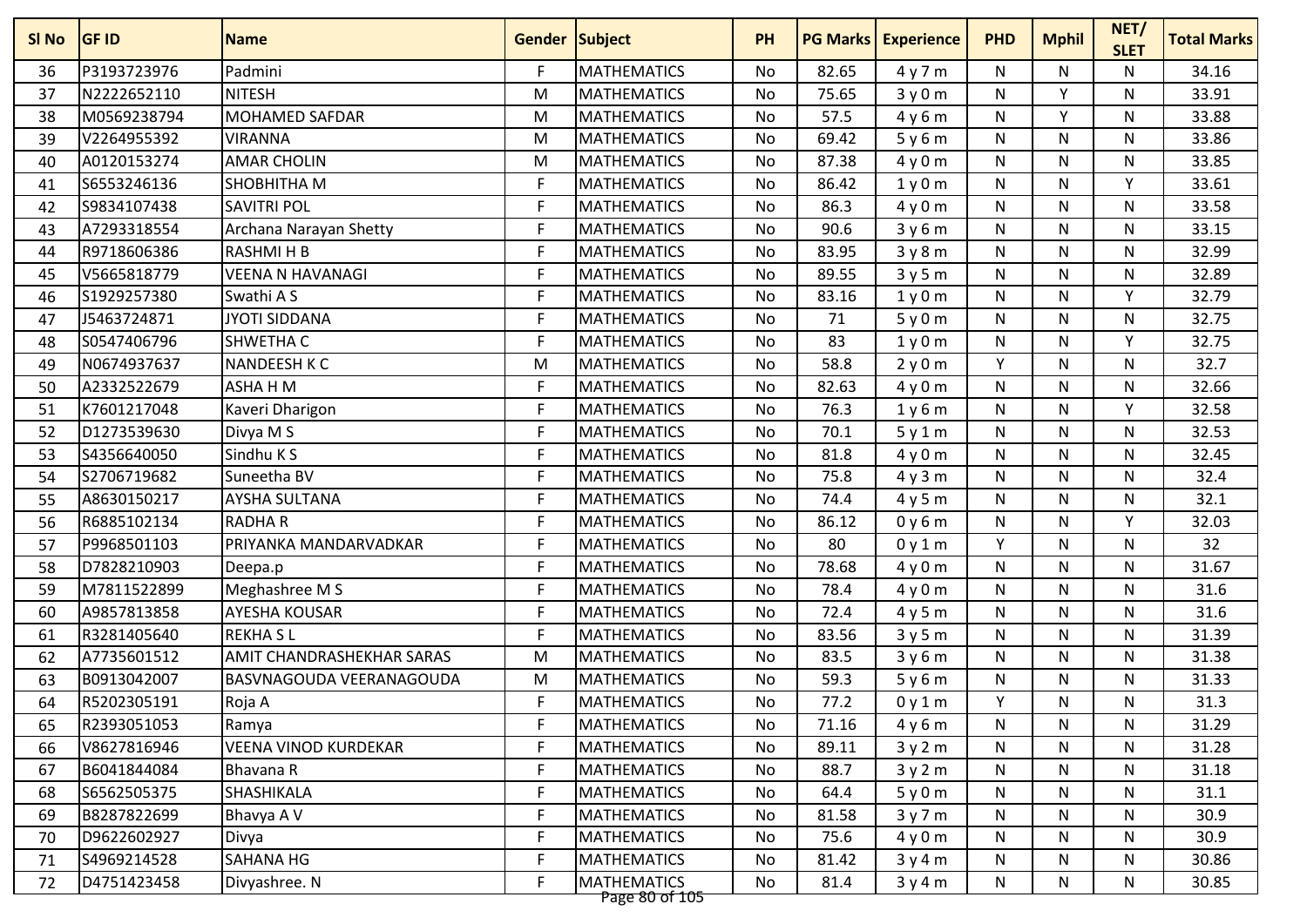| Sl No | GF ID | Name | Gender | Subject | PH | PG Marks | Experience | PHD | Mphil | NET/ SLET | Total Marks |
|---|---|---|---|---|---|---|---|---|---|---|---|
| 36 | P3193723976 | Padmini | F | MATHEMATICS | No | 82.65 | 4 y 7 m | N | N | N | 34.16 |
| 37 | N2222652110 | NITESH | M | MATHEMATICS | No | 75.65 | 3 y 0 m | N | Y | N | 33.91 |
| 38 | M0569238794 | MOHAMED SAFDAR | M | MATHEMATICS | No | 57.5 | 4 y 6 m | N | Y | N | 33.88 |
| 39 | V2264955392 | VIRANNA | M | MATHEMATICS | No | 69.42 | 5 y 6 m | N | N | N | 33.86 |
| 40 | A0120153274 | AMAR CHOLIN | M | MATHEMATICS | No | 87.38 | 4 y 0 m | N | N | N | 33.85 |
| 41 | S6553246136 | SHOBHITHA M | F | MATHEMATICS | No | 86.42 | 1 y 0 m | N | N | Y | 33.61 |
| 42 | S9834107438 | SAVITRI POL | F | MATHEMATICS | No | 86.3 | 4 y 0 m | N | N | N | 33.58 |
| 43 | A7293318554 | Archana Narayan Shetty | F | MATHEMATICS | No | 90.6 | 3 y 6 m | N | N | N | 33.15 |
| 44 | R9718606386 | RASHMI H B | F | MATHEMATICS | No | 83.95 | 3 y 8 m | N | N | N | 32.99 |
| 45 | V5665818779 | VEENA N HAVANAGI | F | MATHEMATICS | No | 89.55 | 3 y 5 m | N | N | N | 32.89 |
| 46 | S1929257380 | Swathi A S | F | MATHEMATICS | No | 83.16 | 1 y 0 m | N | N | Y | 32.79 |
| 47 | J5463724871 | JYOTI SIDDANA | F | MATHEMATICS | No | 71 | 5 y 0 m | N | N | N | 32.75 |
| 48 | S0547406796 | SHWETHA C | F | MATHEMATICS | No | 83 | 1 y 0 m | N | N | Y | 32.75 |
| 49 | N0674937637 | NANDEESH K C | M | MATHEMATICS | No | 58.8 | 2 y 0 m | Y | N | N | 32.7 |
| 50 | A2332522679 | ASHA H M | F | MATHEMATICS | No | 82.63 | 4 y 0 m | N | N | N | 32.66 |
| 51 | K7601217048 | Kaveri Dharigon | F | MATHEMATICS | No | 76.3 | 1 y 6 m | N | N | Y | 32.58 |
| 52 | D1273539630 | Divya M S | F | MATHEMATICS | No | 70.1 | 5 y 1 m | N | N | N | 32.53 |
| 53 | S4356640050 | Sindhu K S | F | MATHEMATICS | No | 81.8 | 4 y 0 m | N | N | N | 32.45 |
| 54 | S2706719682 | Suneetha BV | F | MATHEMATICS | No | 75.8 | 4 y 3 m | N | N | N | 32.4 |
| 55 | A8630150217 | AYSHA SULTANA | F | MATHEMATICS | No | 74.4 | 4 y 5 m | N | N | N | 32.1 |
| 56 | R6885102134 | RADHA R | F | MATHEMATICS | No | 86.12 | 0 y 6 m | N | N | Y | 32.03 |
| 57 | P9968501103 | PRIYANKA MANDARVADKAR | F | MATHEMATICS | No | 80 | 0 y 1 m | Y | N | N | 32 |
| 58 | D7828210903 | Deepa.p | F | MATHEMATICS | No | 78.68 | 4 y 0 m | N | N | N | 31.67 |
| 59 | M7811522899 | Meghashree M S | F | MATHEMATICS | No | 78.4 | 4 y 0 m | N | N | N | 31.6 |
| 60 | A9857813858 | AYESHA KOUSAR | F | MATHEMATICS | No | 72.4 | 4 y 5 m | N | N | N | 31.6 |
| 61 | R3281405640 | REKHA S L | F | MATHEMATICS | No | 83.56 | 3 y 5 m | N | N | N | 31.39 |
| 62 | A7735601512 | AMIT CHANDRASHEKHAR SARAS | M | MATHEMATICS | No | 83.5 | 3 y 6 m | N | N | N | 31.38 |
| 63 | B0913042007 | BASVNAGOUDA VEERANAGOUDA | M | MATHEMATICS | No | 59.3 | 5 y 6 m | N | N | N | 31.33 |
| 64 | R5202305191 | Roja A | F | MATHEMATICS | No | 77.2 | 0 y 1 m | Y | N | N | 31.3 |
| 65 | R2393051053 | Ramya | F | MATHEMATICS | No | 71.16 | 4 y 6 m | N | N | N | 31.29 |
| 66 | V8627816946 | VEENA VINOD KURDEKAR | F | MATHEMATICS | No | 89.11 | 3 y 2 m | N | N | N | 31.28 |
| 67 | B6041844084 | Bhavana R | F | MATHEMATICS | No | 88.7 | 3 y 2 m | N | N | N | 31.18 |
| 68 | S6562505375 | SHASHIKALA | F | MATHEMATICS | No | 64.4 | 5 y 0 m | N | N | N | 31.1 |
| 69 | B8287822699 | Bhavya A V | F | MATHEMATICS | No | 81.58 | 3 y 7 m | N | N | N | 30.9 |
| 70 | D9622602927 | Divya | F | MATHEMATICS | No | 75.6 | 4 y 0 m | N | N | N | 30.9 |
| 71 | S4969214528 | SAHANA HG | F | MATHEMATICS | No | 81.42 | 3 y 4 m | N | N | N | 30.86 |
| 72 | D4751423458 | Divyashree. N | F | MATHEMATICS | No | 81.4 | 3 y 4 m | N | N | N | 30.85 |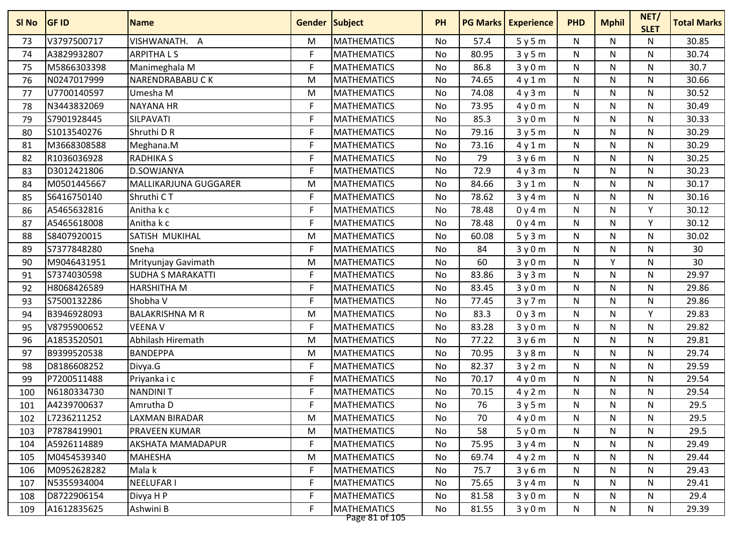| Sl No | GF ID | Name | Gender | Subject | PH | PG Marks | Experience | PHD | Mphil | NET/ SLET | Total Marks |
|---|---|---|---|---|---|---|---|---|---|---|---|
| 73 | V3797500717 | VISHWANATH. A | M | MATHEMATICS | No | 57.4 | 5 y 5 m | N | N | N | 30.85 |
| 74 | A3829932807 | ARPITHA L S | F | MATHEMATICS | No | 80.95 | 3 y 5 m | N | N | N | 30.74 |
| 75 | M5866303398 | Manimeghala M | F | MATHEMATICS | No | 86.8 | 3 y 0 m | N | N | N | 30.7 |
| 76 | N0247017999 | NARENDRABABU C K | M | MATHEMATICS | No | 74.65 | 4 y 1 m | N | N | N | 30.66 |
| 77 | U7700140597 | Umesha M | M | MATHEMATICS | No | 74.08 | 4 y 3 m | N | N | N | 30.52 |
| 78 | N3443832069 | NAYANA HR | F | MATHEMATICS | No | 73.95 | 4 y 0 m | N | N | N | 30.49 |
| 79 | S7901928445 | SILPAVATI | F | MATHEMATICS | No | 85.3 | 3 y 0 m | N | N | N | 30.33 |
| 80 | S1013540276 | Shruthi D R | F | MATHEMATICS | No | 79.16 | 3 y 5 m | N | N | N | 30.29 |
| 81 | M3668308588 | Meghana.M | F | MATHEMATICS | No | 73.16 | 4 y 1 m | N | N | N | 30.29 |
| 82 | R1036036928 | RADHIKA S | F | MATHEMATICS | No | 79 | 3 y 6 m | N | N | N | 30.25 |
| 83 | D3012421806 | D.SOWJANYA | F | MATHEMATICS | No | 72.9 | 4 y 3 m | N | N | N | 30.23 |
| 84 | M0501445667 | MALLIKARJUNA GUGGARER | M | MATHEMATICS | No | 84.66 | 3 y 1 m | N | N | N | 30.17 |
| 85 | S6416750140 | Shruthi C T | F | MATHEMATICS | No | 78.62 | 3 y 4 m | N | N | N | 30.16 |
| 86 | A5465632816 | Anitha k c | F | MATHEMATICS | No | 78.48 | 0 y 4 m | N | N | Y | 30.12 |
| 87 | A5465618008 | Anitha k c | F | MATHEMATICS | No | 78.48 | 0 y 4 m | N | N | Y | 30.12 |
| 88 | S8407920015 | SATISH MUKIHAL | M | MATHEMATICS | No | 60.08 | 5 y 3 m | N | N | N | 30.02 |
| 89 | S7377848280 | Sneha | F | MATHEMATICS | No | 84 | 3 y 0 m | N | N | N | 30 |
| 90 | M9046431951 | Mrityunjay Gavimath | M | MATHEMATICS | No | 60 | 3 y 0 m | N | Y | N | 30 |
| 91 | S7374030598 | SUDHA S MARAKATTI | F | MATHEMATICS | No | 83.86 | 3 y 3 m | N | N | N | 29.97 |
| 92 | H8068426589 | HARSHITHA M | F | MATHEMATICS | No | 83.45 | 3 y 0 m | N | N | N | 29.86 |
| 93 | S7500132286 | Shobha V | F | MATHEMATICS | No | 77.45 | 3 y 7 m | N | N | N | 29.86 |
| 94 | B3946928093 | BALAKRISHNA M R | M | MATHEMATICS | No | 83.3 | 0 y 3 m | N | N | Y | 29.83 |
| 95 | V8795900652 | VEENA V | F | MATHEMATICS | No | 83.28 | 3 y 0 m | N | N | N | 29.82 |
| 96 | A1853520501 | Abhilash Hiremath | M | MATHEMATICS | No | 77.22 | 3 y 6 m | N | N | N | 29.81 |
| 97 | B9399520538 | BANDEPPA | M | MATHEMATICS | No | 70.95 | 3 y 8 m | N | N | N | 29.74 |
| 98 | D8186608252 | Divya.G | F | MATHEMATICS | No | 82.37 | 3 y 2 m | N | N | N | 29.59 |
| 99 | P7200511488 | Priyanka i c | F | MATHEMATICS | No | 70.17 | 4 y 0 m | N | N | N | 29.54 |
| 100 | N6180334730 | NANDINI T | F | MATHEMATICS | No | 70.15 | 4 y 2 m | N | N | N | 29.54 |
| 101 | A4239700637 | Amrutha D | F | MATHEMATICS | No | 76 | 3 y 5 m | N | N | N | 29.5 |
| 102 | L7236211252 | LAXMAN BIRADAR | M | MATHEMATICS | No | 70 | 4 y 0 m | N | N | N | 29.5 |
| 103 | P7878419901 | PRAVEEN KUMAR | M | MATHEMATICS | No | 58 | 5 y 0 m | N | N | N | 29.5 |
| 104 | A5926114889 | AKSHATA MAMADAPUR | F | MATHEMATICS | No | 75.95 | 3 y 4 m | N | N | N | 29.49 |
| 105 | M0454539340 | MAHESHA | M | MATHEMATICS | No | 69.74 | 4 y 2 m | N | N | N | 29.44 |
| 106 | M0952628282 | Mala k | F | MATHEMATICS | No | 75.7 | 3 y 6 m | N | N | N | 29.43 |
| 107 | N5355934004 | NEELUFAR I | F | MATHEMATICS | No | 75.65 | 3 y 4 m | N | N | N | 29.41 |
| 108 | D8722906154 | Divya H P | F | MATHEMATICS | No | 81.58 | 3 y 0 m | N | N | N | 29.4 |
| 109 | A1612835625 | Ashwini B | F | MATHEMATICS | No | 81.55 | 3 y 0 m | N | N | N | 29.39 |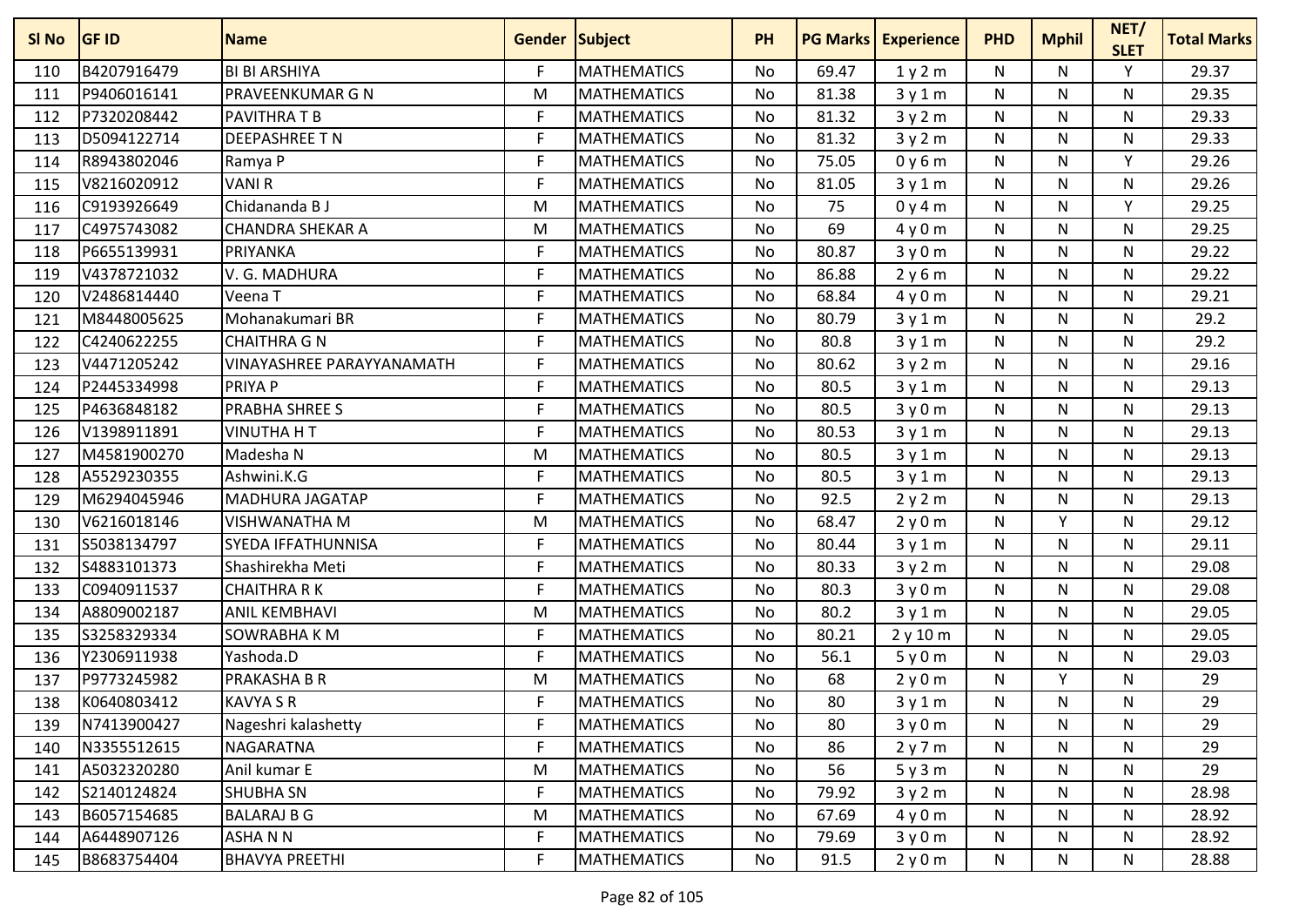| Sl No | GF ID | Name | Gender | Subject | PH | PG Marks | Experience | PHD | Mphil | NET/ SLET | Total Marks |
|---|---|---|---|---|---|---|---|---|---|---|---|
| 110 | B4207916479 | BI BI ARSHIYA | F | MATHEMATICS | No | 69.47 | 1 y 2 m | N | N | Y | 29.37 |
| 111 | P9406016141 | PRAVEENKUMAR G N | M | MATHEMATICS | No | 81.38 | 3 y 1 m | N | N | N | 29.35 |
| 112 | P7320208442 | PAVITHRA T B | F | MATHEMATICS | No | 81.32 | 3 y 2 m | N | N | N | 29.33 |
| 113 | D5094122714 | DEEPASHREE T N | F | MATHEMATICS | No | 81.32 | 3 y 2 m | N | N | N | 29.33 |
| 114 | R8943802046 | Ramya P | F | MATHEMATICS | No | 75.05 | 0 y 6 m | N | N | Y | 29.26 |
| 115 | V8216020912 | VANI R | F | MATHEMATICS | No | 81.05 | 3 y 1 m | N | N | N | 29.26 |
| 116 | C9193926649 | Chidananda B J | M | MATHEMATICS | No | 75 | 0 y 4 m | N | N | Y | 29.25 |
| 117 | C4975743082 | CHANDRA SHEKAR A | M | MATHEMATICS | No | 69 | 4 y 0 m | N | N | N | 29.25 |
| 118 | P6655139931 | PRIYANKA | F | MATHEMATICS | No | 80.87 | 3 y 0 m | N | N | N | 29.22 |
| 119 | V4378721032 | V. G. MADHURA | F | MATHEMATICS | No | 86.88 | 2 y 6 m | N | N | N | 29.22 |
| 120 | V2486814440 | Veena T | F | MATHEMATICS | No | 68.84 | 4 y 0 m | N | N | N | 29.21 |
| 121 | M8448005625 | Mohanakumari BR | F | MATHEMATICS | No | 80.79 | 3 y 1 m | N | N | N | 29.2 |
| 122 | C4240622255 | CHAITHRA G N | F | MATHEMATICS | No | 80.8 | 3 y 1 m | N | N | N | 29.2 |
| 123 | V4471205242 | VINAYASHREE PARAYYANAMATH | F | MATHEMATICS | No | 80.62 | 3 y 2 m | N | N | N | 29.16 |
| 124 | P2445334998 | PRIYA P | F | MATHEMATICS | No | 80.5 | 3 y 1 m | N | N | N | 29.13 |
| 125 | P4636848182 | PRABHA SHREE S | F | MATHEMATICS | No | 80.5 | 3 y 0 m | N | N | N | 29.13 |
| 126 | V1398911891 | VINUTHA H T | F | MATHEMATICS | No | 80.53 | 3 y 1 m | N | N | N | 29.13 |
| 127 | M4581900270 | Madesha N | M | MATHEMATICS | No | 80.5 | 3 y 1 m | N | N | N | 29.13 |
| 128 | A5529230355 | Ashwini.K.G | F | MATHEMATICS | No | 80.5 | 3 y 1 m | N | N | N | 29.13 |
| 129 | M6294045946 | MADHURA JAGATAP | F | MATHEMATICS | No | 92.5 | 2 y 2 m | N | N | N | 29.13 |
| 130 | V6216018146 | VISHWANATHA M | M | MATHEMATICS | No | 68.47 | 2 y 0 m | N | Y | N | 29.12 |
| 131 | S5038134797 | SYEDA IFFATHUNNISA | F | MATHEMATICS | No | 80.44 | 3 y 1 m | N | N | N | 29.11 |
| 132 | S4883101373 | Shashirekha Meti | F | MATHEMATICS | No | 80.33 | 3 y 2 m | N | N | N | 29.08 |
| 133 | C0940911537 | CHAITHRA R K | F | MATHEMATICS | No | 80.3 | 3 y 0 m | N | N | N | 29.08 |
| 134 | A8809002187 | ANIL KEMBHAVI | M | MATHEMATICS | No | 80.2 | 3 y 1 m | N | N | N | 29.05 |
| 135 | S3258329334 | SOWRABHA K M | F | MATHEMATICS | No | 80.21 | 2 y 10 m | N | N | N | 29.05 |
| 136 | Y2306911938 | Yashoda.D | F | MATHEMATICS | No | 56.1 | 5 y 0 m | N | N | N | 29.03 |
| 137 | P9773245982 | PRAKASHA B R | M | MATHEMATICS | No | 68 | 2 y 0 m | N | Y | N | 29 |
| 138 | K0640803412 | KAVYA S R | F | MATHEMATICS | No | 80 | 3 y 1 m | N | N | N | 29 |
| 139 | N7413900427 | Nageshri kalashetty | F | MATHEMATICS | No | 80 | 3 y 0 m | N | N | N | 29 |
| 140 | N3355512615 | NAGARATNA | F | MATHEMATICS | No | 86 | 2 y 7 m | N | N | N | 29 |
| 141 | A5032320280 | Anil kumar E | M | MATHEMATICS | No | 56 | 5 y 3 m | N | N | N | 29 |
| 142 | S2140124824 | SHUBHA SN | F | MATHEMATICS | No | 79.92 | 3 y 2 m | N | N | N | 28.98 |
| 143 | B6057154685 | BALARAJ B G | M | MATHEMATICS | No | 67.69 | 4 y 0 m | N | N | N | 28.92 |
| 144 | A6448907126 | ASHA N N | F | MATHEMATICS | No | 79.69 | 3 y 0 m | N | N | N | 28.92 |
| 145 | B8683754404 | BHAVYA PREETHI | F | MATHEMATICS | No | 91.5 | 2 y 0 m | N | N | N | 28.88 |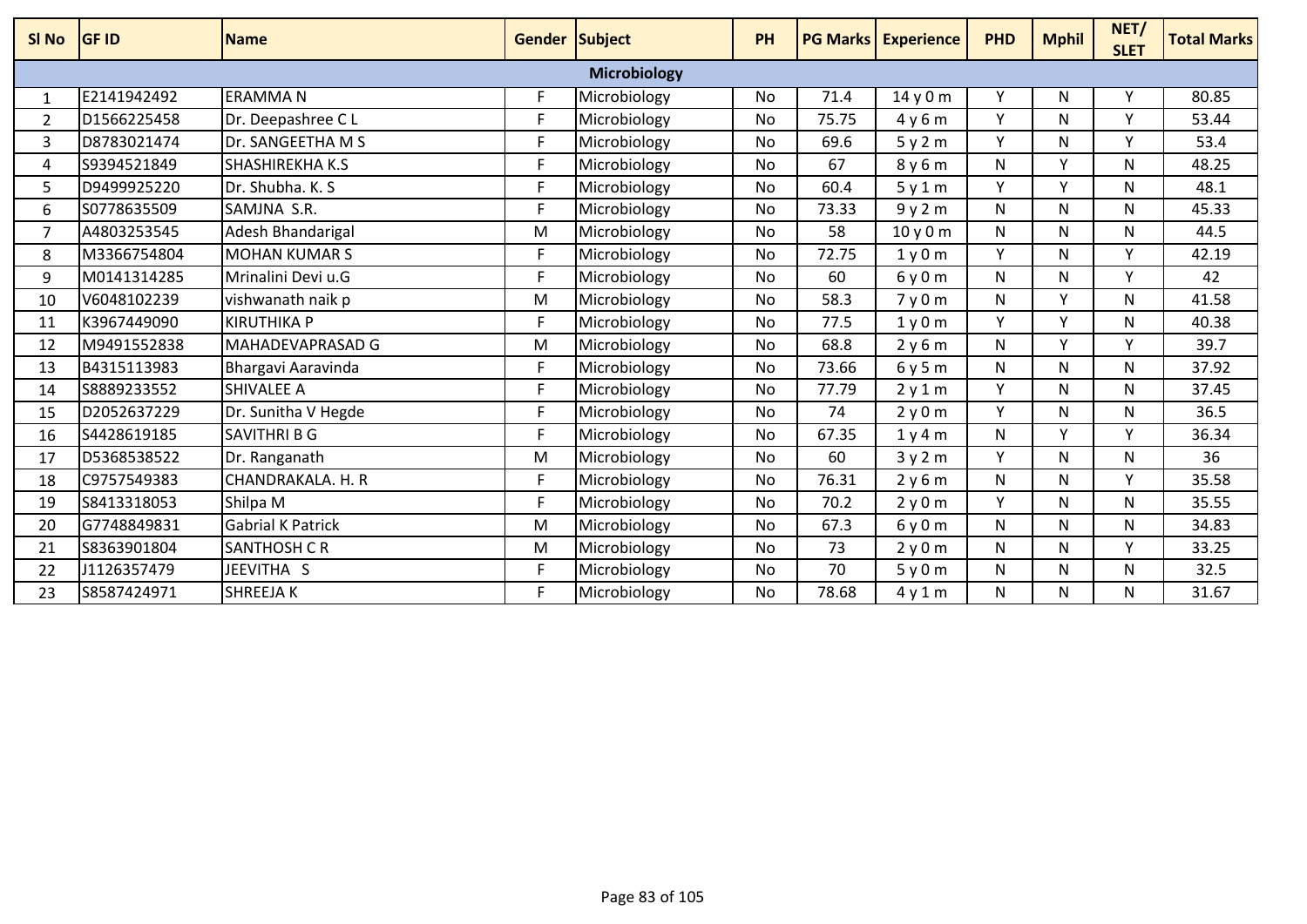| Sl No | GF ID | Name | Gender | Subject | PH | PG Marks | Experience | PHD | Mphil | NET/ SLET | Total Marks |
|---|---|---|---|---|---|---|---|---|---|---|---|
| | | | | Microbiology | | | | | | | |
| 1 | E2141942492 | ERAMMA N | F | Microbiology | No | 71.4 | 14 y 0 m | Y | N | Y | 80.85 |
| 2 | D1566225458 | Dr. Deepashree C L | F | Microbiology | No | 75.75 | 4 y 6 m | Y | N | Y | 53.44 |
| 3 | D8783021474 | Dr. SANGEETHA M S | F | Microbiology | No | 69.6 | 5 y 2 m | Y | N | Y | 53.4 |
| 4 | S9394521849 | SHASHIREKHA K.S | F | Microbiology | No | 67 | 8 y 6 m | N | Y | N | 48.25 |
| 5 | D9499925220 | Dr. Shubha. K. S | F | Microbiology | No | 60.4 | 5 y 1 m | Y | Y | N | 48.1 |
| 6 | S0778635509 | SAMJNA S.R. | F | Microbiology | No | 73.33 | 9 y 2 m | N | N | N | 45.33 |
| 7 | A4803253545 | Adesh Bhandarigal | M | Microbiology | No | 58 | 10 y 0 m | N | N | N | 44.5 |
| 8 | M3366754804 | MOHAN KUMAR S | F | Microbiology | No | 72.75 | 1 y 0 m | Y | N | Y | 42.19 |
| 9 | M0141314285 | Mrinalini Devi u.G | F | Microbiology | No | 60 | 6 y 0 m | N | N | Y | 42 |
| 10 | V6048102239 | vishwanath naik p | M | Microbiology | No | 58.3 | 7 y 0 m | N | Y | N | 41.58 |
| 11 | K3967449090 | KIRUTHIKA P | F | Microbiology | No | 77.5 | 1 y 0 m | Y | Y | N | 40.38 |
| 12 | M9491552838 | MAHADEVAPRASAD G | M | Microbiology | No | 68.8 | 2 y 6 m | N | Y | Y | 39.7 |
| 13 | B4315113983 | Bhargavi Aaravinda | F | Microbiology | No | 73.66 | 6 y 5 m | N | N | N | 37.92 |
| 14 | S8889233552 | SHIVALEE A | F | Microbiology | No | 77.79 | 2 y 1 m | Y | N | N | 37.45 |
| 15 | D2052637229 | Dr. Sunitha V Hegde | F | Microbiology | No | 74 | 2 y 0 m | Y | N | N | 36.5 |
| 16 | S4428619185 | SAVITHRI B G | F | Microbiology | No | 67.35 | 1 y 4 m | N | Y | Y | 36.34 |
| 17 | D5368538522 | Dr. Ranganath | M | Microbiology | No | 60 | 3 y 2 m | Y | N | N | 36 |
| 18 | C9757549383 | CHANDRAKALA. H. R | F | Microbiology | No | 76.31 | 2 y 6 m | N | N | Y | 35.58 |
| 19 | S8413318053 | Shilpa M | F | Microbiology | No | 70.2 | 2 y 0 m | Y | N | N | 35.55 |
| 20 | G7748849831 | Gabrial K Patrick | M | Microbiology | No | 67.3 | 6 y 0 m | N | N | N | 34.83 |
| 21 | S8363901804 | SANTHOSH C R | M | Microbiology | No | 73 | 2 y 0 m | N | N | Y | 33.25 |
| 22 | J1126357479 | JEEVITHA S | F | Microbiology | No | 70 | 5 y 0 m | N | N | N | 32.5 |
| 23 | S8587424971 | SHREEJA K | F | Microbiology | No | 78.68 | 4 y 1 m | N | N | N | 31.67 |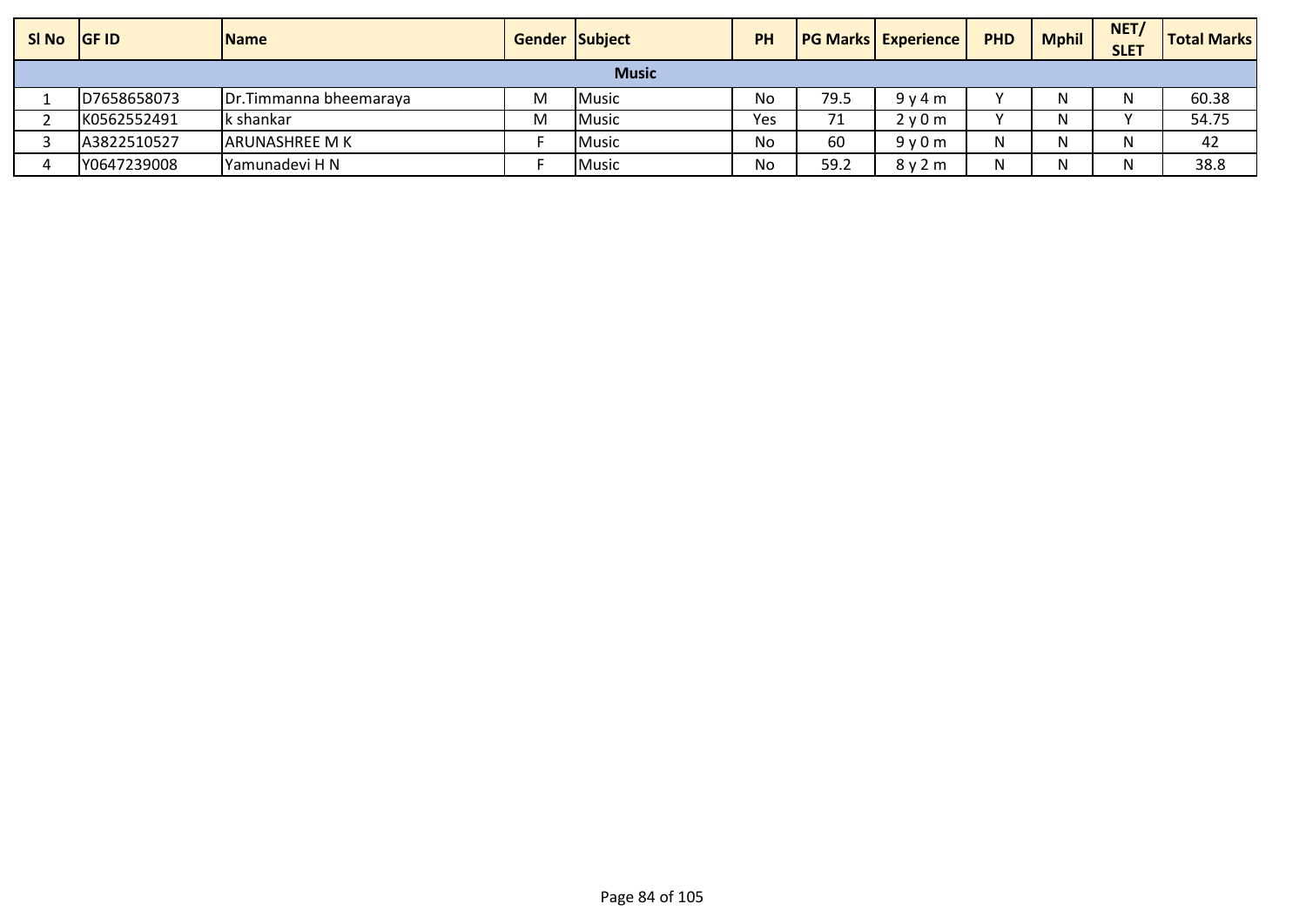| Sl No | GF ID | Name | Gender | Subject | PH | PG Marks | Experience | PHD | Mphil | NET/ SLET | Total Marks |
|---|---|---|---|---|---|---|---|---|---|---|---|
| **Music** | | | | | | | | | | | |
| 1 | D7658658073 | Dr.Timmanna bheemaraya | M | Music | No | 79.5 | 9 y 4 m | Y | N | N | 60.38 |
| 2 | K0562552491 | k shankar | M | Music | Yes | 71 | 2 y 0 m | Y | N | Y | 54.75 |
| 3 | A3822510527 | ARUNASHREE M K | F | Music | No | 60 | 9 y 0 m | N | N | N | 42 |
| 4 | Y0647239008 | Yamunadevi H N | F | Music | No | 59.2 | 8 y 2 m | N | N | N | 38.8 |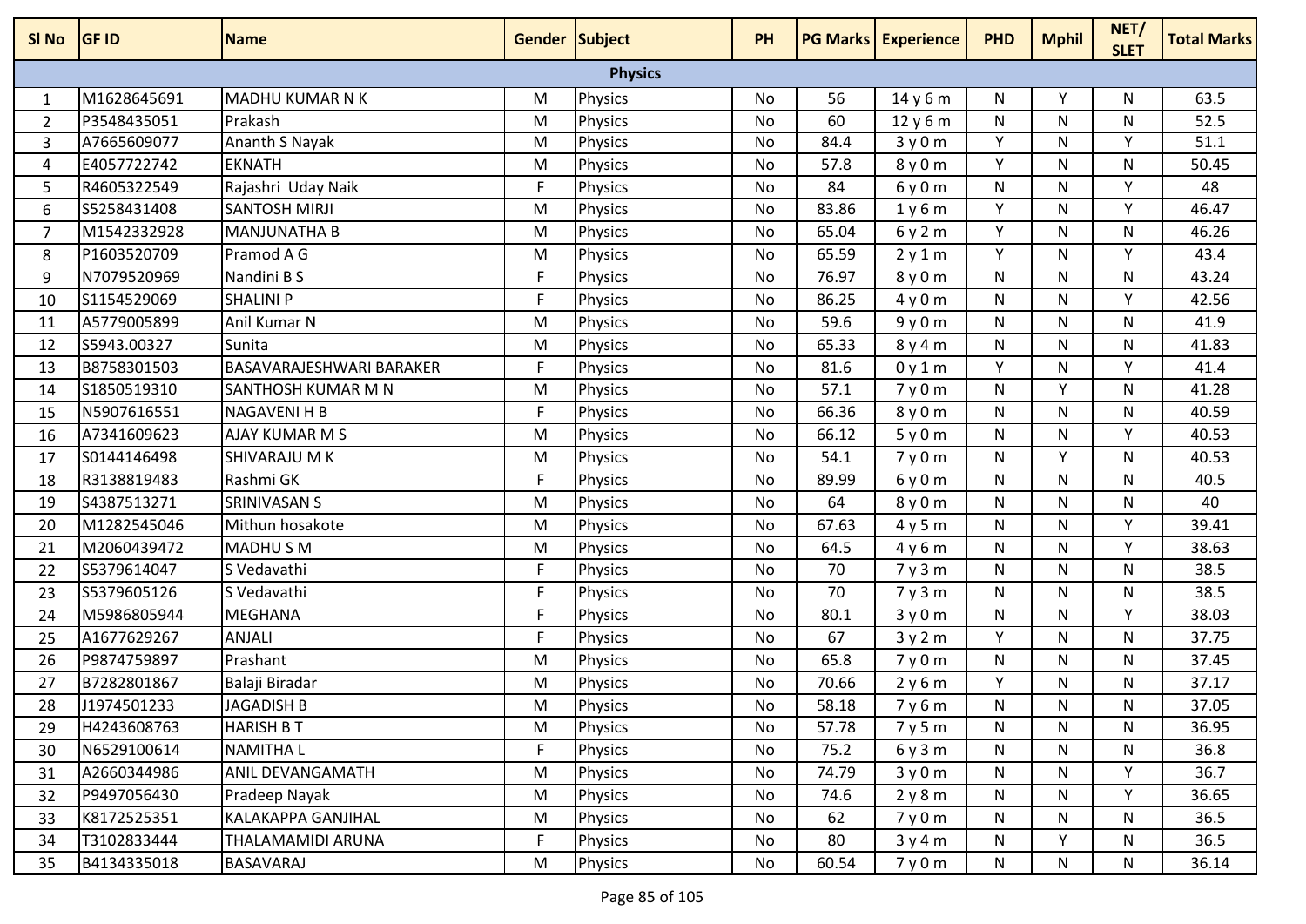| Sl No | GF ID | Name | Gender | Subject | PH | PG Marks | Experience | PHD | Mphil | NET/ SLET | Total Marks |
|---|---|---|---|---|---|---|---|---|---|---|---|
| **Physics** | | | | | | | | | | | |
| 1 | M1628645691 | MADHU KUMAR N K | M | Physics | No | 56 | 14 y 6 m | N | Y | N | 63.5 |
| 2 | P3548435051 | Prakash | M | Physics | No | 60 | 12 y 6 m | N | N | N | 52.5 |
| 3 | A7665609077 | Ananth S Nayak | M | Physics | No | 84.4 | 3 y 0 m | Y | N | Y | 51.1 |
| 4 | E4057722742 | EKNATH | M | Physics | No | 57.8 | 8 y 0 m | Y | N | N | 50.45 |
| 5 | R4605322549 | Rajashri Uday Naik | F | Physics | No | 84 | 6 y 0 m | N | N | Y | 48 |
| 6 | S5258431408 | SANTOSH MIRJI | M | Physics | No | 83.86 | 1 y 6 m | Y | N | Y | 46.47 |
| 7 | M1542332928 | MANJUNATHA B | M | Physics | No | 65.04 | 6 y 2 m | Y | N | N | 46.26 |
| 8 | P1603520709 | Pramod A G | M | Physics | No | 65.59 | 2 y 1 m | Y | N | Y | 43.4 |
| 9 | N7079520969 | Nandini B S | F | Physics | No | 76.97 | 8 y 0 m | N | N | N | 43.24 |
| 10 | S1154529069 | SHALINI P | F | Physics | No | 86.25 | 4 y 0 m | N | N | Y | 42.56 |
| 11 | A5779005899 | Anil Kumar N | M | Physics | No | 59.6 | 9 y 0 m | N | N | N | 41.9 |
| 12 | S5943.00327 | Sunita | M | Physics | No | 65.33 | 8 y 4 m | N | N | N | 41.83 |
| 13 | B8758301503 | BASAVARAJESHWARI BARAKER | F | Physics | No | 81.6 | 0 y 1 m | Y | N | Y | 41.4 |
| 14 | S1850519310 | SANTHOSH KUMAR M N | M | Physics | No | 57.1 | 7 y 0 m | N | Y | N | 41.28 |
| 15 | N5907616551 | NAGAVENI H B | F | Physics | No | 66.36 | 8 y 0 m | N | N | N | 40.59 |
| 16 | A7341609623 | AJAY KUMAR M S | M | Physics | No | 66.12 | 5 y 0 m | N | N | Y | 40.53 |
| 17 | S0144146498 | SHIVARAJU M K | M | Physics | No | 54.1 | 7 y 0 m | N | Y | N | 40.53 |
| 18 | R3138819483 | Rashmi GK | F | Physics | No | 89.99 | 6 y 0 m | N | N | N | 40.5 |
| 19 | S4387513271 | SRINIVASAN S | M | Physics | No | 64 | 8 y 0 m | N | N | N | 40 |
| 20 | M1282545046 | Mithun hosakote | M | Physics | No | 67.63 | 4 y 5 m | N | N | Y | 39.41 |
| 21 | M2060439472 | MADHU S M | M | Physics | No | 64.5 | 4 y 6 m | N | N | Y | 38.63 |
| 22 | S5379614047 | S Vedavathi | F | Physics | No | 70 | 7 y 3 m | N | N | N | 38.5 |
| 23 | S5379605126 | S Vedavathi | F | Physics | No | 70 | 7 y 3 m | N | N | N | 38.5 |
| 24 | M5986805944 | MEGHANA | F | Physics | No | 80.1 | 3 y 0 m | N | N | Y | 38.03 |
| 25 | A1677629267 | ANJALI | F | Physics | No | 67 | 3 y 2 m | Y | N | N | 37.75 |
| 26 | P9874759897 | Prashant | M | Physics | No | 65.8 | 7 y 0 m | N | N | N | 37.45 |
| 27 | B7282801867 | Balaji Biradar | M | Physics | No | 70.66 | 2 y 6 m | Y | N | N | 37.17 |
| 28 | J1974501233 | JAGADISH B | M | Physics | No | 58.18 | 7 y 6 m | N | N | N | 37.05 |
| 29 | H4243608763 | HARISH B T | M | Physics | No | 57.78 | 7 y 5 m | N | N | N | 36.95 |
| 30 | N6529100614 | NAMITHA L | F | Physics | No | 75.2 | 6 y 3 m | N | N | N | 36.8 |
| 31 | A2660344986 | ANIL DEVANGAMATH | M | Physics | No | 74.79 | 3 y 0 m | N | N | Y | 36.7 |
| 32 | P9497056430 | Pradeep Nayak | M | Physics | No | 74.6 | 2 y 8 m | N | N | Y | 36.65 |
| 33 | K8172525351 | KALAKAPPA GANJIHAL | M | Physics | No | 62 | 7 y 0 m | N | N | N | 36.5 |
| 34 | T3102833444 | THALAMAMIDI ARUNA | F | Physics | No | 80 | 3 y 4 m | N | Y | N | 36.5 |
| 35 | B4134335018 | BASAVARAJ | M | Physics | No | 60.54 | 7 y 0 m | N | N | N | 36.14 |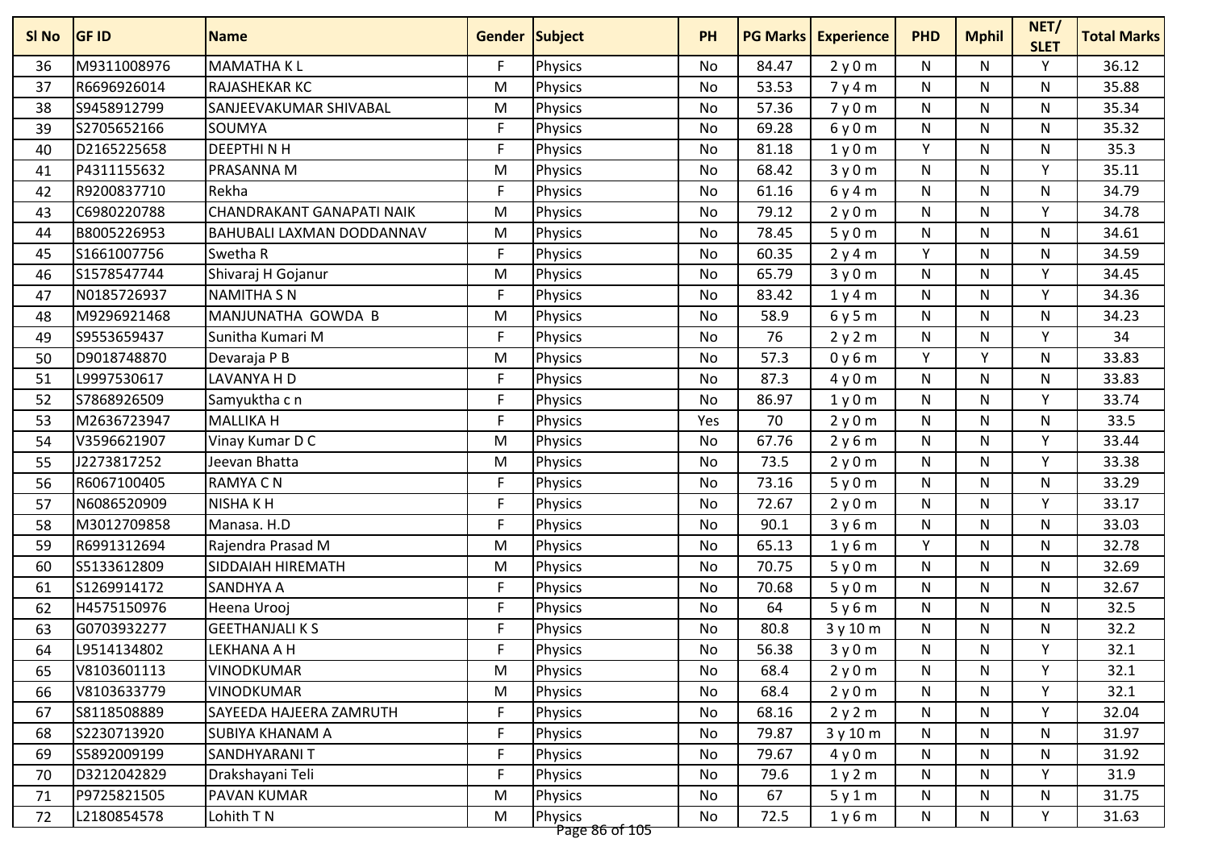| Sl No | GF ID | Name | Gender | Subject | PH | PG Marks | Experience | PHD | Mphil | NET/ SLET | Total Marks |
|---|---|---|---|---|---|---|---|---|---|---|---|
| 36 | M9311008976 | MAMATHA K L | F | Physics | No | 84.47 | 2 y 0 m | N | N | Y | 36.12 |
| 37 | R6696926014 | RAJASHEKAR KC | M | Physics | No | 53.53 | 7 y 4 m | N | N | N | 35.88 |
| 38 | S9458912799 | SANJEEVAKUMAR SHIVABAL | M | Physics | No | 57.36 | 7 y 0 m | N | N | N | 35.34 |
| 39 | S2705652166 | SOUMYA | F | Physics | No | 69.28 | 6 y 0 m | N | N | N | 35.32 |
| 40 | D2165225658 | DEEPTHI N H | F | Physics | No | 81.18 | 1 y 0 m | Y | N | N | 35.3 |
| 41 | P4311155632 | PRASANNA M | M | Physics | No | 68.42 | 3 y 0 m | N | N | Y | 35.11 |
| 42 | R9200837710 | Rekha | F | Physics | No | 61.16 | 6 y 4 m | N | N | N | 34.79 |
| 43 | C6980220788 | CHANDRAKANT GANAPATI NAIK | M | Physics | No | 79.12 | 2 y 0 m | N | N | Y | 34.78 |
| 44 | B8005226953 | BAHUBALI LAXMAN DODDANNAV | M | Physics | No | 78.45 | 5 y 0 m | N | N | N | 34.61 |
| 45 | S1661007756 | Swetha R | F | Physics | No | 60.35 | 2 y 4 m | Y | N | N | 34.59 |
| 46 | S1578547744 | Shivaraj H Gojanur | M | Physics | No | 65.79 | 3 y 0 m | N | N | Y | 34.45 |
| 47 | N0185726937 | NAMITHA S N | F | Physics | No | 83.42 | 1 y 4 m | N | N | Y | 34.36 |
| 48 | M9296921468 | MANJUNATHA GOWDA B | M | Physics | No | 58.9 | 6 y 5 m | N | N | N | 34.23 |
| 49 | S9553659437 | Sunitha Kumari M | F | Physics | No | 76 | 2 y 2 m | N | N | Y | 34 |
| 50 | D9018748870 | Devaraja P B | M | Physics | No | 57.3 | 0 y 6 m | Y | Y | N | 33.83 |
| 51 | L9997530617 | LAVANYA H D | F | Physics | No | 87.3 | 4 y 0 m | N | N | N | 33.83 |
| 52 | S7868926509 | Samyuktha c n | F | Physics | No | 86.97 | 1 y 0 m | N | N | Y | 33.74 |
| 53 | M2636723947 | MALLIKA H | F | Physics | Yes | 70 | 2 y 0 m | N | N | N | 33.5 |
| 54 | V3596621907 | Vinay Kumar D C | M | Physics | No | 67.76 | 2 y 6 m | N | N | Y | 33.44 |
| 55 | J2273817252 | Jeevan Bhatta | M | Physics | No | 73.5 | 2 y 0 m | N | N | Y | 33.38 |
| 56 | R6067100405 | RAMYA C N | F | Physics | No | 73.16 | 5 y 0 m | N | N | N | 33.29 |
| 57 | N6086520909 | NISHA K H | F | Physics | No | 72.67 | 2 y 0 m | N | N | Y | 33.17 |
| 58 | M3012709858 | Manasa. H.D | F | Physics | No | 90.1 | 3 y 6 m | N | N | N | 33.03 |
| 59 | R6991312694 | Rajendra Prasad M | M | Physics | No | 65.13 | 1 y 6 m | Y | N | N | 32.78 |
| 60 | S5133612809 | SIDDAIAH HIREMATH | M | Physics | No | 70.75 | 5 y 0 m | N | N | N | 32.69 |
| 61 | S1269914172 | SANDHYA A | F | Physics | No | 70.68 | 5 y 0 m | N | N | N | 32.67 |
| 62 | H4575150976 | Heena Urooj | F | Physics | No | 64 | 5 y 6 m | N | N | N | 32.5 |
| 63 | G0703932277 | GEETHANJALI K S | F | Physics | No | 80.8 | 3 y 10 m | N | N | N | 32.2 |
| 64 | L9514134802 | LEKHANA A H | F | Physics | No | 56.38 | 3 y 0 m | N | N | Y | 32.1 |
| 65 | V8103601113 | VINODKUMAR | M | Physics | No | 68.4 | 2 y 0 m | N | N | Y | 32.1 |
| 66 | V8103633779 | VINODKUMAR | M | Physics | No | 68.4 | 2 y 0 m | N | N | Y | 32.1 |
| 67 | S8118508889 | SAYEEDA HAJEERA ZAMRUTH | F | Physics | No | 68.16 | 2 y 2 m | N | N | Y | 32.04 |
| 68 | S2230713920 | SUBIYA KHANAM A | F | Physics | No | 79.87 | 3 y 10 m | N | N | N | 31.97 |
| 69 | S5892009199 | SANDHYARANI T | F | Physics | No | 79.67 | 4 y 0 m | N | N | N | 31.92 |
| 70 | D3212042829 | Drakshayani Teli | F | Physics | No | 79.6 | 1 y 2 m | N | N | Y | 31.9 |
| 71 | P9725821505 | PAVAN KUMAR | M | Physics | No | 67 | 5 y 1 m | N | N | N | 31.75 |
| 72 | L2180854578 | Lohith T N | M | Physics | No | 72.5 | 1 y 6 m | N | N | Y | 31.63 |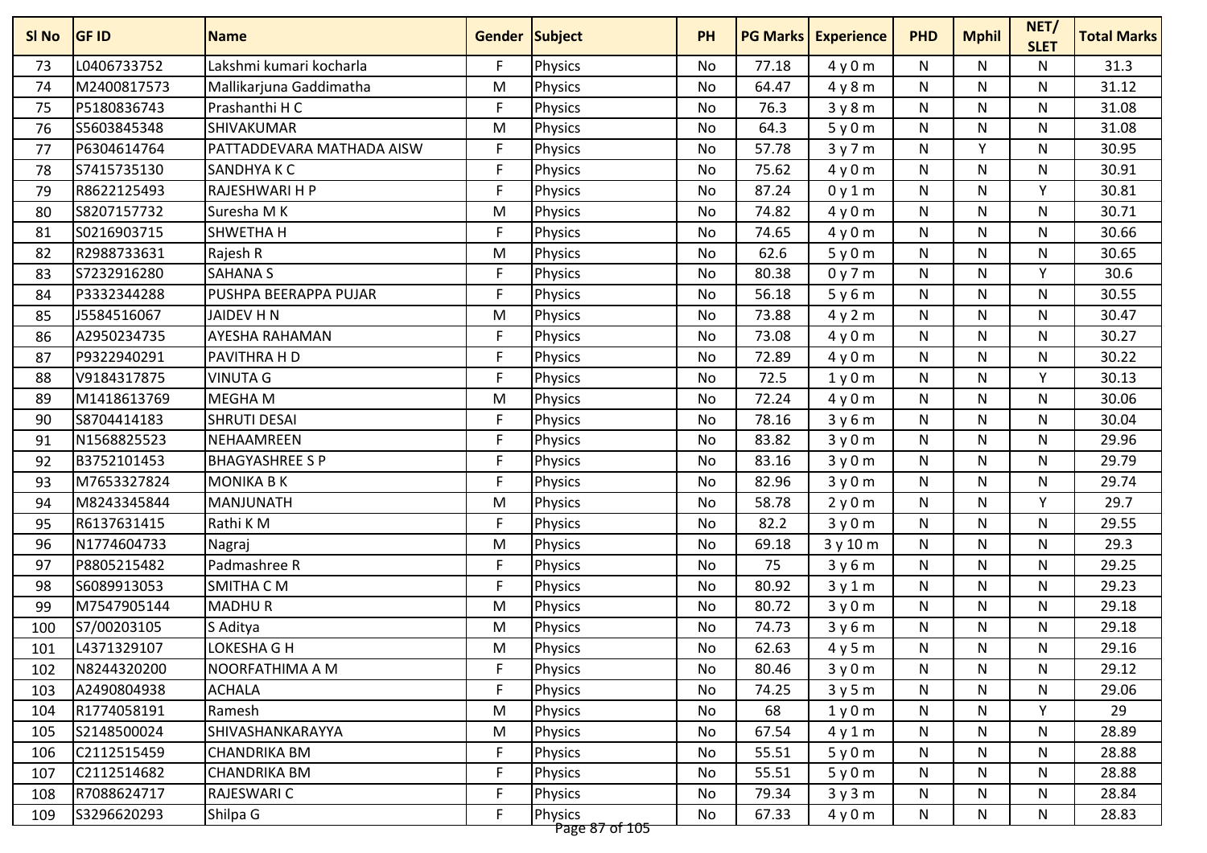| Sl No | GF ID | Name | Gender | Subject | PH | PG Marks | Experience | PHD | Mphil | NET/ SLET | Total Marks |
|---|---|---|---|---|---|---|---|---|---|---|---|
| 73 | L0406733752 | Lakshmi kumari kocharla | F | Physics | No | 77.18 | 4 y 0 m | N | N | N | 31.3 |
| 74 | M2400817573 | Mallikarjuna Gaddimatha | M | Physics | No | 64.47 | 4 y 8 m | N | N | N | 31.12 |
| 75 | P5180836743 | Prashanthi H C | F | Physics | No | 76.3 | 3 y 8 m | N | N | N | 31.08 |
| 76 | S5603845348 | SHIVAKUMAR | M | Physics | No | 64.3 | 5 y 0 m | N | N | N | 31.08 |
| 77 | P6304614764 | PATTADDEVARA MATHADA AISW | F | Physics | No | 57.78 | 3 y 7 m | N | Y | N | 30.95 |
| 78 | S7415735130 | SANDHYA K C | F | Physics | No | 75.62 | 4 y 0 m | N | N | N | 30.91 |
| 79 | R8622125493 | RAJESHWARI H P | F | Physics | No | 87.24 | 0 y 1 m | N | N | Y | 30.81 |
| 80 | S8207157732 | Suresha M K | M | Physics | No | 74.82 | 4 y 0 m | N | N | N | 30.71 |
| 81 | S0216903715 | SHWETHA H | F | Physics | No | 74.65 | 4 y 0 m | N | N | N | 30.66 |
| 82 | R2988733631 | Rajesh R | M | Physics | No | 62.6 | 5 y 0 m | N | N | N | 30.65 |
| 83 | S7232916280 | SAHANA S | F | Physics | No | 80.38 | 0 y 7 m | N | N | Y | 30.6 |
| 84 | P3332344288 | PUSHPA BEERAPPA PUJAR | F | Physics | No | 56.18 | 5 y 6 m | N | N | N | 30.55 |
| 85 | J5584516067 | JAIDEV H N | M | Physics | No | 73.88 | 4 y 2 m | N | N | N | 30.47 |
| 86 | A2950234735 | AYESHA RAHAMAN | F | Physics | No | 73.08 | 4 y 0 m | N | N | N | 30.27 |
| 87 | P9322940291 | PAVITHRA H D | F | Physics | No | 72.89 | 4 y 0 m | N | N | N | 30.22 |
| 88 | V9184317875 | VINUTA G | F | Physics | No | 72.5 | 1 y 0 m | N | N | Y | 30.13 |
| 89 | M1418613769 | MEGHA M | M | Physics | No | 72.24 | 4 y 0 m | N | N | N | 30.06 |
| 90 | S8704414183 | SHRUTI DESAI | F | Physics | No | 78.16 | 3 y 6 m | N | N | N | 30.04 |
| 91 | N1568825523 | NEHAAMREEN | F | Physics | No | 83.82 | 3 y 0 m | N | N | N | 29.96 |
| 92 | B3752101453 | BHAGYASHREE S P | F | Physics | No | 83.16 | 3 y 0 m | N | N | N | 29.79 |
| 93 | M7653327824 | MONIKA B K | F | Physics | No | 82.96 | 3 y 0 m | N | N | N | 29.74 |
| 94 | M8243345844 | MANJUNATH | M | Physics | No | 58.78 | 2 y 0 m | N | N | Y | 29.7 |
| 95 | R6137631415 | Rathi K M | F | Physics | No | 82.2 | 3 y 0 m | N | N | N | 29.55 |
| 96 | N1774604733 | Nagraj | M | Physics | No | 69.18 | 3 y 10 m | N | N | N | 29.3 |
| 97 | P8805215482 | Padmashree R | F | Physics | No | 75 | 3 y 6 m | N | N | N | 29.25 |
| 98 | S6089913053 | SMITHA C M | F | Physics | No | 80.92 | 3 y 1 m | N | N | N | 29.23 |
| 99 | M7547905144 | MADHU R | M | Physics | No | 80.72 | 3 y 0 m | N | N | N | 29.18 |
| 100 | S7/00203105 | S Aditya | M | Physics | No | 74.73 | 3 y 6 m | N | N | N | 29.18 |
| 101 | L4371329107 | LOKESHA G H | M | Physics | No | 62.63 | 4 y 5 m | N | N | N | 29.16 |
| 102 | N8244320200 | NOORFATHIMA A M | F | Physics | No | 80.46 | 3 y 0 m | N | N | N | 29.12 |
| 103 | A2490804938 | ACHALA | F | Physics | No | 74.25 | 3 y 5 m | N | N | N | 29.06 |
| 104 | R1774058191 | Ramesh | M | Physics | No | 68 | 1 y 0 m | N | N | Y | 29 |
| 105 | S2148500024 | SHIVASHANKARAYYA | M | Physics | No | 67.54 | 4 y 1 m | N | N | N | 28.89 |
| 106 | C2112515459 | CHANDRIKA BM | F | Physics | No | 55.51 | 5 y 0 m | N | N | N | 28.88 |
| 107 | C2112514682 | CHANDRIKA BM | F | Physics | No | 55.51 | 5 y 0 m | N | N | N | 28.88 |
| 108 | R7088624717 | RAJESWARI C | F | Physics | No | 79.34 | 3 y 3 m | N | N | N | 28.84 |
| 109 | S3296620293 | Shilpa G | F | Physics | No | 67.33 | 4 y 0 m | N | N | N | 28.83 |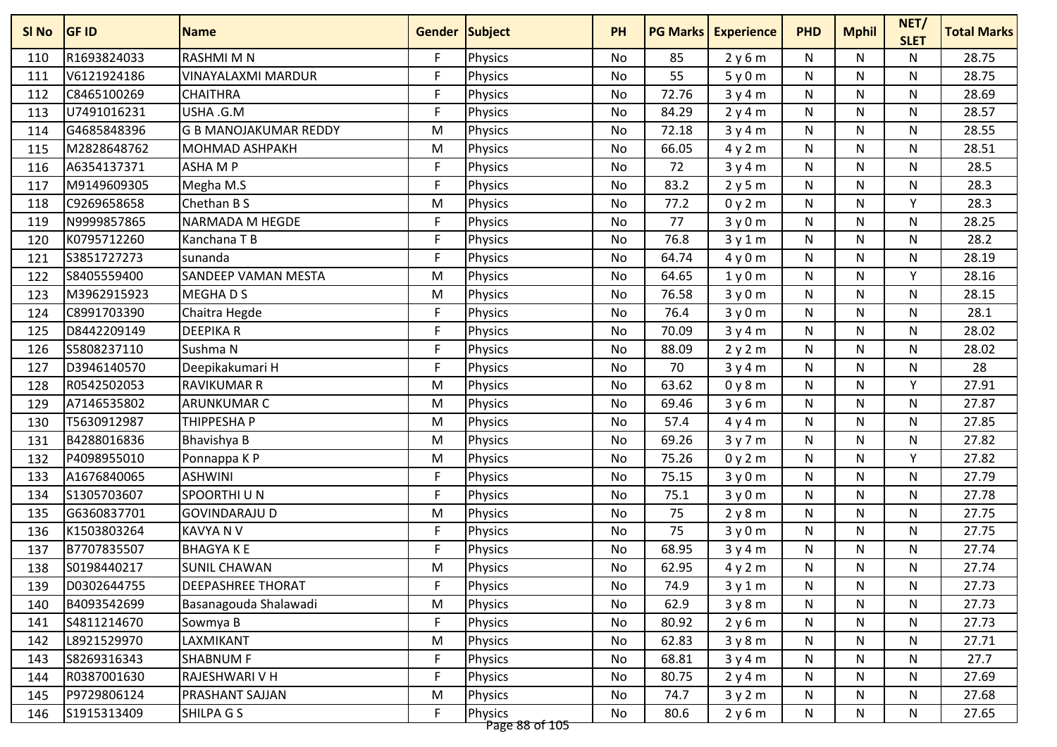| Sl No | GF ID | Name | Gender | Subject | PH | PG Marks | Experience | PHD | Mphil | NET/ SLET | Total Marks |
|---|---|---|---|---|---|---|---|---|---|---|---|
| 110 | R1693824033 | RASHMI M N | F | Physics | No | 85 | 2 y 6 m | N | N | N | 28.75 |
| 111 | V6121924186 | VINAYALAXMI MARDUR | F | Physics | No | 55 | 5 y 0 m | N | N | N | 28.75 |
| 112 | C8465100269 | CHAITHRA | F | Physics | No | 72.76 | 3 y 4 m | N | N | N | 28.69 |
| 113 | U7491016231 | USHA .G.M | F | Physics | No | 84.29 | 2 y 4 m | N | N | N | 28.57 |
| 114 | G4685848396 | G B MANOJAKUMAR REDDY | M | Physics | No | 72.18 | 3 y 4 m | N | N | N | 28.55 |
| 115 | M2828648762 | MOHMAD ASHPAKH | M | Physics | No | 66.05 | 4 y 2 m | N | N | N | 28.51 |
| 116 | A6354137371 | ASHA M P | F | Physics | No | 72 | 3 y 4 m | N | N | N | 28.5 |
| 117 | M9149609305 | Megha M.S | F | Physics | No | 83.2 | 2 y 5 m | N | N | N | 28.3 |
| 118 | C9269658658 | Chethan B S | M | Physics | No | 77.2 | 0 y 2 m | N | N | Y | 28.3 |
| 119 | N9999857865 | NARMADA M HEGDE | F | Physics | No | 77 | 3 y 0 m | N | N | N | 28.25 |
| 120 | K0795712260 | Kanchana T B | F | Physics | No | 76.8 | 3 y 1 m | N | N | N | 28.2 |
| 121 | S3851727273 | sunanda | F | Physics | No | 64.74 | 4 y 0 m | N | N | N | 28.19 |
| 122 | S8405559400 | SANDEEP VAMAN MESTA | M | Physics | No | 64.65 | 1 y 0 m | N | N | Y | 28.16 |
| 123 | M3962915923 | MEGHA D S | M | Physics | No | 76.58 | 3 y 0 m | N | N | N | 28.15 |
| 124 | C8991703390 | Chaitra Hegde | F | Physics | No | 76.4 | 3 y 0 m | N | N | N | 28.1 |
| 125 | D8442209149 | DEEPIKA R | F | Physics | No | 70.09 | 3 y 4 m | N | N | N | 28.02 |
| 126 | S5808237110 | Sushma N | F | Physics | No | 88.09 | 2 y 2 m | N | N | N | 28.02 |
| 127 | D3946140570 | Deepikakumari H | F | Physics | No | 70 | 3 y 4 m | N | N | N | 28 |
| 128 | R0542502053 | RAVIKUMAR R | M | Physics | No | 63.62 | 0 y 8 m | N | N | Y | 27.91 |
| 129 | A7146535802 | ARUNKUMAR C | M | Physics | No | 69.46 | 3 y 6 m | N | N | N | 27.87 |
| 130 | T5630912987 | THIPPESHA P | M | Physics | No | 57.4 | 4 y 4 m | N | N | N | 27.85 |
| 131 | B4288016836 | Bhavishya B | M | Physics | No | 69.26 | 3 y 7 m | N | N | N | 27.82 |
| 132 | P4098955010 | Ponnappa K P | M | Physics | No | 75.26 | 0 y 2 m | N | N | Y | 27.82 |
| 133 | A1676840065 | ASHWINI | F | Physics | No | 75.15 | 3 y 0 m | N | N | N | 27.79 |
| 134 | S1305703607 | SPOORTHI U N | F | Physics | No | 75.1 | 3 y 0 m | N | N | N | 27.78 |
| 135 | G6360837701 | GOVINDARAJU D | M | Physics | No | 75 | 2 y 8 m | N | N | N | 27.75 |
| 136 | K1503803264 | KAVYA N V | F | Physics | No | 75 | 3 y 0 m | N | N | N | 27.75 |
| 137 | B7707835507 | BHAGYA K E | F | Physics | No | 68.95 | 3 y 4 m | N | N | N | 27.74 |
| 138 | S0198440217 | SUNIL CHAWAN | M | Physics | No | 62.95 | 4 y 2 m | N | N | N | 27.74 |
| 139 | D0302644755 | DEEPASHREE THORAT | F | Physics | No | 74.9 | 3 y 1 m | N | N | N | 27.73 |
| 140 | B4093542699 | Basanagouda Shalawadi | M | Physics | No | 62.9 | 3 y 8 m | N | N | N | 27.73 |
| 141 | S4811214670 | Sowmya B | F | Physics | No | 80.92 | 2 y 6 m | N | N | N | 27.73 |
| 142 | L8921529970 | LAXMIKANT | M | Physics | No | 62.83 | 3 y 8 m | N | N | N | 27.71 |
| 143 | S8269316343 | SHABNUM F | F | Physics | No | 68.81 | 3 y 4 m | N | N | N | 27.7 |
| 144 | R0387001630 | RAJESHWARI V H | F | Physics | No | 80.75 | 2 y 4 m | N | N | N | 27.69 |
| 145 | P9729806124 | PRASHANT SAJJAN | M | Physics | No | 74.7 | 3 y 2 m | N | N | N | 27.68 |
| 146 | S1915313409 | SHILPA G S | F | Physics | No | 80.6 | 2 y 6 m | N | N | N | 27.65 |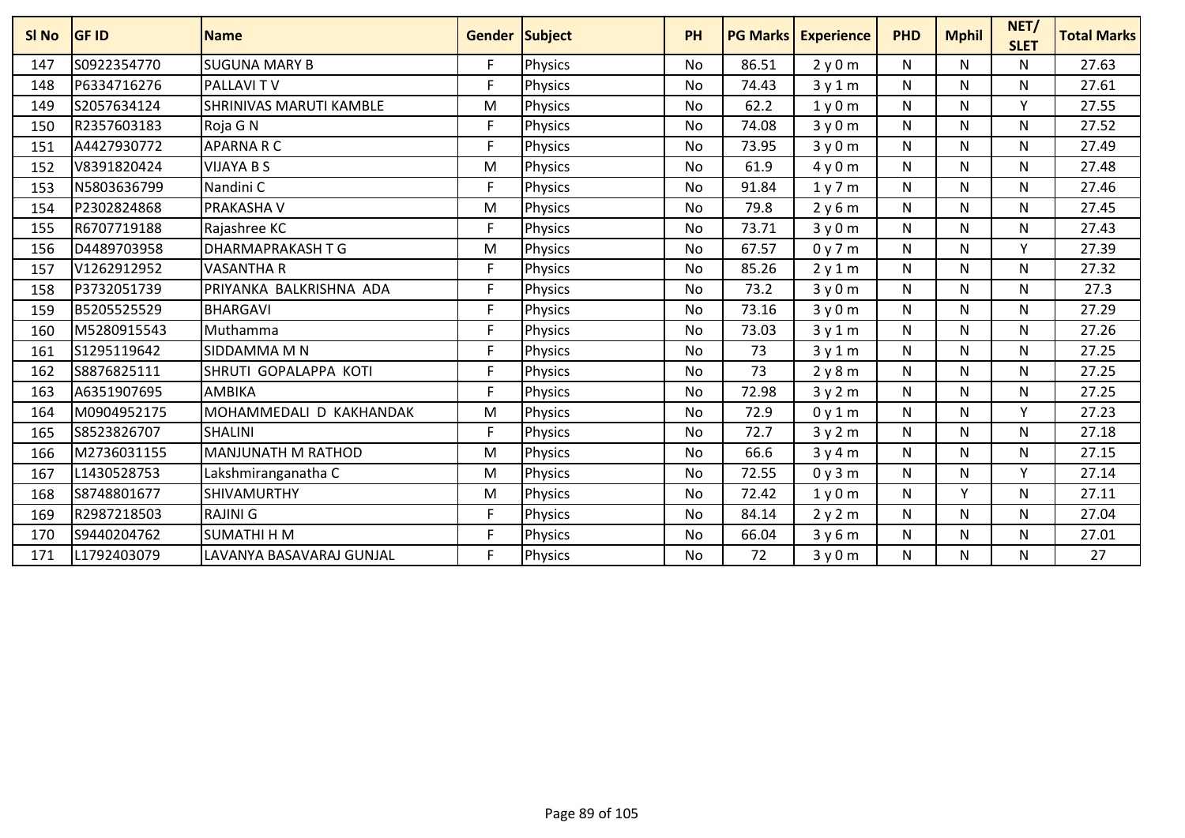| Sl No | GF ID | Name | Gender | Subject | PH | PG Marks | Experience | PHD | Mphil | NET/ SLET | Total Marks |
|---|---|---|---|---|---|---|---|---|---|---|---|
| 147 | S0922354770 | SUGUNA MARY B | F | Physics | No | 86.51 | 2 y 0 m | N | N | N | 27.63 |
| 148 | P6334716276 | PALLAVI T V | F | Physics | No | 74.43 | 3 y 1 m | N | N | N | 27.61 |
| 149 | S2057634124 | SHRINIVAS MARUTI KAMBLE | M | Physics | No | 62.2 | 1 y 0 m | N | N | Y | 27.55 |
| 150 | R2357603183 | Roja G N | F | Physics | No | 74.08 | 3 y 0 m | N | N | N | 27.52 |
| 151 | A4427930772 | APARNA R C | F | Physics | No | 73.95 | 3 y 0 m | N | N | N | 27.49 |
| 152 | V8391820424 | VIJAYA B S | M | Physics | No | 61.9 | 4 y 0 m | N | N | N | 27.48 |
| 153 | N5803636799 | Nandini C | F | Physics | No | 91.84 | 1 y 7 m | N | N | N | 27.46 |
| 154 | P2302824868 | PRAKASHA V | M | Physics | No | 79.8 | 2 y 6 m | N | N | N | 27.45 |
| 155 | R6707719188 | Rajashree KC | F | Physics | No | 73.71 | 3 y 0 m | N | N | N | 27.43 |
| 156 | D4489703958 | DHARMAPRAKASH T G | M | Physics | No | 67.57 | 0 y 7 m | N | N | Y | 27.39 |
| 157 | V1262912952 | VASANTHA R | F | Physics | No | 85.26 | 2 y 1 m | N | N | N | 27.32 |
| 158 | P3732051739 | PRIYANKA BALKRISHNA ADA | F | Physics | No | 73.2 | 3 y 0 m | N | N | N | 27.3 |
| 159 | B5205525529 | BHARGAVI | F | Physics | No | 73.16 | 3 y 0 m | N | N | N | 27.29 |
| 160 | M5280915543 | Muthamma | F | Physics | No | 73.03 | 3 y 1 m | N | N | N | 27.26 |
| 161 | S1295119642 | SIDDAMMA M N | F | Physics | No | 73 | 3 y 1 m | N | N | N | 27.25 |
| 162 | S8876825111 | SHRUTI GOPALAPPA KOTI | F | Physics | No | 73 | 2 y 8 m | N | N | N | 27.25 |
| 163 | A6351907695 | AMBIKA | F | Physics | No | 72.98 | 3 y 2 m | N | N | N | 27.25 |
| 164 | M0904952175 | MOHAMMEDALI D KAKHANDAK | M | Physics | No | 72.9 | 0 y 1 m | N | N | Y | 27.23 |
| 165 | S8523826707 | SHALINI | F | Physics | No | 72.7 | 3 y 2 m | N | N | N | 27.18 |
| 166 | M2736031155 | MANJUNATH M RATHOD | M | Physics | No | 66.6 | 3 y 4 m | N | N | N | 27.15 |
| 167 | L1430528753 | Lakshmiranganatha C | M | Physics | No | 72.55 | 0 y 3 m | N | N | Y | 27.14 |
| 168 | S8748801677 | SHIVAMURTHY | M | Physics | No | 72.42 | 1 y 0 m | N | Y | N | 27.11 |
| 169 | R2987218503 | RAJINI G | F | Physics | No | 84.14 | 2 y 2 m | N | N | N | 27.04 |
| 170 | S9440204762 | SUMATHI H M | F | Physics | No | 66.04 | 3 y 6 m | N | N | N | 27.01 |
| 171 | L1792403079 | LAVANYA BASAVARAJ GUNJAL | F | Physics | No | 72 | 3 y 0 m | N | N | N | 27 |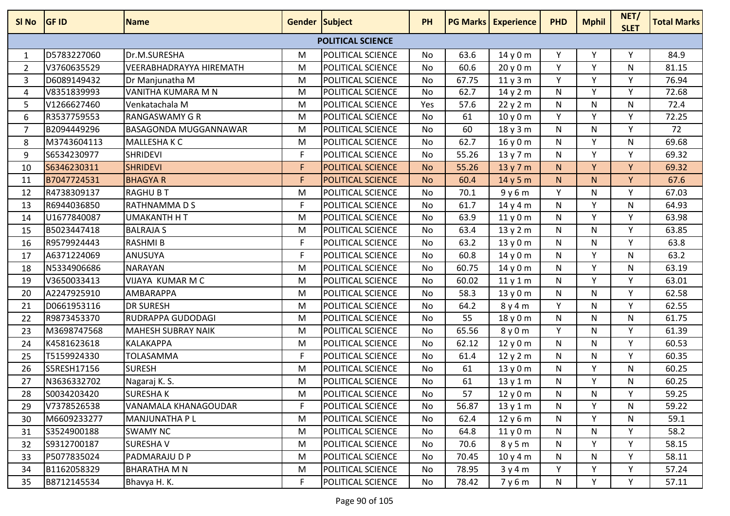| Sl No | GF ID | Name | Gender | Subject | PH | PG Marks | Experience | PHD | Mphil | NET/ SLET | Total Marks |
|---|---|---|---|---|---|---|---|---|---|---|---|
| | | | | POLITICAL SCIENCE | | | | | | | |
| 1 | D5783227060 | Dr.M.SURESHA | M | POLITICAL SCIENCE | No | 63.6 | 14 y 0 m | Y | Y | Y | 84.9 |
| 2 | V3760635529 | VEERABHADRAYYA HIREMATH | M | POLITICAL SCIENCE | No | 60.6 | 20 y 0 m | Y | Y | N | 81.15 |
| 3 | D6089149432 | Dr Manjunatha M | M | POLITICAL SCIENCE | No | 67.75 | 11 y 3 m | Y | Y | Y | 76.94 |
| 4 | V8351839993 | VANITHA KUMARA M N | M | POLITICAL SCIENCE | No | 62.7 | 14 y 2 m | N | Y | Y | 72.68 |
| 5 | V1266627460 | Venkatachala M | M | POLITICAL SCIENCE | Yes | 57.6 | 22 y 2 m | N | N | N | 72.4 |
| 6 | R3537759553 | RANGASWAMY G R | M | POLITICAL SCIENCE | No | 61 | 10 y 0 m | Y | Y | Y | 72.25 |
| 7 | B2094449296 | BASAGONDA MUGGANNAWAR | M | POLITICAL SCIENCE | No | 60 | 18 y 3 m | N | N | Y | 72 |
| 8 | M3743604113 | MALLESHA K C | M | POLITICAL SCIENCE | No | 62.7 | 16 y 0 m | N | Y | N | 69.68 |
| 9 | S6534230977 | SHRIDEVI | F | POLITICAL SCIENCE | No | 55.26 | 13 y 7 m | N | Y | Y | 69.32 |
| 10 | S6346230311 | SHRIDEVI | F | POLITICAL SCIENCE | No | 55.26 | 13 y 7 m | N | Y | Y | 69.32 |
| 11 | B7047724531 | BHAGYA R | F | POLITICAL SCIENCE | No | 60.4 | 14 y 5 m | N | N | Y | 67.6 |
| 12 | R4738309137 | RAGHU B T | M | POLITICAL SCIENCE | No | 70.1 | 9 y 6 m | Y | N | Y | 67.03 |
| 13 | R6944036850 | RATHNAMMA D S | F | POLITICAL SCIENCE | No | 61.7 | 14 y 4 m | N | Y | N | 64.93 |
| 14 | U1677840087 | UMAKANTH H T | M | POLITICAL SCIENCE | No | 63.9 | 11 y 0 m | N | Y | Y | 63.98 |
| 15 | B5023447418 | BALRAJA S | M | POLITICAL SCIENCE | No | 63.4 | 13 y 2 m | N | N | Y | 63.85 |
| 16 | R9579924443 | RASHMI B | F | POLITICAL SCIENCE | No | 63.2 | 13 y 0 m | N | N | Y | 63.8 |
| 17 | A6371224069 | ANUSUYA | F | POLITICAL SCIENCE | No | 60.8 | 14 y 0 m | N | Y | N | 63.2 |
| 18 | N5334906686 | NARAYAN | M | POLITICAL SCIENCE | No | 60.75 | 14 y 0 m | N | Y | N | 63.19 |
| 19 | V3650033413 | VIJAYA KUMAR M C | M | POLITICAL SCIENCE | No | 60.02 | 11 y 1 m | N | Y | Y | 63.01 |
| 20 | A2247925910 | AMBARAPPA | M | POLITICAL SCIENCE | No | 58.3 | 13 y 0 m | N | N | Y | 62.58 |
| 21 | D0661953116 | DR SURESH | M | POLITICAL SCIENCE | No | 64.2 | 8 y 4 m | Y | N | Y | 62.55 |
| 22 | R9873453370 | RUDRAPPA GUDODAGI | M | POLITICAL SCIENCE | No | 55 | 18 y 0 m | N | N | N | 61.75 |
| 23 | M3698747568 | MAHESH SUBRAY NAIK | M | POLITICAL SCIENCE | No | 65.56 | 8 y 0 m | Y | N | Y | 61.39 |
| 24 | K4581623618 | KALAKAPPA | M | POLITICAL SCIENCE | No | 62.12 | 12 y 0 m | N | N | Y | 60.53 |
| 25 | T5159924330 | TOLASAMMA | F | POLITICAL SCIENCE | No | 61.4 | 12 y 2 m | N | N | Y | 60.35 |
| 26 | S5RESH17156 | SURESH | M | POLITICAL SCIENCE | No | 61 | 13 y 0 m | N | Y | N | 60.25 |
| 27 | N3636332702 | Nagaraj K. S. | M | POLITICAL SCIENCE | No | 61 | 13 y 1 m | N | Y | N | 60.25 |
| 28 | S0034203420 | SURESHA K | M | POLITICAL SCIENCE | No | 57 | 12 y 0 m | N | N | Y | 59.25 |
| 29 | V7378526538 | VANAMALA KHANAGOUDAR | F | POLITICAL SCIENCE | No | 56.87 | 13 y 1 m | N | Y | N | 59.22 |
| 30 | M6609233277 | MANJUNATHA P L | M | POLITICAL SCIENCE | No | 62.4 | 12 y 6 m | N | Y | N | 59.1 |
| 31 | S3524900188 | SWAMY NC | M | POLITICAL SCIENCE | No | 64.8 | 11 y 0 m | N | N | Y | 58.2 |
| 32 | S9312700187 | SURESHA V | M | POLITICAL SCIENCE | No | 70.6 | 8 y 5 m | N | Y | Y | 58.15 |
| 33 | P5077835024 | PADMARAJU D P | M | POLITICAL SCIENCE | No | 70.45 | 10 y 4 m | N | N | Y | 58.11 |
| 34 | B1162058329 | BHARATHA M N | M | POLITICAL SCIENCE | No | 78.95 | 3 y 4 m | Y | Y | Y | 57.24 |
| 35 | B8712145534 | Bhavya H. K. | F | POLITICAL SCIENCE | No | 78.42 | 7 y 6 m | N | Y | Y | 57.11 |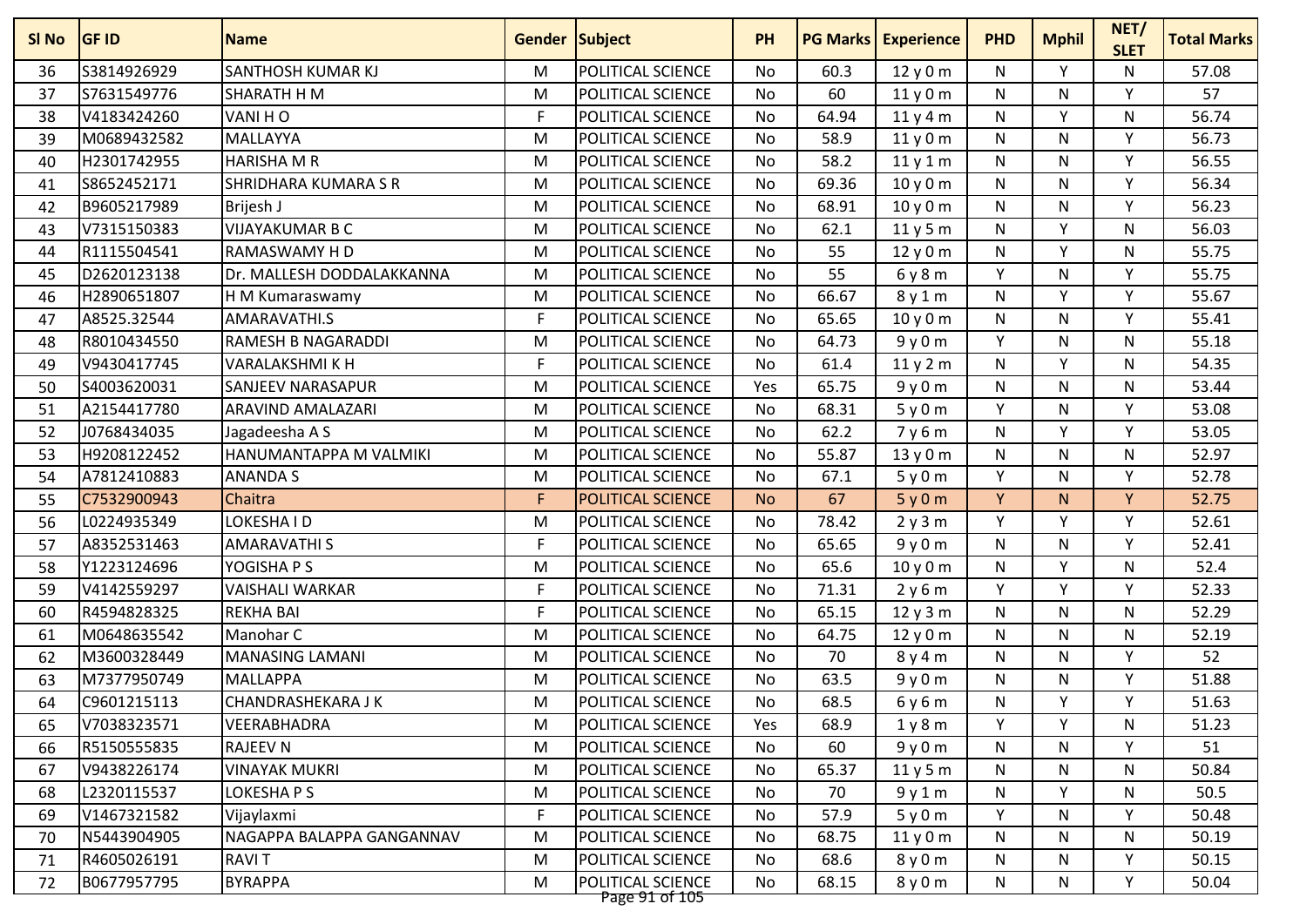| Sl No | GF ID | Name | Gender | Subject | PH | PG Marks | Experience | PHD | Mphil | NET/ SLET | Total Marks |
|---|---|---|---|---|---|---|---|---|---|---|---|
| 36 | S3814926929 | SANTHOSH KUMAR KJ | M | POLITICAL SCIENCE | No | 60.3 | 12 y 0 m | N | Y | N | 57.08 |
| 37 | S7631549776 | SHARATH H M | M | POLITICAL SCIENCE | No | 60 | 11 y 0 m | N | N | Y | 57 |
| 38 | V4183424260 | VANI H O | F | POLITICAL SCIENCE | No | 64.94 | 11 y 4 m | N | Y | N | 56.74 |
| 39 | M0689432582 | MALLAYYA | M | POLITICAL SCIENCE | No | 58.9 | 11 y 0 m | N | N | Y | 56.73 |
| 40 | H2301742955 | HARISHA M R | M | POLITICAL SCIENCE | No | 58.2 | 11 y 1 m | N | N | Y | 56.55 |
| 41 | S8652452171 | SHRIDHARA KUMARA S R | M | POLITICAL SCIENCE | No | 69.36 | 10 y 0 m | N | N | Y | 56.34 |
| 42 | B9605217989 | Brijesh J | M | POLITICAL SCIENCE | No | 68.91 | 10 y 0 m | N | N | Y | 56.23 |
| 43 | V7315150383 | VIJAYAKUMAR B C | M | POLITICAL SCIENCE | No | 62.1 | 11 y 5 m | N | Y | N | 56.03 |
| 44 | R1115504541 | RAMASWAMY H D | M | POLITICAL SCIENCE | No | 55 | 12 y 0 m | N | Y | N | 55.75 |
| 45 | D2620123138 | Dr. MALLESH DODDALAKKANNA | M | POLITICAL SCIENCE | No | 55 | 6 y 8 m | Y | N | Y | 55.75 |
| 46 | H2890651807 | H M Kumaraswamy | M | POLITICAL SCIENCE | No | 66.67 | 8 y 1 m | N | Y | Y | 55.67 |
| 47 | A8525.32544 | AMARAVATHI.S | F | POLITICAL SCIENCE | No | 65.65 | 10 y 0 m | N | N | Y | 55.41 |
| 48 | R8010434550 | RAMESH B NAGARADDI | M | POLITICAL SCIENCE | No | 64.73 | 9 y 0 m | Y | N | N | 55.18 |
| 49 | V9430417745 | VARALAKSHMI K H | F | POLITICAL SCIENCE | No | 61.4 | 11 y 2 m | N | Y | N | 54.35 |
| 50 | S4003620031 | SANJEEV NARASAPUR | M | POLITICAL SCIENCE | Yes | 65.75 | 9 y 0 m | N | N | N | 53.44 |
| 51 | A2154417780 | ARAVIND AMALAZARI | M | POLITICAL SCIENCE | No | 68.31 | 5 y 0 m | Y | N | Y | 53.08 |
| 52 | J0768434035 | Jagadeesha A S | M | POLITICAL SCIENCE | No | 62.2 | 7 y 6 m | N | Y | Y | 53.05 |
| 53 | H9208122452 | HANUMANTAPPA M VALMIKI | M | POLITICAL SCIENCE | No | 55.87 | 13 y 0 m | N | N | N | 52.97 |
| 54 | A7812410883 | ANANDA S | M | POLITICAL SCIENCE | No | 67.1 | 5 y 0 m | Y | N | Y | 52.78 |
| 55 | C7532900943 | Chaitra | F | POLITICAL SCIENCE | No | 67 | 5 y 0 m | Y | N | Y | 52.75 |
| 56 | L0224935349 | LOKESHA I D | M | POLITICAL SCIENCE | No | 78.42 | 2 y 3 m | Y | Y | Y | 52.61 |
| 57 | A8352531463 | AMARAVATHI S | F | POLITICAL SCIENCE | No | 65.65 | 9 y 0 m | N | N | Y | 52.41 |
| 58 | Y1223124696 | YOGISHA P S | M | POLITICAL SCIENCE | No | 65.6 | 10 y 0 m | N | Y | N | 52.4 |
| 59 | V4142559297 | VAISHALI WARKAR | F | POLITICAL SCIENCE | No | 71.31 | 2 y 6 m | Y | Y | Y | 52.33 |
| 60 | R4594828325 | REKHA BAI | F | POLITICAL SCIENCE | No | 65.15 | 12 y 3 m | N | N | N | 52.29 |
| 61 | M0648635542 | Manohar C | M | POLITICAL SCIENCE | No | 64.75 | 12 y 0 m | N | N | N | 52.19 |
| 62 | M3600328449 | MANASING LAMANI | M | POLITICAL SCIENCE | No | 70 | 8 y 4 m | N | N | Y | 52 |
| 63 | M7377950749 | MALLAPPA | M | POLITICAL SCIENCE | No | 63.5 | 9 y 0 m | N | N | Y | 51.88 |
| 64 | C9601215113 | CHANDRASHEKARA J K | M | POLITICAL SCIENCE | No | 68.5 | 6 y 6 m | N | Y | Y | 51.63 |
| 65 | V7038323571 | VEERABHADRA | M | POLITICAL SCIENCE | Yes | 68.9 | 1 y 8 m | Y | Y | N | 51.23 |
| 66 | R5150555835 | RAJEEV N | M | POLITICAL SCIENCE | No | 60 | 9 y 0 m | N | N | Y | 51 |
| 67 | V9438226174 | VINAYAK MUKRI | M | POLITICAL SCIENCE | No | 65.37 | 11 y 5 m | N | N | N | 50.84 |
| 68 | L2320115537 | LOKESHA P S | M | POLITICAL SCIENCE | No | 70 | 9 y 1 m | N | Y | N | 50.5 |
| 69 | V1467321582 | Vijaylaxmi | F | POLITICAL SCIENCE | No | 57.9 | 5 y 0 m | Y | N | Y | 50.48 |
| 70 | N5443904905 | NAGAPPA BALAPPA GANGANNAV | M | POLITICAL SCIENCE | No | 68.75 | 11 y 0 m | N | N | N | 50.19 |
| 71 | R4605026191 | RAVI T | M | POLITICAL SCIENCE | No | 68.6 | 8 y 0 m | N | N | Y | 50.15 |
| 72 | B0677957795 | BYRAPPA | M | POLITICAL SCIENCE | No | 68.15 | 8 y 0 m | N | N | Y | 50.04 |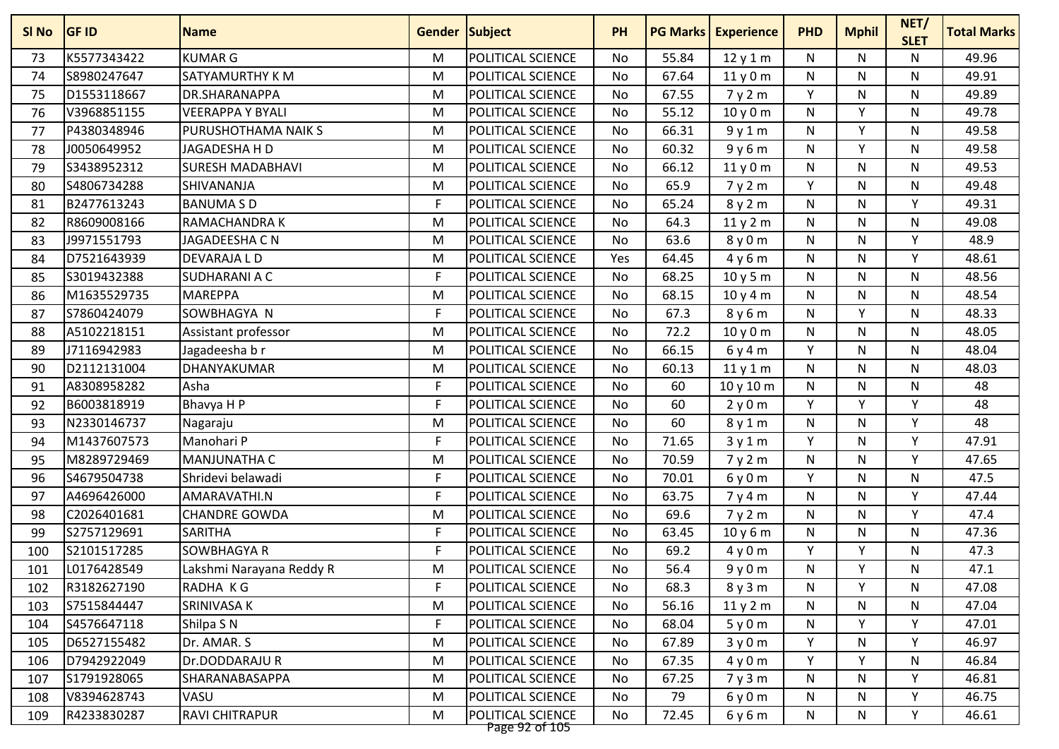| Sl No | GF ID | Name | Gender | Subject | PH | PG Marks | Experience | PHD | Mphil | NET/ SLET | Total Marks |
|---|---|---|---|---|---|---|---|---|---|---|---|
| 73 | K5577343422 | KUMAR G | M | POLITICAL SCIENCE | No | 55.84 | 12 y 1 m | N | N | N | 49.96 |
| 74 | S8980247647 | SATYAMURTHY K M | M | POLITICAL SCIENCE | No | 67.64 | 11 y 0 m | N | N | N | 49.91 |
| 75 | D1553118667 | DR.SHARANAPPA | M | POLITICAL SCIENCE | No | 67.55 | 7 y 2 m | Y | N | N | 49.89 |
| 76 | V3968851155 | VEERAPPA Y BYALI | M | POLITICAL SCIENCE | No | 55.12 | 10 y 0 m | N | Y | N | 49.78 |
| 77 | P4380348946 | PURUSHOTHAMA NAIK S | M | POLITICAL SCIENCE | No | 66.31 | 9 y 1 m | N | Y | N | 49.58 |
| 78 | J0050649952 | JAGADESHA H D | M | POLITICAL SCIENCE | No | 60.32 | 9 y 6 m | N | Y | N | 49.58 |
| 79 | S3438952312 | SURESH MADABHAVI | M | POLITICAL SCIENCE | No | 66.12 | 11 y 0 m | N | N | N | 49.53 |
| 80 | S4806734288 | SHIVANANJA | M | POLITICAL SCIENCE | No | 65.9 | 7 y 2 m | Y | N | N | 49.48 |
| 81 | B2477613243 | BANUMA S D | F | POLITICAL SCIENCE | No | 65.24 | 8 y 2 m | N | N | Y | 49.31 |
| 82 | R8609008166 | RAMACHANDRA K | M | POLITICAL SCIENCE | No | 64.3 | 11 y 2 m | N | N | N | 49.08 |
| 83 | J9971551793 | JAGADEESHA C N | M | POLITICAL SCIENCE | No | 63.6 | 8 y 0 m | N | N | Y | 48.9 |
| 84 | D7521643939 | DEVARAJA L D | M | POLITICAL SCIENCE | Yes | 64.45 | 4 y 6 m | N | N | Y | 48.61 |
| 85 | S3019432388 | SUDHARANI A C | F | POLITICAL SCIENCE | No | 68.25 | 10 y 5 m | N | N | N | 48.56 |
| 86 | M1635529735 | MAREPPA | M | POLITICAL SCIENCE | No | 68.15 | 10 y 4 m | N | N | N | 48.54 |
| 87 | S7860424079 | SOWBHAGYA N | F | POLITICAL SCIENCE | No | 67.3 | 8 y 6 m | N | Y | N | 48.33 |
| 88 | A5102218151 | Assistant professor | M | POLITICAL SCIENCE | No | 72.2 | 10 y 0 m | N | N | N | 48.05 |
| 89 | J7116942983 | Jagadeesha b r | M | POLITICAL SCIENCE | No | 66.15 | 6 y 4 m | Y | N | N | 48.04 |
| 90 | D2112131004 | DHANYAKUMAR | M | POLITICAL SCIENCE | No | 60.13 | 11 y 1 m | N | N | N | 48.03 |
| 91 | A8308958282 | Asha | F | POLITICAL SCIENCE | No | 60 | 10 y 10 m | N | N | N | 48 |
| 92 | B6003818919 | Bhavya H P | F | POLITICAL SCIENCE | No | 60 | 2 y 0 m | Y | Y | Y | 48 |
| 93 | N2330146737 | Nagaraju | M | POLITICAL SCIENCE | No | 60 | 8 y 1 m | N | N | Y | 48 |
| 94 | M1437607573 | Manohari P | F | POLITICAL SCIENCE | No | 71.65 | 3 y 1 m | Y | N | Y | 47.91 |
| 95 | M8289729469 | MANJUNATHA C | M | POLITICAL SCIENCE | No | 70.59 | 7 y 2 m | N | N | Y | 47.65 |
| 96 | S4679504738 | Shridevi belawadi | F | POLITICAL SCIENCE | No | 70.01 | 6 y 0 m | Y | N | N | 47.5 |
| 97 | A4696426000 | AMARAVATHI.N | F | POLITICAL SCIENCE | No | 63.75 | 7 y 4 m | N | N | Y | 47.44 |
| 98 | C2026401681 | CHANDRE GOWDA | M | POLITICAL SCIENCE | No | 69.6 | 7 y 2 m | N | N | Y | 47.4 |
| 99 | S2757129691 | SARITHA | F | POLITICAL SCIENCE | No | 63.45 | 10 y 6 m | N | N | N | 47.36 |
| 100 | S2101517285 | SOWBHAGYA R | F | POLITICAL SCIENCE | No | 69.2 | 4 y 0 m | Y | Y | N | 47.3 |
| 101 | L0176428549 | Lakshmi Narayana Reddy R | M | POLITICAL SCIENCE | No | 56.4 | 9 y 0 m | N | Y | N | 47.1 |
| 102 | R3182627190 | RADHA K G | F | POLITICAL SCIENCE | No | 68.3 | 8 y 3 m | N | Y | N | 47.08 |
| 103 | S7515844447 | SRINIVASA K | M | POLITICAL SCIENCE | No | 56.16 | 11 y 2 m | N | N | N | 47.04 |
| 104 | S4576647118 | Shilpa S N | F | POLITICAL SCIENCE | No | 68.04 | 5 y 0 m | N | Y | Y | 47.01 |
| 105 | D6527155482 | Dr. AMAR. S | M | POLITICAL SCIENCE | No | 67.89 | 3 y 0 m | Y | N | Y | 46.97 |
| 106 | D7942922049 | Dr.DODDARAJU R | M | POLITICAL SCIENCE | No | 67.35 | 4 y 0 m | Y | Y | N | 46.84 |
| 107 | S1791928065 | SHARANABASAPPA | M | POLITICAL SCIENCE | No | 67.25 | 7 y 3 m | N | N | Y | 46.81 |
| 108 | V8394628743 | VASU | M | POLITICAL SCIENCE | No | 79 | 6 y 0 m | N | N | Y | 46.75 |
| 109 | R4233830287 | RAVI CHITRAPUR | M | POLITICAL SCIENCE | No | 72.45 | 6 y 6 m | N | N | Y | 46.61 |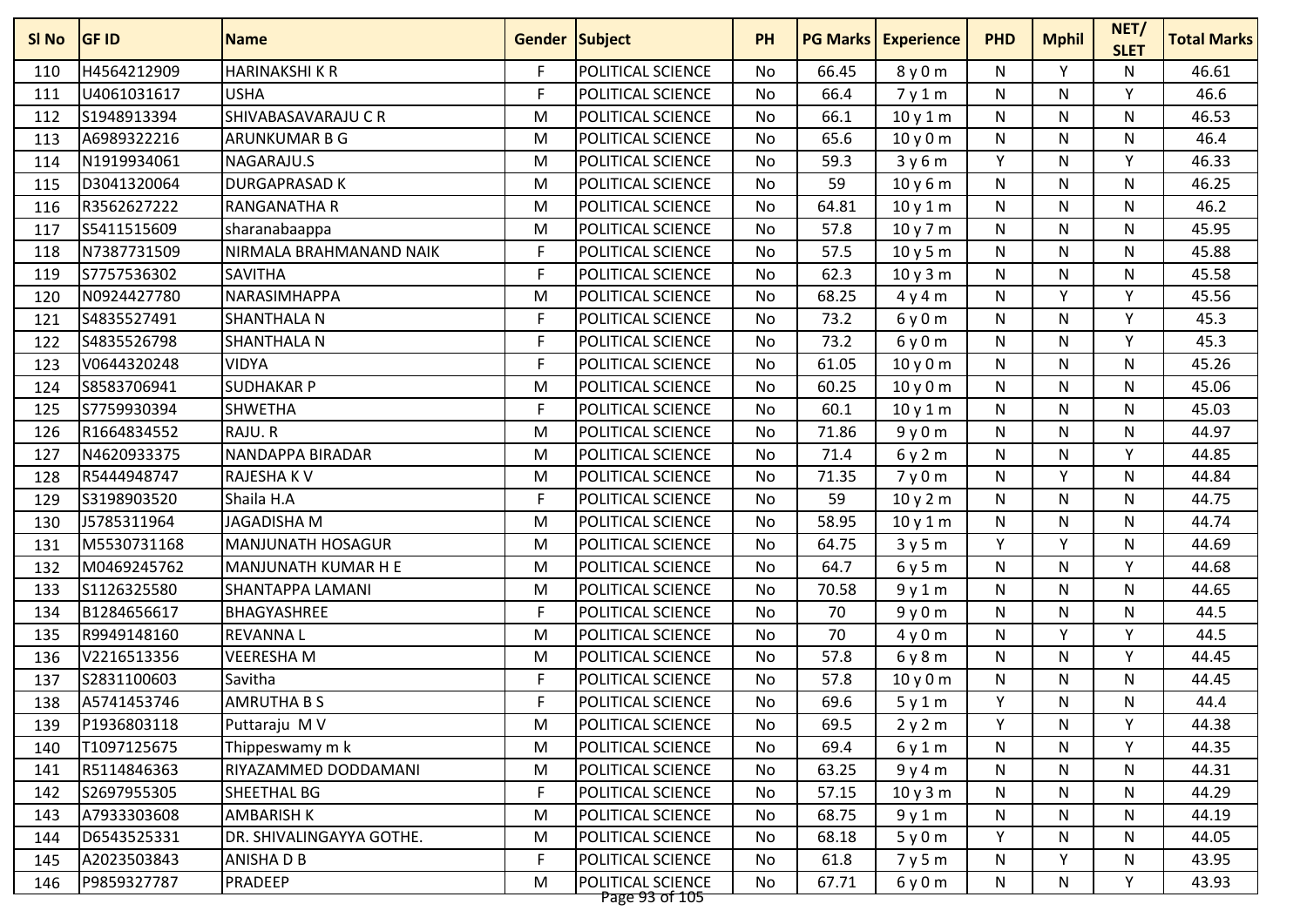| Sl No | GF ID | Name | Gender | Subject | PH | PG Marks | Experience | PHD | Mphil | NET/ SLET | Total Marks |
|---|---|---|---|---|---|---|---|---|---|---|---|
| 110 | H4564212909 | HARINAKSHI K R | F | POLITICAL SCIENCE | No | 66.45 | 8 y 0 m | N | Y | N | 46.61 |
| 111 | U4061031617 | USHA | F | POLITICAL SCIENCE | No | 66.4 | 7 y 1 m | N | N | Y | 46.6 |
| 112 | S1948913394 | SHIVABASAVARAJU C R | M | POLITICAL SCIENCE | No | 66.1 | 10 y 1 m | N | N | N | 46.53 |
| 113 | A6989322216 | ARUNKUMAR B G | M | POLITICAL SCIENCE | No | 65.6 | 10 y 0 m | N | N | N | 46.4 |
| 114 | N1919934061 | NAGARAJU.S | M | POLITICAL SCIENCE | No | 59.3 | 3 y 6 m | Y | N | Y | 46.33 |
| 115 | D3041320064 | DURGAPRASAD K | M | POLITICAL SCIENCE | No | 59 | 10 y 6 m | N | N | N | 46.25 |
| 116 | R3562627222 | RANGANATHA R | M | POLITICAL SCIENCE | No | 64.81 | 10 y 1 m | N | N | N | 46.2 |
| 117 | S5411515609 | sharanabaappa | M | POLITICAL SCIENCE | No | 57.8 | 10 y 7 m | N | N | N | 45.95 |
| 118 | N7387731509 | NIRMALA BRAHMANAND NAIK | F | POLITICAL SCIENCE | No | 57.5 | 10 y 5 m | N | N | N | 45.88 |
| 119 | S7757536302 | SAVITHA | F | POLITICAL SCIENCE | No | 62.3 | 10 y 3 m | N | N | N | 45.58 |
| 120 | N0924427780 | NARASIMHAPPA | M | POLITICAL SCIENCE | No | 68.25 | 4 y 4 m | N | Y | Y | 45.56 |
| 121 | S4835527491 | SHANTHALA N | F | POLITICAL SCIENCE | No | 73.2 | 6 y 0 m | N | N | Y | 45.3 |
| 122 | S4835526798 | SHANTHALA N | F | POLITICAL SCIENCE | No | 73.2 | 6 y 0 m | N | N | Y | 45.3 |
| 123 | V0644320248 | VIDYA | F | POLITICAL SCIENCE | No | 61.05 | 10 y 0 m | N | N | N | 45.26 |
| 124 | S8583706941 | SUDHAKAR P | M | POLITICAL SCIENCE | No | 60.25 | 10 y 0 m | N | N | N | 45.06 |
| 125 | S7759930394 | SHWETHA | F | POLITICAL SCIENCE | No | 60.1 | 10 y 1 m | N | N | N | 45.03 |
| 126 | R1664834552 | RAJU. R | M | POLITICAL SCIENCE | No | 71.86 | 9 y 0 m | N | N | N | 44.97 |
| 127 | N4620933375 | NANDAPPA BIRADAR | M | POLITICAL SCIENCE | No | 71.4 | 6 y 2 m | N | N | Y | 44.85 |
| 128 | R5444948747 | RAJESHA K V | M | POLITICAL SCIENCE | No | 71.35 | 7 y 0 m | N | Y | N | 44.84 |
| 129 | S3198903520 | Shaila H.A | F | POLITICAL SCIENCE | No | 59 | 10 y 2 m | N | N | N | 44.75 |
| 130 | J5785311964 | JAGADISHA M | M | POLITICAL SCIENCE | No | 58.95 | 10 y 1 m | N | N | N | 44.74 |
| 131 | M5530731168 | MANJUNATH HOSAGUR | M | POLITICAL SCIENCE | No | 64.75 | 3 y 5 m | Y | Y | N | 44.69 |
| 132 | M0469245762 | MANJUNATH KUMAR H E | M | POLITICAL SCIENCE | No | 64.7 | 6 y 5 m | N | N | Y | 44.68 |
| 133 | S1126325580 | SHANTAPPA LAMANI | M | POLITICAL SCIENCE | No | 70.58 | 9 y 1 m | N | N | N | 44.65 |
| 134 | B1284656617 | BHAGYASHREE | F | POLITICAL SCIENCE | No | 70 | 9 y 0 m | N | N | N | 44.5 |
| 135 | R9949148160 | REVANNA L | M | POLITICAL SCIENCE | No | 70 | 4 y 0 m | N | Y | Y | 44.5 |
| 136 | V2216513356 | VEERESHA M | M | POLITICAL SCIENCE | No | 57.8 | 6 y 8 m | N | N | Y | 44.45 |
| 137 | S2831100603 | Savitha | F | POLITICAL SCIENCE | No | 57.8 | 10 y 0 m | N | N | N | 44.45 |
| 138 | A5741453746 | AMRUTHA B S | F | POLITICAL SCIENCE | No | 69.6 | 5 y 1 m | Y | N | N | 44.4 |
| 139 | P1936803118 | Puttaraju M V | M | POLITICAL SCIENCE | No | 69.5 | 2 y 2 m | Y | N | Y | 44.38 |
| 140 | T1097125675 | Thippeswamy m k | M | POLITICAL SCIENCE | No | 69.4 | 6 y 1 m | N | N | Y | 44.35 |
| 141 | R5114846363 | RIYAZAMMED DODDAMANI | M | POLITICAL SCIENCE | No | 63.25 | 9 y 4 m | N | N | N | 44.31 |
| 142 | S2697955305 | SHEETHAL BG | F | POLITICAL SCIENCE | No | 57.15 | 10 y 3 m | N | N | N | 44.29 |
| 143 | A7933303608 | AMBARISH K | M | POLITICAL SCIENCE | No | 68.75 | 9 y 1 m | N | N | N | 44.19 |
| 144 | D6543525331 | DR. SHIVALINGAYYA GOTHE. | M | POLITICAL SCIENCE | No | 68.18 | 5 y 0 m | Y | N | N | 44.05 |
| 145 | A2023503843 | ANISHA D B | F | POLITICAL SCIENCE | No | 61.8 | 7 y 5 m | N | Y | N | 43.95 |
| 146 | P9859327787 | PRADEEP | M | POLITICAL SCIENCE | No | 67.71 | 6 y 0 m | N | N | Y | 43.93 |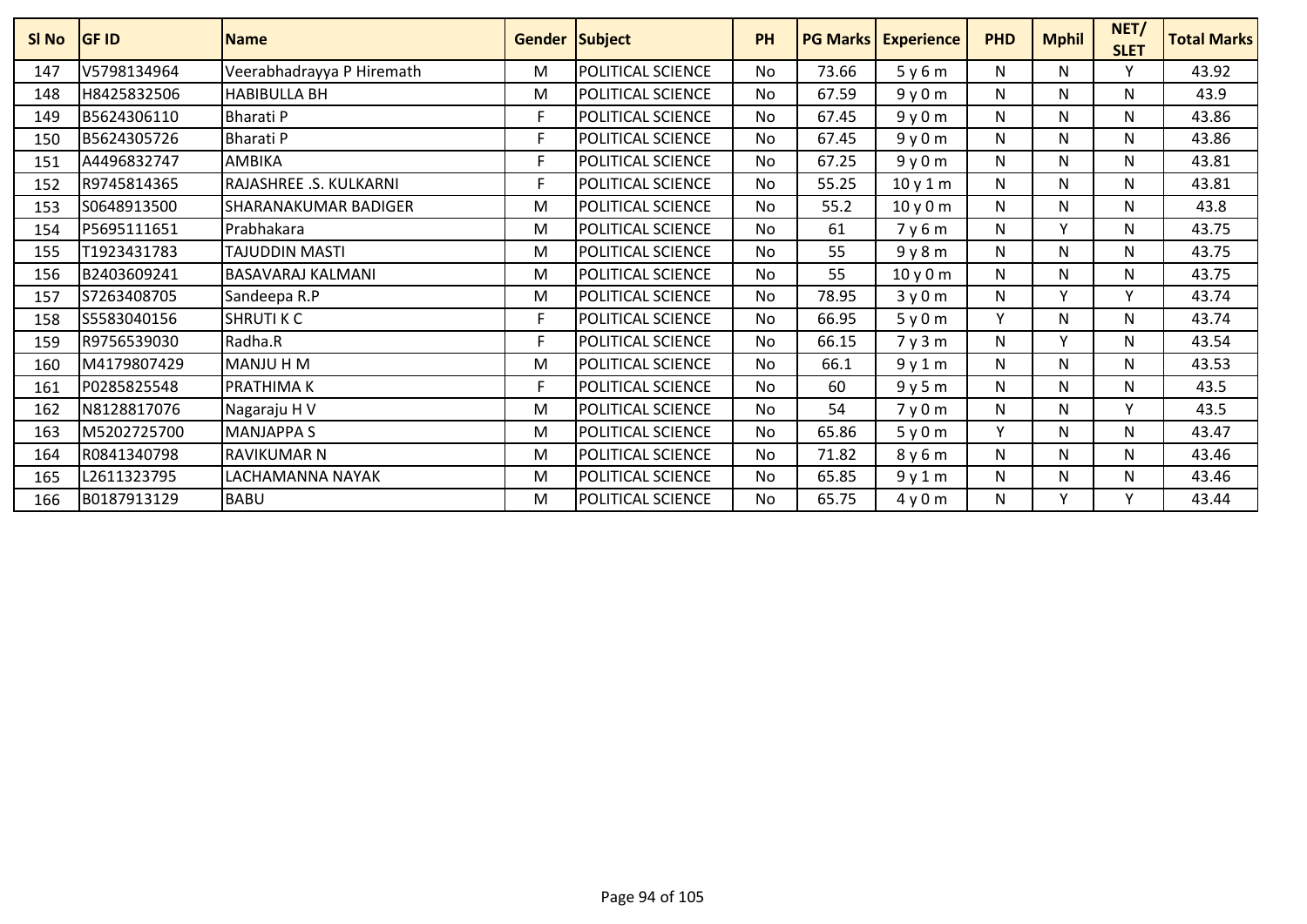| Sl No | GF ID | Name | Gender | Subject | PH | PG Marks | Experience | PHD | Mphil | NET/ SLET | Total Marks |
|---|---|---|---|---|---|---|---|---|---|---|---|
| 147 | V5798134964 | Veerabhadrayya P Hiremath | M | POLITICAL SCIENCE | No | 73.66 | 5 y 6 m | N | N | Y | 43.92 |
| 148 | H8425832506 | HABIBULLA BH | M | POLITICAL SCIENCE | No | 67.59 | 9 y 0 m | N | N | N | 43.9 |
| 149 | B5624306110 | Bharati P | F | POLITICAL SCIENCE | No | 67.45 | 9 y 0 m | N | N | N | 43.86 |
| 150 | B5624305726 | Bharati P | F | POLITICAL SCIENCE | No | 67.45 | 9 y 0 m | N | N | N | 43.86 |
| 151 | A4496832747 | AMBIKA | F | POLITICAL SCIENCE | No | 67.25 | 9 y 0 m | N | N | N | 43.81 |
| 152 | R9745814365 | RAJASHREE .S. KULKARNI | F | POLITICAL SCIENCE | No | 55.25 | 10 y 1 m | N | N | N | 43.81 |
| 153 | S0648913500 | SHARANAKUMAR BADIGER | M | POLITICAL SCIENCE | No | 55.2 | 10 y 0 m | N | N | N | 43.8 |
| 154 | P5695111651 | Prabhakara | M | POLITICAL SCIENCE | No | 61 | 7 y 6 m | N | Y | N | 43.75 |
| 155 | T1923431783 | TAJUDDIN MASTI | M | POLITICAL SCIENCE | No | 55 | 9 y 8 m | N | N | N | 43.75 |
| 156 | B2403609241 | BASAVARAJ KALMANI | M | POLITICAL SCIENCE | No | 55 | 10 y 0 m | N | N | N | 43.75 |
| 157 | S7263408705 | Sandeepa R.P | M | POLITICAL SCIENCE | No | 78.95 | 3 y 0 m | N | Y | Y | 43.74 |
| 158 | S5583040156 | SHRUTI K C | F | POLITICAL SCIENCE | No | 66.95 | 5 y 0 m | Y | N | N | 43.74 |
| 159 | R9756539030 | Radha.R | F | POLITICAL SCIENCE | No | 66.15 | 7 y 3 m | N | Y | N | 43.54 |
| 160 | M4179807429 | MANJU H M | M | POLITICAL SCIENCE | No | 66.1 | 9 y 1 m | N | N | N | 43.53 |
| 161 | P0285825548 | PRATHIMA K | F | POLITICAL SCIENCE | No | 60 | 9 y 5 m | N | N | N | 43.5 |
| 162 | N8128817076 | Nagaraju H V | M | POLITICAL SCIENCE | No | 54 | 7 y 0 m | N | N | Y | 43.5 |
| 163 | M5202725700 | MANJAPPA S | M | POLITICAL SCIENCE | No | 65.86 | 5 y 0 m | Y | N | N | 43.47 |
| 164 | R0841340798 | RAVIKUMAR N | M | POLITICAL SCIENCE | No | 71.82 | 8 y 6 m | N | N | N | 43.46 |
| 165 | L2611323795 | LACHAMANNA NAYAK | M | POLITICAL SCIENCE | No | 65.85 | 9 y 1 m | N | N | N | 43.46 |
| 166 | B0187913129 | BABU | M | POLITICAL SCIENCE | No | 65.75 | 4 y 0 m | N | Y | Y | 43.44 |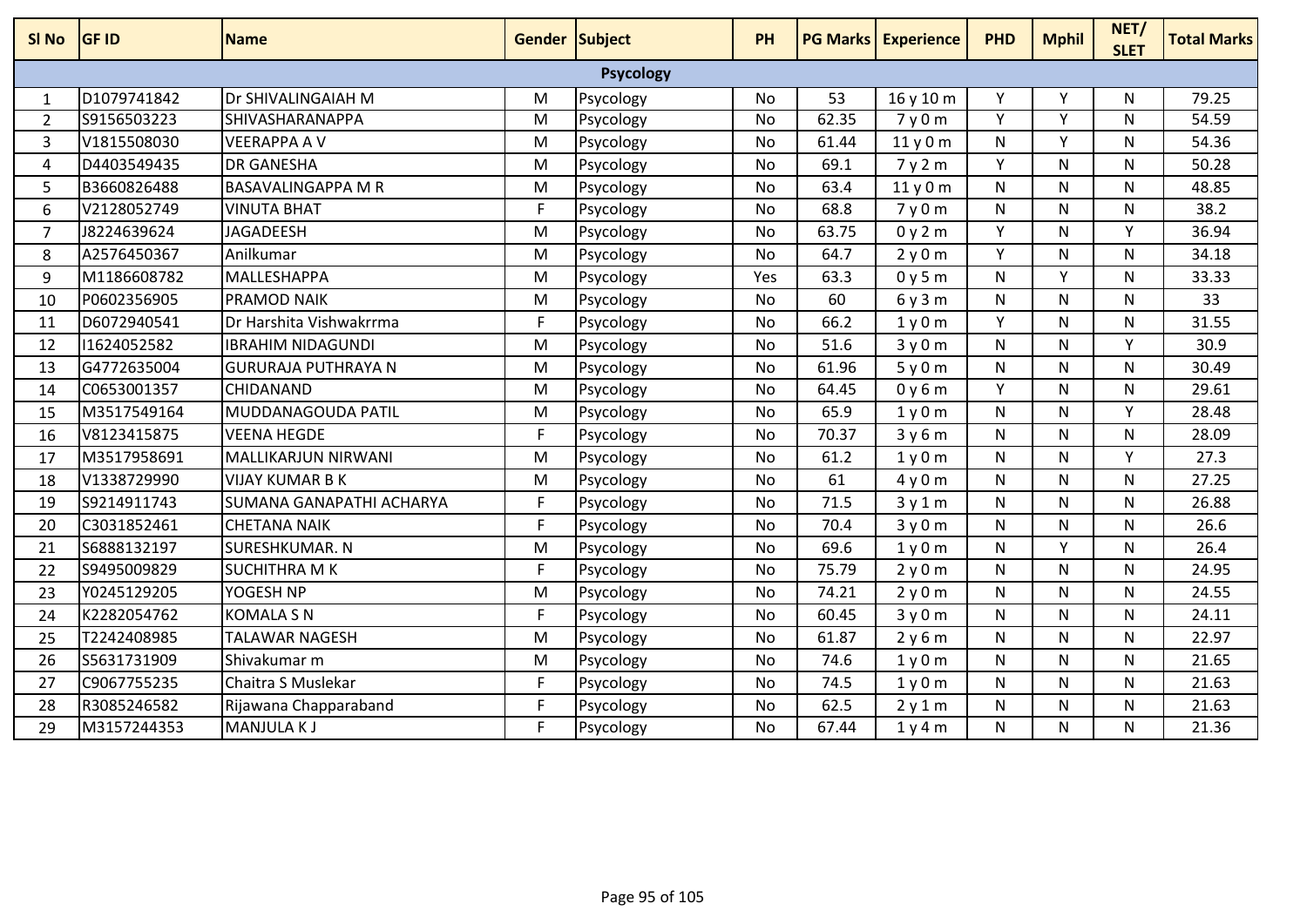| Sl No | GF ID | Name | Gender | Subject | PH | PG Marks | Experience | PHD | Mphil | NET/ SLET | Total Marks |
|---|---|---|---|---|---|---|---|---|---|---|---|
| | | | | **Psycology** | | | | | | | |
| 1 | D1079741842 | Dr SHIVALINGAIAH M | M | Psycology | No | 53 | 16 y 10 m | Y | Y | N | 79.25 |
| 2 | S9156503223 | SHIVASHARANAPPA | M | Psycology | No | 62.35 | 7 y 0 m | Y | Y | N | 54.59 |
| 3 | V1815508030 | VEERAPPA A V | M | Psycology | No | 61.44 | 11 y 0 m | N | Y | N | 54.36 |
| 4 | D4403549435 | DR GANESHA | M | Psycology | No | 69.1 | 7 y 2 m | Y | N | N | 50.28 |
| 5 | B3660826488 | BASAVALINGAPPA M R | M | Psycology | No | 63.4 | 11 y 0 m | N | N | N | 48.85 |
| 6 | V2128052749 | VINUTA BHAT | F | Psycology | No | 68.8 | 7 y 0 m | N | N | N | 38.2 |
| 7 | J8224639624 | JAGADEESH | M | Psycology | No | 63.75 | 0 y 2 m | Y | N | Y | 36.94 |
| 8 | A2576450367 | Anilkumar | M | Psycology | No | 64.7 | 2 y 0 m | Y | N | N | 34.18 |
| 9 | M1186608782 | MALLESHAPPA | M | Psycology | Yes | 63.3 | 0 y 5 m | N | Y | N | 33.33 |
| 10 | P0602356905 | PRAMOD NAIK | M | Psycology | No | 60 | 6 y 3 m | N | N | N | 33 |
| 11 | D6072940541 | Dr Harshita Vishwakrrma | F | Psycology | No | 66.2 | 1 y 0 m | Y | N | N | 31.55 |
| 12 | I1624052582 | IBRAHIM NIDAGUNDI | M | Psycology | No | 51.6 | 3 y 0 m | N | N | Y | 30.9 |
| 13 | G4772635004 | GURURAJA PUTHRAYA N | M | Psycology | No | 61.96 | 5 y 0 m | N | N | N | 30.49 |
| 14 | C0653001357 | CHIDANAND | M | Psycology | No | 64.45 | 0 y 6 m | Y | N | N | 29.61 |
| 15 | M3517549164 | MUDDANAGOUDA PATIL | M | Psycology | No | 65.9 | 1 y 0 m | N | N | Y | 28.48 |
| 16 | V8123415875 | VEENA HEGDE | F | Psycology | No | 70.37 | 3 y 6 m | N | N | N | 28.09 |
| 17 | M3517958691 | MALLIKARJUN NIRWANI | M | Psycology | No | 61.2 | 1 y 0 m | N | N | Y | 27.3 |
| 18 | V1338729990 | VIJAY KUMAR B K | M | Psycology | No | 61 | 4 y 0 m | N | N | N | 27.25 |
| 19 | S9214911743 | SUMANA GANAPATHI ACHARYA | F | Psycology | No | 71.5 | 3 y 1 m | N | N | N | 26.88 |
| 20 | C3031852461 | CHETANA NAIK | F | Psycology | No | 70.4 | 3 y 0 m | N | N | N | 26.6 |
| 21 | S6888132197 | SURESHKUMAR. N | M | Psycology | No | 69.6 | 1 y 0 m | N | Y | N | 26.4 |
| 22 | S9495009829 | SUCHITHRA M K | F | Psycology | No | 75.79 | 2 y 0 m | N | N | N | 24.95 |
| 23 | Y0245129205 | YOGESH NP | M | Psycology | No | 74.21 | 2 y 0 m | N | N | N | 24.55 |
| 24 | K2282054762 | KOMALA S N | F | Psycology | No | 60.45 | 3 y 0 m | N | N | N | 24.11 |
| 25 | T2242408985 | TALAWAR NAGESH | M | Psycology | No | 61.87 | 2 y 6 m | N | N | N | 22.97 |
| 26 | S5631731909 | Shivakumar m | M | Psycology | No | 74.6 | 1 y 0 m | N | N | N | 21.65 |
| 27 | C9067755235 | Chaitra S Muslekar | F | Psycology | No | 74.5 | 1 y 0 m | N | N | N | 21.63 |
| 28 | R3085246582 | Rijawana Chapparaband | F | Psycology | No | 62.5 | 2 y 1 m | N | N | N | 21.63 |
| 29 | M3157244353 | MANJULA K J | F | Psycology | No | 67.44 | 1 y 4 m | N | N | N | 21.36 |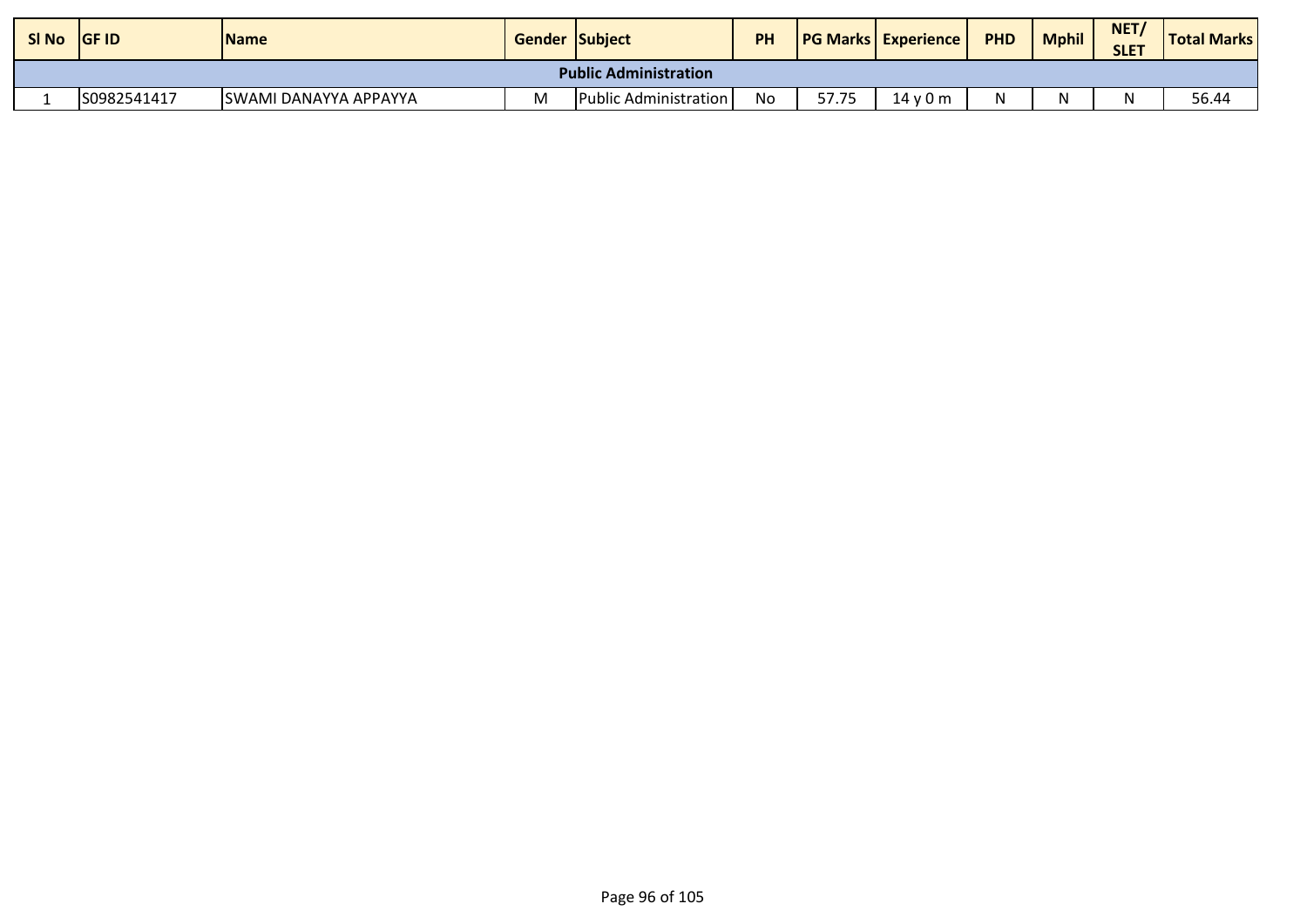| Sl No | GF ID | Name | Gender | Subject | PH | PG Marks | Experience | PHD | Mphil | NET/ SLET | Total Marks |
|---|---|---|---|---|---|---|---|---|---|---|---|
| | | | | Public Administration | | | | | | | |
| 1 | S0982541417 | SWAMI DANAYYA APPAYYA | M | Public Administration | No | 57.75 | 14 y 0 m | N | N | N | 56.44 |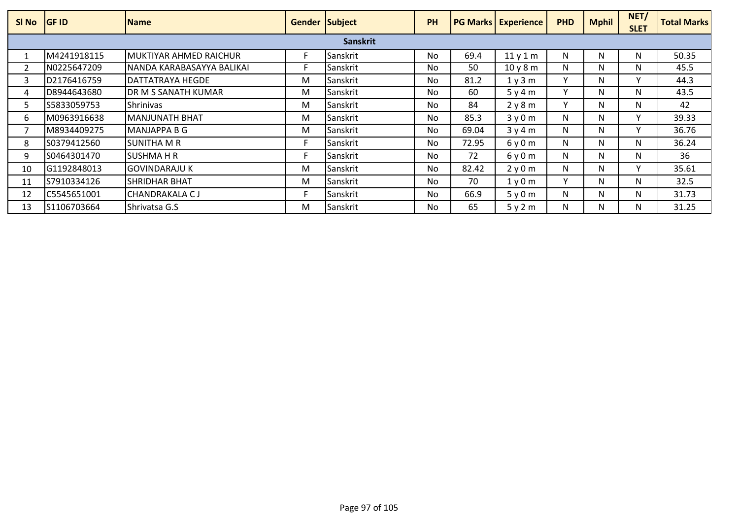| Sl No | GF ID | Name | Gender | Subject | PH | PG Marks | Experience | PHD | Mphil | NET/ SLET | Total Marks |
|---|---|---|---|---|---|---|---|---|---|---|---|
| | | | | Sanskrit | | | | | | | |
| 1 | M4241918115 | MUKTIYAR AHMED RAICHUR | F | Sanskrit | No | 69.4 | 11 y 1 m | N | N | N | 50.35 |
| 2 | N0225647209 | NANDA KARABASAYYA BALIKAI | F | Sanskrit | No | 50 | 10 y 8 m | N | N | N | 45.5 |
| 3 | D2176416759 | DATTATRAYA HEGDE | M | Sanskrit | No | 81.2 | 1 y 3 m | Y | N | Y | 44.3 |
| 4 | D8944643680 | DR M S SANATH KUMAR | M | Sanskrit | No | 60 | 5 y 4 m | Y | N | N | 43.5 |
| 5 | S5833059753 | Shrinivas | M | Sanskrit | No | 84 | 2 y 8 m | Y | N | N | 42 |
| 6 | M0963916638 | MANJUNATH BHAT | M | Sanskrit | No | 85.3 | 3 y 0 m | N | N | Y | 39.33 |
| 7 | M8934409275 | MANJAPPA B G | M | Sanskrit | No | 69.04 | 3 y 4 m | N | N | Y | 36.76 |
| 8 | S0379412560 | SUNITHA M R | F | Sanskrit | No | 72.95 | 6 y 0 m | N | N | N | 36.24 |
| 9 | S0464301470 | SUSHMA H R | F | Sanskrit | No | 72 | 6 y 0 m | N | N | N | 36 |
| 10 | G1192848013 | GOVINDARAJU K | M | Sanskrit | No | 82.42 | 2 y 0 m | N | N | Y | 35.61 |
| 11 | S7910334126 | SHRIDHAR BHAT | M | Sanskrit | No | 70 | 1 y 0 m | Y | N | N | 32.5 |
| 12 | C5545651001 | CHANDRAKALA C J | F | Sanskrit | No | 66.9 | 5 y 0 m | N | N | N | 31.73 |
| 13 | S1106703664 | Shrivatsa G.S | M | Sanskrit | No | 65 | 5 y 2 m | N | N | N | 31.25 |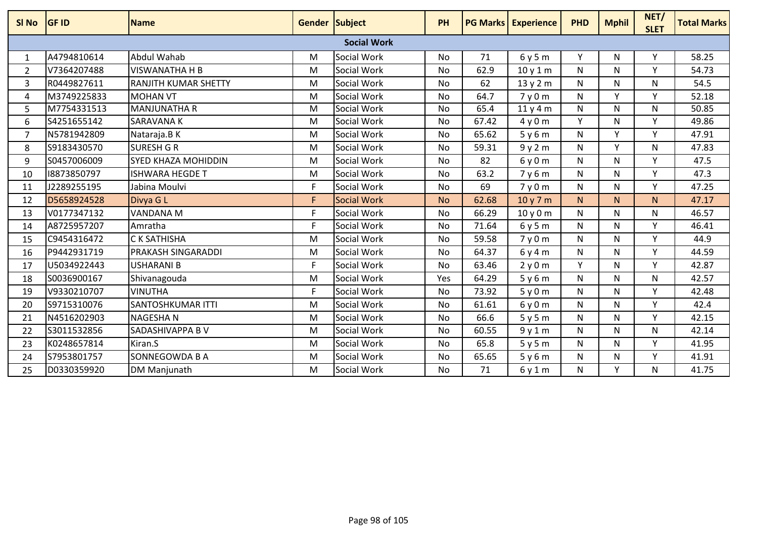| Sl No | GF ID | Name | Gender | Subject | PH | PG Marks | Experience | PHD | Mphil | NET/ SLET | Total Marks |
|---|---|---|---|---|---|---|---|---|---|---|---|
| | | | | Social Work | | | | | | | |
| 1 | A4794810614 | Abdul Wahab | M | Social Work | No | 71 | 6 y 5 m | Y | N | Y | 58.25 |
| 2 | V7364207488 | VISWANATHA H B | M | Social Work | No | 62.9 | 10 y 1 m | N | N | Y | 54.73 |
| 3 | R0449827611 | RANJITH KUMAR SHETTY | M | Social Work | No | 62 | 13 y 2 m | N | N | N | 54.5 |
| 4 | M3749225833 | MOHAN VT | M | Social Work | No | 64.7 | 7 y 0 m | N | Y | Y | 52.18 |
| 5 | M7754331513 | MANJUNATHA R | M | Social Work | No | 65.4 | 11 y 4 m | N | N | N | 50.85 |
| 6 | S4251655142 | SARAVANA K | M | Social Work | No | 67.42 | 4 y 0 m | Y | N | Y | 49.86 |
| 7 | N5781942809 | Nataraja.B K | M | Social Work | No | 65.62 | 5 y 6 m | N | Y | Y | 47.91 |
| 8 | S9183430570 | SURESH G R | M | Social Work | No | 59.31 | 9 y 2 m | N | Y | N | 47.83 |
| 9 | S0457006009 | SYED KHAZA MOHIDDIN | M | Social Work | No | 82 | 6 y 0 m | N | N | Y | 47.5 |
| 10 | I8873850797 | ISHWARA HEGDE T | M | Social Work | No | 63.2 | 7 y 6 m | N | N | Y | 47.3 |
| 11 | J2289255195 | Jabina Moulvi | F | Social Work | No | 69 | 7 y 0 m | N | N | Y | 47.25 |
| 12 | D5658924528 | Divya G L | F | Social Work | No | 62.68 | 10 y 7 m | N | N | N | 47.17 |
| 13 | V0177347132 | VANDANA M | F | Social Work | No | 66.29 | 10 y 0 m | N | N | N | 46.57 |
| 14 | A8725957207 | Amratha | F | Social Work | No | 71.64 | 6 y 5 m | N | N | Y | 46.41 |
| 15 | C9454316472 | C K SATHISHA | M | Social Work | No | 59.58 | 7 y 0 m | N | N | Y | 44.9 |
| 16 | P9442931719 | PRAKASH SINGARADDI | M | Social Work | No | 64.37 | 6 y 4 m | N | N | Y | 44.59 |
| 17 | U5034922443 | USHARANI B | F | Social Work | No | 63.46 | 2 y 0 m | Y | N | Y | 42.87 |
| 18 | S0036900167 | Shivanagouda | M | Social Work | Yes | 64.29 | 5 y 6 m | N | N | N | 42.57 |
| 19 | V9330210707 | VINUTHA | F | Social Work | No | 73.92 | 5 y 0 m | N | N | Y | 42.48 |
| 20 | S9715310076 | SANTOSHKUMAR ITTI | M | Social Work | No | 61.61 | 6 y 0 m | N | N | Y | 42.4 |
| 21 | N4516202903 | NAGESHA N | M | Social Work | No | 66.6 | 5 y 5 m | N | N | Y | 42.15 |
| 22 | S3011532856 | SADASHIVAPPA B V | M | Social Work | No | 60.55 | 9 y 1 m | N | N | N | 42.14 |
| 23 | K0248657814 | Kiran.S | M | Social Work | No | 65.8 | 5 y 5 m | N | N | Y | 41.95 |
| 24 | S7953801757 | SONNEGOWDA B A | M | Social Work | No | 65.65 | 5 y 6 m | N | N | Y | 41.91 |
| 25 | D0330359920 | DM Manjunath | M | Social Work | No | 71 | 6 y 1 m | N | Y | N | 41.75 |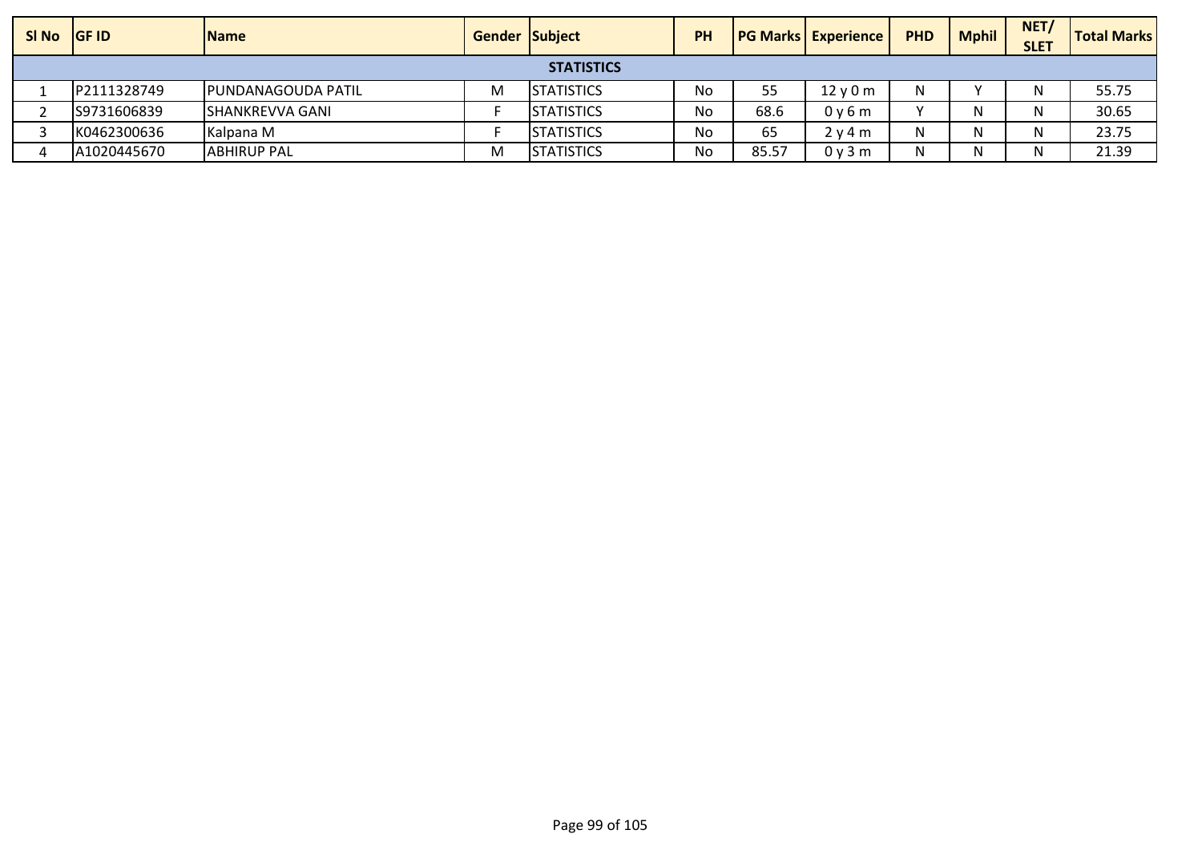| Sl No | GF ID | Name | Gender | Subject | PH | PG Marks | Experience | PHD | Mphil | NET/ SLET | Total Marks |
|---|---|---|---|---|---|---|---|---|---|---|---|
| | | | | STATISTICS | | | | | | | |
| 1 | P2111328749 | PUNDANAGOUDA PATIL | M | STATISTICS | No | 55 | 12 y 0 m | N | Y | N | 55.75 |
| 2 | S9731606839 | SHANKREVVA GANI | F | STATISTICS | No | 68.6 | 0 y 6 m | Y | N | N | 30.65 |
| 3 | K0462300636 | Kalpana M | F | STATISTICS | No | 65 | 2 y 4 m | N | N | N | 23.75 |
| 4 | A1020445670 | ABHIRUP PAL | M | STATISTICS | No | 85.57 | 0 y 3 m | N | N | N | 21.39 |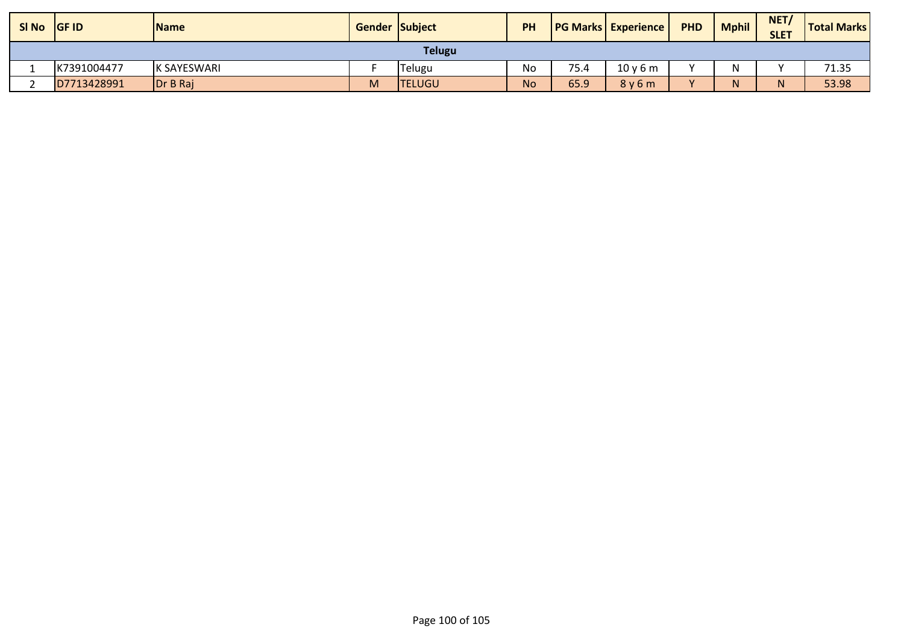| Sl No | GF ID | Name | Gender | Subject | PH | PG Marks | Experience | PHD | Mphil | NET/ SLET | Total Marks |
|---|---|---|---|---|---|---|---|---|---|---|---|
| | | | | Telugu | | | | | | | |
| 1 | K7391004477 | K SAYESWARI | F | Telugu | No | 75.4 | 10 y 6 m | Y | N | Y | 71.35 |
| 2 | D7713428991 | Dr B Raj | M | TELUGU | No | 65.9 | 8 y 6 m | Y | N | N | 53.98 |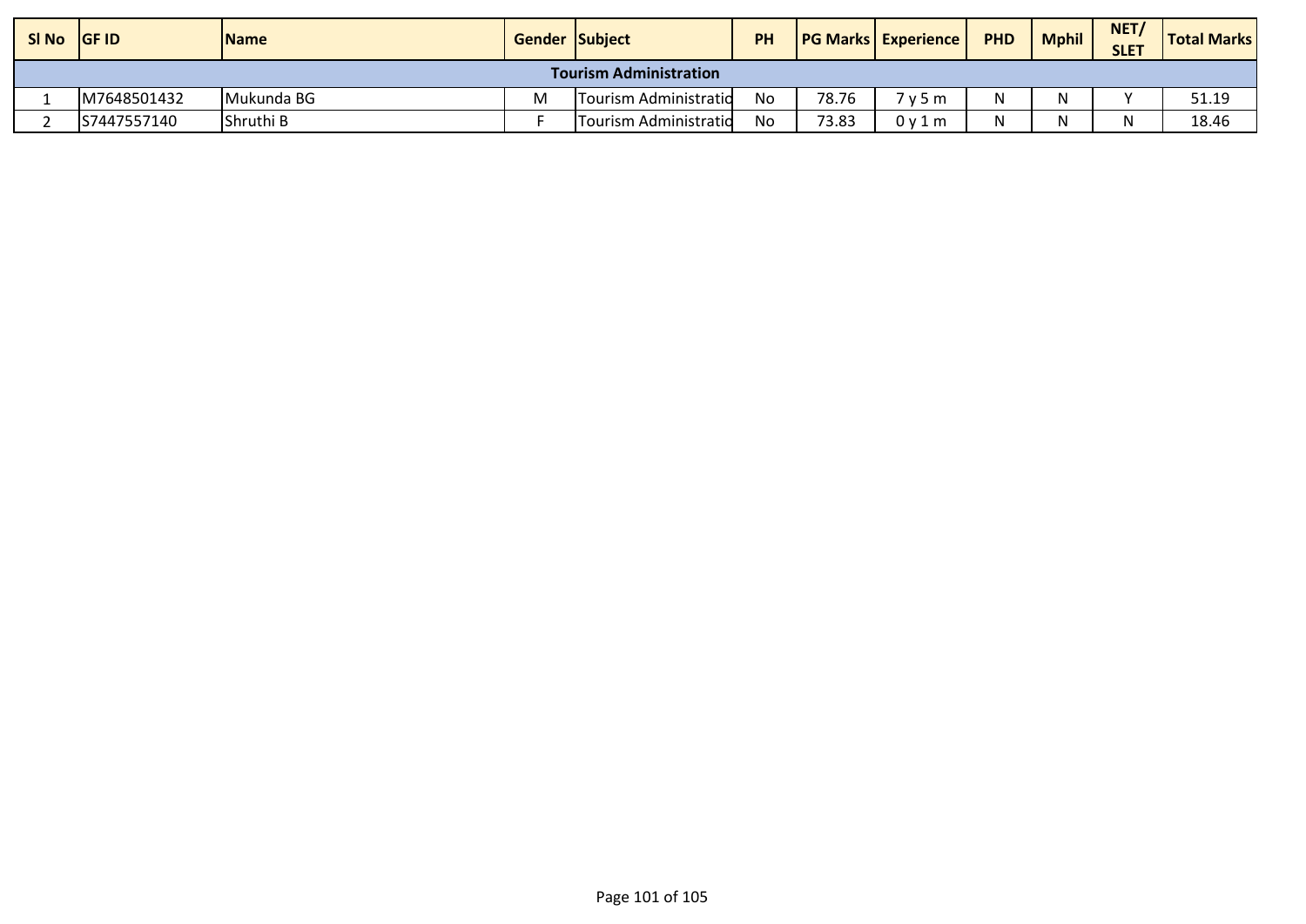| Sl No | GF ID | Name | Gender | Subject | PH | PG Marks | Experience | PHD | Mphil | NET/ SLET | Total Marks |
|---|---|---|---|---|---|---|---|---|---|---|---|
| **Tourism Administration** | | | | | | | | | | | |
| 1 | M7648501432 | Mukunda BG | M | Tourism Administratio | No | 78.76 | 7 y 5 m | N | N | Y | 51.19 |
| 2 | S7447557140 | Shruthi B | F | Tourism Administratio | No | 73.83 | 0 y 1 m | N | N | N | 18.46 |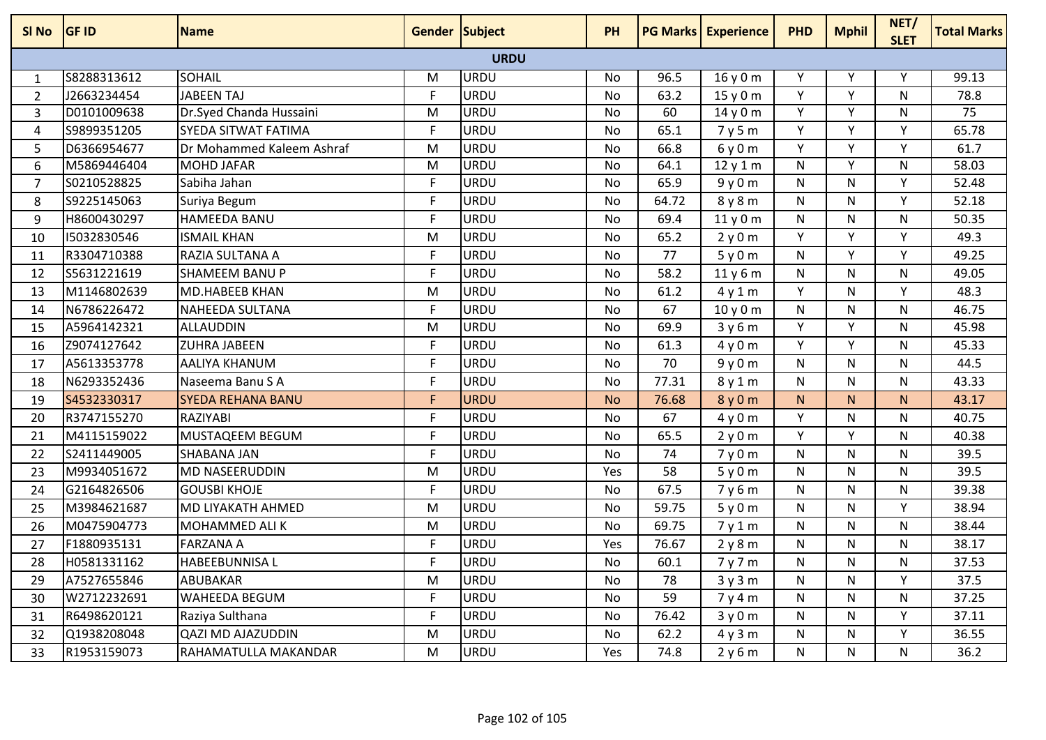| Sl No | GF ID | Name | Gender | Subject | PH | PG Marks | Experience | PHD | Mphil | NET/ SLET | Total Marks |
|---|---|---|---|---|---|---|---|---|---|---|---|
| | | | | **URDU** | | | | | | | |
| 1 | S8288313612 | SOHAIL | M | URDU | No | 96.5 | 16 y 0 m | Y | Y | Y | 99.13 |
| 2 | J2663234454 | JABEEN TAJ | F | URDU | No | 63.2 | 15 y 0 m | Y | Y | N | 78.8 |
| 3 | D0101009638 | Dr.Syed Chanda Hussaini | M | URDU | No | 60 | 14 y 0 m | Y | Y | N | 75 |
| 4 | S9899351205 | SYEDA SITWAT FATIMA | F | URDU | No | 65.1 | 7 y 5 m | Y | Y | Y | 65.78 |
| 5 | D6366954677 | Dr Mohammed Kaleem Ashraf | M | URDU | No | 66.8 | 6 y 0 m | Y | Y | Y | 61.7 |
| 6 | M5869446404 | MOHD JAFAR | M | URDU | No | 64.1 | 12 y 1 m | N | Y | N | 58.03 |
| 7 | S0210528825 | Sabiha Jahan | F | URDU | No | 65.9 | 9 y 0 m | N | N | Y | 52.48 |
| 8 | S9225145063 | Suriya Begum | F | URDU | No | 64.72 | 8 y 8 m | N | N | Y | 52.18 |
| 9 | H8600430297 | HAMEEDA BANU | F | URDU | No | 69.4 | 11 y 0 m | N | N | N | 50.35 |
| 10 | I5032830546 | ISMAIL KHAN | M | URDU | No | 65.2 | 2 y 0 m | Y | Y | Y | 49.3 |
| 11 | R3304710388 | RAZIA SULTANA A | F | URDU | No | 77 | 5 y 0 m | N | Y | Y | 49.25 |
| 12 | S5631221619 | SHAMEEM BANU P | F | URDU | No | 58.2 | 11 y 6 m | N | N | N | 49.05 |
| 13 | M1146802639 | MD.HABEEB KHAN | M | URDU | No | 61.2 | 4 y 1 m | Y | N | Y | 48.3 |
| 14 | N6786226472 | NAHEEDA SULTANA | F | URDU | No | 67 | 10 y 0 m | N | N | N | 46.75 |
| 15 | A5964142321 | ALLAUDDIN | M | URDU | No | 69.9 | 3 y 6 m | Y | Y | N | 45.98 |
| 16 | Z9074127642 | ZUHRA JABEEN | F | URDU | No | 61.3 | 4 y 0 m | Y | Y | N | 45.33 |
| 17 | A5613353778 | AALIYA KHANUM | F | URDU | No | 70 | 9 y 0 m | N | N | N | 44.5 |
| 18 | N6293352436 | Naseema Banu S A | F | URDU | No | 77.31 | 8 y 1 m | N | N | N | 43.33 |
| 19 | S4532330317 | SYEDA REHANA BANU | F | URDU | No | 76.68 | 8 y 0 m | N | N | N | 43.17 |
| 20 | R3747155270 | RAZIYABI | F | URDU | No | 67 | 4 y 0 m | Y | N | N | 40.75 |
| 21 | M4115159022 | MUSTAQEEM BEGUM | F | URDU | No | 65.5 | 2 y 0 m | Y | Y | N | 40.38 |
| 22 | S2411449005 | SHABANA JAN | F | URDU | No | 74 | 7 y 0 m | N | N | N | 39.5 |
| 23 | M9934051672 | MD NASEERUDDIN | M | URDU | Yes | 58 | 5 y 0 m | N | N | N | 39.5 |
| 24 | G2164826506 | GOUSBI KHOJE | F | URDU | No | 67.5 | 7 y 6 m | N | N | N | 39.38 |
| 25 | M3984621687 | MD LIYAKATH AHMED | M | URDU | No | 59.75 | 5 y 0 m | N | N | Y | 38.94 |
| 26 | M0475904773 | MOHAMMED ALI K | M | URDU | No | 69.75 | 7 y 1 m | N | N | N | 38.44 |
| 27 | F1880935131 | FARZANA A | F | URDU | Yes | 76.67 | 2 y 8 m | N | N | N | 38.17 |
| 28 | H0581331162 | HABEEBUNNISA L | F | URDU | No | 60.1 | 7 y 7 m | N | N | N | 37.53 |
| 29 | A7527655846 | ABUBAKAR | M | URDU | No | 78 | 3 y 3 m | N | N | Y | 37.5 |
| 30 | W2712232691 | WAHEEDA BEGUM | F | URDU | No | 59 | 7 y 4 m | N | N | N | 37.25 |
| 31 | R6498620121 | Raziya Sulthana | F | URDU | No | 76.42 | 3 y 0 m | N | N | Y | 37.11 |
| 32 | Q1938208048 | QAZI MD AJAZUDDIN | M | URDU | No | 62.2 | 4 y 3 m | N | N | Y | 36.55 |
| 33 | R1953159073 | RAHAMATULLA MAKANDAR | M | URDU | Yes | 74.8 | 2 y 6 m | N | N | N | 36.2 |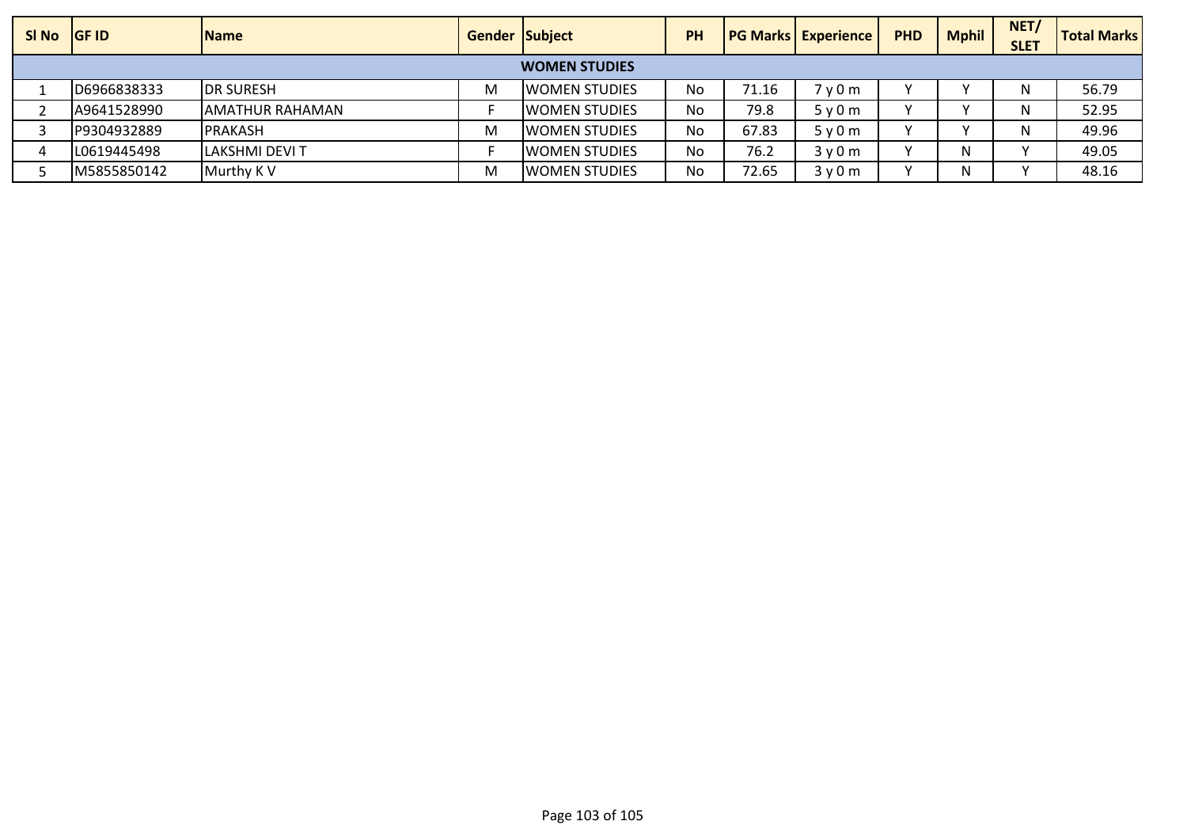| Sl No | GF ID | Name | Gender | Subject | PH | PG Marks | Experience | PHD | Mphil | NET/ SLET | Total Marks |
|---|---|---|---|---|---|---|---|---|---|---|---|
| | | | | WOMEN STUDIES | | | | | | | |
| 1 | D6966838333 | DR SURESH | M | WOMEN STUDIES | No | 71.16 | 7 y 0 m | Y | Y | N | 56.79 |
| 2 | A9641528990 | AMATHUR RAHAMAN | F | WOMEN STUDIES | No | 79.8 | 5 y 0 m | Y | Y | N | 52.95 |
| 3 | P9304932889 | PRAKASH | M | WOMEN STUDIES | No | 67.83 | 5 y 0 m | Y | Y | N | 49.96 |
| 4 | L0619445498 | LAKSHMI DEVI T | F | WOMEN STUDIES | No | 76.2 | 3 y 0 m | Y | N | Y | 49.05 |
| 5 | M5855850142 | Murthy K V | M | WOMEN STUDIES | No | 72.65 | 3 y 0 m | Y | N | Y | 48.16 |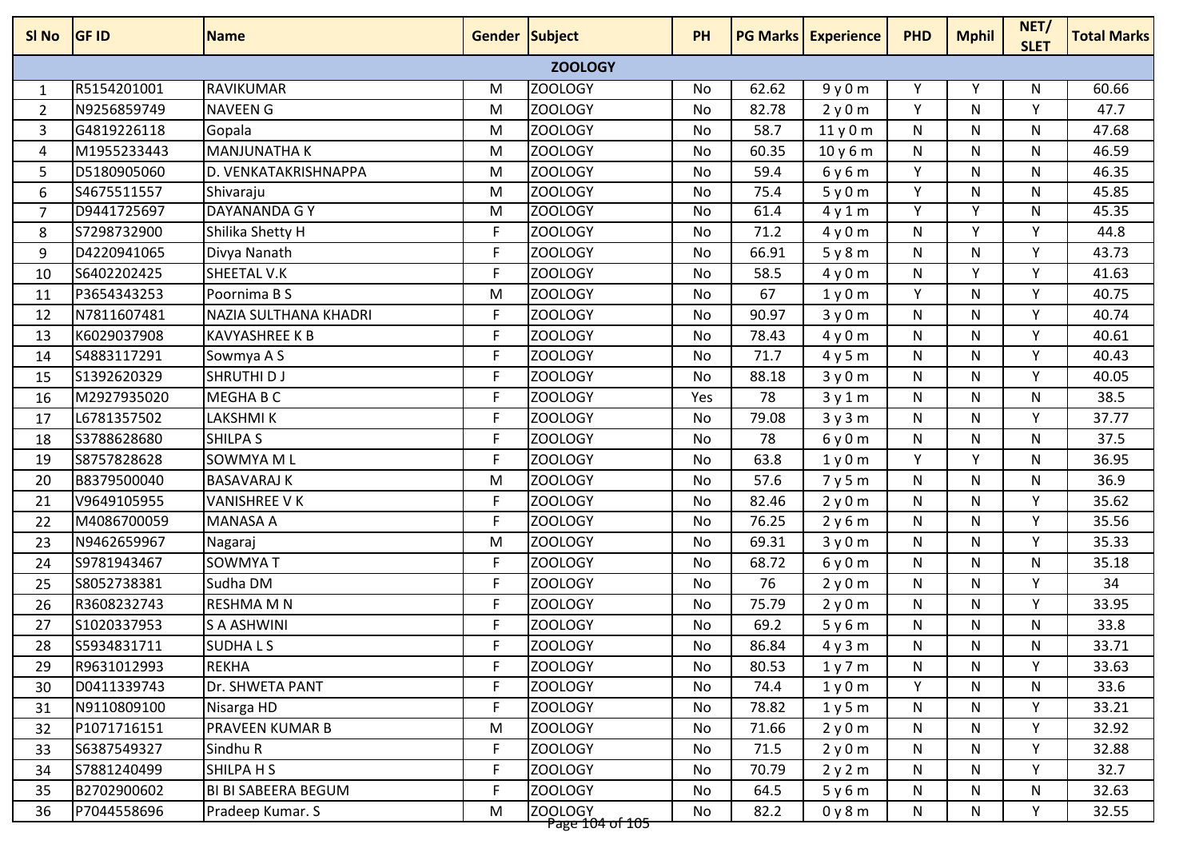| Sl No | GF ID | Name | Gender | Subject | PH | PG Marks | Experience | PHD | Mphil | NET/ SLET | Total Marks |
|---|---|---|---|---|---|---|---|---|---|---|---|
| | | | | ZOOLOGY | | | | | | | |
| 1 | R5154201001 | RAVIKUMAR | M | ZOOLOGY | No | 62.62 | 9 y 0 m | Y | Y | N | 60.66 |
| 2 | N9256859749 | NAVEEN G | M | ZOOLOGY | No | 82.78 | 2 y 0 m | Y | N | Y | 47.7 |
| 3 | G4819226118 | Gopala | M | ZOOLOGY | No | 58.7 | 11 y 0 m | N | N | N | 47.68 |
| 4 | M1955233443 | MANJUNATHA K | M | ZOOLOGY | No | 60.35 | 10 y 6 m | N | N | N | 46.59 |
| 5 | D5180905060 | D. VENKATAKRISHNAPPA | M | ZOOLOGY | No | 59.4 | 6 y 6 m | Y | N | N | 46.35 |
| 6 | S4675511557 | Shivaraju | M | ZOOLOGY | No | 75.4 | 5 y 0 m | Y | N | N | 45.85 |
| 7 | D9441725697 | DAYANANDA G Y | M | ZOOLOGY | No | 61.4 | 4 y 1 m | Y | Y | N | 45.35 |
| 8 | S7298732900 | Shilika Shetty H | F | ZOOLOGY | No | 71.2 | 4 y 0 m | N | Y | Y | 44.8 |
| 9 | D4220941065 | Divya Nanath | F | ZOOLOGY | No | 66.91 | 5 y 8 m | N | N | Y | 43.73 |
| 10 | S6402202425 | SHEETAL V.K | F | ZOOLOGY | No | 58.5 | 4 y 0 m | N | Y | Y | 41.63 |
| 11 | P3654343253 | Poornima B S | M | ZOOLOGY | No | 67 | 1 y 0 m | Y | N | Y | 40.75 |
| 12 | N7811607481 | NAZIA SULTHANA KHADRI | F | ZOOLOGY | No | 90.97 | 3 y 0 m | N | N | Y | 40.74 |
| 13 | K6029037908 | KAVYASHREE K B | F | ZOOLOGY | No | 78.43 | 4 y 0 m | N | N | Y | 40.61 |
| 14 | S4883117291 | Sowmya A S | F | ZOOLOGY | No | 71.7 | 4 y 5 m | N | N | Y | 40.43 |
| 15 | S1392620329 | SHRUTHI D J | F | ZOOLOGY | No | 88.18 | 3 y 0 m | N | N | Y | 40.05 |
| 16 | M2927935020 | MEGHA B C | F | ZOOLOGY | Yes | 78 | 3 y 1 m | N | N | N | 38.5 |
| 17 | L6781357502 | LAKSHMI K | F | ZOOLOGY | No | 79.08 | 3 y 3 m | N | N | Y | 37.77 |
| 18 | S3788628680 | SHILPA S | F | ZOOLOGY | No | 78 | 6 y 0 m | N | N | N | 37.5 |
| 19 | S8757828628 | SOWMYA M L | F | ZOOLOGY | No | 63.8 | 1 y 0 m | Y | Y | N | 36.95 |
| 20 | B8379500040 | BASAVARAJ K | M | ZOOLOGY | No | 57.6 | 7 y 5 m | N | N | N | 36.9 |
| 21 | V9649105955 | VANISHREE V K | F | ZOOLOGY | No | 82.46 | 2 y 0 m | N | N | Y | 35.62 |
| 22 | M4086700059 | MANASA A | F | ZOOLOGY | No | 76.25 | 2 y 6 m | N | N | Y | 35.56 |
| 23 | N9462659967 | Nagaraj | M | ZOOLOGY | No | 69.31 | 3 y 0 m | N | N | Y | 35.33 |
| 24 | S9781943467 | SOWMYA T | F | ZOOLOGY | No | 68.72 | 6 y 0 m | N | N | N | 35.18 |
| 25 | S8052738381 | Sudha DM | F | ZOOLOGY | No | 76 | 2 y 0 m | N | N | Y | 34 |
| 26 | R3608232743 | RESHMA M N | F | ZOOLOGY | No | 75.79 | 2 y 0 m | N | N | Y | 33.95 |
| 27 | S1020337953 | S A ASHWINI | F | ZOOLOGY | No | 69.2 | 5 y 6 m | N | N | N | 33.8 |
| 28 | S5934831711 | SUDHA L S | F | ZOOLOGY | No | 86.84 | 4 y 3 m | N | N | N | 33.71 |
| 29 | R9631012993 | REKHA | F | ZOOLOGY | No | 80.53 | 1 y 7 m | N | N | Y | 33.63 |
| 30 | D0411339743 | Dr. SHWETA PANT | F | ZOOLOGY | No | 74.4 | 1 y 0 m | Y | N | N | 33.6 |
| 31 | N9110809100 | Nisarga HD | F | ZOOLOGY | No | 78.82 | 1 y 5 m | N | N | Y | 33.21 |
| 32 | P1071716151 | PRAVEEN KUMAR B | M | ZOOLOGY | No | 71.66 | 2 y 0 m | N | N | Y | 32.92 |
| 33 | S6387549327 | Sindhu R | F | ZOOLOGY | No | 71.5 | 2 y 0 m | N | N | Y | 32.88 |
| 34 | S7881240499 | SHILPA H S | F | ZOOLOGY | No | 70.79 | 2 y 2 m | N | N | Y | 32.7 |
| 35 | B2702900602 | BI BI SABEERA BEGUM | F | ZOOLOGY | No | 64.5 | 5 y 6 m | N | N | N | 32.63 |
| 36 | P7044558696 | Pradeep Kumar. S | M | ZOOLOGY | No | 82.2 | 0 y 8 m | N | N | Y | 32.55 |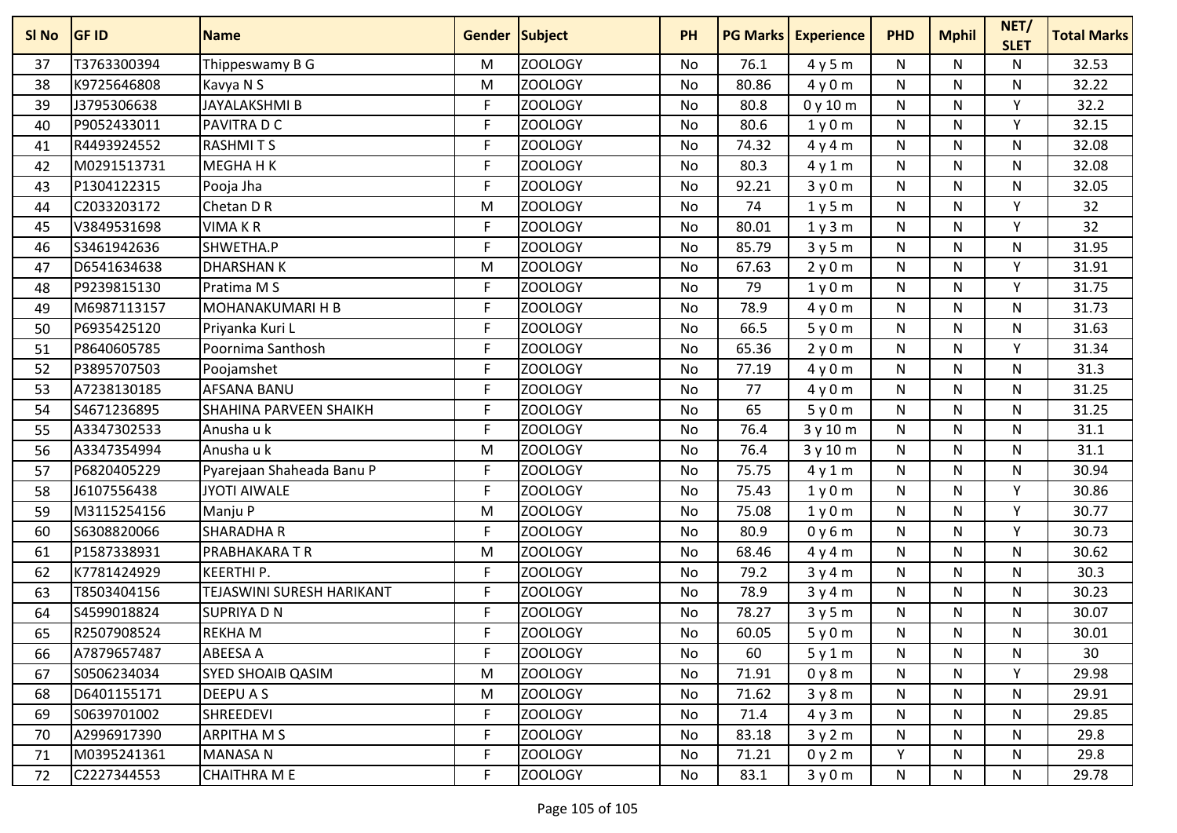| Sl No | GF ID | Name | Gender | Subject | PH | PG Marks | Experience | PHD | Mphil | NET/ SLET | Total Marks |
|---|---|---|---|---|---|---|---|---|---|---|---|
| 37 | T3763300394 | Thippeswamy B G | M | ZOOLOGY | No | 76.1 | 4 y 5 m | N | N | N | 32.53 |
| 38 | K9725646808 | Kavya N S | M | ZOOLOGY | No | 80.86 | 4 y 0 m | N | N | N | 32.22 |
| 39 | J3795306638 | JAYALAKSHMI B | F | ZOOLOGY | No | 80.8 | 0 y 10 m | N | N | Y | 32.2 |
| 40 | P9052433011 | PAVITRA D C | F | ZOOLOGY | No | 80.6 | 1 y 0 m | N | N | Y | 32.15 |
| 41 | R4493924552 | RASHMI T S | F | ZOOLOGY | No | 74.32 | 4 y 4 m | N | N | N | 32.08 |
| 42 | M0291513731 | MEGHA H K | F | ZOOLOGY | No | 80.3 | 4 y 1 m | N | N | N | 32.08 |
| 43 | P1304122315 | Pooja Jha | F | ZOOLOGY | No | 92.21 | 3 y 0 m | N | N | N | 32.05 |
| 44 | C2033203172 | Chetan D R | M | ZOOLOGY | No | 74 | 1 y 5 m | N | N | Y | 32 |
| 45 | V3849531698 | VIMA K R | F | ZOOLOGY | No | 80.01 | 1 y 3 m | N | N | Y | 32 |
| 46 | S3461942636 | SHWETHA.P | F | ZOOLOGY | No | 85.79 | 3 y 5 m | N | N | N | 31.95 |
| 47 | D6541634638 | DHARSHAN K | M | ZOOLOGY | No | 67.63 | 2 y 0 m | N | N | Y | 31.91 |
| 48 | P9239815130 | Pratima M S | F | ZOOLOGY | No | 79 | 1 y 0 m | N | N | Y | 31.75 |
| 49 | M6987113157 | MOHANAKUMARI H B | F | ZOOLOGY | No | 78.9 | 4 y 0 m | N | N | N | 31.73 |
| 50 | P6935425120 | Priyanka Kuri L | F | ZOOLOGY | No | 66.5 | 5 y 0 m | N | N | N | 31.63 |
| 51 | P8640605785 | Poornima Santhosh | F | ZOOLOGY | No | 65.36 | 2 y 0 m | N | N | Y | 31.34 |
| 52 | P3895707503 | Poojamshet | F | ZOOLOGY | No | 77.19 | 4 y 0 m | N | N | N | 31.3 |
| 53 | A7238130185 | AFSANA BANU | F | ZOOLOGY | No | 77 | 4 y 0 m | N | N | N | 31.25 |
| 54 | S4671236895 | SHAHINA PARVEEN SHAIKH | F | ZOOLOGY | No | 65 | 5 y 0 m | N | N | N | 31.25 |
| 55 | A3347302533 | Anusha u k | F | ZOOLOGY | No | 76.4 | 3 y 10 m | N | N | N | 31.1 |
| 56 | A3347354994 | Anusha u k | M | ZOOLOGY | No | 76.4 | 3 y 10 m | N | N | N | 31.1 |
| 57 | P6820405229 | Pyarejaan Shaheada Banu P | F | ZOOLOGY | No | 75.75 | 4 y 1 m | N | N | N | 30.94 |
| 58 | J6107556438 | JYOTI AIWALE | F | ZOOLOGY | No | 75.43 | 1 y 0 m | N | N | Y | 30.86 |
| 59 | M3115254156 | Manju P | M | ZOOLOGY | No | 75.08 | 1 y 0 m | N | N | Y | 30.77 |
| 60 | S6308820066 | SHARADHA R | F | ZOOLOGY | No | 80.9 | 0 y 6 m | N | N | Y | 30.73 |
| 61 | P1587338931 | PRABHAKARA T R | M | ZOOLOGY | No | 68.46 | 4 y 4 m | N | N | N | 30.62 |
| 62 | K7781424929 | KEERTHI P. | F | ZOOLOGY | No | 79.2 | 3 y 4 m | N | N | N | 30.3 |
| 63 | T8503404156 | TEJASWINI SURESH HARIKANT | F | ZOOLOGY | No | 78.9 | 3 y 4 m | N | N | N | 30.23 |
| 64 | S4599018824 | SUPRIYA D N | F | ZOOLOGY | No | 78.27 | 3 y 5 m | N | N | N | 30.07 |
| 65 | R2507908524 | REKHA M | F | ZOOLOGY | No | 60.05 | 5 y 0 m | N | N | N | 30.01 |
| 66 | A7879657487 | ABEESA A | F | ZOOLOGY | No | 60 | 5 y 1 m | N | N | N | 30 |
| 67 | S0506234034 | SYED SHOAIB QASIM | M | ZOOLOGY | No | 71.91 | 0 y 8 m | N | N | Y | 29.98 |
| 68 | D6401155171 | DEEPU A S | M | ZOOLOGY | No | 71.62 | 3 y 8 m | N | N | N | 29.91 |
| 69 | S0639701002 | SHREEDEVI | F | ZOOLOGY | No | 71.4 | 4 y 3 m | N | N | N | 29.85 |
| 70 | A2996917390 | ARPITHA M S | F | ZOOLOGY | No | 83.18 | 3 y 2 m | N | N | N | 29.8 |
| 71 | M0395241361 | MANASA N | F | ZOOLOGY | No | 71.21 | 0 y 2 m | Y | N | N | 29.8 |
| 72 | C2227344553 | CHAITHRA M E | F | ZOOLOGY | No | 83.1 | 3 y 0 m | N | N | N | 29.78 |